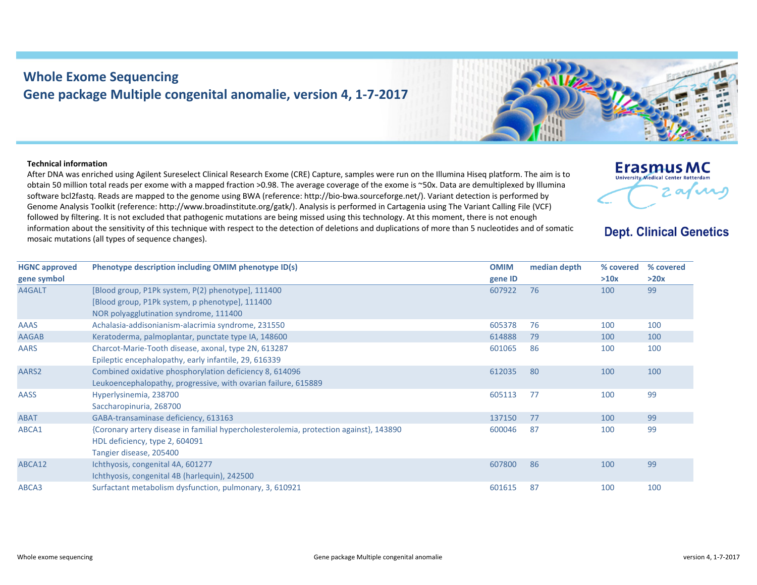# Whole Exome Sequencing
## Gene package Multiple congenital anomalie, version 4, 1-7-2017

Erasmus MC
University Medical Center Rotterdam

**Dept. Clinical Genetics**

**Technical information**

After DNA was enriched using Agilent Sureselect Clinical Research Exome (CRE) Capture, samples were run on the Illumina Hiseq platform. The aim is to obtain 50 million total reads per exome with a mapped fraction >0.98. The average coverage of the exome is ~50x. Data are demultiplexed by Illumina software bcl2fastq. Reads are mapped to the genome using BWA (reference: http://bio-bwa.sourceforge.net/). Variant detection is performed by Genome Analysis Toolkit (reference: http://www.broadinstitute.org/gatk/). Analysis is performed in Cartagenia using The Variant Calling File (VCF) followed by filtering. It is not excluded that pathogenic mutations are being missed using this technology. At this moment, there is not enough information about the sensitivity of this technique with respect to the detection of deletions and duplications of more than 5 nucleotides and of somatic mosaic mutations (all types of sequence changes).

| HGNC approved gene symbol | Phenotype description including OMIM phenotype ID(s) | OMIM gene ID | median depth | % covered >10x | % covered >20x |
|---|---|---|---|---|---|
| A4GALT | [Blood group, P1Pk system, P(2) phenotype], 111400<br>[Blood group, P1Pk system, p phenotype], 111400<br>NOR polyagglutination syndrome, 111400 | 607922 | 76 | 100 | 99 |
| AAAS | Achalasia-addisonianism-alacrimia syndrome, 231550 | 605378 | 76 | 100 | 100 |
| AAGAB | Keratoderma, palmoplantar, punctate type IA, 148600 | 614888 | 79 | 100 | 100 |
| AARS | Charcot-Marie-Tooth disease, axonal, type 2N, 613287<br>Epileptic encephalopathy, early infantile, 29, 616339 | 601065 | 86 | 100 | 100 |
| AARS2 | Combined oxidative phosphorylation deficiency 8, 614096<br>Leukoencephalopathy, progressive, with ovarian failure, 615889 | 612035 | 80 | 100 | 100 |
| AASS | Hyperlysinemia, 238700<br>Saccharopinuria, 268700 | 605113 | 77 | 100 | 99 |
| ABAT | GABA-transaminase deficiency, 613163 | 137150 | 77 | 100 | 99 |
| ABCA1 | {Coronary artery disease in familial hypercholesterolemia, protection against}, 143890<br>HDL deficiency, type 2, 604091<br>Tangier disease, 205400 | 600046 | 87 | 100 | 99 |
| ABCA12 | Ichthyosis, congenital 4A, 601277<br>Ichthyosis, congenital 4B (harlequin), 242500 | 607800 | 86 | 100 | 99 |
| ABCA3 | Surfactant metabolism dysfunction, pulmonary, 3, 610921 | 601615 | 87 | 100 | 100 |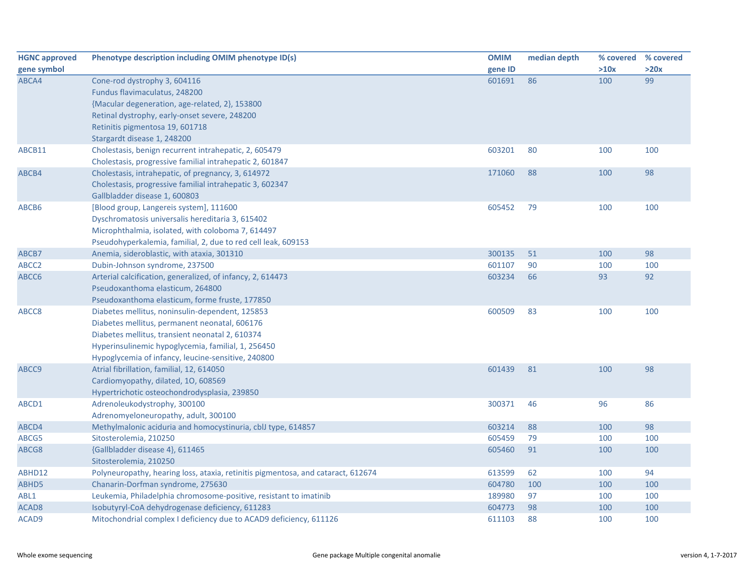| HGNC approved gene symbol | Phenotype description including OMIM phenotype ID(s) | OMIM gene ID | median depth | % covered >10x | % covered >20x |
|---|---|---|---|---|---|
| ABCA4 | Cone-rod dystrophy 3, 604116<br>Fundus flavimaculatus, 248200<br>{Macular degeneration, age-related, 2}, 153800<br>Retinal dystrophy, early-onset severe, 248200<br>Retinitis pigmentosa 19, 601718<br>Stargardt disease 1, 248200 | 601691 | 86 | 100 | 99 |
| ABCB11 | Cholestasis, benign recurrent intrahepatic, 2, 605479<br>Cholestasis, progressive familial intrahepatic 2, 601847 | 603201 | 80 | 100 | 100 |
| ABCB4 | Cholestasis, intrahepatic, of pregnancy, 3, 614972<br>Cholestasis, progressive familial intrahepatic 3, 602347<br>Gallbladder disease 1, 600803 | 171060 | 88 | 100 | 98 |
| ABCB6 | [Blood group, Langereis system], 111600<br>Dyschromatosis universalis hereditaria 3, 615402<br>Microphthalmia, isolated, with coloboma 7, 614497<br>Pseudohyperkalemia, familial, 2, due to red cell leak, 609153 | 605452 | 79 | 100 | 100 |
| ABCB7 | Anemia, sideroblastic, with ataxia, 301310 | 300135 | 51 | 100 | 98 |
| ABCC2 | Dubin-Johnson syndrome, 237500 | 601107 | 90 | 100 | 100 |
| ABCC6 | Arterial calcification, generalized, of infancy, 2, 614473<br>Pseudoxanthoma elasticum, 264800<br>Pseudoxanthoma elasticum, forme fruste, 177850 | 603234 | 66 | 93 | 92 |
| ABCC8 | Diabetes mellitus, noninsulin-dependent, 125853<br>Diabetes mellitus, permanent neonatal, 606176<br>Diabetes mellitus, transient neonatal 2, 610374<br>Hyperinsulinemic hypoglycemia, familial, 1, 256450<br>Hypoglycemia of infancy, leucine-sensitive, 240800 | 600509 | 83 | 100 | 100 |
| ABCC9 | Atrial fibrillation, familial, 12, 614050<br>Cardiomyopathy, dilated, 1O, 608569<br>Hypertrichotic osteochondrodysplasia, 239850 | 601439 | 81 | 100 | 98 |
| ABCD1 | Adrenoleukodystrophy, 300100<br>Adrenomyeloneuropathy, adult, 300100 | 300371 | 46 | 96 | 86 |
| ABCD4 | Methylmalonic aciduria and homocystinuria, cblJ type, 614857 | 603214 | 88 | 100 | 98 |
| ABCG5 | Sitosterolemia, 210250 | 605459 | 79 | 100 | 100 |
| ABCG8 | {Gallbladder disease 4}, 611465<br>Sitosterolemia, 210250 | 605460 | 91 | 100 | 100 |
| ABHD12 | Polyneuropathy, hearing loss, ataxia, retinitis pigmentosa, and cataract, 612674 | 613599 | 62 | 100 | 94 |
| ABHD5 | Chanarin-Dorfman syndrome, 275630 | 604780 | 100 | 100 | 100 |
| ABL1 | Leukemia, Philadelphia chromosome-positive, resistant to imatinib | 189980 | 97 | 100 | 100 |
| ACAD8 | Isobutyryl-CoA dehydrogenase deficiency, 611283 | 604773 | 98 | 100 | 100 |
| ACAD9 | Mitochondrial complex I deficiency due to ACAD9 deficiency, 611126 | 611103 | 88 | 100 | 100 |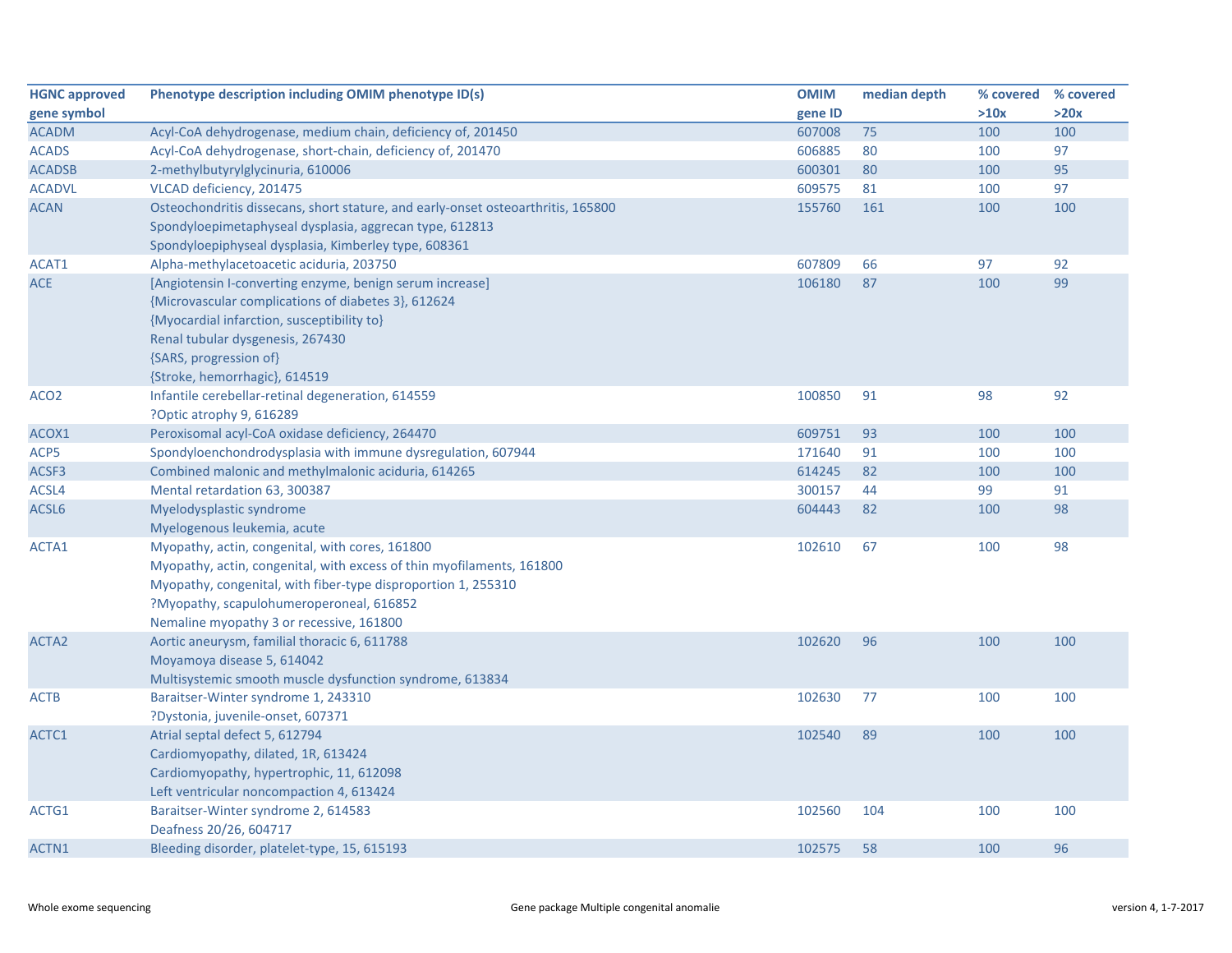| HGNC approved gene symbol | Phenotype description including OMIM phenotype ID(s) | OMIM gene ID | median depth | % covered >10x | % covered >20x |
|---|---|---|---|---|---|
| ACADM | Acyl-CoA dehydrogenase, medium chain, deficiency of, 201450 | 607008 | 75 | 100 | 100 |
| ACADS | Acyl-CoA dehydrogenase, short-chain, deficiency of, 201470 | 606885 | 80 | 100 | 97 |
| ACADSB | 2-methylbutyrylglycinuria, 610006 | 600301 | 80 | 100 | 95 |
| ACADVL | VLCAD deficiency, 201475 | 609575 | 81 | 100 | 97 |
| ACAN | Osteochondritis dissecans, short stature, and early-onset osteoarthritis, 165800<br>Spondyloepimetaphyseal dysplasia, aggrecan type, 612813<br>Spondyloepiphyseal dysplasia, Kimberley type, 608361 | 155760 | 161 | 100 | 100 |
| ACAT1 | Alpha-methylacetoacetic aciduria, 203750 | 607809 | 66 | 97 | 92 |
| ACE | [Angiotensin I-converting enzyme, benign serum increase]<br>{Microvascular complications of diabetes 3}, 612624<br>{Myocardial infarction, susceptibility to}<br>Renal tubular dysgenesis, 267430<br>{SARS, progression of}<br>{Stroke, hemorrhagic}, 614519 | 106180 | 87 | 100 | 99 |
| ACO2 | Infantile cerebellar-retinal degeneration, 614559<br>?Optic atrophy 9, 616289 | 100850 | 91 | 98 | 92 |
| ACOX1 | Peroxisomal acyl-CoA oxidase deficiency, 264470 | 609751 | 93 | 100 | 100 |
| ACP5 | Spondyloenchondrodysplasia with immune dysregulation, 607944 | 171640 | 91 | 100 | 100 |
| ACSF3 | Combined malonic and methylmalonic aciduria, 614265 | 614245 | 82 | 100 | 100 |
| ACSL4 | Mental retardation 63, 300387 | 300157 | 44 | 99 | 91 |
| ACSL6 | Myelodysplastic syndrome<br>Myelogenous leukemia, acute | 604443 | 82 | 100 | 98 |
| ACTA1 | Myopathy, actin, congenital, with cores, 161800<br>Myopathy, actin, congenital, with excess of thin myofilaments, 161800<br>Myopathy, congenital, with fiber-type disproportion 1, 255310<br>?Myopathy, scapulohumeroperoneal, 616852<br>Nemaline myopathy 3 or recessive, 161800 | 102610 | 67 | 100 | 98 |
| ACTA2 | Aortic aneurysm, familial thoracic 6, 611788<br>Moyamoya disease 5, 614042<br>Multisystemic smooth muscle dysfunction syndrome, 613834 | 102620 | 96 | 100 | 100 |
| ACTB | Baraitser-Winter syndrome 1, 243310<br>?Dystonia, juvenile-onset, 607371 | 102630 | 77 | 100 | 100 |
| ACTC1 | Atrial septal defect 5, 612794<br>Cardiomyopathy, dilated, 1R, 613424<br>Cardiomyopathy, hypertrophic, 11, 612098<br>Left ventricular noncompaction 4, 613424 | 102540 | 89 | 100 | 100 |
| ACTG1 | Baraitser-Winter syndrome 2, 614583<br>Deafness 20/26, 604717 | 102560 | 104 | 100 | 100 |
| ACTN1 | Bleeding disorder, platelet-type, 15, 615193 | 102575 | 58 | 100 | 96 |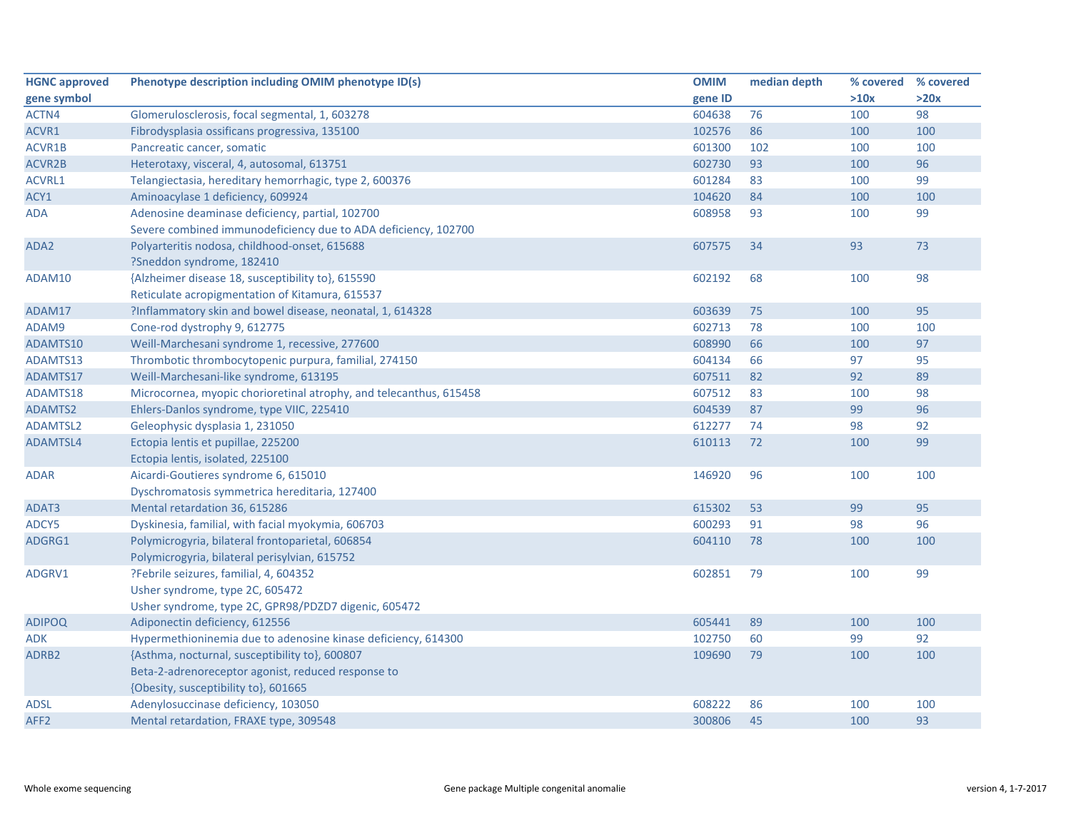| HGNC approved gene symbol | Phenotype description including OMIM phenotype ID(s) | OMIM gene ID | median depth | % covered >10x | % covered >20x |
|---|---|---|---|---|---|
| ACTN4 | Glomerulosclerosis, focal segmental, 1, 603278 | 604638 | 76 | 100 | 98 |
| ACVR1 | Fibrodysplasia ossificans progressiva, 135100 | 102576 | 86 | 100 | 100 |
| ACVR1B | Pancreatic cancer, somatic | 601300 | 102 | 100 | 100 |
| ACVR2B | Heterotaxy, visceral, 4, autosomal, 613751 | 602730 | 93 | 100 | 96 |
| ACVRL1 | Telangiectasia, hereditary hemorrhagic, type 2, 600376 | 601284 | 83 | 100 | 99 |
| ACY1 | Aminoacylase 1 deficiency, 609924 | 104620 | 84 | 100 | 100 |
| ADA | Adenosine deaminase deficiency, partial, 102700<br>Severe combined immunodeficiency due to ADA deficiency, 102700 | 608958 | 93 | 100 | 99 |
| ADA2 | Polyarteritis nodosa, childhood-onset, 615688<br>?Sneddon syndrome, 182410 | 607575 | 34 | 93 | 73 |
| ADAM10 | {Alzheimer disease 18, susceptibility to}, 615590<br>Reticulate acropigmentation of Kitamura, 615537 | 602192 | 68 | 100 | 98 |
| ADAM17 | ?Inflammatory skin and bowel disease, neonatal, 1, 614328 | 603639 | 75 | 100 | 95 |
| ADAM9 | Cone-rod dystrophy 9, 612775 | 602713 | 78 | 100 | 100 |
| ADAMTS10 | Weill-Marchesani syndrome 1, recessive, 277600 | 608990 | 66 | 100 | 97 |
| ADAMTS13 | Thrombotic thrombocytopenic purpura, familial, 274150 | 604134 | 66 | 97 | 95 |
| ADAMTS17 | Weill-Marchesani-like syndrome, 613195 | 607511 | 82 | 92 | 89 |
| ADAMTS18 | Microcornea, myopic chorioretinal atrophy, and telecanthus, 615458 | 607512 | 83 | 100 | 98 |
| ADAMTS2 | Ehlers-Danlos syndrome, type VIIC, 225410 | 604539 | 87 | 99 | 96 |
| ADAMTSL2 | Geleophysic dysplasia 1, 231050 | 612277 | 74 | 98 | 92 |
| ADAMTSL4 | Ectopia lentis et pupillae, 225200<br>Ectopia lentis, isolated, 225100 | 610113 | 72 | 100 | 99 |
| ADAR | Aicardi-Goutieres syndrome 6, 615010<br>Dyschromatosis symmetrica hereditaria, 127400 | 146920 | 96 | 100 | 100 |
| ADAT3 | Mental retardation 36, 615286 | 615302 | 53 | 99 | 95 |
| ADCY5 | Dyskinesia, familial, with facial myokymia, 606703 | 600293 | 91 | 98 | 96 |
| ADGRG1 | Polymicrogyria, bilateral frontoparietal, 606854<br>Polymicrogyria, bilateral perisylvian, 615752 | 604110 | 78 | 100 | 100 |
| ADGRV1 | ?Febrile seizures, familial, 4, 604352<br>Usher syndrome, type 2C, 605472<br>Usher syndrome, type 2C, GPR98/PDZD7 digenic, 605472 | 602851 | 79 | 100 | 99 |
| ADIPOQ | Adiponectin deficiency, 612556 | 605441 | 89 | 100 | 100 |
| ADK | Hypermethioninemia due to adenosine kinase deficiency, 614300 | 102750 | 60 | 99 | 92 |
| ADRB2 | {Asthma, nocturnal, susceptibility to}, 600807<br>Beta-2-adrenoreceptor agonist, reduced response to<br>{Obesity, susceptibility to}, 601665 | 109690 | 79 | 100 | 100 |
| ADSL | Adenylosuccinase deficiency, 103050 | 608222 | 86 | 100 | 100 |
| AFF2 | Mental retardation, FRAXE type, 309548 | 300806 | 45 | 100 | 93 |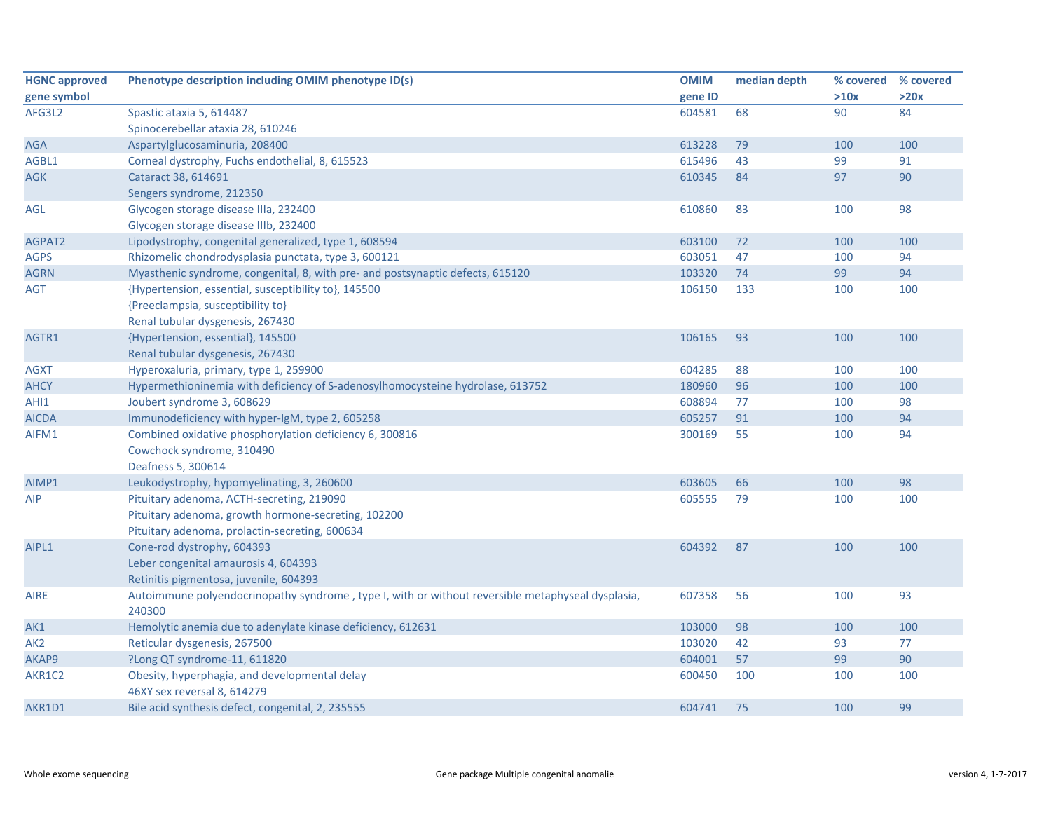| HGNC approved gene symbol | Phenotype description including OMIM phenotype ID(s) | OMIM gene ID | median depth | % covered >10x | % covered >20x |
|---|---|---|---|---|---|
| AFG3L2 | Spastic ataxia 5, 614487<br>Spinocerebellar ataxia 28, 610246 | 604581 | 68 | 90 | 84 |
| AGA | Aspartylglucosaminuria, 208400 | 613228 | 79 | 100 | 100 |
| AGBL1 | Corneal dystrophy, Fuchs endothelial, 8, 615523 | 615496 | 43 | 99 | 91 |
| AGK | Cataract 38, 614691<br>Sengers syndrome, 212350 | 610345 | 84 | 97 | 90 |
| AGL | Glycogen storage disease IIIa, 232400<br>Glycogen storage disease IIIb, 232400 | 610860 | 83 | 100 | 98 |
| AGPAT2 | Lipodystrophy, congenital generalized, type 1, 608594 | 603100 | 72 | 100 | 100 |
| AGPS | Rhizomelic chondrodysplasia punctata, type 3, 600121 | 603051 | 47 | 100 | 94 |
| AGRN | Myasthenic syndrome, congenital, 8, with pre- and postsynaptic defects, 615120 | 103320 | 74 | 99 | 94 |
| AGT | {Hypertension, essential, susceptibility to}, 145500<br>{Preeclampsia, susceptibility to}<br>Renal tubular dysgenesis, 267430 | 106150 | 133 | 100 | 100 |
| AGTR1 | {Hypertension, essential}, 145500<br>Renal tubular dysgenesis, 267430 | 106165 | 93 | 100 | 100 |
| AGXT | Hyperoxaluria, primary, type 1, 259900 | 604285 | 88 | 100 | 100 |
| AHCY | Hypermethioninemia with deficiency of S-adenosylhomocysteine hydrolase, 613752 | 180960 | 96 | 100 | 100 |
| AHI1 | Joubert syndrome 3, 608629 | 608894 | 77 | 100 | 98 |
| AICDA | Immunodeficiency with hyper-IgM, type 2, 605258 | 605257 | 91 | 100 | 94 |
| AIFM1 | Combined oxidative phosphorylation deficiency 6, 300816<br>Cowchock syndrome, 310490<br>Deafness 5, 300614 | 300169 | 55 | 100 | 94 |
| AIMP1 | Leukodystrophy, hypomyelinating, 3, 260600 | 603605 | 66 | 100 | 98 |
| AIP | Pituitary adenoma, ACTH-secreting, 219090<br>Pituitary adenoma, growth hormone-secreting, 102200<br>Pituitary adenoma, prolactin-secreting, 600634 | 605555 | 79 | 100 | 100 |
| AIPL1 | Cone-rod dystrophy, 604393<br>Leber congenital amaurosis 4, 604393<br>Retinitis pigmentosa, juvenile, 604393 | 604392 | 87 | 100 | 100 |
| AIRE | Autoimmune polyendocrinopathy syndrome , type I, with or without reversible metaphyseal dysplasia, 240300 | 607358 | 56 | 100 | 93 |
| AK1 | Hemolytic anemia due to adenylate kinase deficiency, 612631 | 103000 | 98 | 100 | 100 |
| AK2 | Reticular dysgenesis, 267500 | 103020 | 42 | 93 | 77 |
| AKAP9 | ?Long QT syndrome-11, 611820 | 604001 | 57 | 99 | 90 |
| AKR1C2 | Obesity, hyperphagia, and developmental delay<br>46XY sex reversal 8, 614279 | 600450 | 100 | 100 | 100 |
| AKR1D1 | Bile acid synthesis defect, congenital, 2, 235555 | 604741 | 75 | 100 | 99 |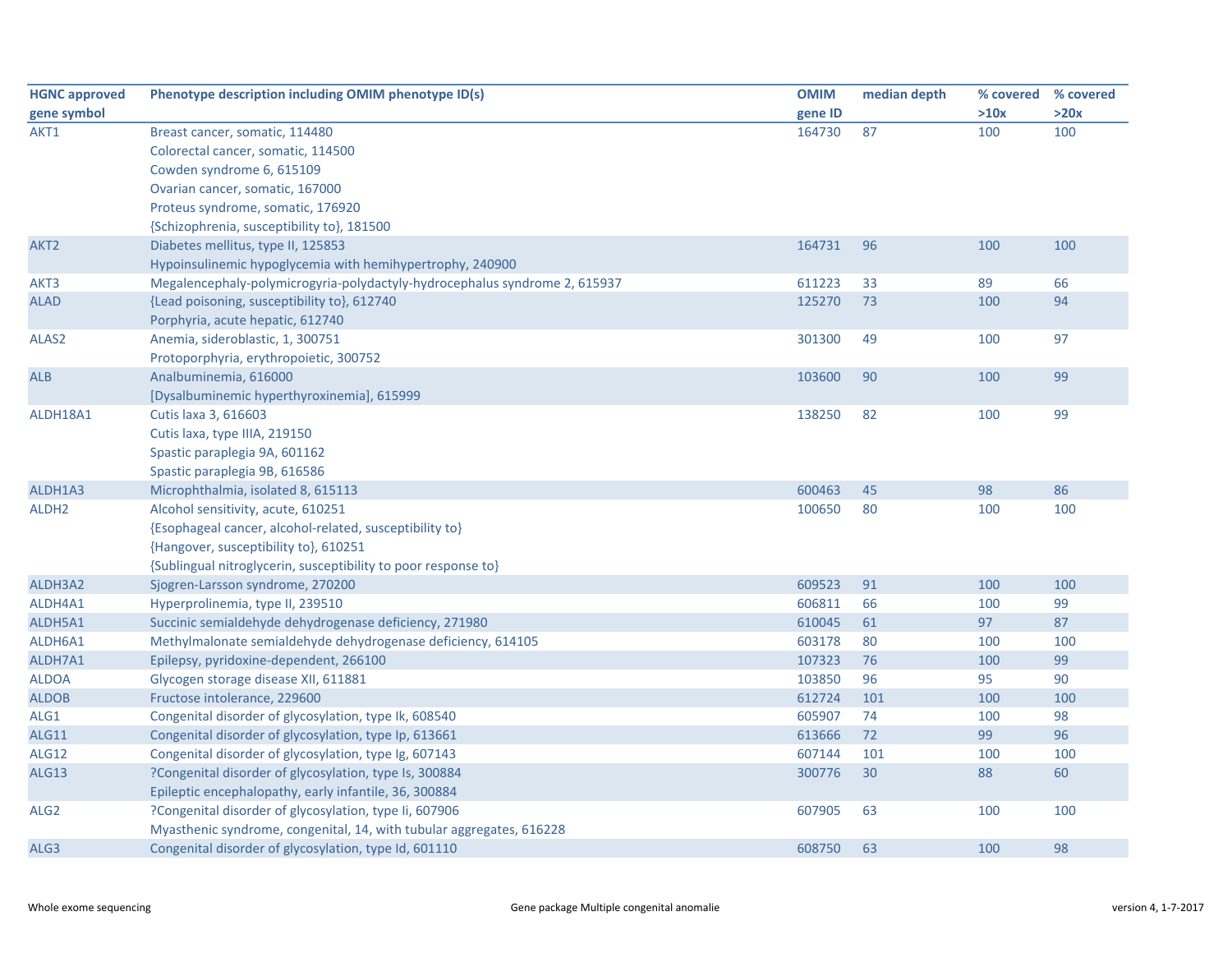| HGNC approved gene symbol | Phenotype description including OMIM phenotype ID(s) | OMIM gene ID | median depth | % covered >10x | % covered >20x |
|---|---|---|---|---|---|
| AKT1 | Breast cancer, somatic, 114480 | 164730 | 87 | 100 | 100 |
| | Colorectal cancer, somatic, 114500 | | | | |
| | Cowden syndrome 6, 615109 | | | | |
| | Ovarian cancer, somatic, 167000 | | | | |
| | Proteus syndrome, somatic, 176920 | | | | |
| | {Schizophrenia, susceptibility to}, 181500 | | | | |
| AKT2 | Diabetes mellitus, type II, 125853 | 164731 | 96 | 100 | 100 |
| | Hypoinsulinemic hypoglycemia with hemihypertrophy, 240900 | | | | |
| AKT3 | Megalencephaly-polymicrogyria-polydactyly-hydrocephalus syndrome 2, 615937 | 611223 | 33 | 89 | 66 |
| ALAD | {Lead poisoning, susceptibility to}, 612740 | 125270 | 73 | 100 | 94 |
| | Porphyria, acute hepatic, 612740 | | | | |
| ALAS2 | Anemia, sideroblastic, 1, 300751 | 301300 | 49 | 100 | 97 |
| | Protoporphyria, erythropoietic, 300752 | | | | |
| ALB | Analbuminemia, 616000 | 103600 | 90 | 100 | 99 |
| | [Dysalbuminemic hyperthyroxinemia], 615999 | | | | |
| ALDH18A1 | Cutis laxa 3, 616603 | 138250 | 82 | 100 | 99 |
| | Cutis laxa, type IIIA, 219150 | | | | |
| | Spastic paraplegia 9A, 601162 | | | | |
| | Spastic paraplegia 9B, 616586 | | | | |
| ALDH1A3 | Microphthalmia, isolated 8, 615113 | 600463 | 45 | 98 | 86 |
| ALDH2 | Alcohol sensitivity, acute, 610251 | 100650 | 80 | 100 | 100 |
| | {Esophageal cancer, alcohol-related, susceptibility to} | | | | |
| | {Hangover, susceptibility to}, 610251 | | | | |
| | {Sublingual nitroglycerin, susceptibility to poor response to} | | | | |
| ALDH3A2 | Sjogren-Larsson syndrome, 270200 | 609523 | 91 | 100 | 100 |
| ALDH4A1 | Hyperprolinemia, type II, 239510 | 606811 | 66 | 100 | 99 |
| ALDH5A1 | Succinic semialdehyde dehydrogenase deficiency, 271980 | 610045 | 61 | 97 | 87 |
| ALDH6A1 | Methylmalonate semialdehyde dehydrogenase deficiency, 614105 | 603178 | 80 | 100 | 100 |
| ALDH7A1 | Epilepsy, pyridoxine-dependent, 266100 | 107323 | 76 | 100 | 99 |
| ALDOA | Glycogen storage disease XII, 611881 | 103850 | 96 | 95 | 90 |
| ALDOB | Fructose intolerance, 229600 | 612724 | 101 | 100 | 100 |
| ALG1 | Congenital disorder of glycosylation, type Ik, 608540 | 605907 | 74 | 100 | 98 |
| ALG11 | Congenital disorder of glycosylation, type Ip, 613661 | 613666 | 72 | 99 | 96 |
| ALG12 | Congenital disorder of glycosylation, type Ig, 607143 | 607144 | 101 | 100 | 100 |
| ALG13 | ?Congenital disorder of glycosylation, type Is, 300884 | 300776 | 30 | 88 | 60 |
| | Epileptic encephalopathy, early infantile, 36, 300884 | | | | |
| ALG2 | ?Congenital disorder of glycosylation, type Ii, 607906 | 607905 | 63 | 100 | 100 |
| | Myasthenic syndrome, congenital, 14, with tubular aggregates, 616228 | | | | |
| ALG3 | Congenital disorder of glycosylation, type Id, 601110 | 608750 | 63 | 100 | 98 |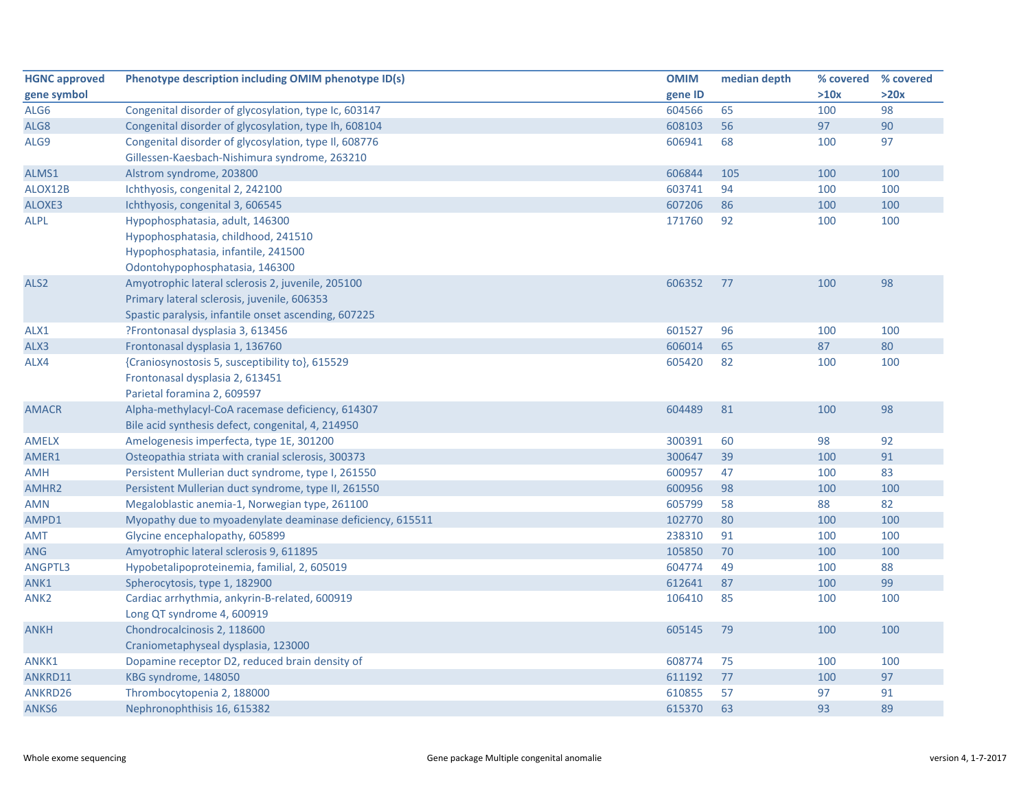| HGNC approved gene symbol | Phenotype description including OMIM phenotype ID(s) | OMIM gene ID | median depth | % covered >10x | % covered >20x |
|---|---|---|---|---|---|
| ALG6 | Congenital disorder of glycosylation, type Ic, 603147 | 604566 | 65 | 100 | 98 |
| ALG8 | Congenital disorder of glycosylation, type Ih, 608104 | 608103 | 56 | 97 | 90 |
| ALG9 | Congenital disorder of glycosylation, type Il, 608776<br>Gillessen-Kaesbach-Nishimura syndrome, 263210 | 606941 | 68 | 100 | 97 |
| ALMS1 | Alstrom syndrome, 203800 | 606844 | 105 | 100 | 100 |
| ALOX12B | Ichthyosis, congenital 2, 242100 | 603741 | 94 | 100 | 100 |
| ALOXE3 | Ichthyosis, congenital 3, 606545 | 607206 | 86 | 100 | 100 |
| ALPL | Hypophosphatasia, adult, 146300<br>Hypophosphatasia, childhood, 241510<br>Hypophosphatasia, infantile, 241500<br>Odontohypophosphatasia, 146300 | 171760 | 92 | 100 | 100 |
| ALS2 | Amyotrophic lateral sclerosis 2, juvenile, 205100<br>Primary lateral sclerosis, juvenile, 606353<br>Spastic paralysis, infantile onset ascending, 607225 | 606352 | 77 | 100 | 98 |
| ALX1 | ?Frontonasal dysplasia 3, 613456 | 601527 | 96 | 100 | 100 |
| ALX3 | Frontonasal dysplasia 1, 136760 | 606014 | 65 | 87 | 80 |
| ALX4 | {Craniosynostosis 5, susceptibility to}, 615529<br>Frontonasal dysplasia 2, 613451<br>Parietal foramina 2, 609597 | 605420 | 82 | 100 | 100 |
| AMACR | Alpha-methylacyl-CoA racemase deficiency, 614307<br>Bile acid synthesis defect, congenital, 4, 214950 | 604489 | 81 | 100 | 98 |
| AMELX | Amelogenesis imperfecta, type 1E, 301200 | 300391 | 60 | 98 | 92 |
| AMER1 | Osteopathia striata with cranial sclerosis, 300373 | 300647 | 39 | 100 | 91 |
| AMH | Persistent Mullerian duct syndrome, type I, 261550 | 600957 | 47 | 100 | 83 |
| AMHR2 | Persistent Mullerian duct syndrome, type II, 261550 | 600956 | 98 | 100 | 100 |
| AMN | Megaloblastic anemia-1, Norwegian type, 261100 | 605799 | 58 | 88 | 82 |
| AMPD1 | Myopathy due to myoadenylate deaminase deficiency, 615511 | 102770 | 80 | 100 | 100 |
| AMT | Glycine encephalopathy, 605899 | 238310 | 91 | 100 | 100 |
| ANG | Amyotrophic lateral sclerosis 9, 611895 | 105850 | 70 | 100 | 100 |
| ANGPTL3 | Hypobetalipoproteinemia, familial, 2, 605019 | 604774 | 49 | 100 | 88 |
| ANK1 | Spherocytosis, type 1, 182900 | 612641 | 87 | 100 | 99 |
| ANK2 | Cardiac arrhythmia, ankyrin-B-related, 600919<br>Long QT syndrome 4, 600919 | 106410 | 85 | 100 | 100 |
| ANKH | Chondrocalcinosis 2, 118600<br>Craniometaphyseal dysplasia, 123000 | 605145 | 79 | 100 | 100 |
| ANKK1 | Dopamine receptor D2, reduced brain density of | 608774 | 75 | 100 | 100 |
| ANKRD11 | KBG syndrome, 148050 | 611192 | 77 | 100 | 97 |
| ANKRD26 | Thrombocytopenia 2, 188000 | 610855 | 57 | 97 | 91 |
| ANKS6 | Nephronophthisis 16, 615382 | 615370 | 63 | 93 | 89 |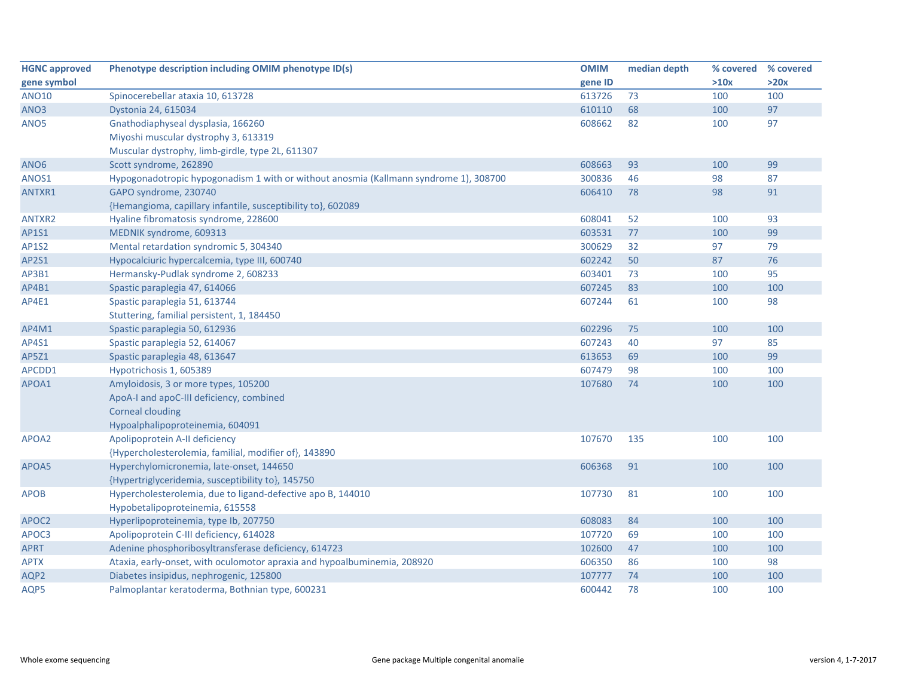| HGNC approved gene symbol | Phenotype description including OMIM phenotype ID(s) | OMIM gene ID | median depth | % covered >10x | % covered >20x |
|---|---|---|---|---|---|
| ANO10 | Spinocerebellar ataxia 10, 613728 | 613726 | 73 | 100 | 100 |
| ANO3 | Dystonia 24, 615034 | 610110 | 68 | 100 | 97 |
| ANO5 | Gnathodiaphyseal dysplasia, 166260<br>Miyoshi muscular dystrophy 3, 613319<br>Muscular dystrophy, limb-girdle, type 2L, 611307 | 608662 | 82 | 100 | 97 |
| ANO6 | Scott syndrome, 262890 | 608663 | 93 | 100 | 99 |
| ANOS1 | Hypogonadotropic hypogonadism 1 with or without anosmia (Kallmann syndrome 1), 308700 | 300836 | 46 | 98 | 87 |
| ANTXR1 | GAPO syndrome, 230740<br>{Hemangioma, capillary infantile, susceptibility to}, 602089 | 606410 | 78 | 98 | 91 |
| ANTXR2 | Hyaline fibromatosis syndrome, 228600 | 608041 | 52 | 100 | 93 |
| AP1S1 | MEDNIK syndrome, 609313 | 603531 | 77 | 100 | 99 |
| AP1S2 | Mental retardation syndromic 5, 304340 | 300629 | 32 | 97 | 79 |
| AP2S1 | Hypocalciuric hypercalcemia, type III, 600740 | 602242 | 50 | 87 | 76 |
| AP3B1 | Hermansky-Pudlak syndrome 2, 608233 | 603401 | 73 | 100 | 95 |
| AP4B1 | Spastic paraplegia 47, 614066 | 607245 | 83 | 100 | 100 |
| AP4E1 | Spastic paraplegia 51, 613744<br>Stuttering, familial persistent, 1, 184450 | 607244 | 61 | 100 | 98 |
| AP4M1 | Spastic paraplegia 50, 612936 | 602296 | 75 | 100 | 100 |
| AP4S1 | Spastic paraplegia 52, 614067 | 607243 | 40 | 97 | 85 |
| AP5Z1 | Spastic paraplegia 48, 613647 | 613653 | 69 | 100 | 99 |
| APCDD1 | Hypotrichosis 1, 605389 | 607479 | 98 | 100 | 100 |
| APOA1 | Amyloidosis, 3 or more types, 105200<br>ApoA-I and apoC-III deficiency, combined<br>Corneal clouding<br>Hypoalphalipoproteinemia, 604091 | 107680 | 74 | 100 | 100 |
| APOA2 | Apolipoprotein A-II deficiency<br>{Hypercholesterolemia, familial, modifier of}, 143890 | 107670 | 135 | 100 | 100 |
| APOA5 | Hyperchylomicronemia, late-onset, 144650<br>{Hypertriglyceridemia, susceptibility to}, 145750 | 606368 | 91 | 100 | 100 |
| APOB | Hypercholesterolemia, due to ligand-defective apo B, 144010<br>Hypobetalipoproteinemia, 615558 | 107730 | 81 | 100 | 100 |
| APOC2 | Hyperlipoproteinemia, type Ib, 207750 | 608083 | 84 | 100 | 100 |
| APOC3 | Apolipoprotein C-III deficiency, 614028 | 107720 | 69 | 100 | 100 |
| APRT | Adenine phosphoribosyltransferase deficiency, 614723 | 102600 | 47 | 100 | 100 |
| APTX | Ataxia, early-onset, with oculomotor apraxia and hypoalbuminemia, 208920 | 606350 | 86 | 100 | 98 |
| AQP2 | Diabetes insipidus, nephrogenic, 125800 | 107777 | 74 | 100 | 100 |
| AQP5 | Palmoplantar keratoderma, Bothnian type, 600231 | 600442 | 78 | 100 | 100 |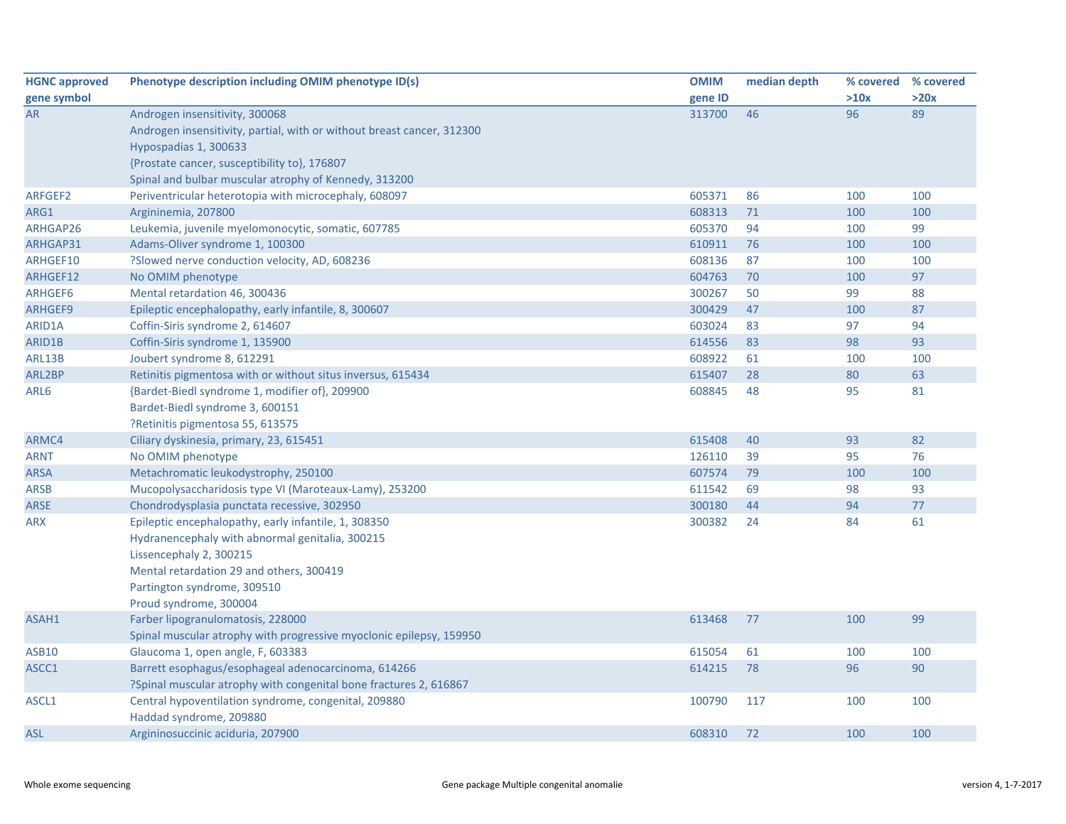| HGNC approved gene symbol | Phenotype description including OMIM phenotype ID(s) | OMIM gene ID | median depth | % covered >10x | % covered >20x |
|---|---|---|---|---|---|
| AR | Androgen insensitivity, 300068<br>Androgen insensitivity, partial, with or without breast cancer, 312300<br>Hypospadias 1, 300633<br>{Prostate cancer, susceptibility to}, 176807<br>Spinal and bulbar muscular atrophy of Kennedy, 313200 | 313700 | 46 | 96 | 89 |
| ARFGEF2 | Periventricular heterotopia with microcephaly, 608097 | 605371 | 86 | 100 | 100 |
| ARG1 | Argininemia, 207800 | 608313 | 71 | 100 | 100 |
| ARHGAP26 | Leukemia, juvenile myelomonocytic, somatic, 607785 | 605370 | 94 | 100 | 99 |
| ARHGAP31 | Adams-Oliver syndrome 1, 100300 | 610911 | 76 | 100 | 100 |
| ARHGEF10 | ?Slowed nerve conduction velocity, AD, 608236 | 608136 | 87 | 100 | 100 |
| ARHGEF12 | No OMIM phenotype | 604763 | 70 | 100 | 97 |
| ARHGEF6 | Mental retardation 46, 300436 | 300267 | 50 | 99 | 88 |
| ARHGEF9 | Epileptic encephalopathy, early infantile, 8, 300607 | 300429 | 47 | 100 | 87 |
| ARID1A | Coffin-Siris syndrome 2, 614607 | 603024 | 83 | 97 | 94 |
| ARID1B | Coffin-Siris syndrome 1, 135900 | 614556 | 83 | 98 | 93 |
| ARL13B | Joubert syndrome 8, 612291 | 608922 | 61 | 100 | 100 |
| ARL2BP | Retinitis pigmentosa with or without situs inversus, 615434 | 615407 | 28 | 80 | 63 |
| ARL6 | {Bardet-Biedl syndrome 1, modifier of}, 209900<br>Bardet-Biedl syndrome 3, 600151<br>?Retinitis pigmentosa 55, 613575 | 608845 | 48 | 95 | 81 |
| ARMC4 | Ciliary dyskinesia, primary, 23, 615451 | 615408 | 40 | 93 | 82 |
| ARNT | No OMIM phenotype | 126110 | 39 | 95 | 76 |
| ARSA | Metachromatic leukodystrophy, 250100 | 607574 | 79 | 100 | 100 |
| ARSB | Mucopolysaccharidosis type VI (Maroteaux-Lamy), 253200 | 611542 | 69 | 98 | 93 |
| ARSE | Chondrodysplasia punctata recessive, 302950 | 300180 | 44 | 94 | 77 |
| ARX | Epileptic encephalopathy, early infantile, 1, 308350<br>Hydranencephaly with abnormal genitalia, 300215<br>Lissencephaly 2, 300215<br>Mental retardation 29 and others, 300419<br>Partington syndrome, 309510<br>Proud syndrome, 300004 | 300382 | 24 | 84 | 61 |
| ASAH1 | Farber lipogranulomatosis, 228000<br>Spinal muscular atrophy with progressive myoclonic epilepsy, 159950 | 613468 | 77 | 100 | 99 |
| ASB10 | Glaucoma 1, open angle, F, 603383 | 615054 | 61 | 100 | 100 |
| ASCC1 | Barrett esophagus/esophageal adenocarcinoma, 614266<br>?Spinal muscular atrophy with congenital bone fractures 2, 616867 | 614215 | 78 | 96 | 90 |
| ASCL1 | Central hypoventilation syndrome, congenital, 209880<br>Haddad syndrome, 209880 | 100790 | 117 | 100 | 100 |
| ASL | Argininosuccinic aciduria, 207900 | 608310 | 72 | 100 | 100 |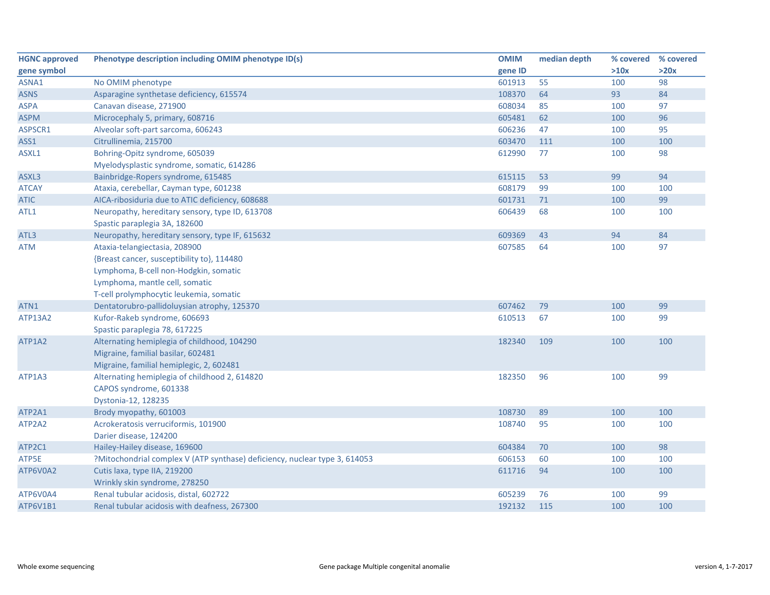| HGNC approved gene symbol | Phenotype description including OMIM phenotype ID(s) | OMIM gene ID | median depth | % covered >10x | % covered >20x |
|---|---|---|---|---|---|
| ASNA1 | No OMIM phenotype | 601913 | 55 | 100 | 98 |
| ASNS | Asparagine synthetase deficiency, 615574 | 108370 | 64 | 93 | 84 |
| ASPA | Canavan disease, 271900 | 608034 | 85 | 100 | 97 |
| ASPM | Microcephaly 5, primary, 608716 | 605481 | 62 | 100 | 96 |
| ASPSCR1 | Alveolar soft-part sarcoma, 606243 | 606236 | 47 | 100 | 95 |
| ASS1 | Citrullinemia, 215700 | 603470 | 111 | 100 | 100 |
| ASXL1 | Bohring-Opitz syndrome, 605039<br>Myelodysplastic syndrome, somatic, 614286 | 612990 | 77 | 100 | 98 |
| ASXL3 | Bainbridge-Ropers syndrome, 615485 | 615115 | 53 | 99 | 94 |
| ATCAY | Ataxia, cerebellar, Cayman type, 601238 | 608179 | 99 | 100 | 100 |
| ATIC | AICA-ribosiduria due to ATIC deficiency, 608688 | 601731 | 71 | 100 | 99 |
| ATL1 | Neuropathy, hereditary sensory, type ID, 613708<br>Spastic paraplegia 3A, 182600 | 606439 | 68 | 100 | 100 |
| ATL3 | Neuropathy, hereditary sensory, type IF, 615632 | 609369 | 43 | 94 | 84 |
| ATM | Ataxia-telangiectasia, 208900<br>{Breast cancer, susceptibility to}, 114480<br>Lymphoma, B-cell non-Hodgkin, somatic<br>Lymphoma, mantle cell, somatic<br>T-cell prolymphocytic leukemia, somatic | 607585 | 64 | 100 | 97 |
| ATN1 | Dentatorubro-pallidoluysian atrophy, 125370 | 607462 | 79 | 100 | 99 |
| ATP13A2 | Kufor-Rakeb syndrome, 606693<br>Spastic paraplegia 78, 617225 | 610513 | 67 | 100 | 99 |
| ATP1A2 | Alternating hemiplegia of childhood, 104290<br>Migraine, familial basilar, 602481<br>Migraine, familial hemiplegic, 2, 602481 | 182340 | 109 | 100 | 100 |
| ATP1A3 | Alternating hemiplegia of childhood 2, 614820<br>CAPOS syndrome, 601338<br>Dystonia-12, 128235 | 182350 | 96 | 100 | 99 |
| ATP2A1 | Brody myopathy, 601003 | 108730 | 89 | 100 | 100 |
| ATP2A2 | Acrokeratosis verruciformis, 101900<br>Darier disease, 124200 | 108740 | 95 | 100 | 100 |
| ATP2C1 | Hailey-Hailey disease, 169600 | 604384 | 70 | 100 | 98 |
| ATP5E | ?Mitochondrial complex V (ATP synthase) deficiency, nuclear type 3, 614053 | 606153 | 60 | 100 | 100 |
| ATP6V0A2 | Cutis laxa, type IIA, 219200<br>Wrinkly skin syndrome, 278250 | 611716 | 94 | 100 | 100 |
| ATP6V0A4 | Renal tubular acidosis, distal, 602722 | 605239 | 76 | 100 | 99 |
| ATP6V1B1 | Renal tubular acidosis with deafness, 267300 | 192132 | 115 | 100 | 100 |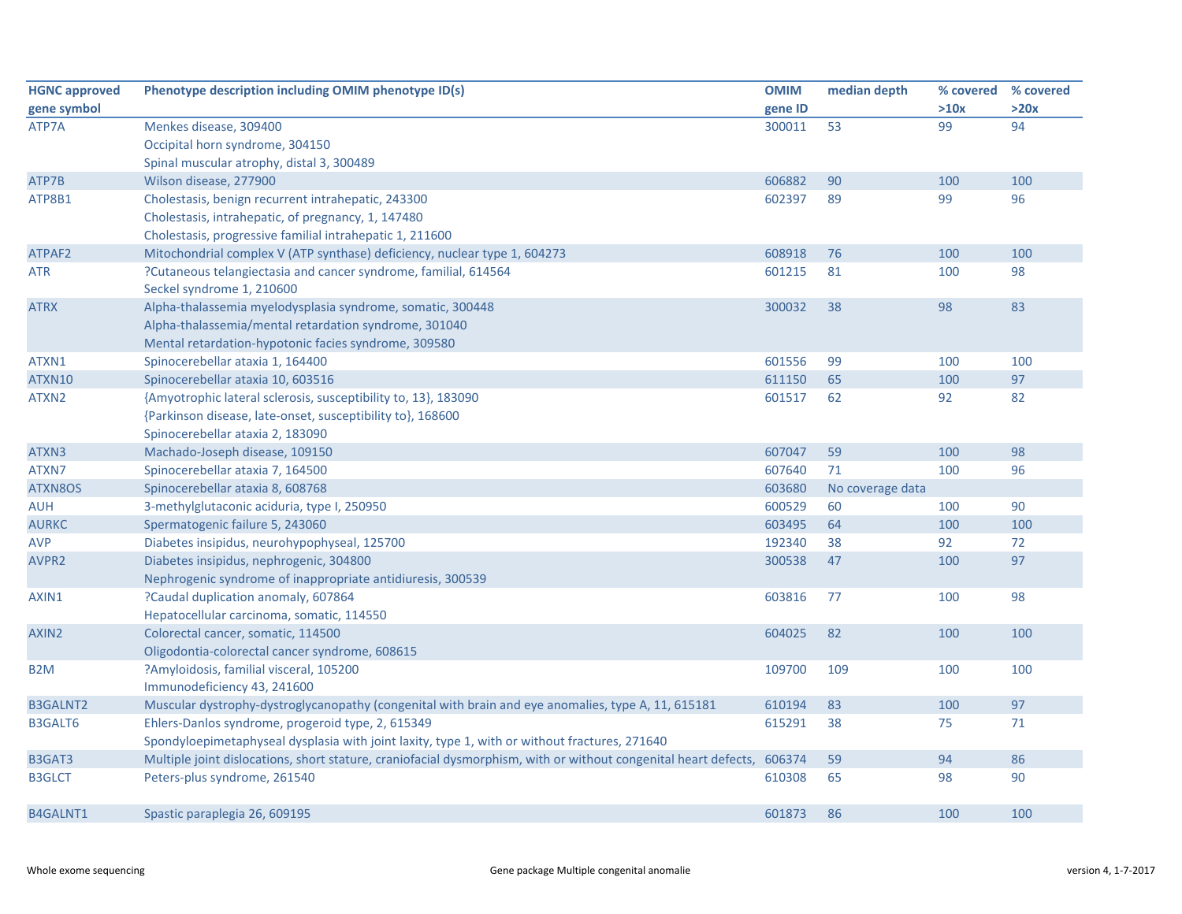| HGNC approved gene symbol | Phenotype description including OMIM phenotype ID(s) | OMIM gene ID | median depth | % covered >10x | % covered >20x |
|---|---|---|---|---|---|
| ATP7A | Menkes disease, 309400<br>Occipital horn syndrome, 304150<br>Spinal muscular atrophy, distal 3, 300489 | 300011 | 53 | 99 | 94 |
| ATP7B | Wilson disease, 277900 | 606882 | 90 | 100 | 100 |
| ATP8B1 | Cholestasis, benign recurrent intrahepatic, 243300<br>Cholestasis, intrahepatic, of pregnancy, 1, 147480<br>Cholestasis, progressive familial intrahepatic 1, 211600 | 602397 | 89 | 99 | 96 |
| ATPAF2 | Mitochondrial complex V (ATP synthase) deficiency, nuclear type 1, 604273 | 608918 | 76 | 100 | 100 |
| ATR | ?Cutaneous telangiectasia and cancer syndrome, familial, 614564<br>Seckel syndrome 1, 210600 | 601215 | 81 | 100 | 98 |
| ATRX | Alpha-thalassemia myelodysplasia syndrome, somatic, 300448<br>Alpha-thalassemia/mental retardation syndrome, 301040<br>Mental retardation-hypotonic facies syndrome, 309580 | 300032 | 38 | 98 | 83 |
| ATXN1 | Spinocerebellar ataxia 1, 164400 | 601556 | 99 | 100 | 100 |
| ATXN10 | Spinocerebellar ataxia 10, 603516 | 611150 | 65 | 100 | 97 |
| ATXN2 | {Amyotrophic lateral sclerosis, susceptibility to, 13}, 183090<br>{Parkinson disease, late-onset, susceptibility to}, 168600<br>Spinocerebellar ataxia 2, 183090 | 601517 | 62 | 92 | 82 |
| ATXN3 | Machado-Joseph disease, 109150 | 607047 | 59 | 100 | 98 |
| ATXN7 | Spinocerebellar ataxia 7, 164500 | 607640 | 71 | 100 | 96 |
| ATXN8OS | Spinocerebellar ataxia 8, 608768 | 603680 | No coverage data | | |
| AUH | 3-methylglutaconic aciduria, type I, 250950 | 600529 | 60 | 100 | 90 |
| AURKC | Spermatogenic failure 5, 243060 | 603495 | 64 | 100 | 100 |
| AVP | Diabetes insipidus, neurohypophyseal, 125700 | 192340 | 38 | 92 | 72 |
| AVPR2 | Diabetes insipidus, nephrogenic, 304800<br>Nephrogenic syndrome of inappropriate antidiuresis, 300539 | 300538 | 47 | 100 | 97 |
| AXIN1 | ?Caudal duplication anomaly, 607864<br>Hepatocellular carcinoma, somatic, 114550 | 603816 | 77 | 100 | 98 |
| AXIN2 | Colorectal cancer, somatic, 114500<br>Oligodontia-colorectal cancer syndrome, 608615 | 604025 | 82 | 100 | 100 |
| B2M | ?Amyloidosis, familial visceral, 105200<br>Immunodeficiency 43, 241600 | 109700 | 109 | 100 | 100 |
| B3GALNT2 | Muscular dystrophy-dystroglycanopathy (congenital with brain and eye anomalies, type A, 11, 615181 | 610194 | 83 | 100 | 97 |
| B3GALT6 | Ehlers-Danlos syndrome, progeroid type, 2, 615349<br>Spondyloepimetaphyseal dysplasia with joint laxity, type 1, with or without fractures, 271640 | 615291 | 38 | 75 | 71 |
| B3GAT3 | Multiple joint dislocations, short stature, craniofacial dysmorphism, with or without congenital heart defects, | 606374 | 59 | 94 | 86 |
| B3GLCT | Peters-plus syndrome, 261540 | 610308 | 65 | 98 | 90 |
| B4GALNT1 | Spastic paraplegia 26, 609195 | 601873 | 86 | 100 | 100 |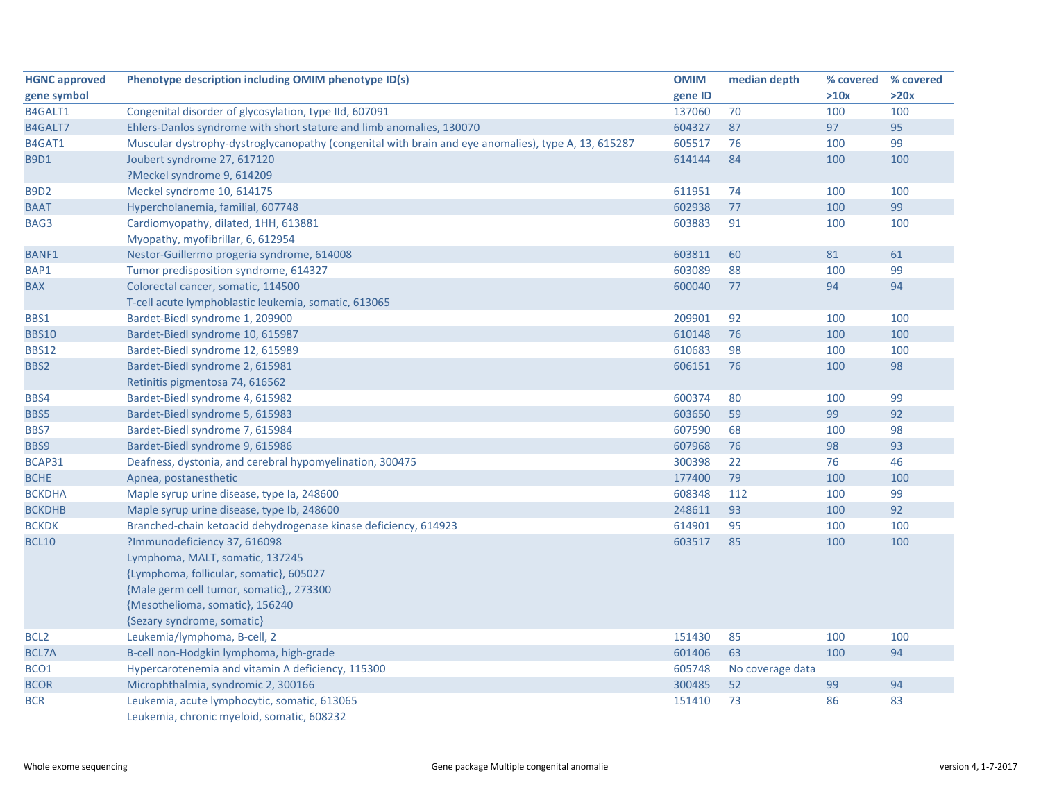| HGNC approved gene symbol | Phenotype description including OMIM phenotype ID(s) | OMIM gene ID | median depth | % covered >10x | % covered >20x |
|---|---|---|---|---|---|
| B4GALT1 | Congenital disorder of glycosylation, type IId, 607091 | 137060 | 70 | 100 | 100 |
| B4GALT7 | Ehlers-Danlos syndrome with short stature and limb anomalies, 130070 | 604327 | 87 | 97 | 95 |
| B4GAT1 | Muscular dystrophy-dystroglycanopathy (congenital with brain and eye anomalies), type A, 13, 615287 | 605517 | 76 | 100 | 99 |
| B9D1 | Joubert syndrome 27, 617120<br>?Meckel syndrome 9, 614209 | 614144 | 84 | 100 | 100 |
| B9D2 | Meckel syndrome 10, 614175 | 611951 | 74 | 100 | 100 |
| BAAT | Hypercholanemia, familial, 607748 | 602938 | 77 | 100 | 99 |
| BAG3 | Cardiomyopathy, dilated, 1HH, 613881<br>Myopathy, myofibrillar, 6, 612954 | 603883 | 91 | 100 | 100 |
| BANF1 | Nestor-Guillermo progeria syndrome, 614008 | 603811 | 60 | 81 | 61 |
| BAP1 | Tumor predisposition syndrome, 614327 | 603089 | 88 | 100 | 99 |
| BAX | Colorectal cancer, somatic, 114500<br>T-cell acute lymphoblastic leukemia, somatic, 613065 | 600040 | 77 | 94 | 94 |
| BBS1 | Bardet-Biedl syndrome 1, 209900 | 209901 | 92 | 100 | 100 |
| BBS10 | Bardet-Biedl syndrome 10, 615987 | 610148 | 76 | 100 | 100 |
| BBS12 | Bardet-Biedl syndrome 12, 615989 | 610683 | 98 | 100 | 100 |
| BBS2 | Bardet-Biedl syndrome 2, 615981<br>Retinitis pigmentosa 74, 616562 | 606151 | 76 | 100 | 98 |
| BBS4 | Bardet-Biedl syndrome 4, 615982 | 600374 | 80 | 100 | 99 |
| BBS5 | Bardet-Biedl syndrome 5, 615983 | 603650 | 59 | 99 | 92 |
| BBS7 | Bardet-Biedl syndrome 7, 615984 | 607590 | 68 | 100 | 98 |
| BBS9 | Bardet-Biedl syndrome 9, 615986 | 607968 | 76 | 98 | 93 |
| BCAP31 | Deafness, dystonia, and cerebral hypomyelination, 300475 | 300398 | 22 | 76 | 46 |
| BCHE | Apnea, postanesthetic | 177400 | 79 | 100 | 100 |
| BCKDHA | Maple syrup urine disease, type Ia, 248600 | 608348 | 112 | 100 | 99 |
| BCKDHB | Maple syrup urine disease, type Ib, 248600 | 248611 | 93 | 100 | 92 |
| BCKDK | Branched-chain ketoacid dehydrogenase kinase deficiency, 614923 | 614901 | 95 | 100 | 100 |
| BCL10 | ?Immunodeficiency 37, 616098<br>Lymphoma, MALT, somatic, 137245<br>{Lymphoma, follicular, somatic}, 605027<br>{Male germ cell tumor, somatic},, 273300<br>{Mesothelioma, somatic}, 156240<br>{Sezary syndrome, somatic} | 603517 | 85 | 100 | 100 |
| BCL2 | Leukemia/lymphoma, B-cell, 2 | 151430 | 85 | 100 | 100 |
| BCL7A | B-cell non-Hodgkin lymphoma, high-grade | 601406 | 63 | 100 | 94 |
| BCO1 | Hypercarotenemia and vitamin A deficiency, 115300 | 605748 | No coverage data | | |
| BCOR | Microphthalmia, syndromic 2, 300166 | 300485 | 52 | 99 | 94 |
| BCR | Leukemia, acute lymphocytic, somatic, 613065<br>Leukemia, chronic myeloid, somatic, 608232 | 151410 | 73 | 86 | 83 |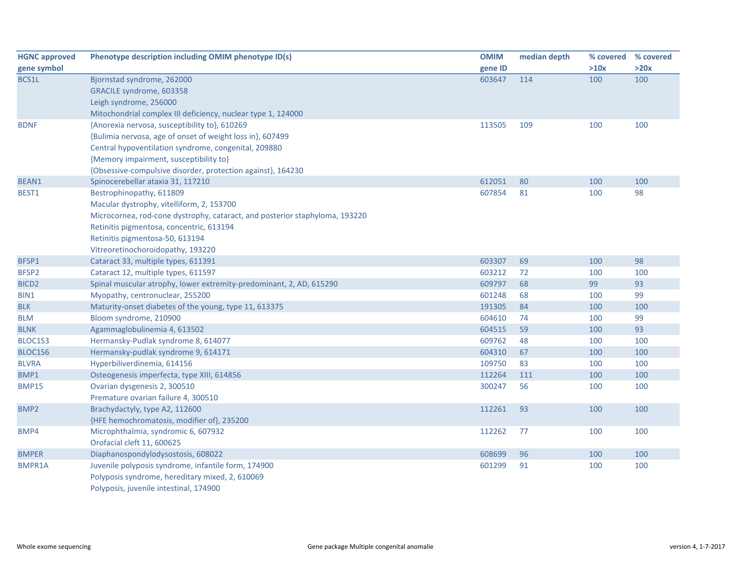| HGNC approved gene symbol | Phenotype description including OMIM phenotype ID(s) | OMIM gene ID | median depth | % covered >10x | % covered >20x |
|---|---|---|---|---|---|
| BCS1L | Bjornstad syndrome, 262000<br>GRACILE syndrome, 603358<br>Leigh syndrome, 256000<br>Mitochondrial complex III deficiency, nuclear type 1, 124000 | 603647 | 114 | 100 | 100 |
| BDNF | {Anorexia nervosa, susceptibility to}, 610269<br>{Bulimia nervosa, age of onset of weight loss in}, 607499<br>Central hypoventilation syndrome, congenital, 209880<br>{Memory impairment, susceptibility to}<br>{Obsessive-compulsive disorder, protection against}, 164230 | 113505 | 109 | 100 | 100 |
| BEAN1 | Spinocerebellar ataxia 31, 117210 | 612051 | 80 | 100 | 100 |
| BEST1 | Bestrophinopathy, 611809<br>Macular dystrophy, vitelliform, 2, 153700<br>Microcornea, rod-cone dystrophy, cataract, and posterior staphyloma, 193220<br>Retinitis pigmentosa, concentric, 613194<br>Retinitis pigmentosa-50, 613194<br>Vitreoretinochoroidopathy, 193220 | 607854 | 81 | 100 | 98 |
| BFSP1 | Cataract 33, multiple types, 611391 | 603307 | 69 | 100 | 98 |
| BFSP2 | Cataract 12, multiple types, 611597 | 603212 | 72 | 100 | 100 |
| BICD2 | Spinal muscular atrophy, lower extremity-predominant, 2, AD, 615290 | 609797 | 68 | 99 | 93 |
| BIN1 | Myopathy, centronuclear, 255200 | 601248 | 68 | 100 | 99 |
| BLK | Maturity-onset diabetes of the young, type 11, 613375 | 191305 | 84 | 100 | 100 |
| BLM | Bloom syndrome, 210900 | 604610 | 74 | 100 | 99 |
| BLNK | Agammaglobulinemia 4, 613502 | 604515 | 59 | 100 | 93 |
| BLOC1S3 | Hermansky-Pudlak syndrome 8, 614077 | 609762 | 48 | 100 | 100 |
| BLOC1S6 | Hermansky-pudlak syndrome 9, 614171 | 604310 | 67 | 100 | 100 |
| BLVRA | Hyperbiliverdinemia, 614156 | 109750 | 83 | 100 | 100 |
| BMP1 | Osteogenesis imperfecta, type XIII, 614856 | 112264 | 111 | 100 | 100 |
| BMP15 | Ovarian dysgenesis 2, 300510<br>Premature ovarian failure 4, 300510 | 300247 | 56 | 100 | 100 |
| BMP2 | Brachydactyly, type A2, 112600<br>{HFE hemochromatosis, modifier of}, 235200 | 112261 | 93 | 100 | 100 |
| BMP4 | Microphthalmia, syndromic 6, 607932<br>Orofacial cleft 11, 600625 | 112262 | 77 | 100 | 100 |
| BMPER | Diaphanospondylodysostosis, 608022 | 608699 | 96 | 100 | 100 |
| BMPR1A | Juvenile polyposis syndrome, infantile form, 174900<br>Polyposis syndrome, hereditary mixed, 2, 610069<br>Polyposis, juvenile intestinal, 174900 | 601299 | 91 | 100 | 100 |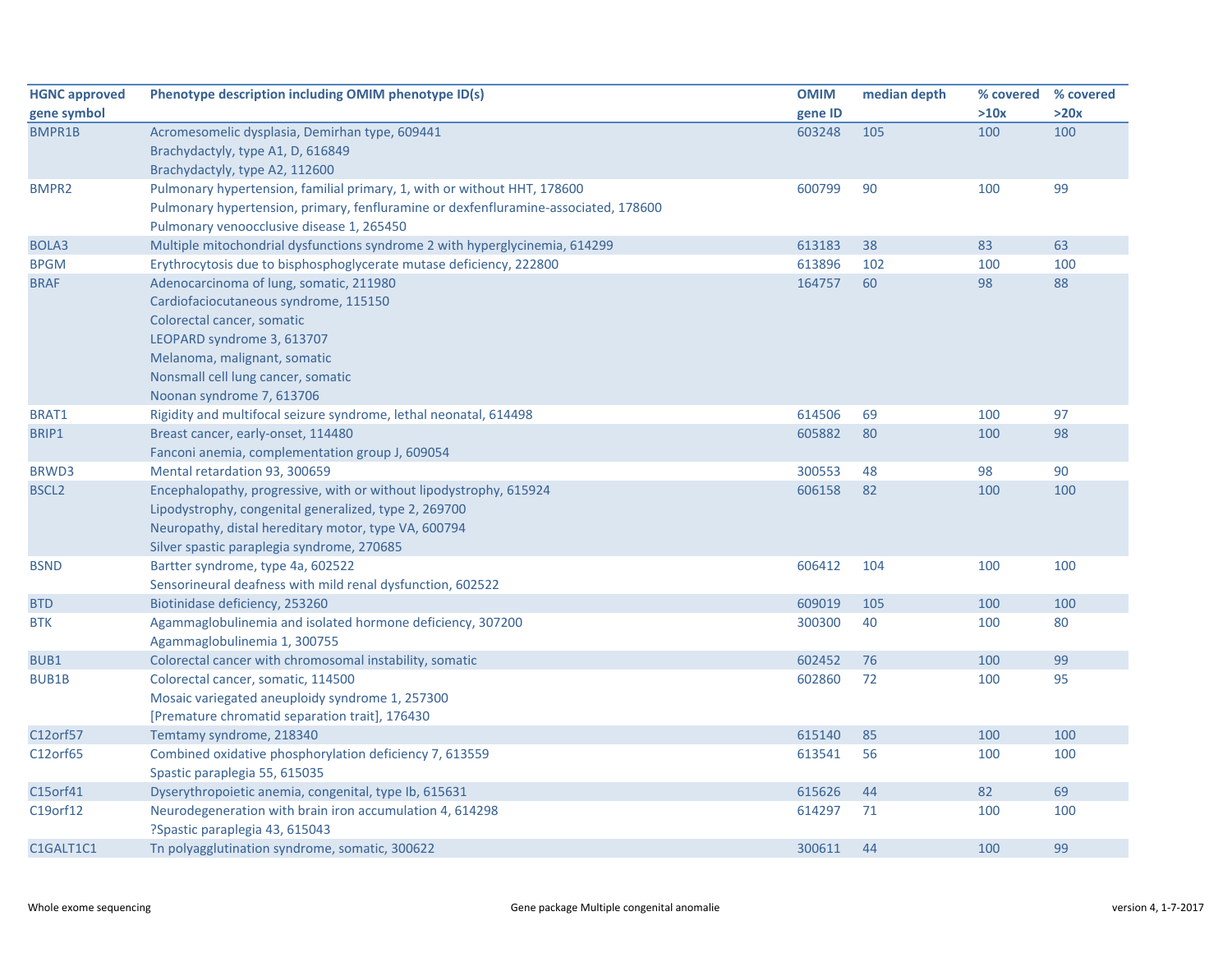| HGNC approved gene symbol | Phenotype description including OMIM phenotype ID(s) | OMIM gene ID | median depth | % covered >10x | % covered >20x |
|---|---|---|---|---|---|
| BMPR1B | Acromesomelic dysplasia, Demirhan type, 609441<br>Brachydactyly, type A1, D, 616849<br>Brachydactyly, type A2, 112600 | 603248 | 105 | 100 | 100 |
| BMPR2 | Pulmonary hypertension, familial primary, 1, with or without HHT, 178600<br>Pulmonary hypertension, primary, fenfluramine or dexfenfluramine-associated, 178600<br>Pulmonary venoocclusive disease 1, 265450 | 600799 | 90 | 100 | 99 |
| BOLA3 | Multiple mitochondrial dysfunctions syndrome 2 with hyperglycinemia, 614299 | 613183 | 38 | 83 | 63 |
| BPGM | Erythrocytosis due to bisphosphoglycerate mutase deficiency, 222800 | 613896 | 102 | 100 | 100 |
| BRAF | Adenocarcinoma of lung, somatic, 211980<br>Cardiofaciocutaneous syndrome, 115150<br>Colorectal cancer, somatic<br>LEOPARD syndrome 3, 613707<br>Melanoma, malignant, somatic<br>Nonsmall cell lung cancer, somatic<br>Noonan syndrome 7, 613706 | 164757 | 60 | 98 | 88 |
| BRAT1 | Rigidity and multifocal seizure syndrome, lethal neonatal, 614498 | 614506 | 69 | 100 | 97 |
| BRIP1 | Breast cancer, early-onset, 114480<br>Fanconi anemia, complementation group J, 609054 | 605882 | 80 | 100 | 98 |
| BRWD3 | Mental retardation 93, 300659 | 300553 | 48 | 98 | 90 |
| BSCL2 | Encephalopathy, progressive, with or without lipodystrophy, 615924<br>Lipodystrophy, congenital generalized, type 2, 269700<br>Neuropathy, distal hereditary motor, type VA, 600794<br>Silver spastic paraplegia syndrome, 270685 | 606158 | 82 | 100 | 100 |
| BSND | Bartter syndrome, type 4a, 602522<br>Sensorineural deafness with mild renal dysfunction, 602522 | 606412 | 104 | 100 | 100 |
| BTD | Biotinidase deficiency, 253260 | 609019 | 105 | 100 | 100 |
| BTK | Agammaglobulinemia and isolated hormone deficiency, 307200<br>Agammaglobulinemia 1, 300755 | 300300 | 40 | 100 | 80 |
| BUB1 | Colorectal cancer with chromosomal instability, somatic | 602452 | 76 | 100 | 99 |
| BUB1B | Colorectal cancer, somatic, 114500<br>Mosaic variegated aneuploidy syndrome 1, 257300<br>[Premature chromatid separation trait], 176430 | 602860 | 72 | 100 | 95 |
| C12orf57 | Temtamy syndrome, 218340 | 615140 | 85 | 100 | 100 |
| C12orf65 | Combined oxidative phosphorylation deficiency 7, 613559<br>Spastic paraplegia 55, 615035 | 613541 | 56 | 100 | 100 |
| C15orf41 | Dyserythropoietic anemia, congenital, type Ib, 615631 | 615626 | 44 | 82 | 69 |
| C19orf12 | Neurodegeneration with brain iron accumulation 4, 614298<br>?Spastic paraplegia 43, 615043 | 614297 | 71 | 100 | 100 |
| C1GALT1C1 | Tn polyagglutination syndrome, somatic, 300622 | 300611 | 44 | 100 | 99 |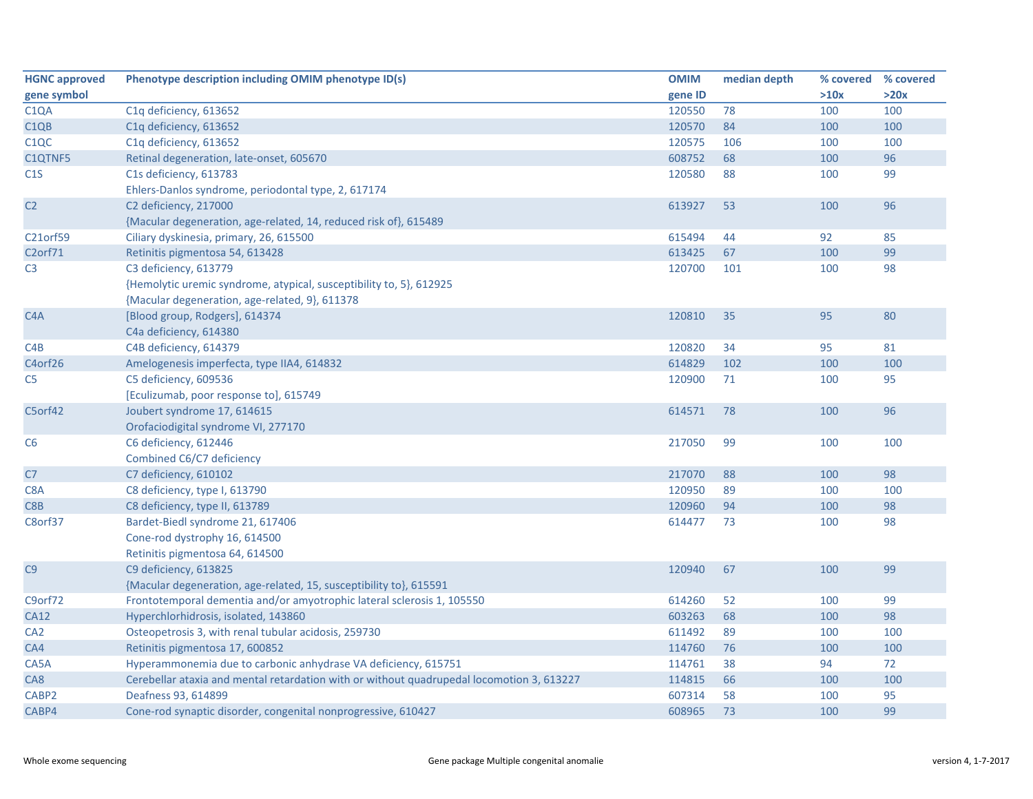| HGNC approved gene symbol | Phenotype description including OMIM phenotype ID(s) | OMIM gene ID | median depth | % covered >10x | % covered >20x |
|---|---|---|---|---|---|
| C1QA | C1q deficiency, 613652 | 120550 | 78 | 100 | 100 |
| C1QB | C1q deficiency, 613652 | 120570 | 84 | 100 | 100 |
| C1QC | C1q deficiency, 613652 | 120575 | 106 | 100 | 100 |
| C1QTNF5 | Retinal degeneration, late-onset, 605670 | 608752 | 68 | 100 | 96 |
| C1S | C1s deficiency, 613783<br>Ehlers-Danlos syndrome, periodontal type, 2, 617174 | 120580 | 88 | 100 | 99 |
| C2 | C2 deficiency, 217000<br>{Macular degeneration, age-related, 14, reduced risk of}, 615489 | 613927 | 53 | 100 | 96 |
| C21orf59 | Ciliary dyskinesia, primary, 26, 615500 | 615494 | 44 | 92 | 85 |
| C2orf71 | Retinitis pigmentosa 54, 613428 | 613425 | 67 | 100 | 99 |
| C3 | C3 deficiency, 613779<br>{Hemolytic uremic syndrome, atypical, susceptibility to, 5}, 612925<br>{Macular degeneration, age-related, 9}, 611378 | 120700 | 101 | 100 | 98 |
| C4A | [Blood group, Rodgers], 614374<br>C4a deficiency, 614380 | 120810 | 35 | 95 | 80 |
| C4B | C4B deficiency, 614379 | 120820 | 34 | 95 | 81 |
| C4orf26 | Amelogenesis imperfecta, type IIA4, 614832 | 614829 | 102 | 100 | 100 |
| C5 | C5 deficiency, 609536<br>[Eculizumab, poor response to], 615749 | 120900 | 71 | 100 | 95 |
| C5orf42 | Joubert syndrome 17, 614615<br>Orofaciodigital syndrome VI, 277170 | 614571 | 78 | 100 | 96 |
| C6 | C6 deficiency, 612446<br>Combined C6/C7 deficiency | 217050 | 99 | 100 | 100 |
| C7 | C7 deficiency, 610102 | 217070 | 88 | 100 | 98 |
| C8A | C8 deficiency, type I, 613790 | 120950 | 89 | 100 | 100 |
| C8B | C8 deficiency, type II, 613789 | 120960 | 94 | 100 | 98 |
| C8orf37 | Bardet-Biedl syndrome 21, 617406<br>Cone-rod dystrophy 16, 614500<br>Retinitis pigmentosa 64, 614500 | 614477 | 73 | 100 | 98 |
| C9 | C9 deficiency, 613825<br>{Macular degeneration, age-related, 15, susceptibility to}, 615591 | 120940 | 67 | 100 | 99 |
| C9orf72 | Frontotemporal dementia and/or amyotrophic lateral sclerosis 1, 105550 | 614260 | 52 | 100 | 99 |
| CA12 | Hyperchlorhidrosis, isolated, 143860 | 603263 | 68 | 100 | 98 |
| CA2 | Osteopetrosis 3, with renal tubular acidosis, 259730 | 611492 | 89 | 100 | 100 |
| CA4 | Retinitis pigmentosa 17, 600852 | 114760 | 76 | 100 | 100 |
| CA5A | Hyperammonemia due to carbonic anhydrase VA deficiency, 615751 | 114761 | 38 | 94 | 72 |
| CA8 | Cerebellar ataxia and mental retardation with or without quadrupedal locomotion 3, 613227 | 114815 | 66 | 100 | 100 |
| CABP2 | Deafness 93, 614899 | 607314 | 58 | 100 | 95 |
| CABP4 | Cone-rod synaptic disorder, congenital nonprogressive, 610427 | 608965 | 73 | 100 | 99 |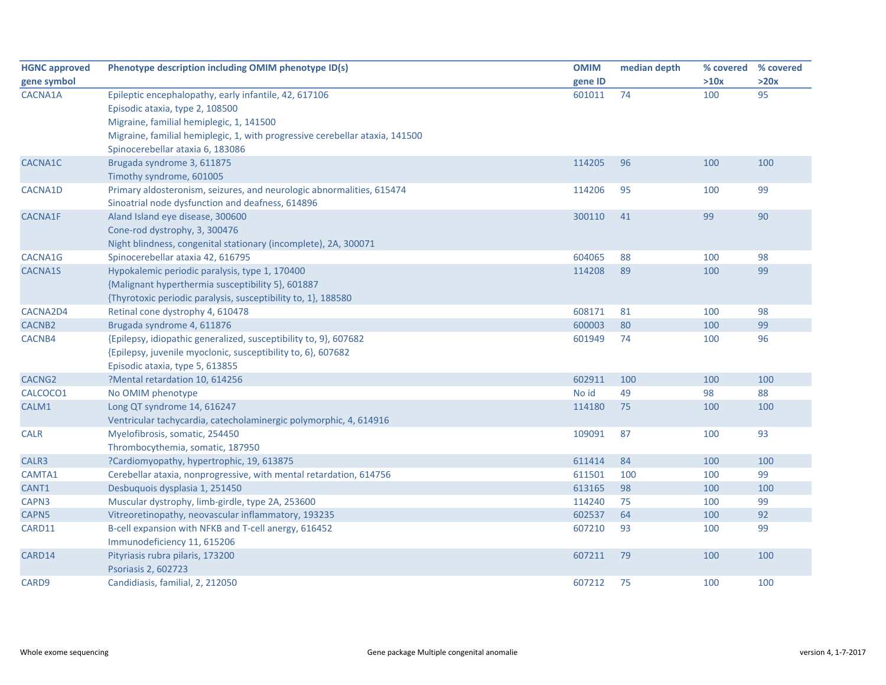| HGNC approved gene symbol | Phenotype description including OMIM phenotype ID(s) | OMIM gene ID | median depth | % covered >10x | % covered >20x |
|---|---|---|---|---|---|
| CACNA1A | Epileptic encephalopathy, early infantile, 42, 617106<br>Episodic ataxia, type 2, 108500<br>Migraine, familial hemiplegic, 1, 141500<br>Migraine, familial hemiplegic, 1, with progressive cerebellar ataxia, 141500<br>Spinocerebellar ataxia 6, 183086 | 601011 | 74 | 100 | 95 |
| CACNA1C | Brugada syndrome 3, 611875<br>Timothy syndrome, 601005 | 114205 | 96 | 100 | 100 |
| CACNA1D | Primary aldosteronism, seizures, and neurologic abnormalities, 615474<br>Sinoatrial node dysfunction and deafness, 614896 | 114206 | 95 | 100 | 99 |
| CACNA1F | Aland Island eye disease, 300600<br>Cone-rod dystrophy, 3, 300476<br>Night blindness, congenital stationary (incomplete), 2A, 300071 | 300110 | 41 | 99 | 90 |
| CACNA1G | Spinocerebellar ataxia 42, 616795 | 604065 | 88 | 100 | 98 |
| CACNA1S | Hypokalemic periodic paralysis, type 1, 170400<br>{Malignant hyperthermia susceptibility 5}, 601887<br>{Thyrotoxic periodic paralysis, susceptibility to, 1}, 188580 | 114208 | 89 | 100 | 99 |
| CACNA2D4 | Retinal cone dystrophy 4, 610478 | 608171 | 81 | 100 | 98 |
| CACNB2 | Brugada syndrome 4, 611876 | 600003 | 80 | 100 | 99 |
| CACNB4 | {Epilepsy, idiopathic generalized, susceptibility to, 9}, 607682<br>{Epilepsy, juvenile myoclonic, susceptibility to, 6}, 607682<br>Episodic ataxia, type 5, 613855 | 601949 | 74 | 100 | 96 |
| CACNG2 | ?Mental retardation 10, 614256 | 602911 | 100 | 100 | 100 |
| CALCOCO1 | No OMIM phenotype | No id | 49 | 98 | 88 |
| CALM1 | Long QT syndrome 14, 616247<br>Ventricular tachycardia, catecholaminergic polymorphic, 4, 614916 | 114180 | 75 | 100 | 100 |
| CALR | Myelofibrosis, somatic, 254450<br>Thrombocythemia, somatic, 187950 | 109091 | 87 | 100 | 93 |
| CALR3 | ?Cardiomyopathy, hypertrophic, 19, 613875 | 611414 | 84 | 100 | 100 |
| CAMTA1 | Cerebellar ataxia, nonprogressive, with mental retardation, 614756 | 611501 | 100 | 100 | 99 |
| CANT1 | Desbuquois dysplasia 1, 251450 | 613165 | 98 | 100 | 100 |
| CAPN3 | Muscular dystrophy, limb-girdle, type 2A, 253600 | 114240 | 75 | 100 | 99 |
| CAPN5 | Vitreoretinopathy, neovascular inflammatory, 193235 | 602537 | 64 | 100 | 92 |
| CARD11 | B-cell expansion with NFKB and T-cell anergy, 616452<br>Immunodeficiency 11, 615206 | 607210 | 93 | 100 | 99 |
| CARD14 | Pityriasis rubra pilaris, 173200<br>Psoriasis 2, 602723 | 607211 | 79 | 100 | 100 |
| CARD9 | Candidiasis, familial, 2, 212050 | 607212 | 75 | 100 | 100 |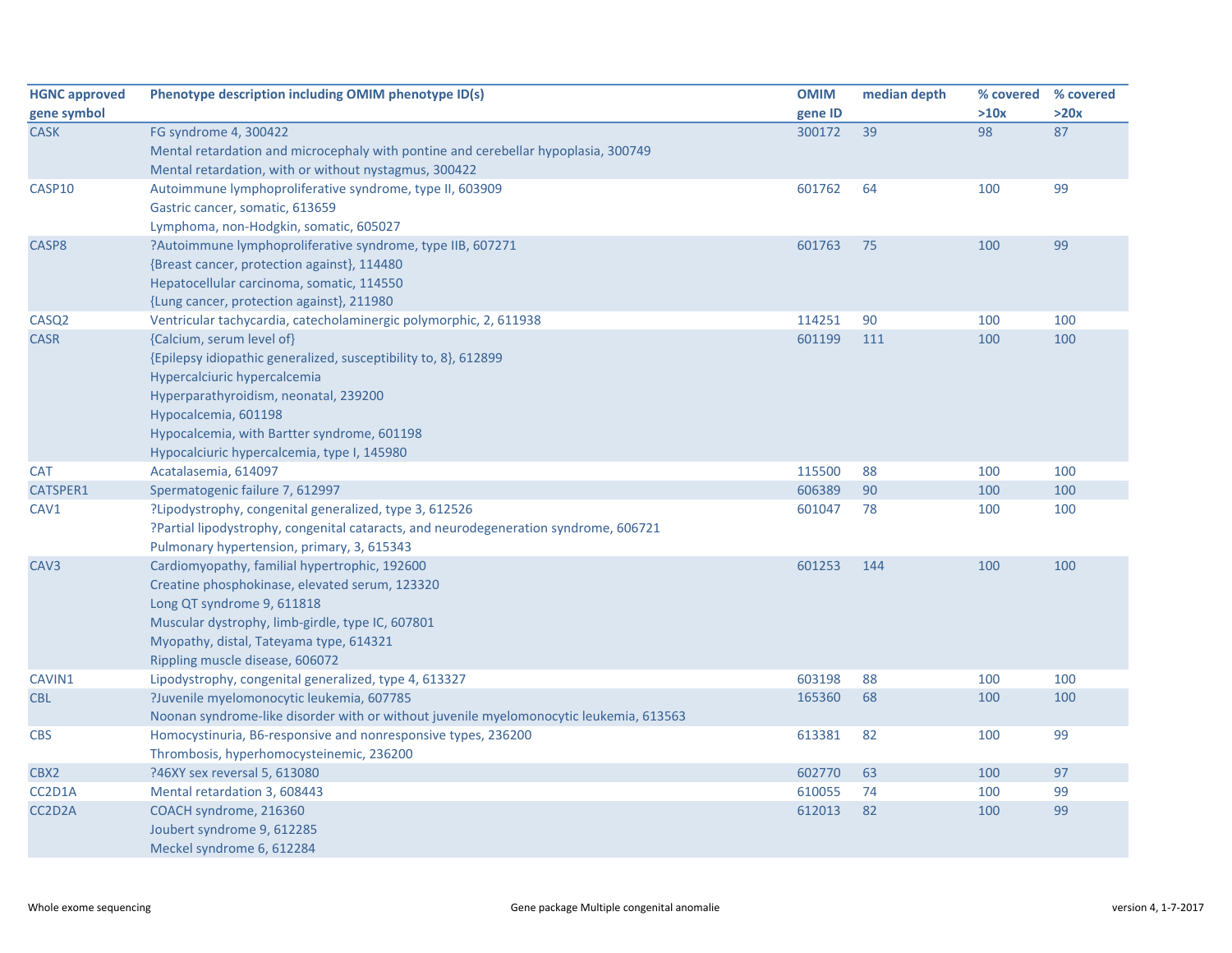| HGNC approved gene symbol | Phenotype description including OMIM phenotype ID(s) | OMIM gene ID | median depth | % covered >10x | % covered >20x |
|---|---|---|---|---|---|
| CASK | FG syndrome 4, 300422<br>Mental retardation and microcephaly with pontine and cerebellar hypoplasia, 300749<br>Mental retardation, with or without nystagmus, 300422 | 300172 | 39 | 98 | 87 |
| CASP10 | Autoimmune lymphoproliferative syndrome, type II, 603909<br>Gastric cancer, somatic, 613659<br>Lymphoma, non-Hodgkin, somatic, 605027 | 601762 | 64 | 100 | 99 |
| CASP8 | ?Autoimmune lymphoproliferative syndrome, type IIB, 607271<br>{Breast cancer, protection against}, 114480<br>Hepatocellular carcinoma, somatic, 114550<br>{Lung cancer, protection against}, 211980 | 601763 | 75 | 100 | 99 |
| CASQ2 | Ventricular tachycardia, catecholaminergic polymorphic, 2, 611938 | 114251 | 90 | 100 | 100 |
| CASR | {Calcium, serum level of}<br>{Epilepsy idiopathic generalized, susceptibility to, 8}, 612899<br>Hypercalciuric hypercalcemia<br>Hyperparathyroidism, neonatal, 239200<br>Hypocalcemia, 601198<br>Hypocalcemia, with Bartter syndrome, 601198<br>Hypocalciuric hypercalcemia, type I, 145980 | 601199 | 111 | 100 | 100 |
| CAT | Acatalasemia, 614097 | 115500 | 88 | 100 | 100 |
| CATSPER1 | Spermatogenic failure 7, 612997 | 606389 | 90 | 100 | 100 |
| CAV1 | ?Lipodystrophy, congenital generalized, type 3, 612526<br>?Partial lipodystrophy, congenital cataracts, and neurodegeneration syndrome, 606721<br>Pulmonary hypertension, primary, 3, 615343 | 601047 | 78 | 100 | 100 |
| CAV3 | Cardiomyopathy, familial hypertrophic, 192600<br>Creatine phosphokinase, elevated serum, 123320<br>Long QT syndrome 9, 611818<br>Muscular dystrophy, limb-girdle, type IC, 607801<br>Myopathy, distal, Tateyama type, 614321<br>Rippling muscle disease, 606072 | 601253 | 144 | 100 | 100 |
| CAVIN1 | Lipodystrophy, congenital generalized, type 4, 613327 | 603198 | 88 | 100 | 100 |
| CBL | ?Juvenile myelomonocytic leukemia, 607785<br>Noonan syndrome-like disorder with or without juvenile myelomonocytic leukemia, 613563 | 165360 | 68 | 100 | 100 |
| CBS | Homocystinuria, B6-responsive and nonresponsive types, 236200<br>Thrombosis, hyperhomocysteinemic, 236200 | 613381 | 82 | 100 | 99 |
| CBX2 | ?46XY sex reversal 5, 613080 | 602770 | 63 | 100 | 97 |
| CC2D1A | Mental retardation 3, 608443 | 610055 | 74 | 100 | 99 |
| CC2D2A | COACH syndrome, 216360<br>Joubert syndrome 9, 612285<br>Meckel syndrome 6, 612284 | 612013 | 82 | 100 | 99 |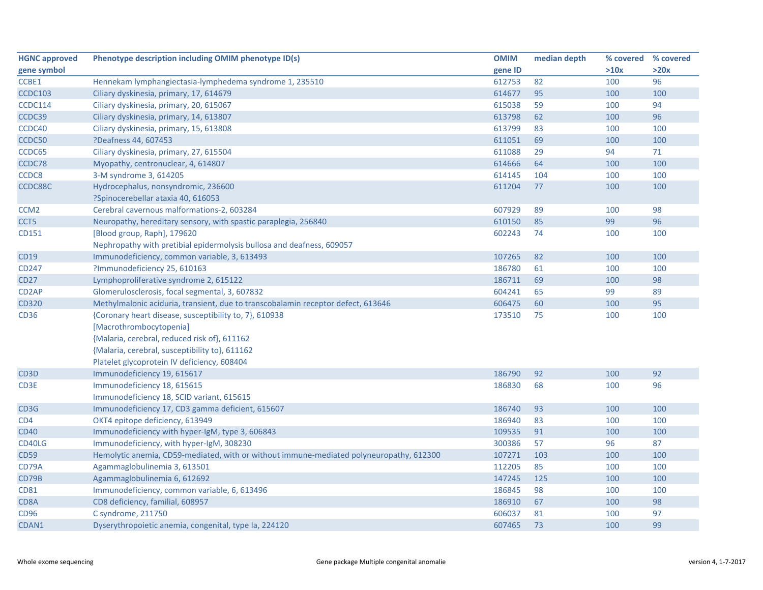| HGNC approved gene symbol | Phenotype description including OMIM phenotype ID(s) | OMIM gene ID | median depth | % covered >10x | % covered >20x |
|---|---|---|---|---|---|
| CCBE1 | Hennekam lymphangiectasia-lymphedema syndrome 1, 235510 | 612753 | 82 | 100 | 96 |
| CCDC103 | Ciliary dyskinesia, primary, 17, 614679 | 614677 | 95 | 100 | 100 |
| CCDC114 | Ciliary dyskinesia, primary, 20, 615067 | 615038 | 59 | 100 | 94 |
| CCDC39 | Ciliary dyskinesia, primary, 14, 613807 | 613798 | 62 | 100 | 96 |
| CCDC40 | Ciliary dyskinesia, primary, 15, 613808 | 613799 | 83 | 100 | 100 |
| CCDC50 | ?Deafness 44, 607453 | 611051 | 69 | 100 | 100 |
| CCDC65 | Ciliary dyskinesia, primary, 27, 615504 | 611088 | 29 | 94 | 71 |
| CCDC78 | Myopathy, centronuclear, 4, 614807 | 614666 | 64 | 100 | 100 |
| CCDC8 | 3-M syndrome 3, 614205 | 614145 | 104 | 100 | 100 |
| CCDC88C | Hydrocephalus, nonsyndromic, 236600<br>?Spinocerebellar ataxia 40, 616053 | 611204 | 77 | 100 | 100 |
| CCM2 | Cerebral cavernous malformations-2, 603284 | 607929 | 89 | 100 | 98 |
| CCT5 | Neuropathy, hereditary sensory, with spastic paraplegia, 256840 | 610150 | 85 | 99 | 96 |
| CD151 | [Blood group, Raph], 179620<br>Nephropathy with pretibial epidermolysis bullosa and deafness, 609057 | 602243 | 74 | 100 | 100 |
| CD19 | Immunodeficiency, common variable, 3, 613493 | 107265 | 82 | 100 | 100 |
| CD247 | ?Immunodeficiency 25, 610163 | 186780 | 61 | 100 | 100 |
| CD27 | Lymphoproliferative syndrome 2, 615122 | 186711 | 69 | 100 | 98 |
| CD2AP | Glomerulosclerosis, focal segmental, 3, 607832 | 604241 | 65 | 99 | 89 |
| CD320 | Methylmalonic aciduria, transient, due to transcobalamin receptor defect, 613646 | 606475 | 60 | 100 | 95 |
| CD36 | {Coronary heart disease, susceptibility to, 7}, 610938<br>[Macrothrombocytopenia]<br>{Malaria, cerebral, reduced risk of}, 611162<br>{Malaria, cerebral, susceptibility to}, 611162<br>Platelet glycoprotein IV deficiency, 608404 | 173510 | 75 | 100 | 100 |
| CD3D | Immunodeficiency 19, 615617 | 186790 | 92 | 100 | 92 |
| CD3E | Immunodeficiency 18, 615615<br>Immunodeficiency 18, SCID variant, 615615 | 186830 | 68 | 100 | 96 |
| CD3G | Immunodeficiency 17, CD3 gamma deficient, 615607 | 186740 | 93 | 100 | 100 |
| CD4 | OKT4 epitope deficiency, 613949 | 186940 | 83 | 100 | 100 |
| CD40 | Immunodeficiency with hyper-IgM, type 3, 606843 | 109535 | 91 | 100 | 100 |
| CD40LG | Immunodeficiency, with hyper-IgM, 308230 | 300386 | 57 | 96 | 87 |
| CD59 | Hemolytic anemia, CD59-mediated, with or without immune-mediated polyneuropathy, 612300 | 107271 | 103 | 100 | 100 |
| CD79A | Agammaglobulinemia 3, 613501 | 112205 | 85 | 100 | 100 |
| CD79B | Agammaglobulinemia 6, 612692 | 147245 | 125 | 100 | 100 |
| CD81 | Immunodeficiency, common variable, 6, 613496 | 186845 | 98 | 100 | 100 |
| CD8A | CD8 deficiency, familial, 608957 | 186910 | 67 | 100 | 98 |
| CD96 | C syndrome, 211750 | 606037 | 81 | 100 | 97 |
| CDAN1 | Dyserythropoietic anemia, congenital, type Ia, 224120 | 607465 | 73 | 100 | 99 |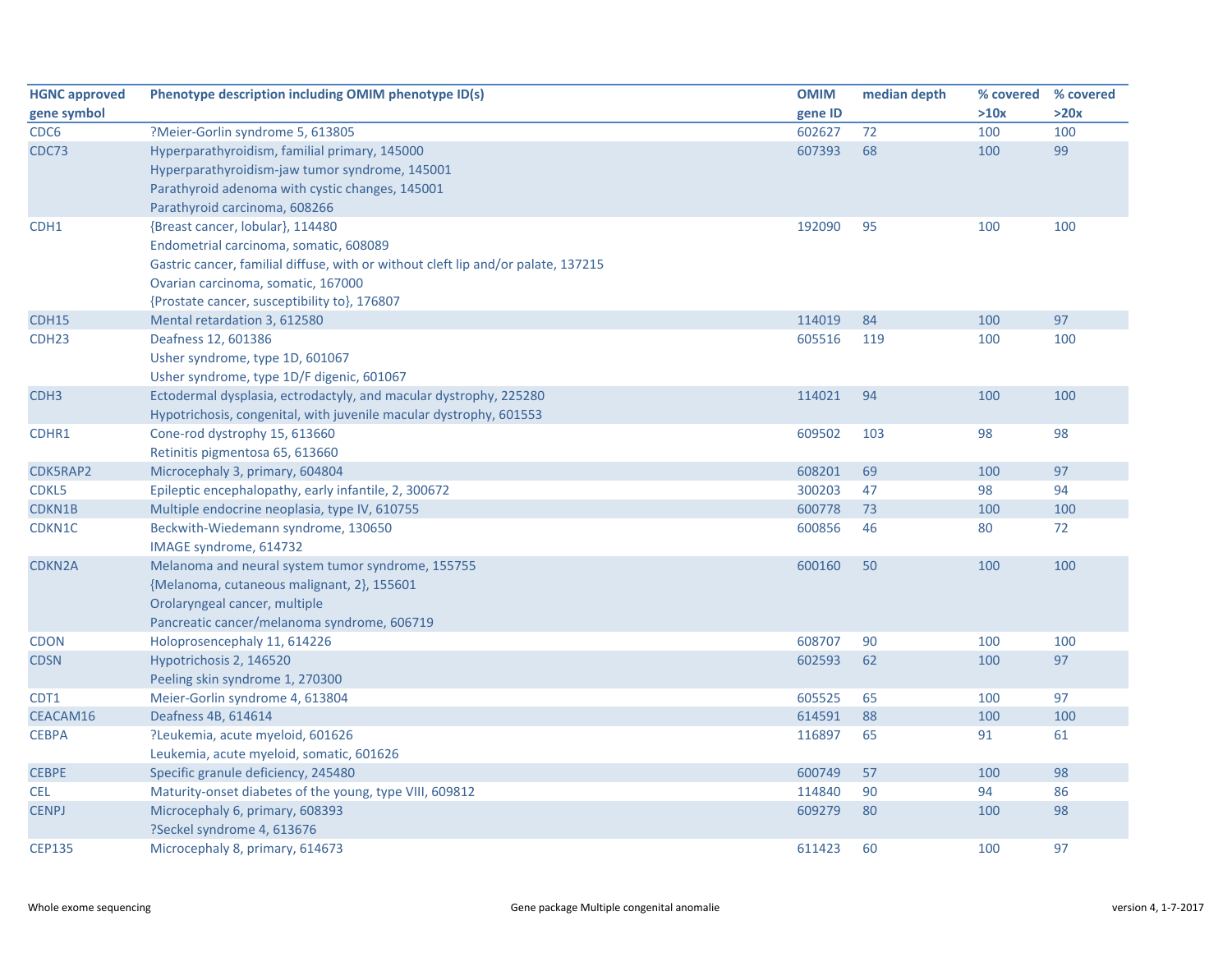| HGNC approved gene symbol | Phenotype description including OMIM phenotype ID(s) | OMIM gene ID | median depth | % covered >10x | % covered >20x |
|---|---|---|---|---|---|
| CDC6 | ?Meier-Gorlin syndrome 5, 613805 | 602627 | 72 | 100 | 100 |
| CDC73 | Hyperparathyroidism, familial primary, 145000<br>Hyperparathyroidism-jaw tumor syndrome, 145001<br>Parathyroid adenoma with cystic changes, 145001<br>Parathyroid carcinoma, 608266 | 607393 | 68 | 100 | 99 |
| CDH1 | {Breast cancer, lobular}, 114480<br>Endometrial carcinoma, somatic, 608089<br>Gastric cancer, familial diffuse, with or without cleft lip and/or palate, 137215<br>Ovarian carcinoma, somatic, 167000<br>{Prostate cancer, susceptibility to}, 176807 | 192090 | 95 | 100 | 100 |
| CDH15 | Mental retardation 3, 612580 | 114019 | 84 | 100 | 97 |
| CDH23 | Deafness 12, 601386<br>Usher syndrome, type 1D, 601067<br>Usher syndrome, type 1D/F digenic, 601067 | 605516 | 119 | 100 | 100 |
| CDH3 | Ectodermal dysplasia, ectrodactyly, and macular dystrophy, 225280<br>Hypotrichosis, congenital, with juvenile macular dystrophy, 601553 | 114021 | 94 | 100 | 100 |
| CDHR1 | Cone-rod dystrophy 15, 613660<br>Retinitis pigmentosa 65, 613660 | 609502 | 103 | 98 | 98 |
| CDK5RAP2 | Microcephaly 3, primary, 604804 | 608201 | 69 | 100 | 97 |
| CDKL5 | Epileptic encephalopathy, early infantile, 2, 300672 | 300203 | 47 | 98 | 94 |
| CDKN1B | Multiple endocrine neoplasia, type IV, 610755 | 600778 | 73 | 100 | 100 |
| CDKN1C | Beckwith-Wiedemann syndrome, 130650<br>IMAGE syndrome, 614732 | 600856 | 46 | 80 | 72 |
| CDKN2A | Melanoma and neural system tumor syndrome, 155755<br>{Melanoma, cutaneous malignant, 2}, 155601<br>Orolaryngeal cancer, multiple<br>Pancreatic cancer/melanoma syndrome, 606719 | 600160 | 50 | 100 | 100 |
| CDON | Holoprosencephaly 11, 614226 | 608707 | 90 | 100 | 100 |
| CDSN | Hypotrichosis 2, 146520<br>Peeling skin syndrome 1, 270300 | 602593 | 62 | 100 | 97 |
| CDT1 | Meier-Gorlin syndrome 4, 613804 | 605525 | 65 | 100 | 97 |
| CEACAM16 | Deafness 4B, 614614 | 614591 | 88 | 100 | 100 |
| CEBPA | ?Leukemia, acute myeloid, 601626<br>Leukemia, acute myeloid, somatic, 601626 | 116897 | 65 | 91 | 61 |
| CEBPE | Specific granule deficiency, 245480 | 600749 | 57 | 100 | 98 |
| CEL | Maturity-onset diabetes of the young, type VIII, 609812 | 114840 | 90 | 94 | 86 |
| CENPJ | Microcephaly 6, primary, 608393<br>?Seckel syndrome 4, 613676 | 609279 | 80 | 100 | 98 |
| CEP135 | Microcephaly 8, primary, 614673 | 611423 | 60 | 100 | 97 |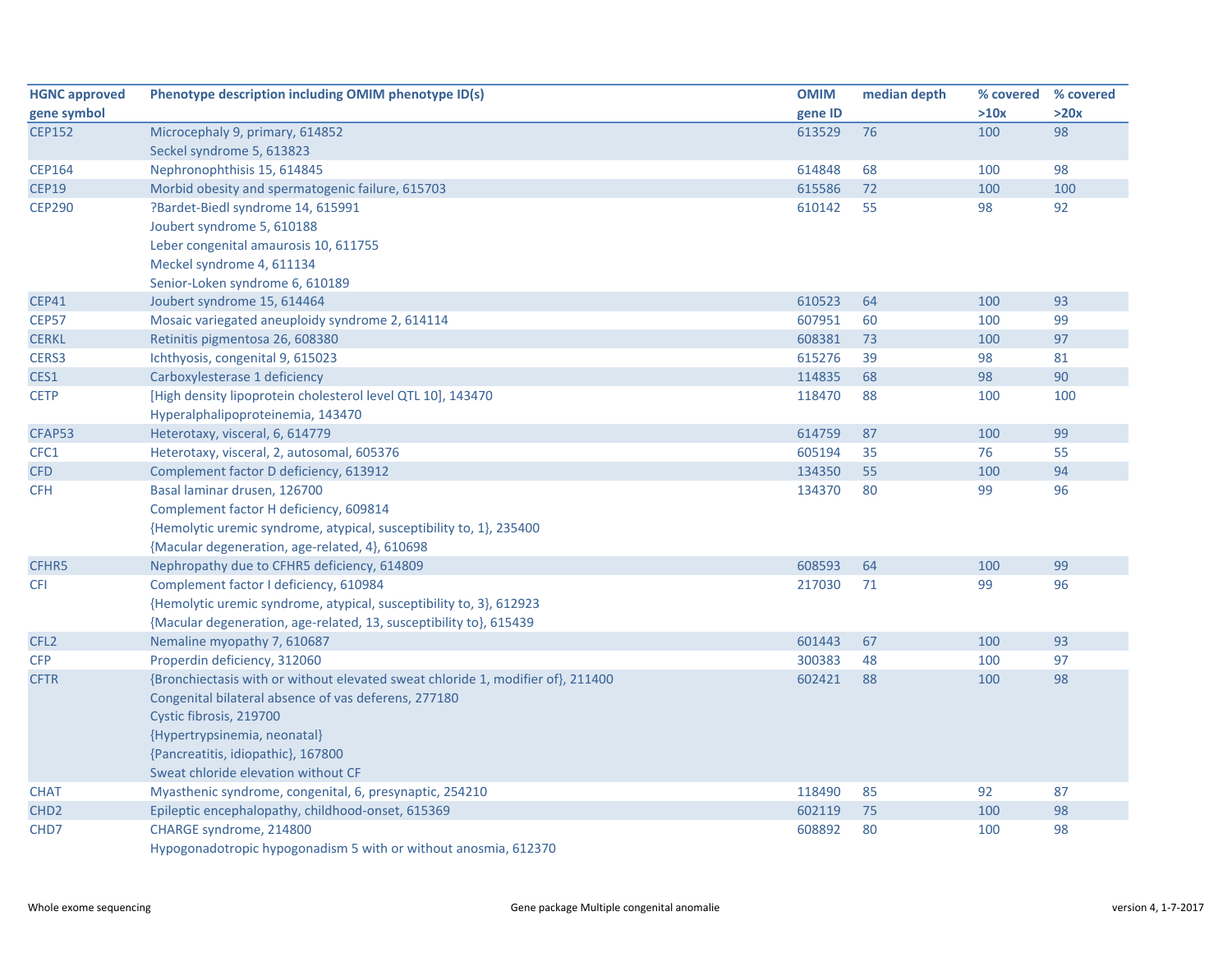| HGNC approved gene symbol | Phenotype description including OMIM phenotype ID(s) | OMIM gene ID | median depth | % covered >10x | % covered >20x |
|---|---|---|---|---|---|
| CEP152 | Microcephaly 9, primary, 614852<br>Seckel syndrome 5, 613823 | 613529 | 76 | 100 | 98 |
| CEP164 | Nephronophthisis 15, 614845 | 614848 | 68 | 100 | 98 |
| CEP19 | Morbid obesity and spermatogenic failure, 615703 | 615586 | 72 | 100 | 100 |
| CEP290 | ?Bardet-Biedl syndrome 14, 615991<br>Joubert syndrome 5, 610188<br>Leber congenital amaurosis 10, 611755<br>Meckel syndrome 4, 611134<br>Senior-Loken syndrome 6, 610189 | 610142 | 55 | 98 | 92 |
| CEP41 | Joubert syndrome 15, 614464 | 610523 | 64 | 100 | 93 |
| CEP57 | Mosaic variegated aneuploidy syndrome 2, 614114 | 607951 | 60 | 100 | 99 |
| CERKL | Retinitis pigmentosa 26, 608380 | 608381 | 73 | 100 | 97 |
| CERS3 | Ichthyosis, congenital 9, 615023 | 615276 | 39 | 98 | 81 |
| CES1 | Carboxylesterase 1 deficiency | 114835 | 68 | 98 | 90 |
| CETP | [High density lipoprotein cholesterol level QTL 10], 143470<br>Hyperalphalipoproteinemia, 143470 | 118470 | 88 | 100 | 100 |
| CFAP53 | Heterotaxy, visceral, 6, 614779 | 614759 | 87 | 100 | 99 |
| CFC1 | Heterotaxy, visceral, 2, autosomal, 605376 | 605194 | 35 | 76 | 55 |
| CFD | Complement factor D deficiency, 613912 | 134350 | 55 | 100 | 94 |
| CFH | Basal laminar drusen, 126700<br>Complement factor H deficiency, 609814<br>{Hemolytic uremic syndrome, atypical, susceptibility to, 1}, 235400<br>{Macular degeneration, age-related, 4}, 610698 | 134370 | 80 | 99 | 96 |
| CFHR5 | Nephropathy due to CFHR5 deficiency, 614809 | 608593 | 64 | 100 | 99 |
| CFI | Complement factor I deficiency, 610984<br>{Hemolytic uremic syndrome, atypical, susceptibility to, 3}, 612923<br>{Macular degeneration, age-related, 13, susceptibility to}, 615439 | 217030 | 71 | 99 | 96 |
| CFL2 | Nemaline myopathy 7, 610687 | 601443 | 67 | 100 | 93 |
| CFP | Properdin deficiency, 312060 | 300383 | 48 | 100 | 97 |
| CFTR | {Bronchiectasis with or without elevated sweat chloride 1, modifier of}, 211400<br>Congenital bilateral absence of vas deferens, 277180<br>Cystic fibrosis, 219700<br>{Hypertrypsinemia, neonatal}<br>{Pancreatitis, idiopathic}, 167800<br>Sweat chloride elevation without CF | 602421 | 88 | 100 | 98 |
| CHAT | Myasthenic syndrome, congenital, 6, presynaptic, 254210 | 118490 | 85 | 92 | 87 |
| CHD2 | Epileptic encephalopathy, childhood-onset, 615369 | 602119 | 75 | 100 | 98 |
| CHD7 | CHARGE syndrome, 214800<br>Hypogonadotropic hypogonadism 5 with or without anosmia, 612370 | 608892 | 80 | 100 | 98 |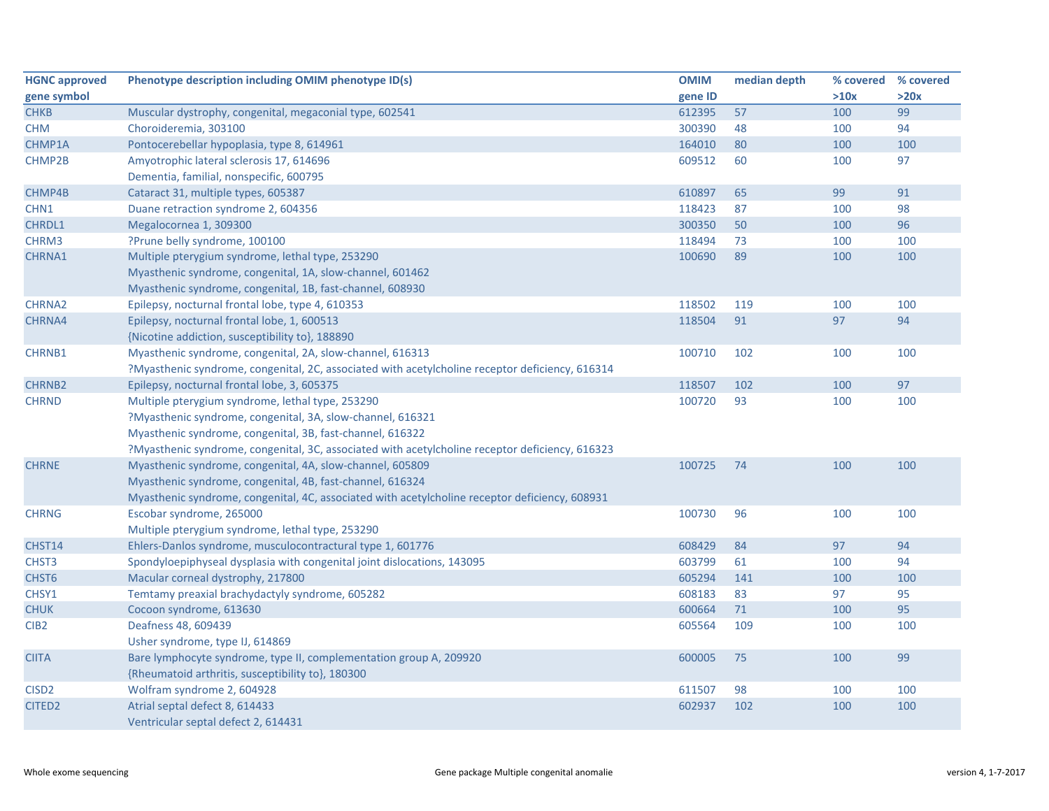| HGNC approved gene symbol | Phenotype description including OMIM phenotype ID(s) | OMIM gene ID | median depth | % covered >10x | % covered >20x |
|---|---|---|---|---|---|
| CHKB | Muscular dystrophy, congenital, megaconial type, 602541 | 612395 | 57 | 100 | 99 |
| CHM | Choroideremia, 303100 | 300390 | 48 | 100 | 94 |
| CHMP1A | Pontocerebellar hypoplasia, type 8, 614961 | 164010 | 80 | 100 | 100 |
| CHMP2B | Amyotrophic lateral sclerosis 17, 614696<br>Dementia, familial, nonspecific, 600795 | 609512 | 60 | 100 | 97 |
| CHMP4B | Cataract 31, multiple types, 605387 | 610897 | 65 | 99 | 91 |
| CHN1 | Duane retraction syndrome 2, 604356 | 118423 | 87 | 100 | 98 |
| CHRDL1 | Megalocornea 1, 309300 | 300350 | 50 | 100 | 96 |
| CHRM3 | ?Prune belly syndrome, 100100 | 118494 | 73 | 100 | 100 |
| CHRNA1 | Multiple pterygium syndrome, lethal type, 253290<br>Myasthenic syndrome, congenital, 1A, slow-channel, 601462<br>Myasthenic syndrome, congenital, 1B, fast-channel, 608930 | 100690 | 89 | 100 | 100 |
| CHRNA2 | Epilepsy, nocturnal frontal lobe, type 4, 610353 | 118502 | 119 | 100 | 100 |
| CHRNA4 | Epilepsy, nocturnal frontal lobe, 1, 600513<br>{Nicotine addiction, susceptibility to}, 188890 | 118504 | 91 | 97 | 94 |
| CHRNB1 | Myasthenic syndrome, congenital, 2A, slow-channel, 616313<br>?Myasthenic syndrome, congenital, 2C, associated with acetylcholine receptor deficiency, 616314 | 100710 | 102 | 100 | 100 |
| CHRNB2 | Epilepsy, nocturnal frontal lobe, 3, 605375 | 118507 | 102 | 100 | 97 |
| CHRND | Multiple pterygium syndrome, lethal type, 253290<br>?Myasthenic syndrome, congenital, 3A, slow-channel, 616321<br>Myasthenic syndrome, congenital, 3B, fast-channel, 616322<br>?Myasthenic syndrome, congenital, 3C, associated with acetylcholine receptor deficiency, 616323 | 100720 | 93 | 100 | 100 |
| CHRNE | Myasthenic syndrome, congenital, 4A, slow-channel, 605809<br>Myasthenic syndrome, congenital, 4B, fast-channel, 616324<br>Myasthenic syndrome, congenital, 4C, associated with acetylcholine receptor deficiency, 608931 | 100725 | 74 | 100 | 100 |
| CHRNG | Escobar syndrome, 265000<br>Multiple pterygium syndrome, lethal type, 253290 | 100730 | 96 | 100 | 100 |
| CHST14 | Ehlers-Danlos syndrome, musculocontractural type 1, 601776 | 608429 | 84 | 97 | 94 |
| CHST3 | Spondyloepiphyseal dysplasia with congenital joint dislocations, 143095 | 603799 | 61 | 100 | 94 |
| CHST6 | Macular corneal dystrophy, 217800 | 605294 | 141 | 100 | 100 |
| CHSY1 | Temtamy preaxial brachydactyly syndrome, 605282 | 608183 | 83 | 97 | 95 |
| CHUK | Cocoon syndrome, 613630 | 600664 | 71 | 100 | 95 |
| CIB2 | Deafness 48, 609439<br>Usher syndrome, type IJ, 614869 | 605564 | 109 | 100 | 100 |
| CIITA | Bare lymphocyte syndrome, type II, complementation group A, 209920<br>{Rheumatoid arthritis, susceptibility to}, 180300 | 600005 | 75 | 100 | 99 |
| CISD2 | Wolfram syndrome 2, 604928 | 611507 | 98 | 100 | 100 |
| CITED2 | Atrial septal defect 8, 614433<br>Ventricular septal defect 2, 614431 | 602937 | 102 | 100 | 100 |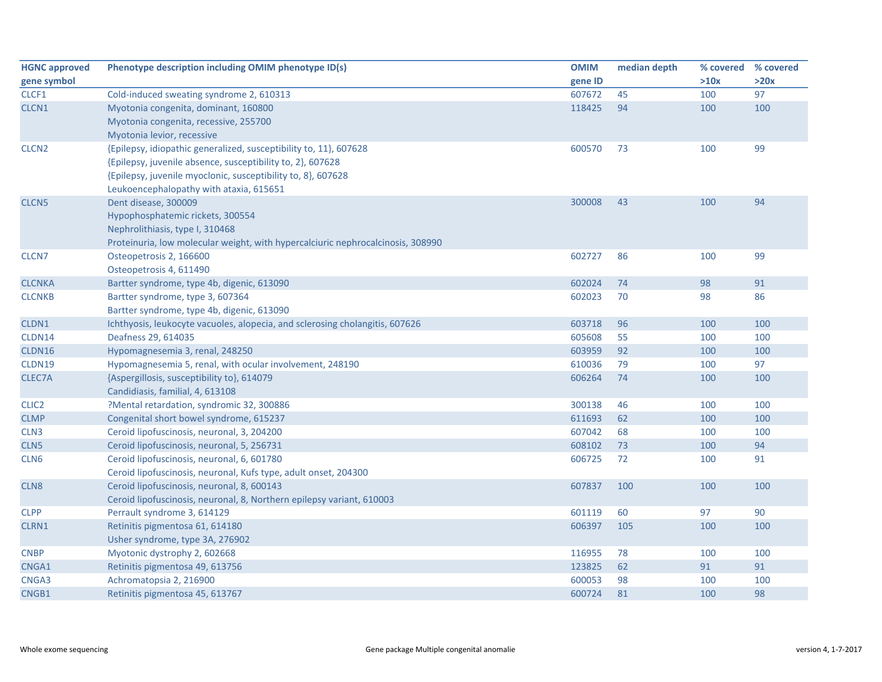| HGNC approved gene symbol | Phenotype description including OMIM phenotype ID(s) | OMIM gene ID | median depth | % covered >10x | % covered >20x |
|---|---|---|---|---|---|
| CLCF1 | Cold-induced sweating syndrome 2, 610313 | 607672 | 45 | 100 | 97 |
| CLCN1 | Myotonia congenita, dominant, 160800<br>Myotonia congenita, recessive, 255700<br>Myotonia levior, recessive | 118425 | 94 | 100 | 100 |
| CLCN2 | {Epilepsy, idiopathic generalized, susceptibility to, 11}, 607628<br>{Epilepsy, juvenile absence, susceptibility to, 2}, 607628<br>{Epilepsy, juvenile myoclonic, susceptibility to, 8}, 607628<br>Leukoencephalopathy with ataxia, 615651 | 600570 | 73 | 100 | 99 |
| CLCN5 | Dent disease, 300009<br>Hypophosphatemic rickets, 300554<br>Nephrolithiasis, type I, 310468<br>Proteinuria, low molecular weight, with hypercalciuric nephrocalcinosis, 308990 | 300008 | 43 | 100 | 94 |
| CLCN7 | Osteopetrosis 2, 166600<br>Osteopetrosis 4, 611490 | 602727 | 86 | 100 | 99 |
| CLCNKA | Bartter syndrome, type 4b, digenic, 613090 | 602024 | 74 | 98 | 91 |
| CLCNKB | Bartter syndrome, type 3, 607364<br>Bartter syndrome, type 4b, digenic, 613090 | 602023 | 70 | 98 | 86 |
| CLDN1 | Ichthyosis, leukocyte vacuoles, alopecia, and sclerosing cholangitis, 607626 | 603718 | 96 | 100 | 100 |
| CLDN14 | Deafness 29, 614035 | 605608 | 55 | 100 | 100 |
| CLDN16 | Hypomagnesemia 3, renal, 248250 | 603959 | 92 | 100 | 100 |
| CLDN19 | Hypomagnesemia 5, renal, with ocular involvement, 248190 | 610036 | 79 | 100 | 97 |
| CLEC7A | {Aspergillosis, susceptibility to}, 614079<br>Candidiasis, familial, 4, 613108 | 606264 | 74 | 100 | 100 |
| CLIC2 | ?Mental retardation, syndromic 32, 300886 | 300138 | 46 | 100 | 100 |
| CLMP | Congenital short bowel syndrome, 615237 | 611693 | 62 | 100 | 100 |
| CLN3 | Ceroid lipofuscinosis, neuronal, 3, 204200 | 607042 | 68 | 100 | 100 |
| CLN5 | Ceroid lipofuscinosis, neuronal, 5, 256731 | 608102 | 73 | 100 | 94 |
| CLN6 | Ceroid lipofuscinosis, neuronal, 6, 601780<br>Ceroid lipofuscinosis, neuronal, Kufs type, adult onset, 204300 | 606725 | 72 | 100 | 91 |
| CLN8 | Ceroid lipofuscinosis, neuronal, 8, 600143<br>Ceroid lipofuscinosis, neuronal, 8, Northern epilepsy variant, 610003 | 607837 | 100 | 100 | 100 |
| CLPP | Perrault syndrome 3, 614129 | 601119 | 60 | 97 | 90 |
| CLRN1 | Retinitis pigmentosa 61, 614180<br>Usher syndrome, type 3A, 276902 | 606397 | 105 | 100 | 100 |
| CNBP | Myotonic dystrophy 2, 602668 | 116955 | 78 | 100 | 100 |
| CNGA1 | Retinitis pigmentosa 49, 613756 | 123825 | 62 | 91 | 91 |
| CNGA3 | Achromatopsia 2, 216900 | 600053 | 98 | 100 | 100 |
| CNGB1 | Retinitis pigmentosa 45, 613767 | 600724 | 81 | 100 | 98 |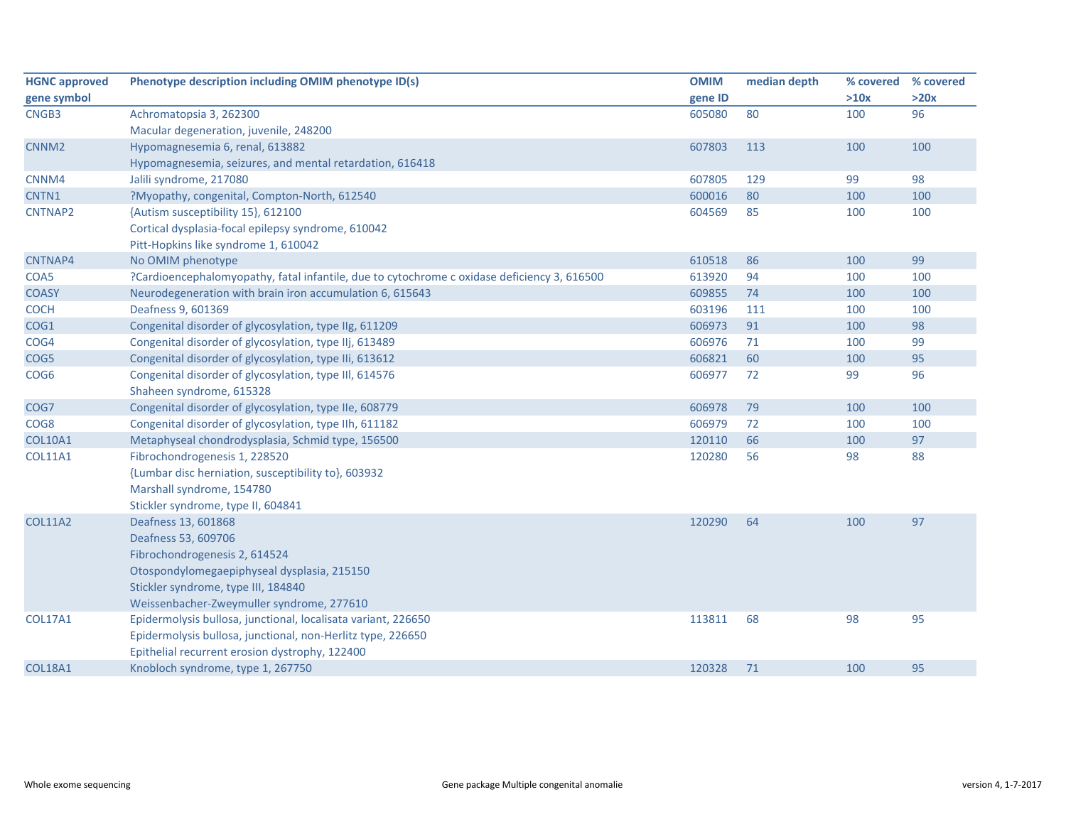| HGNC approved gene symbol | Phenotype description including OMIM phenotype ID(s) | OMIM gene ID | median depth | % covered >10x | % covered >20x |
|---|---|---|---|---|---|
| CNGB3 | Achromatopsia 3, 262300<br>Macular degeneration, juvenile, 248200 | 605080 | 80 | 100 | 96 |
| CNNM2 | Hypomagnesemia 6, renal, 613882<br>Hypomagnesemia, seizures, and mental retardation, 616418 | 607803 | 113 | 100 | 100 |
| CNNM4 | Jalili syndrome, 217080 | 607805 | 129 | 99 | 98 |
| CNTN1 | ?Myopathy, congenital, Compton-North, 612540 | 600016 | 80 | 100 | 100 |
| CNTNAP2 | {Autism susceptibility 15}, 612100<br>Cortical dysplasia-focal epilepsy syndrome, 610042<br>Pitt-Hopkins like syndrome 1, 610042 | 604569 | 85 | 100 | 100 |
| CNTNAP4 | No OMIM phenotype | 610518 | 86 | 100 | 99 |
| COA5 | ?Cardioencephalomyopathy, fatal infantile, due to cytochrome c oxidase deficiency 3, 616500 | 613920 | 94 | 100 | 100 |
| COASY | Neurodegeneration with brain iron accumulation 6, 615643 | 609855 | 74 | 100 | 100 |
| COCH | Deafness 9, 601369 | 603196 | 111 | 100 | 100 |
| COG1 | Congenital disorder of glycosylation, type IIg, 611209 | 606973 | 91 | 100 | 98 |
| COG4 | Congenital disorder of glycosylation, type IIj, 613489 | 606976 | 71 | 100 | 99 |
| COG5 | Congenital disorder of glycosylation, type IIi, 613612 | 606821 | 60 | 100 | 95 |
| COG6 | Congenital disorder of glycosylation, type III, 614576<br>Shaheen syndrome, 615328 | 606977 | 72 | 99 | 96 |
| COG7 | Congenital disorder of glycosylation, type IIe, 608779 | 606978 | 79 | 100 | 100 |
| COG8 | Congenital disorder of glycosylation, type IIh, 611182 | 606979 | 72 | 100 | 100 |
| COL10A1 | Metaphyseal chondrodysplasia, Schmid type, 156500 | 120110 | 66 | 100 | 97 |
| COL11A1 | Fibrochondrogenesis 1, 228520<br>{Lumbar disc herniation, susceptibility to}, 603932<br>Marshall syndrome, 154780<br>Stickler syndrome, type II, 604841 | 120280 | 56 | 98 | 88 |
| COL11A2 | Deafness 13, 601868<br>Deafness 53, 609706<br>Fibrochondrogenesis 2, 614524<br>Otospondylomegaepiphyseal dysplasia, 215150<br>Stickler syndrome, type III, 184840<br>Weissenbacher-Zweymuller syndrome, 277610 | 120290 | 64 | 100 | 97 |
| COL17A1 | Epidermolysis bullosa, junctional, localisata variant, 226650<br>Epidermolysis bullosa, junctional, non-Herlitz type, 226650<br>Epithelial recurrent erosion dystrophy, 122400 | 113811 | 68 | 98 | 95 |
| COL18A1 | Knobloch syndrome, type 1, 267750 | 120328 | 71 | 100 | 95 |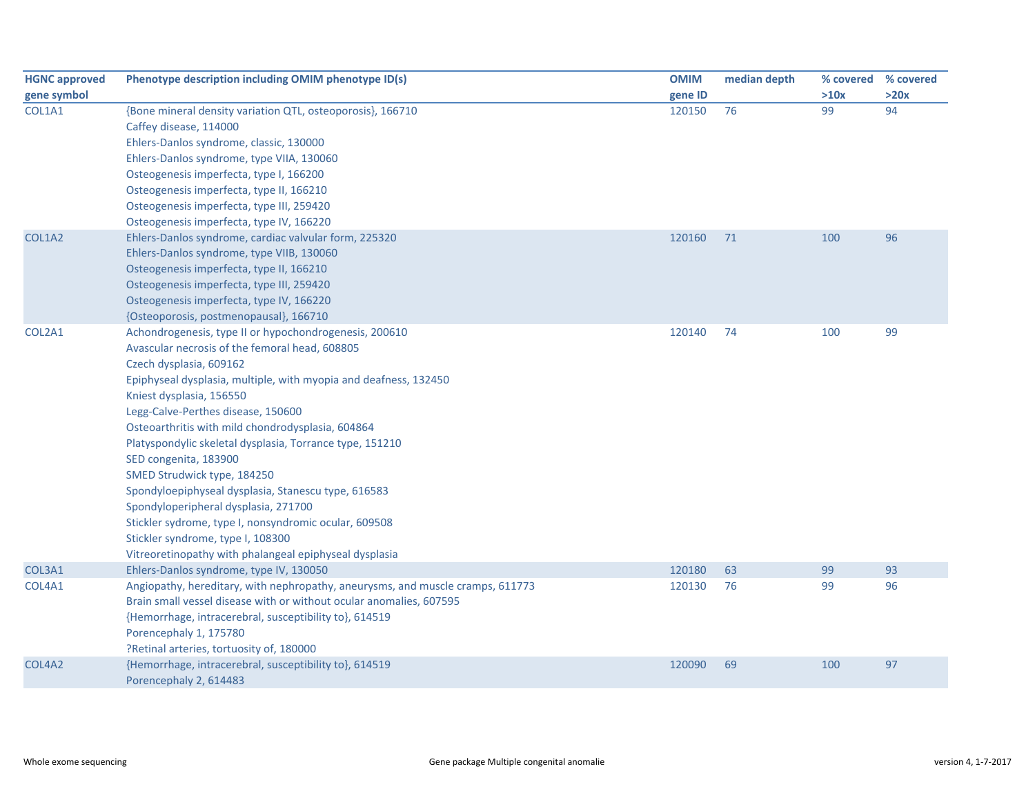| HGNC approved gene symbol | Phenotype description including OMIM phenotype ID(s) | OMIM gene ID | median depth | % covered >10x | % covered >20x |
|---|---|---|---|---|---|
| COL1A1 | {Bone mineral density variation QTL, osteoporosis}, 166710 | 120150 | 76 | 99 | 94 |
| | Caffey disease, 114000 | | | | |
| | Ehlers-Danlos syndrome, classic, 130000 | | | | |
| | Ehlers-Danlos syndrome, type VIIA, 130060 | | | | |
| | Osteogenesis imperfecta, type I, 166200 | | | | |
| | Osteogenesis imperfecta, type II, 166210 | | | | |
| | Osteogenesis imperfecta, type III, 259420 | | | | |
| | Osteogenesis imperfecta, type IV, 166220 | | | | |
| COL1A2 | Ehlers-Danlos syndrome, cardiac valvular form, 225320 | 120160 | 71 | 100 | 96 |
| | Ehlers-Danlos syndrome, type VIIB, 130060 | | | | |
| | Osteogenesis imperfecta, type II, 166210 | | | | |
| | Osteogenesis imperfecta, type III, 259420 | | | | |
| | Osteogenesis imperfecta, type IV, 166220 | | | | |
| | {Osteoporosis, postmenopausal}, 166710 | | | | |
| COL2A1 | Achondrogenesis, type II or hypochondrogenesis, 200610 | 120140 | 74 | 100 | 99 |
| | Avascular necrosis of the femoral head, 608805 | | | | |
| | Czech dysplasia, 609162 | | | | |
| | Epiphyseal dysplasia, multiple, with myopia and deafness, 132450 | | | | |
| | Kniest dysplasia, 156550 | | | | |
| | Legg-Calve-Perthes disease, 150600 | | | | |
| | Osteoarthritis with mild chondrodysplasia, 604864 | | | | |
| | Platyspondylic skeletal dysplasia, Torrance type, 151210 | | | | |
| | SED congenita, 183900 | | | | |
| | SMED Strudwick type, 184250 | | | | |
| | Spondyloepiphyseal dysplasia, Stanescu type, 616583 | | | | |
| | Spondyloperipheral dysplasia, 271700 | | | | |
| | Stickler sydrome, type I, nonsyndromic ocular, 609508 | | | | |
| | Stickler syndrome, type I, 108300 | | | | |
| | Vitreoretinopathy with phalangeal epiphyseal dysplasia | | | | |
| COL3A1 | Ehlers-Danlos syndrome, type IV, 130050 | 120180 | 63 | 99 | 93 |
| COL4A1 | Angiopathy, hereditary, with nephropathy, aneurysms, and muscle cramps, 611773 | 120130 | 76 | 99 | 96 |
| | Brain small vessel disease with or without ocular anomalies, 607595 | | | | |
| | {Hemorrhage, intracerebral, susceptibility to}, 614519 | | | | |
| | Porencephaly 1, 175780 | | | | |
| | ?Retinal arteries, tortuosity of, 180000 | | | | |
| COL4A2 | {Hemorrhage, intracerebral, susceptibility to}, 614519 | 120090 | 69 | 100 | 97 |
| | Porencephaly 2, 614483 | | | | |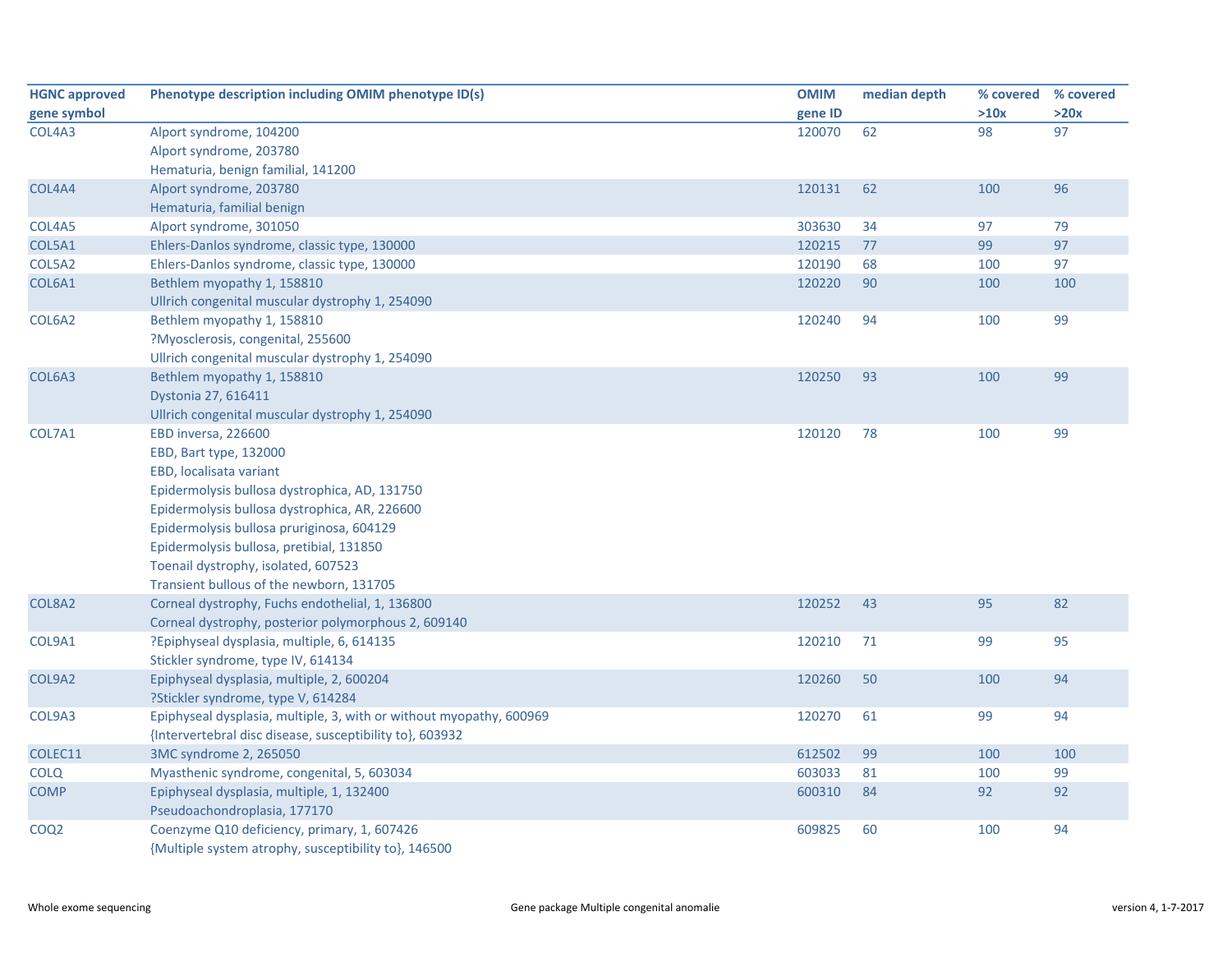| HGNC approved gene symbol | Phenotype description including OMIM phenotype ID(s) | OMIM gene ID | median depth | % covered >10x | % covered >20x |
|---|---|---|---|---|---|
| COL4A3 | Alport syndrome, 104200<br>Alport syndrome, 203780<br>Hematuria, benign familial, 141200 | 120070 | 62 | 98 | 97 |
| COL4A4 | Alport syndrome, 203780<br>Hematuria, familial benign | 120131 | 62 | 100 | 96 |
| COL4A5 | Alport syndrome, 301050 | 303630 | 34 | 97 | 79 |
| COL5A1 | Ehlers-Danlos syndrome, classic type, 130000 | 120215 | 77 | 99 | 97 |
| COL5A2 | Ehlers-Danlos syndrome, classic type, 130000 | 120190 | 68 | 100 | 97 |
| COL6A1 | Bethlem myopathy 1, 158810<br>Ullrich congenital muscular dystrophy 1, 254090 | 120220 | 90 | 100 | 100 |
| COL6A2 | Bethlem myopathy 1, 158810<br>?Myosclerosis, congenital, 255600<br>Ullrich congenital muscular dystrophy 1, 254090 | 120240 | 94 | 100 | 99 |
| COL6A3 | Bethlem myopathy 1, 158810<br>Dystonia 27, 616411<br>Ullrich congenital muscular dystrophy 1, 254090 | 120250 | 93 | 100 | 99 |
| COL7A1 | EBD inversa, 226600<br>EBD, Bart type, 132000<br>EBD, localisata variant<br>Epidermolysis bullosa dystrophica, AD, 131750<br>Epidermolysis bullosa dystrophica, AR, 226600<br>Epidermolysis bullosa pruriginosa, 604129<br>Epidermolysis bullosa, pretibial, 131850<br>Toenail dystrophy, isolated, 607523<br>Transient bullous of the newborn, 131705 | 120120 | 78 | 100 | 99 |
| COL8A2 | Corneal dystrophy, Fuchs endothelial, 1, 136800<br>Corneal dystrophy, posterior polymorphous 2, 609140 | 120252 | 43 | 95 | 82 |
| COL9A1 | ?Epiphyseal dysplasia, multiple, 6, 614135<br>Stickler syndrome, type IV, 614134 | 120210 | 71 | 99 | 95 |
| COL9A2 | Epiphyseal dysplasia, multiple, 2, 600204<br>?Stickler syndrome, type V, 614284 | 120260 | 50 | 100 | 94 |
| COL9A3 | Epiphyseal dysplasia, multiple, 3, with or without myopathy, 600969<br>{Intervertebral disc disease, susceptibility to}, 603932 | 120270 | 61 | 99 | 94 |
| COLEC11 | 3MC syndrome 2, 265050 | 612502 | 99 | 100 | 100 |
| COLQ | Myasthenic syndrome, congenital, 5, 603034 | 603033 | 81 | 100 | 99 |
| COMP | Epiphyseal dysplasia, multiple, 1, 132400<br>Pseudoachondroplasia, 177170 | 600310 | 84 | 92 | 92 |
| COQ2 | Coenzyme Q10 deficiency, primary, 1, 607426<br>{Multiple system atrophy, susceptibility to}, 146500 | 609825 | 60 | 100 | 94 |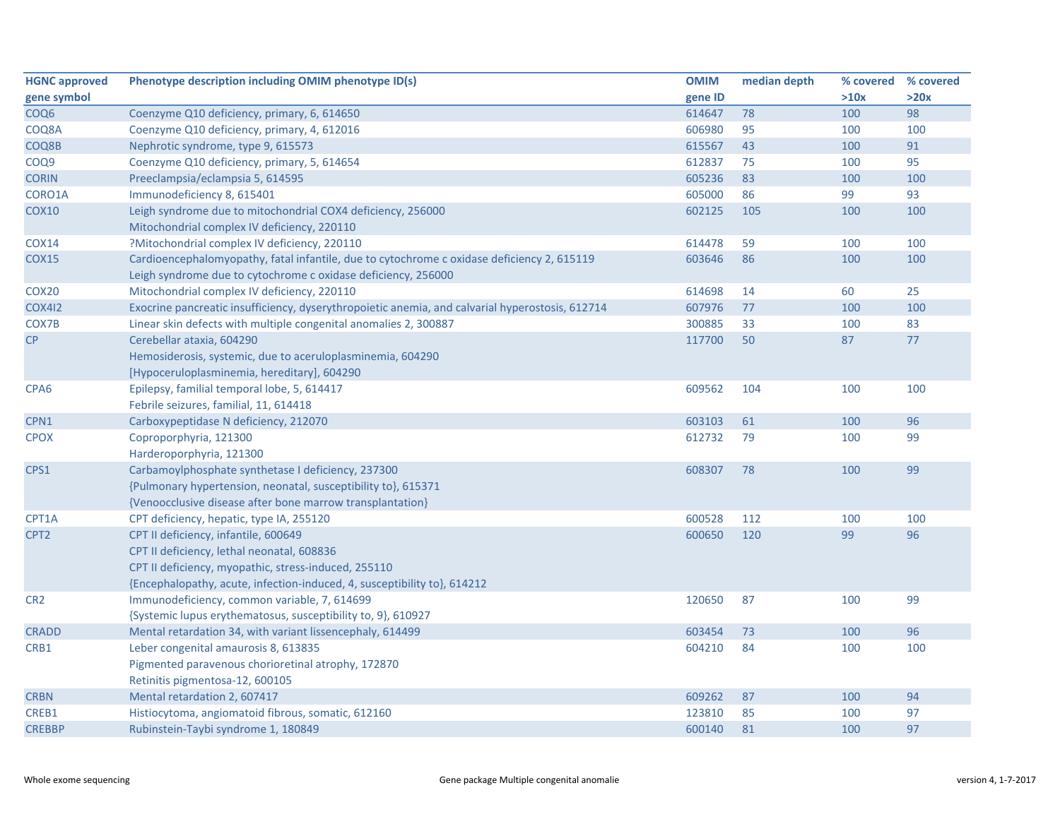| HGNC approved gene symbol | Phenotype description including OMIM phenotype ID(s) | OMIM gene ID | median depth | % covered >10x | % covered >20x |
|---|---|---|---|---|---|
| COQ6 | Coenzyme Q10 deficiency, primary, 6, 614650 | 614647 | 78 | 100 | 98 |
| COQ8A | Coenzyme Q10 deficiency, primary, 4, 612016 | 606980 | 95 | 100 | 100 |
| COQ8B | Nephrotic syndrome, type 9, 615573 | 615567 | 43 | 100 | 91 |
| COQ9 | Coenzyme Q10 deficiency, primary, 5, 614654 | 612837 | 75 | 100 | 95 |
| CORIN | Preeclampsia/eclampsia 5, 614595 | 605236 | 83 | 100 | 100 |
| CORO1A | Immunodeficiency 8, 615401 | 605000 | 86 | 99 | 93 |
| COX10 | Leigh syndrome due to mitochondrial COX4 deficiency, 256000<br>Mitochondrial complex IV deficiency, 220110 | 602125 | 105 | 100 | 100 |
| COX14 | ?Mitochondrial complex IV deficiency, 220110 | 614478 | 59 | 100 | 100 |
| COX15 | Cardioencephalomyopathy, fatal infantile, due to cytochrome c oxidase deficiency 2, 615119<br>Leigh syndrome due to cytochrome c oxidase deficiency, 256000 | 603646 | 86 | 100 | 100 |
| COX20 | Mitochondrial complex IV deficiency, 220110 | 614698 | 14 | 60 | 25 |
| COX4I2 | Exocrine pancreatic insufficiency, dyserythropoietic anemia, and calvarial hyperostosis, 612714 | 607976 | 77 | 100 | 100 |
| COX7B | Linear skin defects with multiple congenital anomalies 2, 300887 | 300885 | 33 | 100 | 83 |
| CP | Cerebellar ataxia, 604290<br>Hemosiderosis, systemic, due to aceruloplasminemia, 604290<br>[Hypoceruloplasminemia, hereditary], 604290 | 117700 | 50 | 87 | 77 |
| CPA6 | Epilepsy, familial temporal lobe, 5, 614417<br>Febrile seizures, familial, 11, 614418 | 609562 | 104 | 100 | 100 |
| CPN1 | Carboxypeptidase N deficiency, 212070 | 603103 | 61 | 100 | 96 |
| CPOX | Coproporphyria, 121300<br>Harderoporphyria, 121300 | 612732 | 79 | 100 | 99 |
| CPS1 | Carbamoylphosphate synthetase I deficiency, 237300<br>{Pulmonary hypertension, neonatal, susceptibility to}, 615371<br>{Venoocclusive disease after bone marrow transplantation} | 608307 | 78 | 100 | 99 |
| CPT1A | CPT deficiency, hepatic, type IA, 255120 | 600528 | 112 | 100 | 100 |
| CPT2 | CPT II deficiency, infantile, 600649<br>CPT II deficiency, lethal neonatal, 608836<br>CPT II deficiency, myopathic, stress-induced, 255110<br>{Encephalopathy, acute, infection-induced, 4, susceptibility to}, 614212 | 600650 | 120 | 99 | 96 |
| CR2 | Immunodeficiency, common variable, 7, 614699<br>{Systemic lupus erythematosus, susceptibility to, 9}, 610927 | 120650 | 87 | 100 | 99 |
| CRADD | Mental retardation 34, with variant lissencephaly, 614499 | 603454 | 73 | 100 | 96 |
| CRB1 | Leber congenital amaurosis 8, 613835<br>Pigmented paravenous chorioretinal atrophy, 172870<br>Retinitis pigmentosa-12, 600105 | 604210 | 84 | 100 | 100 |
| CRBN | Mental retardation 2, 607417 | 609262 | 87 | 100 | 94 |
| CREB1 | Histiocytoma, angiomatoid fibrous, somatic, 612160 | 123810 | 85 | 100 | 97 |
| CREBBP | Rubinstein-Taybi syndrome 1, 180849 | 600140 | 81 | 100 | 97 |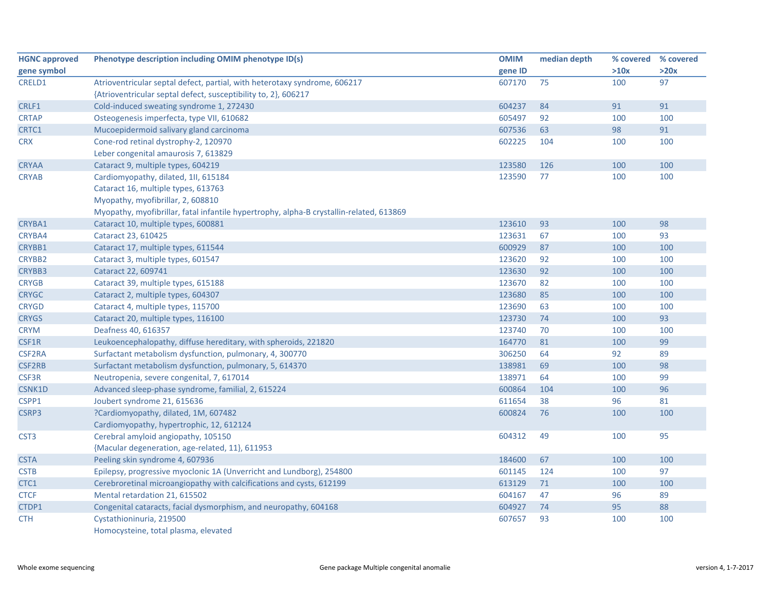| HGNC approved gene symbol | Phenotype description including OMIM phenotype ID(s) | OMIM gene ID | median depth | % covered >10x | % covered >20x |
|---|---|---|---|---|---|
| CRELD1 | Atrioventricular septal defect, partial, with heterotaxy syndrome, 606217 | 607170 | 75 | 100 | 97 |
| | {Atrioventricular septal defect, susceptibility to, 2}, 606217 | | | | |
| CRLF1 | Cold-induced sweating syndrome 1, 272430 | 604237 | 84 | 91 | 91 |
| CRTAP | Osteogenesis imperfecta, type VII, 610682 | 605497 | 92 | 100 | 100 |
| CRTC1 | Mucoepidermoid salivary gland carcinoma | 607536 | 63 | 98 | 91 |
| CRX | Cone-rod retinal dystrophy-2, 120970 | 602225 | 104 | 100 | 100 |
| | Leber congenital amaurosis 7, 613829 | | | | |
| CRYAA | Cataract 9, multiple types, 604219 | 123580 | 126 | 100 | 100 |
| CRYAB | Cardiomyopathy, dilated, 1II, 615184 | 123590 | 77 | 100 | 100 |
| | Cataract 16, multiple types, 613763 | | | | |
| | Myopathy, myofibrillar, 2, 608810 | | | | |
| | Myopathy, myofibrillar, fatal infantile hypertrophy, alpha-B crystallin-related, 613869 | | | | |
| CRYBA1 | Cataract 10, multiple types, 600881 | 123610 | 93 | 100 | 98 |
| CRYBA4 | Cataract 23, 610425 | 123631 | 67 | 100 | 93 |
| CRYBB1 | Cataract 17, multiple types, 611544 | 600929 | 87 | 100 | 100 |
| CRYBB2 | Cataract 3, multiple types, 601547 | 123620 | 92 | 100 | 100 |
| CRYBB3 | Cataract 22, 609741 | 123630 | 92 | 100 | 100 |
| CRYGB | Cataract 39, multiple types, 615188 | 123670 | 82 | 100 | 100 |
| CRYGC | Cataract 2, multiple types, 604307 | 123680 | 85 | 100 | 100 |
| CRYGD | Cataract 4, multiple types, 115700 | 123690 | 63 | 100 | 100 |
| CRYGS | Cataract 20, multiple types, 116100 | 123730 | 74 | 100 | 93 |
| CRYM | Deafness 40, 616357 | 123740 | 70 | 100 | 100 |
| CSF1R | Leukoencephalopathy, diffuse hereditary, with spheroids, 221820 | 164770 | 81 | 100 | 99 |
| CSF2RA | Surfactant metabolism dysfunction, pulmonary, 4, 300770 | 306250 | 64 | 92 | 89 |
| CSF2RB | Surfactant metabolism dysfunction, pulmonary, 5, 614370 | 138981 | 69 | 100 | 98 |
| CSF3R | Neutropenia, severe congenital, 7, 617014 | 138971 | 64 | 100 | 99 |
| CSNK1D | Advanced sleep-phase syndrome, familial, 2, 615224 | 600864 | 104 | 100 | 96 |
| CSPP1 | Joubert syndrome 21, 615636 | 611654 | 38 | 96 | 81 |
| CSRP3 | ?Cardiomyopathy, dilated, 1M, 607482 | 600824 | 76 | 100 | 100 |
| | Cardiomyopathy, hypertrophic, 12, 612124 | | | | |
| CST3 | Cerebral amyloid angiopathy, 105150 | 604312 | 49 | 100 | 95 |
| | {Macular degeneration, age-related, 11}, 611953 | | | | |
| CSTA | Peeling skin syndrome 4, 607936 | 184600 | 67 | 100 | 100 |
| CSTB | Epilepsy, progressive myoclonic 1A (Unverricht and Lundborg), 254800 | 601145 | 124 | 100 | 97 |
| CTC1 | Cerebroretinal microangiopathy with calcifications and cysts, 612199 | 613129 | 71 | 100 | 100 |
| CTCF | Mental retardation 21, 615502 | 604167 | 47 | 96 | 89 |
| CTDP1 | Congenital cataracts, facial dysmorphism, and neuropathy, 604168 | 604927 | 74 | 95 | 88 |
| CTH | Cystathioninuria, 219500 | 607657 | 93 | 100 | 100 |
| | Homocysteine, total plasma, elevated | | | | |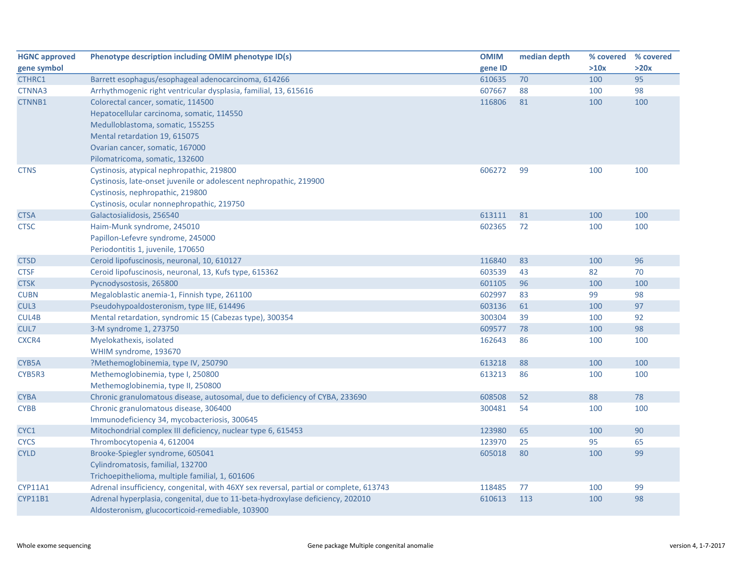| HGNC approved gene symbol | Phenotype description including OMIM phenotype ID(s) | OMIM gene ID | median depth | % covered >10x | % covered >20x |
|---|---|---|---|---|---|
| CTHRC1 | Barrett esophagus/esophageal adenocarcinoma, 614266 | 610635 | 70 | 100 | 95 |
| CTNNA3 | Arrhythmogenic right ventricular dysplasia, familial, 13, 615616 | 607667 | 88 | 100 | 98 |
| CTNNB1 | Colorectal cancer, somatic, 114500<br>Hepatocellular carcinoma, somatic, 114550<br>Medulloblastoma, somatic, 155255<br>Mental retardation 19, 615075<br>Ovarian cancer, somatic, 167000<br>Pilomatricoma, somatic, 132600 | 116806 | 81 | 100 | 100 |
| CTNS | Cystinosis, atypical nephropathic, 219800<br>Cystinosis, late-onset juvenile or adolescent nephropathic, 219900<br>Cystinosis, nephropathic, 219800<br>Cystinosis, ocular nonnephropathic, 219750 | 606272 | 99 | 100 | 100 |
| CTSA | Galactosialidosis, 256540 | 613111 | 81 | 100 | 100 |
| CTSC | Haim-Munk syndrome, 245010<br>Papillon-Lefevre syndrome, 245000<br>Periodontitis 1, juvenile, 170650 | 602365 | 72 | 100 | 100 |
| CTSD | Ceroid lipofuscinosis, neuronal, 10, 610127 | 116840 | 83 | 100 | 96 |
| CTSF | Ceroid lipofuscinosis, neuronal, 13, Kufs type, 615362 | 603539 | 43 | 82 | 70 |
| CTSK | Pycnodysostosis, 265800 | 601105 | 96 | 100 | 100 |
| CUBN | Megaloblastic anemia-1, Finnish type, 261100 | 602997 | 83 | 99 | 98 |
| CUL3 | Pseudohypoaldosteronism, type IIE, 614496 | 603136 | 61 | 100 | 97 |
| CUL4B | Mental retardation, syndromic 15 (Cabezas type), 300354 | 300304 | 39 | 100 | 92 |
| CUL7 | 3-M syndrome 1, 273750 | 609577 | 78 | 100 | 98 |
| CXCR4 | Myelokathexis, isolated<br>WHIM syndrome, 193670 | 162643 | 86 | 100 | 100 |
| CYB5A | ?Methemoglobinemia, type IV, 250790 | 613218 | 88 | 100 | 100 |
| CYB5R3 | Methemoglobinemia, type I, 250800<br>Methemoglobinemia, type II, 250800 | 613213 | 86 | 100 | 100 |
| CYBA | Chronic granulomatous disease, autosomal, due to deficiency of CYBA, 233690 | 608508 | 52 | 88 | 78 |
| CYBB | Chronic granulomatous disease, 306400<br>Immunodeficiency 34, mycobacteriosis, 300645 | 300481 | 54 | 100 | 100 |
| CYC1 | Mitochondrial complex III deficiency, nuclear type 6, 615453 | 123980 | 65 | 100 | 90 |
| CYCS | Thrombocytopenia 4, 612004 | 123970 | 25 | 95 | 65 |
| CYLD | Brooke-Spiegler syndrome, 605041<br>Cylindromatosis, familial, 132700<br>Trichoepithelioma, multiple familial, 1, 601606 | 605018 | 80 | 100 | 99 |
| CYP11A1 | Adrenal insufficiency, congenital, with 46XY sex reversal, partial or complete, 613743 | 118485 | 77 | 100 | 99 |
| CYP11B1 | Adrenal hyperplasia, congenital, due to 11-beta-hydroxylase deficiency, 202010<br>Aldosteronism, glucocorticoid-remediable, 103900 | 610613 | 113 | 100 | 98 |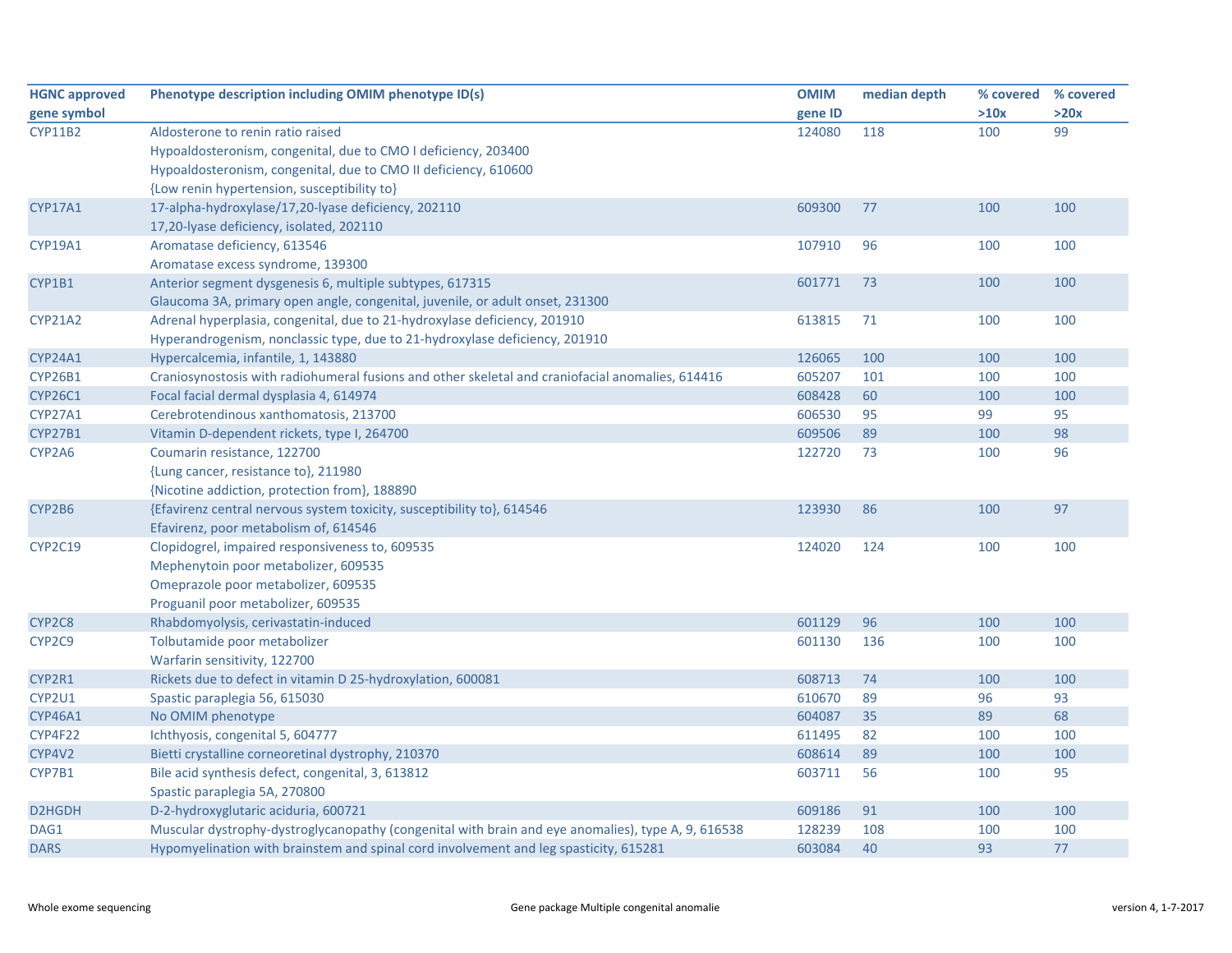| HGNC approved gene symbol | Phenotype description including OMIM phenotype ID(s) | OMIM gene ID | median depth | % covered >10x | % covered >20x |
|---|---|---|---|---|---|
| CYP11B2 | Aldosterone to renin ratio raised | 124080 | 118 | 100 | 99 |
| | Hypoaldosteronism, congenital, due to CMO I deficiency, 203400 | | | | |
| | Hypoaldosteronism, congenital, due to CMO II deficiency, 610600 | | | | |
| | {Low renin hypertension, susceptibility to} | | | | |
| CYP17A1 | 17-alpha-hydroxylase/17,20-lyase deficiency, 202110 | 609300 | 77 | 100 | 100 |
| | 17,20-lyase deficiency, isolated, 202110 | | | | |
| CYP19A1 | Aromatase deficiency, 613546 | 107910 | 96 | 100 | 100 |
| | Aromatase excess syndrome, 139300 | | | | |
| CYP1B1 | Anterior segment dysgenesis 6, multiple subtypes, 617315 | 601771 | 73 | 100 | 100 |
| | Glaucoma 3A, primary open angle, congenital, juvenile, or adult onset, 231300 | | | | |
| CYP21A2 | Adrenal hyperplasia, congenital, due to 21-hydroxylase deficiency, 201910 | 613815 | 71 | 100 | 100 |
| | Hyperandrogenism, nonclassic type, due to 21-hydroxylase deficiency, 201910 | | | | |
| CYP24A1 | Hypercalcemia, infantile, 1, 143880 | 126065 | 100 | 100 | 100 |
| CYP26B1 | Craniosynostosis with radiohumeral fusions and other skeletal and craniofacial anomalies, 614416 | 605207 | 101 | 100 | 100 |
| CYP26C1 | Focal facial dermal dysplasia 4, 614974 | 608428 | 60 | 100 | 100 |
| CYP27A1 | Cerebrotendinous xanthomatosis, 213700 | 606530 | 95 | 99 | 95 |
| CYP27B1 | Vitamin D-dependent rickets, type I, 264700 | 609506 | 89 | 100 | 98 |
| CYP2A6 | Coumarin resistance, 122700 | 122720 | 73 | 100 | 96 |
| | {Lung cancer, resistance to}, 211980 | | | | |
| | {Nicotine addiction, protection from}, 188890 | | | | |
| CYP2B6 | {Efavirenz central nervous system toxicity, susceptibility to}, 614546 | 123930 | 86 | 100 | 97 |
| | Efavirenz, poor metabolism of, 614546 | | | | |
| CYP2C19 | Clopidogrel, impaired responsiveness to, 609535 | 124020 | 124 | 100 | 100 |
| | Mephenytoin poor metabolizer, 609535 | | | | |
| | Omeprazole poor metabolizer, 609535 | | | | |
| | Proguanil poor metabolizer, 609535 | | | | |
| CYP2C8 | Rhabdomyolysis, cerivastatin-induced | 601129 | 96 | 100 | 100 |
| CYP2C9 | Tolbutamide poor metabolizer | 601130 | 136 | 100 | 100 |
| | Warfarin sensitivity, 122700 | | | | |
| CYP2R1 | Rickets due to defect in vitamin D 25-hydroxylation, 600081 | 608713 | 74 | 100 | 100 |
| CYP2U1 | Spastic paraplegia 56, 615030 | 610670 | 89 | 96 | 93 |
| CYP46A1 | No OMIM phenotype | 604087 | 35 | 89 | 68 |
| CYP4F22 | Ichthyosis, congenital 5, 604777 | 611495 | 82 | 100 | 100 |
| CYP4V2 | Bietti crystalline corneoretinal dystrophy, 210370 | 608614 | 89 | 100 | 100 |
| CYP7B1 | Bile acid synthesis defect, congenital, 3, 613812 | 603711 | 56 | 100 | 95 |
| | Spastic paraplegia 5A, 270800 | | | | |
| D2HGDH | D-2-hydroxyglutaric aciduria, 600721 | 609186 | 91 | 100 | 100 |
| DAG1 | Muscular dystrophy-dystroglycanopathy (congenital with brain and eye anomalies), type A, 9, 616538 | 128239 | 108 | 100 | 100 |
| DARS | Hypomyelination with brainstem and spinal cord involvement and leg spasticity, 615281 | 603084 | 40 | 93 | 77 |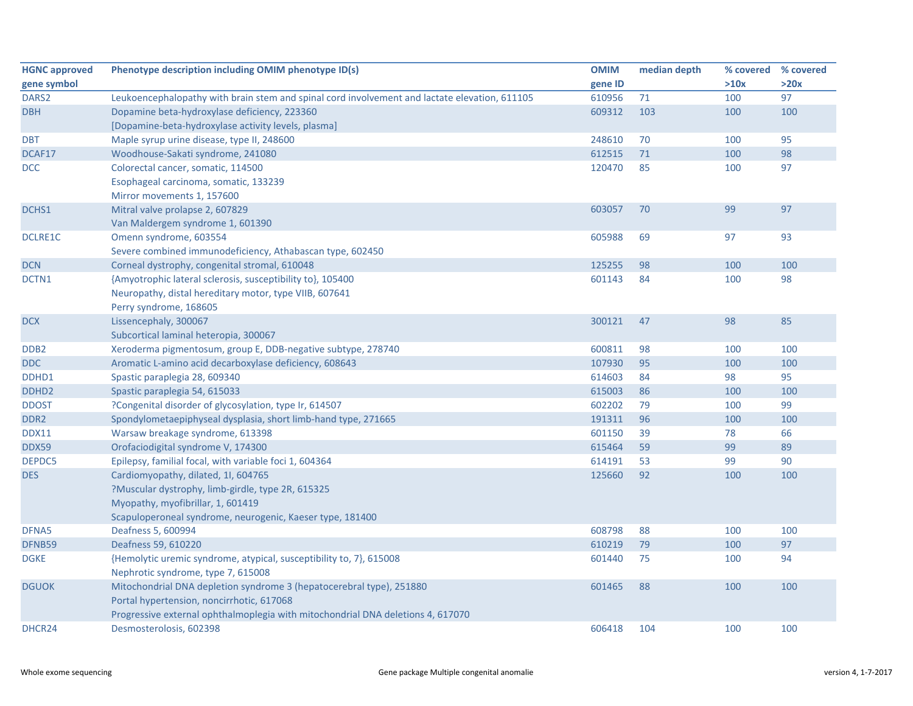| HGNC approved gene symbol | Phenotype description including OMIM phenotype ID(s) | OMIM gene ID | median depth | % covered >10x | % covered >20x |
|---|---|---|---|---|---|
| DARS2 | Leukoencephalopathy with brain stem and spinal cord involvement and lactate elevation, 611105 | 610956 | 71 | 100 | 97 |
| DBH | Dopamine beta-hydroxylase deficiency, 223360<br>[Dopamine-beta-hydroxylase activity levels, plasma] | 609312 | 103 | 100 | 100 |
| DBT | Maple syrup urine disease, type II, 248600 | 248610 | 70 | 100 | 95 |
| DCAF17 | Woodhouse-Sakati syndrome, 241080 | 612515 | 71 | 100 | 98 |
| DCC | Colorectal cancer, somatic, 114500<br>Esophageal carcinoma, somatic, 133239<br>Mirror movements 1, 157600 | 120470 | 85 | 100 | 97 |
| DCHS1 | Mitral valve prolapse 2, 607829<br>Van Maldergem syndrome 1, 601390 | 603057 | 70 | 99 | 97 |
| DCLRE1C | Omenn syndrome, 603554<br>Severe combined immunodeficiency, Athabascan type, 602450 | 605988 | 69 | 97 | 93 |
| DCN | Corneal dystrophy, congenital stromal, 610048 | 125255 | 98 | 100 | 100 |
| DCTN1 | {Amyotrophic lateral sclerosis, susceptibility to}, 105400<br>Neuropathy, distal hereditary motor, type VIIB, 607641<br>Perry syndrome, 168605 | 601143 | 84 | 100 | 98 |
| DCX | Lissencephaly, 300067<br>Subcortical laminal heteropia, 300067 | 300121 | 47 | 98 | 85 |
| DDB2 | Xeroderma pigmentosum, group E, DDB-negative subtype, 278740 | 600811 | 98 | 100 | 100 |
| DDC | Aromatic L-amino acid decarboxylase deficiency, 608643 | 107930 | 95 | 100 | 100 |
| DDHD1 | Spastic paraplegia 28, 609340 | 614603 | 84 | 98 | 95 |
| DDHD2 | Spastic paraplegia 54, 615033 | 615003 | 86 | 100 | 100 |
| DDOST | ?Congenital disorder of glycosylation, type Ir, 614507 | 602202 | 79 | 100 | 99 |
| DDR2 | Spondylometaepiphyseal dysplasia, short limb-hand type, 271665 | 191311 | 96 | 100 | 100 |
| DDX11 | Warsaw breakage syndrome, 613398 | 601150 | 39 | 78 | 66 |
| DDX59 | Orofaciodigital syndrome V, 174300 | 615464 | 59 | 99 | 89 |
| DEPDC5 | Epilepsy, familial focal, with variable foci 1, 604364 | 614191 | 53 | 99 | 90 |
| DES | Cardiomyopathy, dilated, 1I, 604765<br>?Muscular dystrophy, limb-girdle, type 2R, 615325<br>Myopathy, myofibrillar, 1, 601419<br>Scapuloperoneal syndrome, neurogenic, Kaeser type, 181400 | 125660 | 92 | 100 | 100 |
| DFNA5 | Deafness 5, 600994 | 608798 | 88 | 100 | 100 |
| DFNB59 | Deafness 59, 610220 | 610219 | 79 | 100 | 97 |
| DGKE | {Hemolytic uremic syndrome, atypical, susceptibility to, 7}, 615008<br>Nephrotic syndrome, type 7, 615008 | 601440 | 75 | 100 | 94 |
| DGUOK | Mitochondrial DNA depletion syndrome 3 (hepatocerebral type), 251880<br>Portal hypertension, noncirrhotic, 617068<br>Progressive external ophthalmoplegia with mitochondrial DNA deletions 4, 617070 | 601465 | 88 | 100 | 100 |
| DHCR24 | Desmosterolosis, 602398 | 606418 | 104 | 100 | 100 |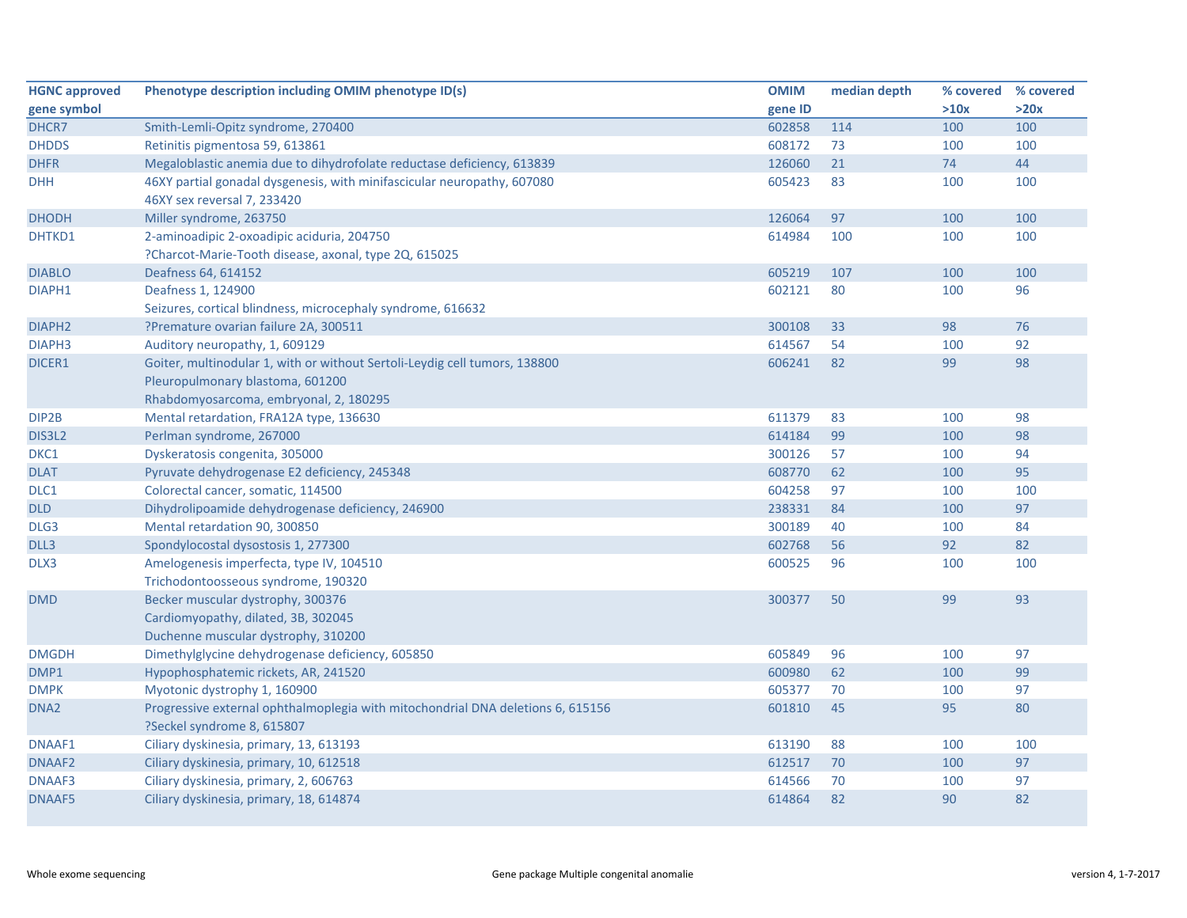| HGNC approved gene symbol | Phenotype description including OMIM phenotype ID(s) | OMIM gene ID | median depth | % covered >10x | % covered >20x |
|---|---|---|---|---|---|
| DHCR7 | Smith-Lemli-Opitz syndrome, 270400 | 602858 | 114 | 100 | 100 |
| DHDDS | Retinitis pigmentosa 59, 613861 | 608172 | 73 | 100 | 100 |
| DHFR | Megaloblastic anemia due to dihydrofolate reductase deficiency, 613839 | 126060 | 21 | 74 | 44 |
| DHH | 46XY partial gonadal dysgenesis, with minifascicular neuropathy, 607080<br>46XY sex reversal 7, 233420 | 605423 | 83 | 100 | 100 |
| DHODH | Miller syndrome, 263750 | 126064 | 97 | 100 | 100 |
| DHTKD1 | 2-aminoadipic 2-oxoadipic aciduria, 204750<br>?Charcot-Marie-Tooth disease, axonal, type 2Q, 615025 | 614984 | 100 | 100 | 100 |
| DIABLO | Deafness 64, 614152 | 605219 | 107 | 100 | 100 |
| DIAPH1 | Deafness 1, 124900<br>Seizures, cortical blindness, microcephaly syndrome, 616632 | 602121 | 80 | 100 | 96 |
| DIAPH2 | ?Premature ovarian failure 2A, 300511 | 300108 | 33 | 98 | 76 |
| DIAPH3 | Auditory neuropathy, 1, 609129 | 614567 | 54 | 100 | 92 |
| DICER1 | Goiter, multinodular 1, with or without Sertoli-Leydig cell tumors, 138800<br>Pleuropulmonary blastoma, 601200<br>Rhabdomyosarcoma, embryonal, 2, 180295 | 606241 | 82 | 99 | 98 |
| DIP2B | Mental retardation, FRA12A type, 136630 | 611379 | 83 | 100 | 98 |
| DIS3L2 | Perlman syndrome, 267000 | 614184 | 99 | 100 | 98 |
| DKC1 | Dyskeratosis congenita, 305000 | 300126 | 57 | 100 | 94 |
| DLAT | Pyruvate dehydrogenase E2 deficiency, 245348 | 608770 | 62 | 100 | 95 |
| DLC1 | Colorectal cancer, somatic, 114500 | 604258 | 97 | 100 | 100 |
| DLD | Dihydrolipoamide dehydrogenase deficiency, 246900 | 238331 | 84 | 100 | 97 |
| DLG3 | Mental retardation 90, 300850 | 300189 | 40 | 100 | 84 |
| DLL3 | Spondylocostal dysostosis 1, 277300 | 602768 | 56 | 92 | 82 |
| DLX3 | Amelogenesis imperfecta, type IV, 104510<br>Trichodontoosseous syndrome, 190320 | 600525 | 96 | 100 | 100 |
| DMD | Becker muscular dystrophy, 300376<br>Cardiomyopathy, dilated, 3B, 302045<br>Duchenne muscular dystrophy, 310200 | 300377 | 50 | 99 | 93 |
| DMGDH | Dimethylglycine dehydrogenase deficiency, 605850 | 605849 | 96 | 100 | 97 |
| DMP1 | Hypophosphatemic rickets, AR, 241520 | 600980 | 62 | 100 | 99 |
| DMPK | Myotonic dystrophy 1, 160900 | 605377 | 70 | 100 | 97 |
| DNA2 | Progressive external ophthalmoplegia with mitochondrial DNA deletions 6, 615156<br>?Seckel syndrome 8, 615807 | 601810 | 45 | 95 | 80 |
| DNAAF1 | Ciliary dyskinesia, primary, 13, 613193 | 613190 | 88 | 100 | 100 |
| DNAAF2 | Ciliary dyskinesia, primary, 10, 612518 | 612517 | 70 | 100 | 97 |
| DNAAF3 | Ciliary dyskinesia, primary, 2, 606763 | 614566 | 70 | 100 | 97 |
| DNAAF5 | Ciliary dyskinesia, primary, 18, 614874 | 614864 | 82 | 90 | 82 |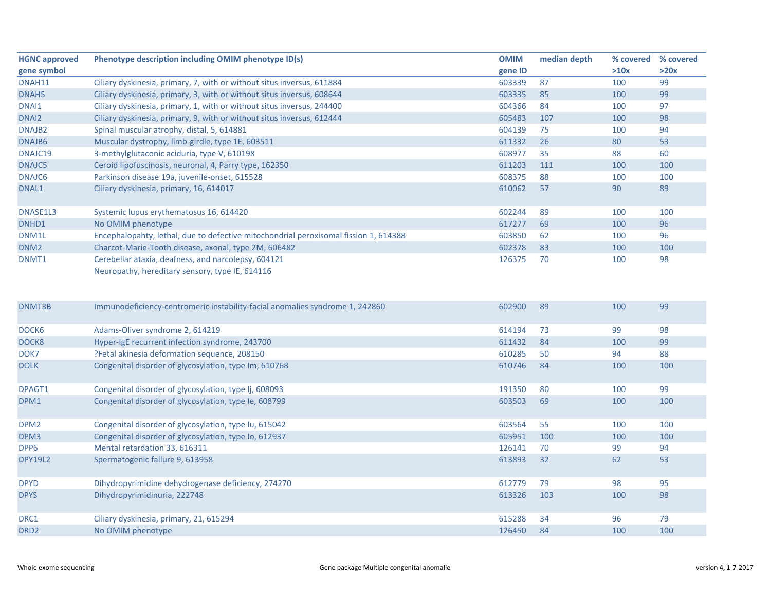| HGNC approved gene symbol | Phenotype description including OMIM phenotype ID(s) | OMIM gene ID | median depth | % covered >10x | % covered >20x |
|---|---|---|---|---|---|
| DNAH11 | Ciliary dyskinesia, primary, 7, with or without situs inversus, 611884 | 603339 | 87 | 100 | 99 |
| DNAH5 | Ciliary dyskinesia, primary, 3, with or without situs inversus, 608644 | 603335 | 85 | 100 | 99 |
| DNAI1 | Ciliary dyskinesia, primary, 1, with or without situs inversus, 244400 | 604366 | 84 | 100 | 97 |
| DNAI2 | Ciliary dyskinesia, primary, 9, with or without situs inversus, 612444 | 605483 | 107 | 100 | 98 |
| DNAJB2 | Spinal muscular atrophy, distal, 5, 614881 | 604139 | 75 | 100 | 94 |
| DNAJB6 | Muscular dystrophy, limb-girdle, type 1E, 603511 | 611332 | 26 | 80 | 53 |
| DNAJC19 | 3-methylglutaconic aciduria, type V, 610198 | 608977 | 35 | 88 | 60 |
| DNAJC5 | Ceroid lipofuscinosis, neuronal, 4, Parry type, 162350 | 611203 | 111 | 100 | 100 |
| DNAJC6 | Parkinson disease 19a, juvenile-onset, 615528 | 608375 | 88 | 100 | 100 |
| DNAL1 | Ciliary dyskinesia, primary, 16, 614017 | 610062 | 57 | 90 | 89 |
| DNASE1L3 | Systemic lupus erythematosus 16, 614420 | 602244 | 89 | 100 | 100 |
| DNHD1 | No OMIM phenotype | 617277 | 69 | 100 | 96 |
| DNM1L | Encephalopahty, lethal, due to defective mitochondrial peroxisomal fission 1, 614388 | 603850 | 62 | 100 | 96 |
| DNM2 | Charcot-Marie-Tooth disease, axonal, type 2M, 606482 | 602378 | 83 | 100 | 100 |
| DNMT1 | Cerebellar ataxia, deafness, and narcolepsy, 604121<br>Neuropathy, hereditary sensory, type IE, 614116 | 126375 | 70 | 100 | 98 |
| DNMT3B | Immunodeficiency-centromeric instability-facial anomalies syndrome 1, 242860 | 602900 | 89 | 100 | 99 |
| DOCK6 | Adams-Oliver syndrome 2, 614219 | 614194 | 73 | 99 | 98 |
| DOCK8 | Hyper-IgE recurrent infection syndrome, 243700 | 611432 | 84 | 100 | 99 |
| DOK7 | ?Fetal akinesia deformation sequence, 208150 | 610285 | 50 | 94 | 88 |
| DOLK | Congenital disorder of glycosylation, type Im, 610768 | 610746 | 84 | 100 | 100 |
| DPAGT1 | Congenital disorder of glycosylation, type Ij, 608093 | 191350 | 80 | 100 | 99 |
| DPM1 | Congenital disorder of glycosylation, type Ie, 608799 | 603503 | 69 | 100 | 100 |
| DPM2 | Congenital disorder of glycosylation, type Iu, 615042 | 603564 | 55 | 100 | 100 |
| DPM3 | Congenital disorder of glycosylation, type Io, 612937 | 605951 | 100 | 100 | 100 |
| DPP6 | Mental retardation 33, 616311 | 126141 | 70 | 99 | 94 |
| DPY19L2 | Spermatogenic failure 9, 613958 | 613893 | 32 | 62 | 53 |
| DPYD | Dihydropyrimidine dehydrogenase deficiency, 274270 | 612779 | 79 | 98 | 95 |
| DPYS | Dihydropyrimidinuria, 222748 | 613326 | 103 | 100 | 98 |
| DRC1 | Ciliary dyskinesia, primary, 21, 615294 | 615288 | 34 | 96 | 79 |
| DRD2 | No OMIM phenotype | 126450 | 84 | 100 | 100 |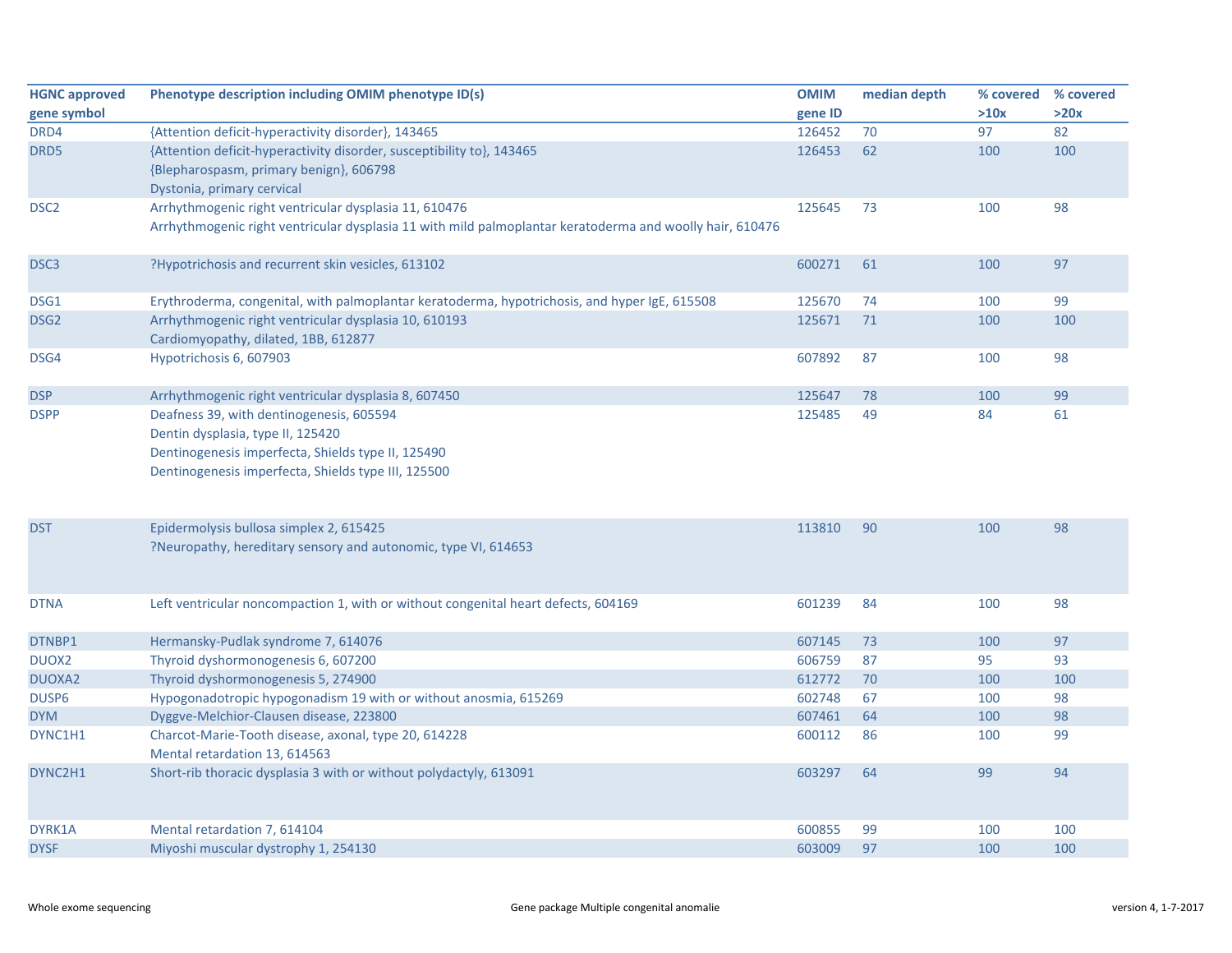| HGNC approved gene symbol | Phenotype description including OMIM phenotype ID(s) | OMIM gene ID | median depth | % covered >10x | % covered >20x |
|---|---|---|---|---|---|
| DRD4 | {Attention deficit-hyperactivity disorder}, 143465 | 126452 | 70 | 97 | 82 |
| DRD5 | {Attention deficit-hyperactivity disorder, susceptibility to}, 143465<br>{Blepharospasm, primary benign}, 606798<br>Dystonia, primary cervical | 126453 | 62 | 100 | 100 |
| DSC2 | Arrhythmogenic right ventricular dysplasia 11, 610476<br>Arrhythmogenic right ventricular dysplasia 11 with mild palmoplantar keratoderma and woolly hair, 610476 | 125645 | 73 | 100 | 98 |
| DSC3 | ?Hypotrichosis and recurrent skin vesicles, 613102 | 600271 | 61 | 100 | 97 |
| DSG1 | Erythroderma, congenital, with palmoplantar keratoderma, hypotrichosis, and hyper IgE, 615508 | 125670 | 74 | 100 | 99 |
| DSG2 | Arrhythmogenic right ventricular dysplasia 10, 610193<br>Cardiomyopathy, dilated, 1BB, 612877 | 125671 | 71 | 100 | 100 |
| DSG4 | Hypotrichosis 6, 607903 | 607892 | 87 | 100 | 98 |
| DSP | Arrhythmogenic right ventricular dysplasia 8, 607450 | 125647 | 78 | 100 | 99 |
| DSPP | Deafness 39, with dentinogenesis, 605594<br>Dentin dysplasia, type II, 125420<br>Dentinogenesis imperfecta, Shields type II, 125490<br>Dentinogenesis imperfecta, Shields type III, 125500 | 125485 | 49 | 84 | 61 |
| DST | Epidermolysis bullosa simplex 2, 615425<br>?Neuropathy, hereditary sensory and autonomic, type VI, 614653 | 113810 | 90 | 100 | 98 |
| DTNA | Left ventricular noncompaction 1, with or without congenital heart defects, 604169 | 601239 | 84 | 100 | 98 |
| DTNBP1 | Hermansky-Pudlak syndrome 7, 614076 | 607145 | 73 | 100 | 97 |
| DUOX2 | Thyroid dyshormonogenesis 6, 607200 | 606759 | 87 | 95 | 93 |
| DUOXA2 | Thyroid dyshormonogenesis 5, 274900 | 612772 | 70 | 100 | 100 |
| DUSP6 | Hypogonadotropic hypogonadism 19 with or without anosmia, 615269 | 602748 | 67 | 100 | 98 |
| DYM | Dyggve-Melchior-Clausen disease, 223800 | 607461 | 64 | 100 | 98 |
| DYNC1H1 | Charcot-Marie-Tooth disease, axonal, type 20, 614228<br>Mental retardation 13, 614563 | 600112 | 86 | 100 | 99 |
| DYNC2H1 | Short-rib thoracic dysplasia 3 with or without polydactyly, 613091 | 603297 | 64 | 99 | 94 |
| DYRK1A | Mental retardation 7, 614104 | 600855 | 99 | 100 | 100 |
| DYSF | Miyoshi muscular dystrophy 1, 254130 | 603009 | 97 | 100 | 100 |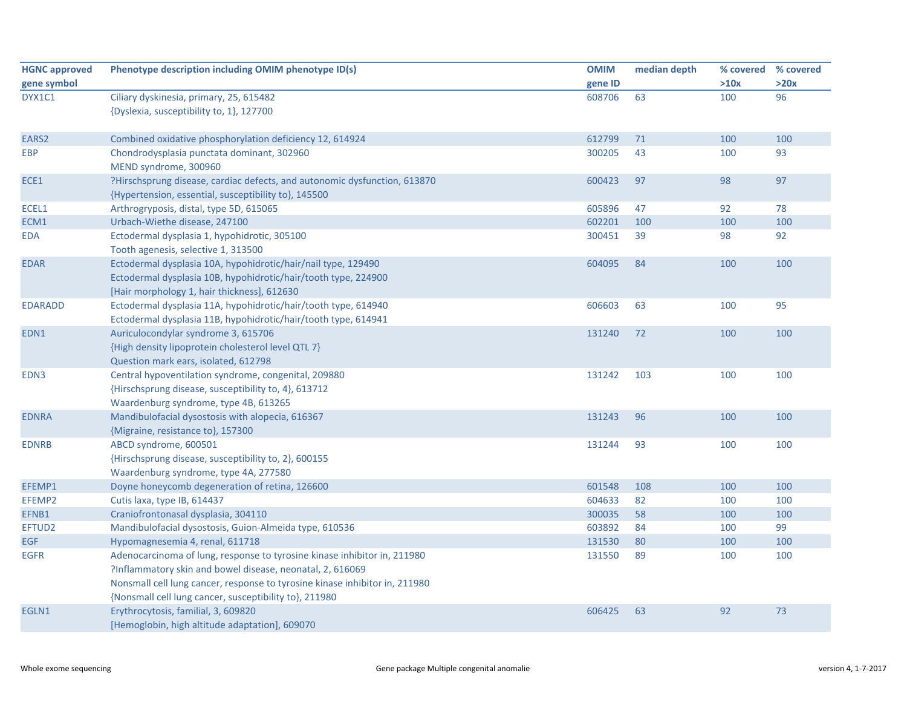| HGNC approved gene symbol | Phenotype description including OMIM phenotype ID(s) | OMIM gene ID | median depth | % covered >10x | % covered >20x |
|---|---|---|---|---|---|
| DYX1C1 | Ciliary dyskinesia, primary, 25, 615482<br>{Dyslexia, susceptibility to, 1}, 127700 | 608706 | 63 | 100 | 96 |
| EARS2 | Combined oxidative phosphorylation deficiency 12, 614924 | 612799 | 71 | 100 | 100 |
| EBP | Chondrodysplasia punctata dominant, 302960<br>MEND syndrome, 300960 | 300205 | 43 | 100 | 93 |
| ECE1 | ?Hirschsprung disease, cardiac defects, and autonomic dysfunction, 613870<br>{Hypertension, essential, susceptibility to}, 145500 | 600423 | 97 | 98 | 97 |
| ECEL1 | Arthrogryposis, distal, type 5D, 615065 | 605896 | 47 | 92 | 78 |
| ECM1 | Urbach-Wiethe disease, 247100 | 602201 | 100 | 100 | 100 |
| EDA | Ectodermal dysplasia 1, hypohidrotic, 305100<br>Tooth agenesis, selective 1, 313500 | 300451 | 39 | 98 | 92 |
| EDAR | Ectodermal dysplasia 10A, hypohidrotic/hair/nail type, 129490<br>Ectodermal dysplasia 10B, hypohidrotic/hair/tooth type, 224900<br>[Hair morphology 1, hair thickness], 612630 | 604095 | 84 | 100 | 100 |
| EDARADD | Ectodermal dysplasia 11A, hypohidrotic/hair/tooth type, 614940<br>Ectodermal dysplasia 11B, hypohidrotic/hair/tooth type, 614941 | 606603 | 63 | 100 | 95 |
| EDN1 | Auriculocondylar syndrome 3, 615706<br>{High density lipoprotein cholesterol level QTL 7}<br>Question mark ears, isolated, 612798 | 131240 | 72 | 100 | 100 |
| EDN3 | Central hypoventilation syndrome, congenital, 209880<br>{Hirschsprung disease, susceptibility to, 4}, 613712<br>Waardenburg syndrome, type 4B, 613265 | 131242 | 103 | 100 | 100 |
| EDNRA | Mandibulofacial dysostosis with alopecia, 616367<br>{Migraine, resistance to}, 157300 | 131243 | 96 | 100 | 100 |
| EDNRB | ABCD syndrome, 600501<br>{Hirschsprung disease, susceptibility to, 2}, 600155<br>Waardenburg syndrome, type 4A, 277580 | 131244 | 93 | 100 | 100 |
| EFEMP1 | Doyne honeycomb degeneration of retina, 126600 | 601548 | 108 | 100 | 100 |
| EFEMP2 | Cutis laxa, type IB, 614437 | 604633 | 82 | 100 | 100 |
| EFNB1 | Craniofrontonasal dysplasia, 304110 | 300035 | 58 | 100 | 100 |
| EFTUD2 | Mandibulofacial dysostosis, Guion-Almeida type, 610536 | 603892 | 84 | 100 | 99 |
| EGF | Hypomagnesemia 4, renal, 611718 | 131530 | 80 | 100 | 100 |
| EGFR | Adenocarcinoma of lung, response to tyrosine kinase inhibitor in, 211980<br>?Inflammatory skin and bowel disease, neonatal, 2, 616069<br>Nonsmall cell lung cancer, response to tyrosine kinase inhibitor in, 211980<br>{Nonsmall cell lung cancer, susceptibility to}, 211980 | 131550 | 89 | 100 | 100 |
| EGLN1 | Erythrocytosis, familial, 3, 609820<br>[Hemoglobin, high altitude adaptation], 609070 | 606425 | 63 | 92 | 73 |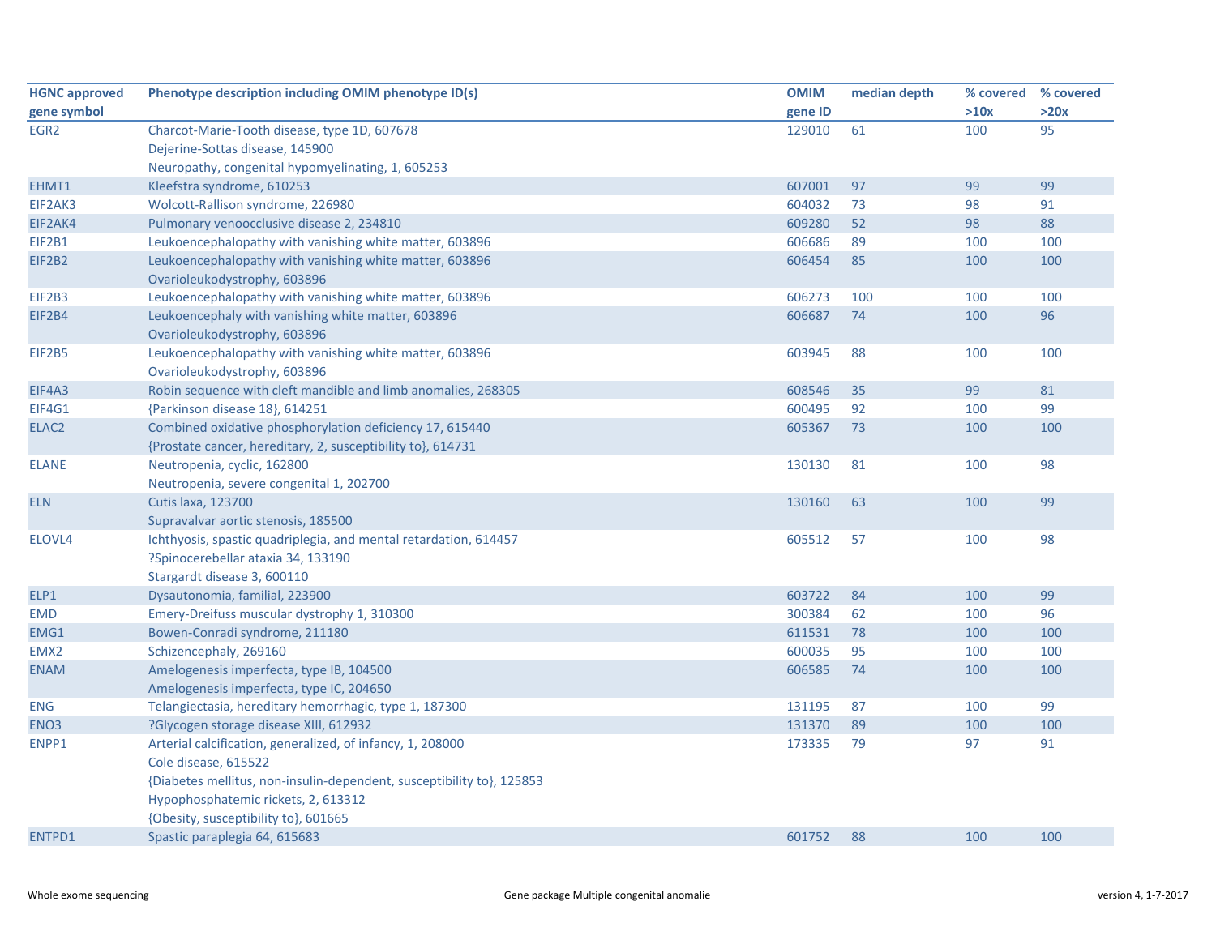| HGNC approved gene symbol | Phenotype description including OMIM phenotype ID(s) | OMIM gene ID | median depth | % covered >10x | % covered >20x |
|---|---|---|---|---|---|
| EGR2 | Charcot-Marie-Tooth disease, type 1D, 607678<br>Dejerine-Sottas disease, 145900<br>Neuropathy, congenital hypomyelinating, 1, 605253 | 129010 | 61 | 100 | 95 |
| EHMT1 | Kleefstra syndrome, 610253 | 607001 | 97 | 99 | 99 |
| EIF2AK3 | Wolcott-Rallison syndrome, 226980 | 604032 | 73 | 98 | 91 |
| EIF2AK4 | Pulmonary venoocclusive disease 2, 234810 | 609280 | 52 | 98 | 88 |
| EIF2B1 | Leukoencephalopathy with vanishing white matter, 603896 | 606686 | 89 | 100 | 100 |
| EIF2B2 | Leukoencephalopathy with vanishing white matter, 603896<br>Ovarioleukodystrophy, 603896 | 606454 | 85 | 100 | 100 |
| EIF2B3 | Leukoencephalopathy with vanishing white matter, 603896 | 606273 | 100 | 100 | 100 |
| EIF2B4 | Leukoencephaly with vanishing white matter, 603896<br>Ovarioleukodystrophy, 603896 | 606687 | 74 | 100 | 96 |
| EIF2B5 | Leukoencephalopathy with vanishing white matter, 603896<br>Ovarioleukodystrophy, 603896 | 603945 | 88 | 100 | 100 |
| EIF4A3 | Robin sequence with cleft mandible and limb anomalies, 268305 | 608546 | 35 | 99 | 81 |
| EIF4G1 | {Parkinson disease 18}, 614251 | 600495 | 92 | 100 | 99 |
| ELAC2 | Combined oxidative phosphorylation deficiency 17, 615440<br>{Prostate cancer, hereditary, 2, susceptibility to}, 614731 | 605367 | 73 | 100 | 100 |
| ELANE | Neutropenia, cyclic, 162800<br>Neutropenia, severe congenital 1, 202700 | 130130 | 81 | 100 | 98 |
| ELN | Cutis laxa, 123700<br>Supravalvar aortic stenosis, 185500 | 130160 | 63 | 100 | 99 |
| ELOVL4 | Ichthyosis, spastic quadriplegia, and mental retardation, 614457<br>?Spinocerebellar ataxia 34, 133190<br>Stargardt disease 3, 600110 | 605512 | 57 | 100 | 98 |
| ELP1 | Dysautonomia, familial, 223900 | 603722 | 84 | 100 | 99 |
| EMD | Emery-Dreifuss muscular dystrophy 1, 310300 | 300384 | 62 | 100 | 96 |
| EMG1 | Bowen-Conradi syndrome, 211180 | 611531 | 78 | 100 | 100 |
| EMX2 | Schizencephaly, 269160 | 600035 | 95 | 100 | 100 |
| ENAM | Amelogenesis imperfecta, type IB, 104500<br>Amelogenesis imperfecta, type IC, 204650 | 606585 | 74 | 100 | 100 |
| ENG | Telangiectasia, hereditary hemorrhagic, type 1, 187300 | 131195 | 87 | 100 | 99 |
| ENO3 | ?Glycogen storage disease XIII, 612932 | 131370 | 89 | 100 | 100 |
| ENPP1 | Arterial calcification, generalized, of infancy, 1, 208000<br>Cole disease, 615522<br>{Diabetes mellitus, non-insulin-dependent, susceptibility to}, 125853<br>Hypophosphatemic rickets, 2, 613312<br>{Obesity, susceptibility to}, 601665 | 173335 | 79 | 97 | 91 |
| ENTPD1 | Spastic paraplegia 64, 615683 | 601752 | 88 | 100 | 100 |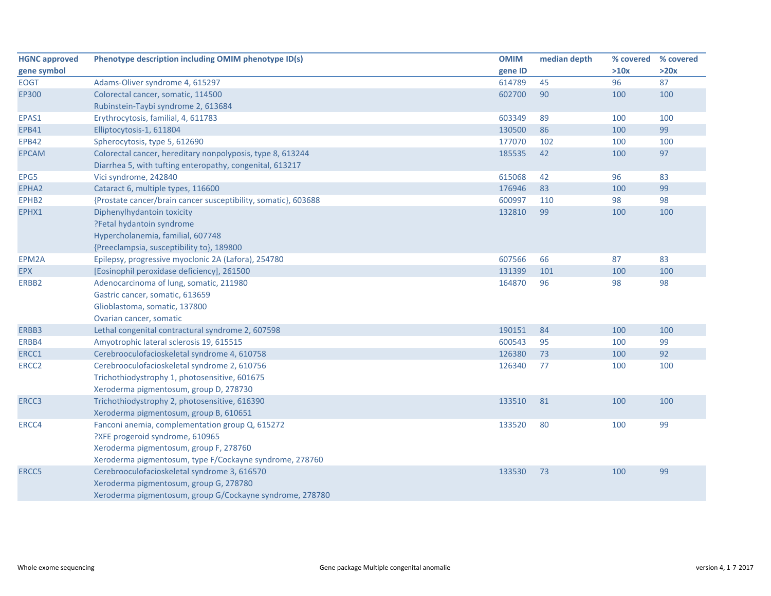| HGNC approved gene symbol | Phenotype description including OMIM phenotype ID(s) | OMIM gene ID | median depth | % covered >10x | % covered >20x |
|---|---|---|---|---|---|
| EOGT | Adams-Oliver syndrome 4, 615297 | 614789 | 45 | 96 | 87 |
| EP300 | Colorectal cancer, somatic, 114500<br>Rubinstein-Taybi syndrome 2, 613684 | 602700 | 90 | 100 | 100 |
| EPAS1 | Erythrocytosis, familial, 4, 611783 | 603349 | 89 | 100 | 100 |
| EPB41 | Elliptocytosis-1, 611804 | 130500 | 86 | 100 | 99 |
| EPB42 | Spherocytosis, type 5, 612690 | 177070 | 102 | 100 | 100 |
| EPCAM | Colorectal cancer, hereditary nonpolyposis, type 8, 613244<br>Diarrhea 5, with tufting enteropathy, congenital, 613217 | 185535 | 42 | 100 | 97 |
| EPG5 | Vici syndrome, 242840 | 615068 | 42 | 96 | 83 |
| EPHA2 | Cataract 6, multiple types, 116600 | 176946 | 83 | 100 | 99 |
| EPHB2 | {Prostate cancer/brain cancer susceptibility, somatic}, 603688 | 600997 | 110 | 98 | 98 |
| EPHX1 | Diphenylhydantoin toxicity<br>?Fetal hydantoin syndrome<br>Hypercholanemia, familial, 607748<br>{Preeclampsia, susceptibility to}, 189800 | 132810 | 99 | 100 | 100 |
| EPM2A | Epilepsy, progressive myoclonic 2A (Lafora), 254780 | 607566 | 66 | 87 | 83 |
| EPX | [Eosinophil peroxidase deficiency], 261500 | 131399 | 101 | 100 | 100 |
| ERBB2 | Adenocarcinoma of lung, somatic, 211980<br>Gastric cancer, somatic, 613659<br>Glioblastoma, somatic, 137800<br>Ovarian cancer, somatic | 164870 | 96 | 98 | 98 |
| ERBB3 | Lethal congenital contractural syndrome 2, 607598 | 190151 | 84 | 100 | 100 |
| ERBB4 | Amyotrophic lateral sclerosis 19, 615515 | 600543 | 95 | 100 | 99 |
| ERCC1 | Cerebrooculofacioskeletal syndrome 4, 610758 | 126380 | 73 | 100 | 92 |
| ERCC2 | Cerebrooculofacioskeletal syndrome 2, 610756<br>Trichothiodystrophy 1, photosensitive, 601675<br>Xeroderma pigmentosum, group D, 278730 | 126340 | 77 | 100 | 100 |
| ERCC3 | Trichothiodystrophy 2, photosensitive, 616390<br>Xeroderma pigmentosum, group B, 610651 | 133510 | 81 | 100 | 100 |
| ERCC4 | Fanconi anemia, complementation group Q, 615272<br>?XFE progeroid syndrome, 610965<br>Xeroderma pigmentosum, group F, 278760<br>Xeroderma pigmentosum, type F/Cockayne syndrome, 278760 | 133520 | 80 | 100 | 99 |
| ERCC5 | Cerebrooculofacioskeletal syndrome 3, 616570<br>Xeroderma pigmentosum, group G, 278780<br>Xeroderma pigmentosum, group G/Cockayne syndrome, 278780 | 133530 | 73 | 100 | 99 |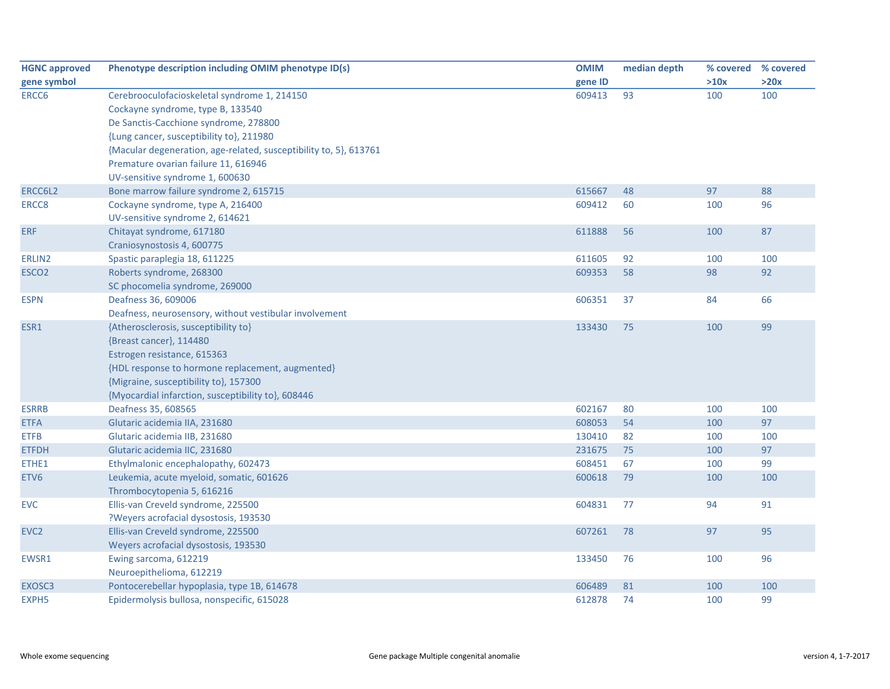| HGNC approved gene symbol | Phenotype description including OMIM phenotype ID(s) | OMIM gene ID | median depth | % covered >10x | % covered >20x |
|---|---|---|---|---|---|
| ERCC6 | Cerebrooculofacioskeletal syndrome 1, 214150<br>Cockayne syndrome, type B, 133540<br>De Sanctis-Cacchione syndrome, 278800<br>{Lung cancer, susceptibility to}, 211980<br>{Macular degeneration, age-related, susceptibility to, 5}, 613761<br>Premature ovarian failure 11, 616946<br>UV-sensitive syndrome 1, 600630 | 609413 | 93 | 100 | 100 |
| ERCC6L2 | Bone marrow failure syndrome 2, 615715 | 615667 | 48 | 97 | 88 |
| ERCC8 | Cockayne syndrome, type A, 216400<br>UV-sensitive syndrome 2, 614621 | 609412 | 60 | 100 | 96 |
| ERF | Chitayat syndrome, 617180<br>Craniosynostosis 4, 600775 | 611888 | 56 | 100 | 87 |
| ERLIN2 | Spastic paraplegia 18, 611225 | 611605 | 92 | 100 | 100 |
| ESCO2 | Roberts syndrome, 268300<br>SC phocomelia syndrome, 269000 | 609353 | 58 | 98 | 92 |
| ESPN | Deafness 36, 609006<br>Deafness, neurosensory, without vestibular involvement | 606351 | 37 | 84 | 66 |
| ESR1 | {Atherosclerosis, susceptibility to}<br>{Breast cancer}, 114480<br>Estrogen resistance, 615363<br>{HDL response to hormone replacement, augmented}<br>{Migraine, susceptibility to}, 157300<br>{Myocardial infarction, susceptibility to}, 608446 | 133430 | 75 | 100 | 99 |
| ESRRB | Deafness 35, 608565 | 602167 | 80 | 100 | 100 |
| ETFA | Glutaric acidemia IIA, 231680 | 608053 | 54 | 100 | 97 |
| ETFB | Glutaric acidemia IIB, 231680 | 130410 | 82 | 100 | 100 |
| ETFDH | Glutaric acidemia IIC, 231680 | 231675 | 75 | 100 | 97 |
| ETHE1 | Ethylmalonic encephalopathy, 602473 | 608451 | 67 | 100 | 99 |
| ETV6 | Leukemia, acute myeloid, somatic, 601626<br>Thrombocytopenia 5, 616216 | 600618 | 79 | 100 | 100 |
| EVC | Ellis-van Creveld syndrome, 225500<br>?Weyers acrofacial dysostosis, 193530 | 604831 | 77 | 94 | 91 |
| EVC2 | Ellis-van Creveld syndrome, 225500<br>Weyers acrofacial dysostosis, 193530 | 607261 | 78 | 97 | 95 |
| EWSR1 | Ewing sarcoma, 612219<br>Neuroepithelioma, 612219 | 133450 | 76 | 100 | 96 |
| EXOSC3 | Pontocerebellar hypoplasia, type 1B, 614678 | 606489 | 81 | 100 | 100 |
| EXPH5 | Epidermolysis bullosa, nonspecific, 615028 | 612878 | 74 | 100 | 99 |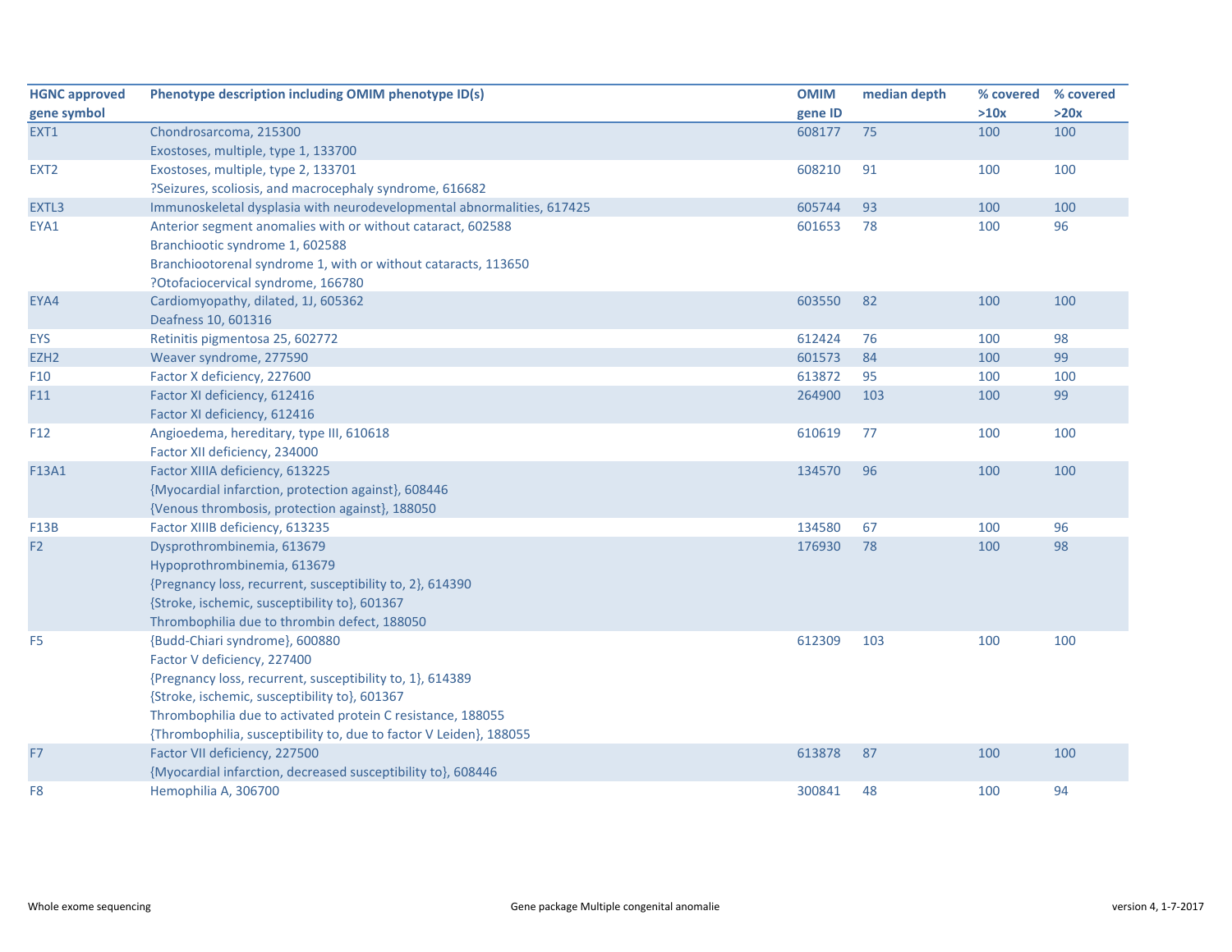| HGNC approved gene symbol | Phenotype description including OMIM phenotype ID(s) | OMIM gene ID | median depth | % covered >10x | % covered >20x |
|---|---|---|---|---|---|
| EXT1 | Chondrosarcoma, 215300<br>Exostoses, multiple, type 1, 133700 | 608177 | 75 | 100 | 100 |
| EXT2 | Exostoses, multiple, type 2, 133701<br>?Seizures, scoliosis, and macrocephaly syndrome, 616682 | 608210 | 91 | 100 | 100 |
| EXTL3 | Immunoskeletal dysplasia with neurodevelopmental abnormalities, 617425 | 605744 | 93 | 100 | 100 |
| EYA1 | Anterior segment anomalies with or without cataract, 602588<br>Branchiootic syndrome 1, 602588<br>Branchiootorenal syndrome 1, with or without cataracts, 113650<br>?Otofaciocervical syndrome, 166780 | 601653 | 78 | 100 | 96 |
| EYA4 | Cardiomyopathy, dilated, 1J, 605362<br>Deafness 10, 601316 | 603550 | 82 | 100 | 100 |
| EYS | Retinitis pigmentosa 25, 602772 | 612424 | 76 | 100 | 98 |
| EZH2 | Weaver syndrome, 277590 | 601573 | 84 | 100 | 99 |
| F10 | Factor X deficiency, 227600 | 613872 | 95 | 100 | 100 |
| F11 | Factor XI deficiency, 612416<br>Factor XI deficiency, 612416 | 264900 | 103 | 100 | 99 |
| F12 | Angioedema, hereditary, type III, 610618<br>Factor XII deficiency, 234000 | 610619 | 77 | 100 | 100 |
| F13A1 | Factor XIIIA deficiency, 613225<br>{Myocardial infarction, protection against}, 608446<br>{Venous thrombosis, protection against}, 188050 | 134570 | 96 | 100 | 100 |
| F13B | Factor XIIIB deficiency, 613235 | 134580 | 67 | 100 | 96 |
| F2 | Dysprothrombinemia, 613679<br>Hypoprothrombinemia, 613679<br>{Pregnancy loss, recurrent, susceptibility to, 2}, 614390<br>{Stroke, ischemic, susceptibility to}, 601367<br>Thrombophilia due to thrombin defect, 188050 | 176930 | 78 | 100 | 98 |
| F5 | {Budd-Chiari syndrome}, 600880<br>Factor V deficiency, 227400<br>{Pregnancy loss, recurrent, susceptibility to, 1}, 614389<br>{Stroke, ischemic, susceptibility to}, 601367<br>Thrombophilia due to activated protein C resistance, 188055<br>{Thrombophilia, susceptibility to, due to factor V Leiden}, 188055 | 612309 | 103 | 100 | 100 |
| F7 | Factor VII deficiency, 227500<br>{Myocardial infarction, decreased susceptibility to}, 608446 | 613878 | 87 | 100 | 100 |
| F8 | Hemophilia A, 306700 | 300841 | 48 | 100 | 94 |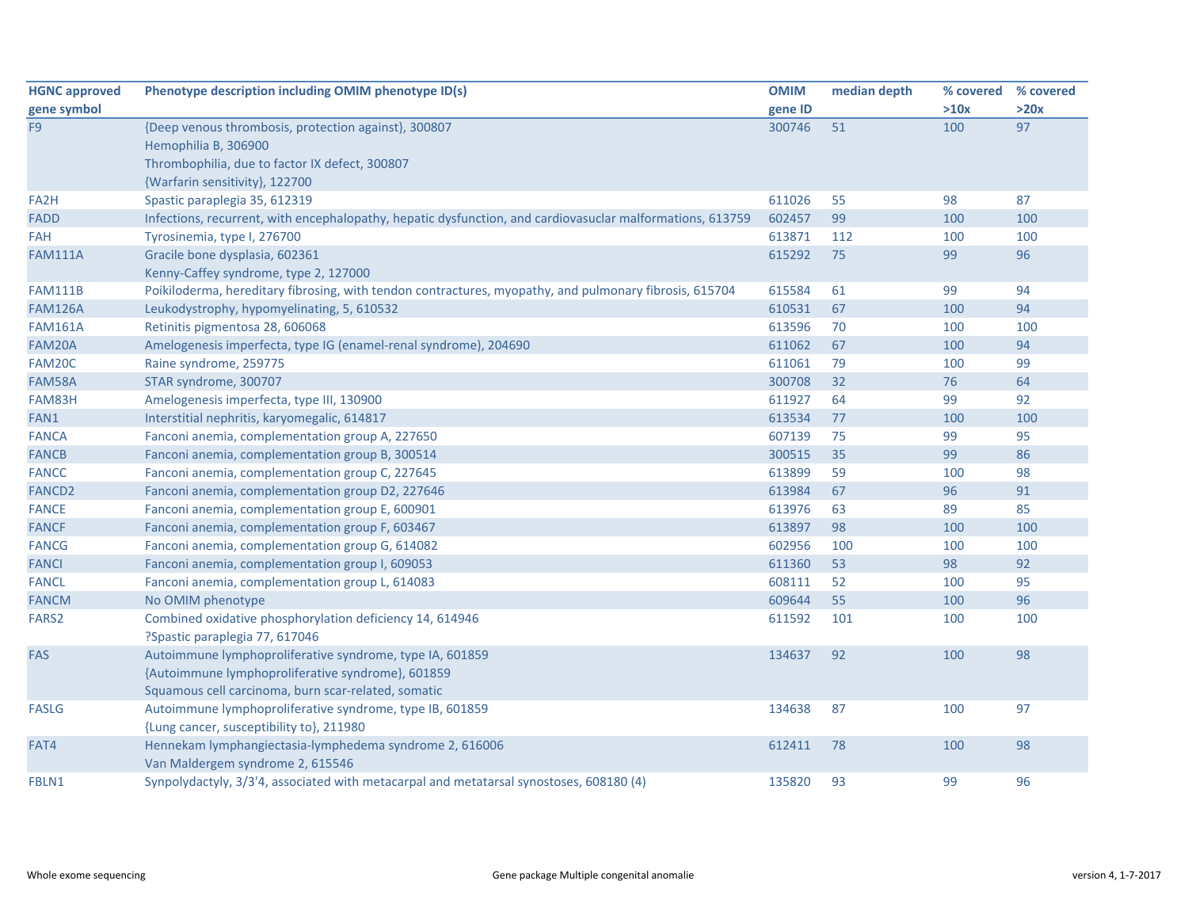| HGNC approved gene symbol | Phenotype description including OMIM phenotype ID(s) | OMIM gene ID | median depth | % covered >10x | % covered >20x |
|---|---|---|---|---|---|
| F9 | {Deep venous thrombosis, protection against}, 300807<br>Hemophilia B, 306900<br>Thrombophilia, due to factor IX defect, 300807<br>{Warfarin sensitivity}, 122700 | 300746 | 51 | 100 | 97 |
| FA2H | Spastic paraplegia 35, 612319 | 611026 | 55 | 98 | 87 |
| FADD | Infections, recurrent, with encephalopathy, hepatic dysfunction, and cardiovasuclar malformations, 613759 | 602457 | 99 | 100 | 100 |
| FAH | Tyrosinemia, type I, 276700 | 613871 | 112 | 100 | 100 |
| FAM111A | Gracile bone dysplasia, 602361<br>Kenny-Caffey syndrome, type 2, 127000 | 615292 | 75 | 99 | 96 |
| FAM111B | Poikiloderma, hereditary fibrosing, with tendon contractures, myopathy, and pulmonary fibrosis, 615704 | 615584 | 61 | 99 | 94 |
| FAM126A | Leukodystrophy, hypomyelinating, 5, 610532 | 610531 | 67 | 100 | 94 |
| FAM161A | Retinitis pigmentosa 28, 606068 | 613596 | 70 | 100 | 100 |
| FAM20A | Amelogenesis imperfecta, type IG (enamel-renal syndrome), 204690 | 611062 | 67 | 100 | 94 |
| FAM20C | Raine syndrome, 259775 | 611061 | 79 | 100 | 99 |
| FAM58A | STAR syndrome, 300707 | 300708 | 32 | 76 | 64 |
| FAM83H | Amelogenesis imperfecta, type III, 130900 | 611927 | 64 | 99 | 92 |
| FAN1 | Interstitial nephritis, karyomegalic, 614817 | 613534 | 77 | 100 | 100 |
| FANCA | Fanconi anemia, complementation group A, 227650 | 607139 | 75 | 99 | 95 |
| FANCB | Fanconi anemia, complementation group B, 300514 | 300515 | 35 | 99 | 86 |
| FANCC | Fanconi anemia, complementation group C, 227645 | 613899 | 59 | 100 | 98 |
| FANCD2 | Fanconi anemia, complementation group D2, 227646 | 613984 | 67 | 96 | 91 |
| FANCE | Fanconi anemia, complementation group E, 600901 | 613976 | 63 | 89 | 85 |
| FANCF | Fanconi anemia, complementation group F, 603467 | 613897 | 98 | 100 | 100 |
| FANCG | Fanconi anemia, complementation group G, 614082 | 602956 | 100 | 100 | 100 |
| FANCI | Fanconi anemia, complementation group I, 609053 | 611360 | 53 | 98 | 92 |
| FANCL | Fanconi anemia, complementation group L, 614083 | 608111 | 52 | 100 | 95 |
| FANCM | No OMIM phenotype | 609644 | 55 | 100 | 96 |
| FARS2 | Combined oxidative phosphorylation deficiency 14, 614946<br>?Spastic paraplegia 77, 617046 | 611592 | 101 | 100 | 100 |
| FAS | Autoimmune lymphoproliferative syndrome, type IA, 601859<br>{Autoimmune lymphoproliferative syndrome}, 601859<br>Squamous cell carcinoma, burn scar-related, somatic | 134637 | 92 | 100 | 98 |
| FASLG | Autoimmune lymphoproliferative syndrome, type IB, 601859<br>{Lung cancer, susceptibility to}, 211980 | 134638 | 87 | 100 | 97 |
| FAT4 | Hennekam lymphangiectasia-lymphedema syndrome 2, 616006<br>Van Maldergem syndrome 2, 615546 | 612411 | 78 | 100 | 98 |
| FBLN1 | Synpolydactyly, 3/3'4, associated with metacarpal and metatarsal synostoses, 608180 (4) | 135820 | 93 | 99 | 96 |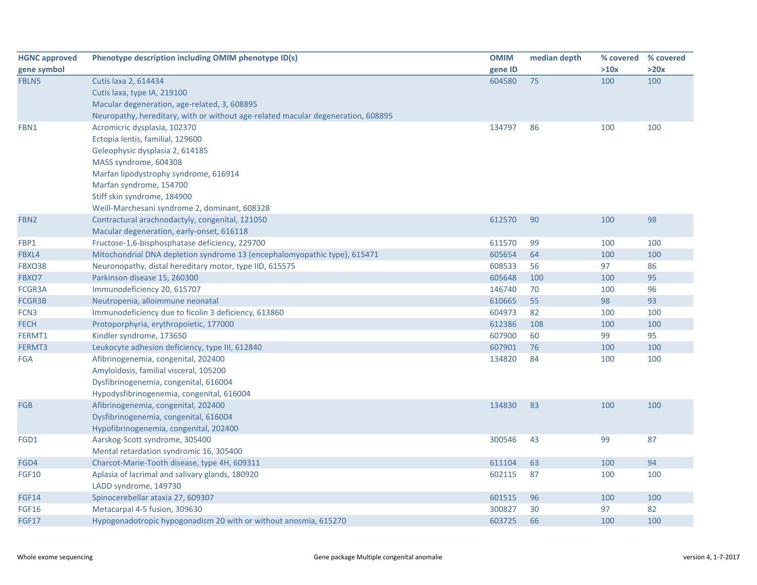| HGNC approved gene symbol | Phenotype description including OMIM phenotype ID(s) | OMIM gene ID | median depth | % covered >10x | % covered >20x |
|---|---|---|---|---|---|
| FBLN5 | Cutis laxa 2, 614434<br>Cutis laxa, type IA, 219100<br>Macular degeneration, age-related, 3, 608895<br>Neuropathy, hereditary, with or without age-related macular degeneration, 608895 | 604580 | 75 | 100 | 100 |
| FBN1 | Acromicric dysplasia, 102370<br>Ectopia lentis, familial, 129600<br>Geleophysic dysplasia 2, 614185<br>MASS syndrome, 604308<br>Marfan lipodystrophy syndrome, 616914<br>Marfan syndrome, 154700<br>Stiff skin syndrome, 184900<br>Weill-Marchesani syndrome 2, dominant, 608328 | 134797 | 86 | 100 | 100 |
| FBN2 | Contractural arachnodactyly, congenital, 121050<br>Macular degeneration, early-onset, 616118 | 612570 | 90 | 100 | 98 |
| FBP1 | Fructose-1,6-bisphosphatase deficiency, 229700 | 611570 | 99 | 100 | 100 |
| FBXL4 | Mitochondrial DNA depletion syndrome 13 (encephalomyopathic type), 615471 | 605654 | 64 | 100 | 100 |
| FBXO38 | Neuronopathy, distal hereditary motor, type IID, 615575 | 608533 | 56 | 97 | 86 |
| FBXO7 | Parkinson disease 15, 260300 | 605648 | 100 | 100 | 95 |
| FCGR3A | Immunodeficiency 20, 615707 | 146740 | 70 | 100 | 96 |
| FCGR3B | Neutropenia, alloimmune neonatal | 610665 | 55 | 98 | 93 |
| FCN3 | Immunodeficiency due to ficolin 3 deficiency, 613860 | 604973 | 82 | 100 | 100 |
| FECH | Protoporphyria, erythropoietic, 177000 | 612386 | 108 | 100 | 100 |
| FERMT1 | Kindler syndrome, 173650 | 607900 | 60 | 99 | 95 |
| FERMT3 | Leukocyte adhesion deficiency, type III, 612840 | 607901 | 76 | 100 | 100 |
| FGA | Afibrinogenemia, congenital, 202400<br>Amyloidosis, familial visceral, 105200<br>Dysfibrinogenemia, congenital, 616004<br>Hypodysfibrinogenemia, congenital, 616004 | 134820 | 84 | 100 | 100 |
| FGB | Afibrinogenemia, congenital, 202400<br>Dysfibrinogenemia, congenital, 616004<br>Hypofibrinogenemia, congenital, 202400 | 134830 | 83 | 100 | 100 |
| FGD1 | Aarskog-Scott syndrome, 305400<br>Mental retardation syndromic 16, 305400 | 300546 | 43 | 99 | 87 |
| FGD4 | Charcot-Marie-Tooth disease, type 4H, 609311 | 611104 | 63 | 100 | 94 |
| FGF10 | Aplasia of lacrimal and salivary glands, 180920<br>LADD syndrome, 149730 | 602115 | 87 | 100 | 100 |
| FGF14 | Spinocerebellar ataxia 27, 609307 | 601515 | 96 | 100 | 100 |
| FGF16 | Metacarpal 4-5 fusion, 309630 | 300827 | 30 | 97 | 82 |
| FGF17 | Hypogonadotropic hypogonadism 20 with or without anosmia, 615270 | 603725 | 66 | 100 | 100 |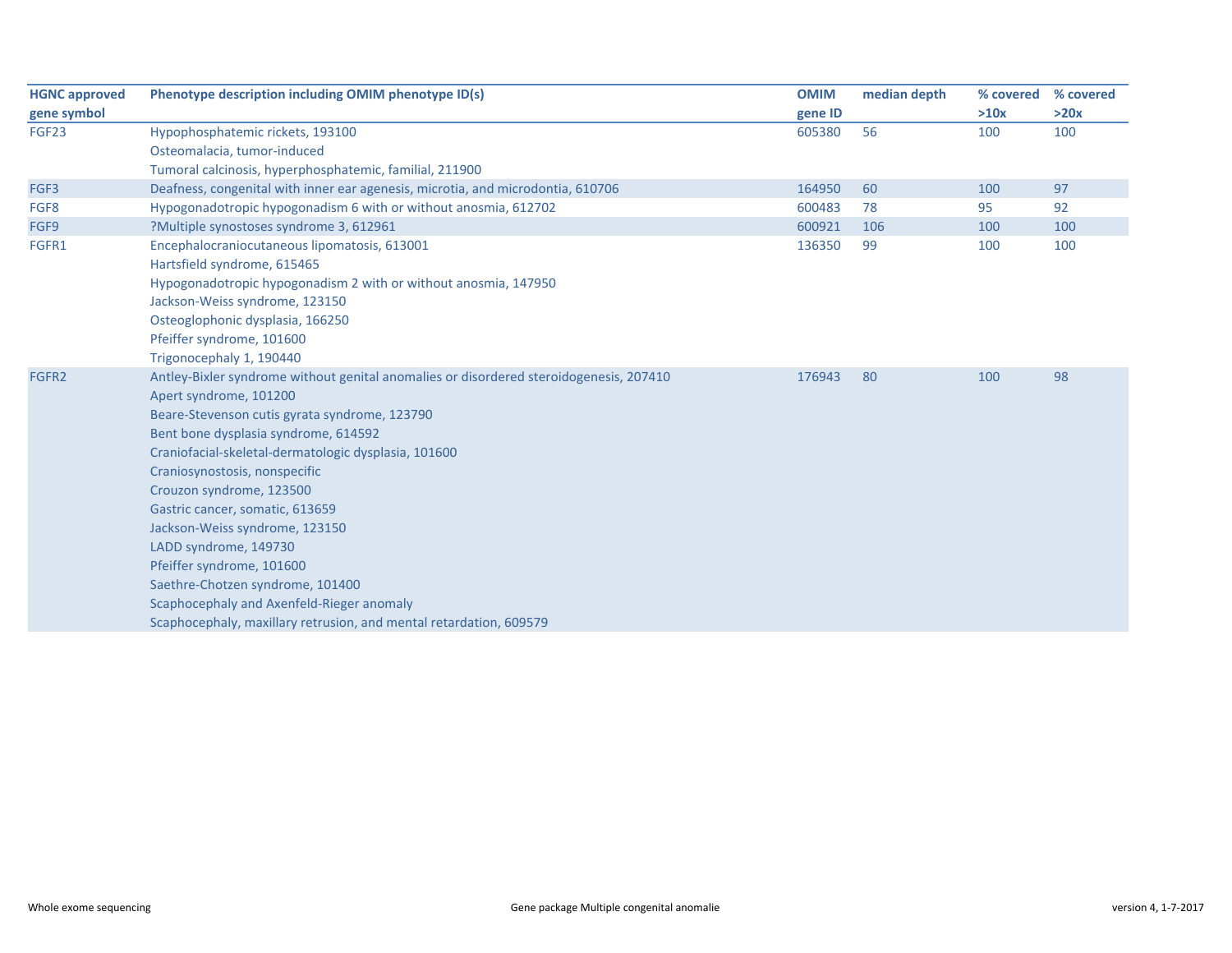| HGNC approved gene symbol | Phenotype description including OMIM phenotype ID(s) | OMIM gene ID | median depth | % covered >10x | % covered >20x |
|---|---|---|---|---|---|
| FGF23 | Hypophosphatemic rickets, 193100 | 605380 | 56 | 100 | 100 |
| | Osteomalacia, tumor-induced | | | | |
| | Tumoral calcinosis, hyperphosphatemic, familial, 211900 | | | | |
| FGF3 | Deafness, congenital with inner ear agenesis, microtia, and microdontia, 610706 | 164950 | 60 | 100 | 97 |
| FGF8 | Hypogonadotropic hypogonadism 6 with or without anosmia, 612702 | 600483 | 78 | 95 | 92 |
| FGF9 | ?Multiple synostoses syndrome 3, 612961 | 600921 | 106 | 100 | 100 |
| FGFR1 | Encephalocraniocutaneous lipomatosis, 613001 | 136350 | 99 | 100 | 100 |
| | Hartsfield syndrome, 615465 | | | | |
| | Hypogonadotropic hypogonadism 2 with or without anosmia, 147950 | | | | |
| | Jackson-Weiss syndrome, 123150 | | | | |
| | Osteoglophonic dysplasia, 166250 | | | | |
| | Pfeiffer syndrome, 101600 | | | | |
| | Trigonocephaly 1, 190440 | | | | |
| FGFR2 | Antley-Bixler syndrome without genital anomalies or disordered steroidogenesis, 207410 | 176943 | 80 | 100 | 98 |
| | Apert syndrome, 101200 | | | | |
| | Beare-Stevenson cutis gyrata syndrome, 123790 | | | | |
| | Bent bone dysplasia syndrome, 614592 | | | | |
| | Craniofacial-skeletal-dermatologic dysplasia, 101600 | | | | |
| | Craniosynostosis, nonspecific | | | | |
| | Crouzon syndrome, 123500 | | | | |
| | Gastric cancer, somatic, 613659 | | | | |
| | Jackson-Weiss syndrome, 123150 | | | | |
| | LADD syndrome, 149730 | | | | |
| | Pfeiffer syndrome, 101600 | | | | |
| | Saethre-Chotzen syndrome, 101400 | | | | |
| | Scaphocephaly and Axenfeld-Rieger anomaly | | | | |
| | Scaphocephaly, maxillary retrusion, and mental retardation, 609579 | | | | |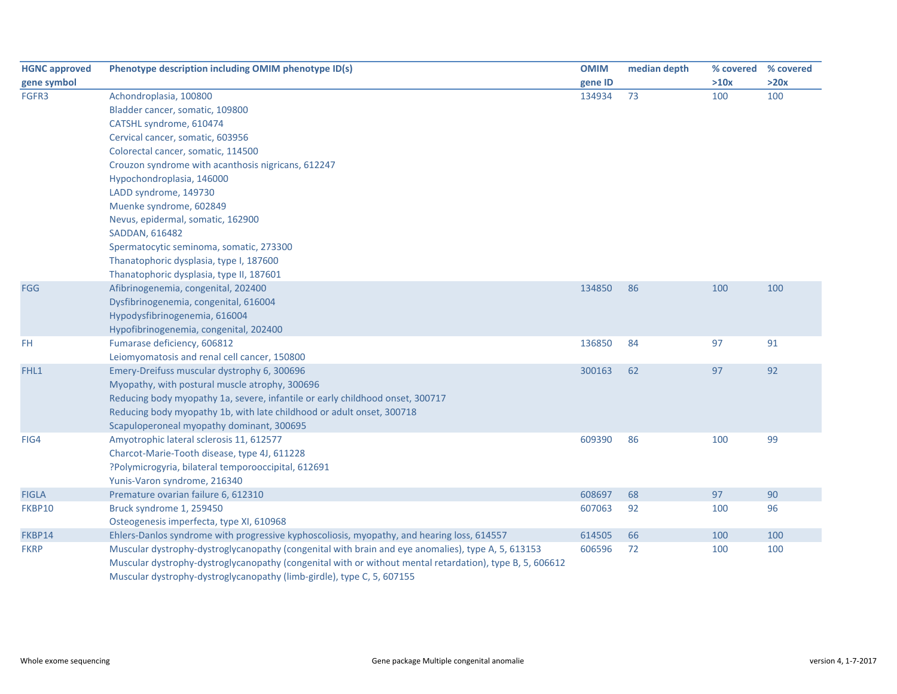| HGNC approved gene symbol | Phenotype description including OMIM phenotype ID(s) | OMIM gene ID | median depth | % covered >10x | % covered >20x |
|---|---|---|---|---|---|
| FGFR3 | Achondroplasia, 100800 | 134934 | 73 | 100 | 100 |
| | Bladder cancer, somatic, 109800 | | | | |
| | CATSHL syndrome, 610474 | | | | |
| | Cervical cancer, somatic, 603956 | | | | |
| | Colorectal cancer, somatic, 114500 | | | | |
| | Crouzon syndrome with acanthosis nigricans, 612247 | | | | |
| | Hypochondroplasia, 146000 | | | | |
| | LADD syndrome, 149730 | | | | |
| | Muenke syndrome, 602849 | | | | |
| | Nevus, epidermal, somatic, 162900 | | | | |
| | SADDAN, 616482 | | | | |
| | Spermatocytic seminoma, somatic, 273300 | | | | |
| | Thanatophoric dysplasia, type I, 187600 | | | | |
| | Thanatophoric dysplasia, type II, 187601 | | | | |
| FGG | Afibrinogenemia, congenital, 202400 | 134850 | 86 | 100 | 100 |
| | Dysfibrinogenemia, congenital, 616004 | | | | |
| | Hypodysfibrinogenemia, 616004 | | | | |
| | Hypofibrinogenemia, congenital, 202400 | | | | |
| FH | Fumarase deficiency, 606812 | 136850 | 84 | 97 | 91 |
| | Leiomyomatosis and renal cell cancer, 150800 | | | | |
| FHL1 | Emery-Dreifuss muscular dystrophy 6, 300696 | 300163 | 62 | 97 | 92 |
| | Myopathy, with postural muscle atrophy, 300696 | | | | |
| | Reducing body myopathy 1a, severe, infantile or early childhood onset, 300717 | | | | |
| | Reducing body myopathy 1b, with late childhood or adult onset, 300718 | | | | |
| | Scapuloperoneal myopathy dominant, 300695 | | | | |
| FIG4 | Amyotrophic lateral sclerosis 11, 612577 | 609390 | 86 | 100 | 99 |
| | Charcot-Marie-Tooth disease, type 4J, 611228 | | | | |
| | ?Polymicrogyria, bilateral temporooccipital, 612691 | | | | |
| | Yunis-Varon syndrome, 216340 | | | | |
| FIGLA | Premature ovarian failure 6, 612310 | 608697 | 68 | 97 | 90 |
| FKBP10 | Bruck syndrome 1, 259450 | 607063 | 92 | 100 | 96 |
| | Osteogenesis imperfecta, type XI, 610968 | | | | |
| FKBP14 | Ehlers-Danlos syndrome with progressive kyphoscoliosis, myopathy, and hearing loss, 614557 | 614505 | 66 | 100 | 100 |
| FKRP | Muscular dystrophy-dystroglycanopathy (congenital with brain and eye anomalies), type A, 5, 613153 | 606596 | 72 | 100 | 100 |
| | Muscular dystrophy-dystroglycanopathy (congenital with or without mental retardation), type B, 5, 606612 | | | | |
| | Muscular dystrophy-dystroglycanopathy (limb-girdle), type C, 5, 607155 | | | | |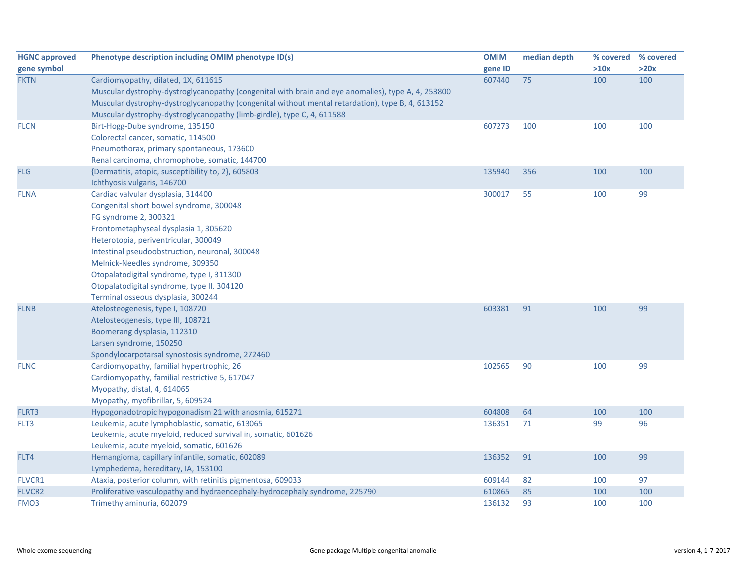| HGNC approved gene symbol | Phenotype description including OMIM phenotype ID(s) | OMIM gene ID | median depth | % covered >10x | % covered >20x |
|---|---|---|---|---|---|
| FKTN | Cardiomyopathy, dilated, 1X, 611615<br>Muscular dystrophy-dystroglycanopathy (congenital with brain and eye anomalies), type A, 4, 253800<br>Muscular dystrophy-dystroglycanopathy (congenital without mental retardation), type B, 4, 613152<br>Muscular dystrophy-dystroglycanopathy (limb-girdle), type C, 4, 611588 | 607440 | 75 | 100 | 100 |
| FLCN | Birt-Hogg-Dube syndrome, 135150<br>Colorectal cancer, somatic, 114500<br>Pneumothorax, primary spontaneous, 173600<br>Renal carcinoma, chromophobe, somatic, 144700 | 607273 | 100 | 100 | 100 |
| FLG | {Dermatitis, atopic, susceptibility to, 2}, 605803<br>Ichthyosis vulgaris, 146700 | 135940 | 356 | 100 | 100 |
| FLNA | Cardiac valvular dysplasia, 314400<br>Congenital short bowel syndrome, 300048<br>FG syndrome 2, 300321<br>Frontometaphyseal dysplasia 1, 305620<br>Heterotopia, periventricular, 300049<br>Intestinal pseudoobstruction, neuronal, 300048<br>Melnick-Needles syndrome, 309350<br>Otopalatodigital syndrome, type I, 311300<br>Otopalatodigital syndrome, type II, 304120<br>Terminal osseous dysplasia, 300244 | 300017 | 55 | 100 | 99 |
| FLNB | Atelosteogenesis, type I, 108720<br>Atelosteogenesis, type III, 108721<br>Boomerang dysplasia, 112310<br>Larsen syndrome, 150250<br>Spondylocarpotarsal synostosis syndrome, 272460 | 603381 | 91 | 100 | 99 |
| FLNC | Cardiomyopathy, familial hypertrophic, 26<br>Cardiomyopathy, familial restrictive 5, 617047<br>Myopathy, distal, 4, 614065<br>Myopathy, myofibrillar, 5, 609524 | 102565 | 90 | 100 | 99 |
| FLRT3 | Hypogonadotropic hypogonadism 21 with anosmia, 615271 | 604808 | 64 | 100 | 100 |
| FLT3 | Leukemia, acute lymphoblastic, somatic, 613065<br>Leukemia, acute myeloid, reduced survival in, somatic, 601626<br>Leukemia, acute myeloid, somatic, 601626 | 136351 | 71 | 99 | 96 |
| FLT4 | Hemangioma, capillary infantile, somatic, 602089<br>Lymphedema, hereditary, IA, 153100 | 136352 | 91 | 100 | 99 |
| FLVCR1 | Ataxia, posterior column, with retinitis pigmentosa, 609033 | 609144 | 82 | 100 | 97 |
| FLVCR2 | Proliferative vasculopathy and hydraencephaly-hydrocephaly syndrome, 225790 | 610865 | 85 | 100 | 100 |
| FMO3 | Trimethylaminuria, 602079 | 136132 | 93 | 100 | 100 |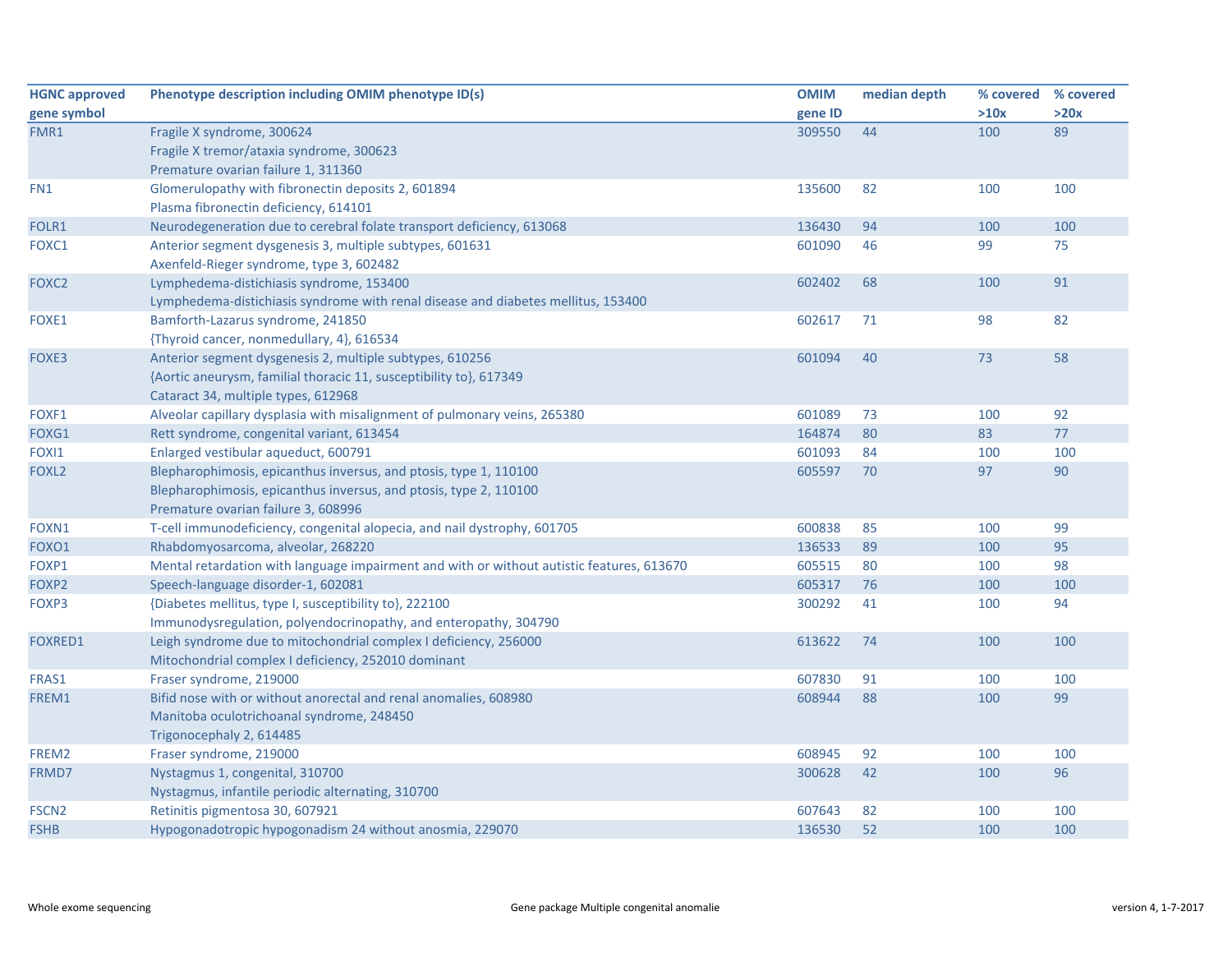| HGNC approved gene symbol | Phenotype description including OMIM phenotype ID(s) | OMIM gene ID | median depth | % covered >10x | % covered >20x |
|---|---|---|---|---|---|
| FMR1 | Fragile X syndrome, 300624<br>Fragile X tremor/ataxia syndrome, 300623<br>Premature ovarian failure 1, 311360 | 309550 | 44 | 100 | 89 |
| FN1 | Glomerulopathy with fibronectin deposits 2, 601894<br>Plasma fibronectin deficiency, 614101 | 135600 | 82 | 100 | 100 |
| FOLR1 | Neurodegeneration due to cerebral folate transport deficiency, 613068 | 136430 | 94 | 100 | 100 |
| FOXC1 | Anterior segment dysgenesis 3, multiple subtypes, 601631<br>Axenfeld-Rieger syndrome, type 3, 602482 | 601090 | 46 | 99 | 75 |
| FOXC2 | Lymphedema-distichiasis syndrome, 153400<br>Lymphedema-distichiasis syndrome with renal disease and diabetes mellitus, 153400 | 602402 | 68 | 100 | 91 |
| FOXE1 | Bamforth-Lazarus syndrome, 241850<br>{Thyroid cancer, nonmedullary, 4}, 616534 | 602617 | 71 | 98 | 82 |
| FOXE3 | Anterior segment dysgenesis 2, multiple subtypes, 610256<br>{Aortic aneurysm, familial thoracic 11, susceptibility to}, 617349<br>Cataract 34, multiple types, 612968 | 601094 | 40 | 73 | 58 |
| FOXF1 | Alveolar capillary dysplasia with misalignment of pulmonary veins, 265380 | 601089 | 73 | 100 | 92 |
| FOXG1 | Rett syndrome, congenital variant, 613454 | 164874 | 80 | 83 | 77 |
| FOXI1 | Enlarged vestibular aqueduct, 600791 | 601093 | 84 | 100 | 100 |
| FOXL2 | Blepharophimosis, epicanthus inversus, and ptosis, type 1, 110100<br>Blepharophimosis, epicanthus inversus, and ptosis, type 2, 110100<br>Premature ovarian failure 3, 608996 | 605597 | 70 | 97 | 90 |
| FOXN1 | T-cell immunodeficiency, congenital alopecia, and nail dystrophy, 601705 | 600838 | 85 | 100 | 99 |
| FOXO1 | Rhabdomyosarcoma, alveolar, 268220 | 136533 | 89 | 100 | 95 |
| FOXP1 | Mental retardation with language impairment and with or without autistic features, 613670 | 605515 | 80 | 100 | 98 |
| FOXP2 | Speech-language disorder-1, 602081 | 605317 | 76 | 100 | 100 |
| FOXP3 | {Diabetes mellitus, type I, susceptibility to}, 222100<br>Immunodysregulation, polyendocrinopathy, and enteropathy, 304790 | 300292 | 41 | 100 | 94 |
| FOXRED1 | Leigh syndrome due to mitochondrial complex I deficiency, 256000<br>Mitochondrial complex I deficiency, 252010 dominant | 613622 | 74 | 100 | 100 |
| FRAS1 | Fraser syndrome, 219000 | 607830 | 91 | 100 | 100 |
| FREM1 | Bifid nose with or without anorectal and renal anomalies, 608980<br>Manitoba oculotrichoanal syndrome, 248450<br>Trigonocephaly 2, 614485 | 608944 | 88 | 100 | 99 |
| FREM2 | Fraser syndrome, 219000 | 608945 | 92 | 100 | 100 |
| FRMD7 | Nystagmus 1, congenital, 310700<br>Nystagmus, infantile periodic alternating, 310700 | 300628 | 42 | 100 | 96 |
| FSCN2 | Retinitis pigmentosa 30, 607921 | 607643 | 82 | 100 | 100 |
| FSHB | Hypogonadotropic hypogonadism 24 without anosmia, 229070 | 136530 | 52 | 100 | 100 |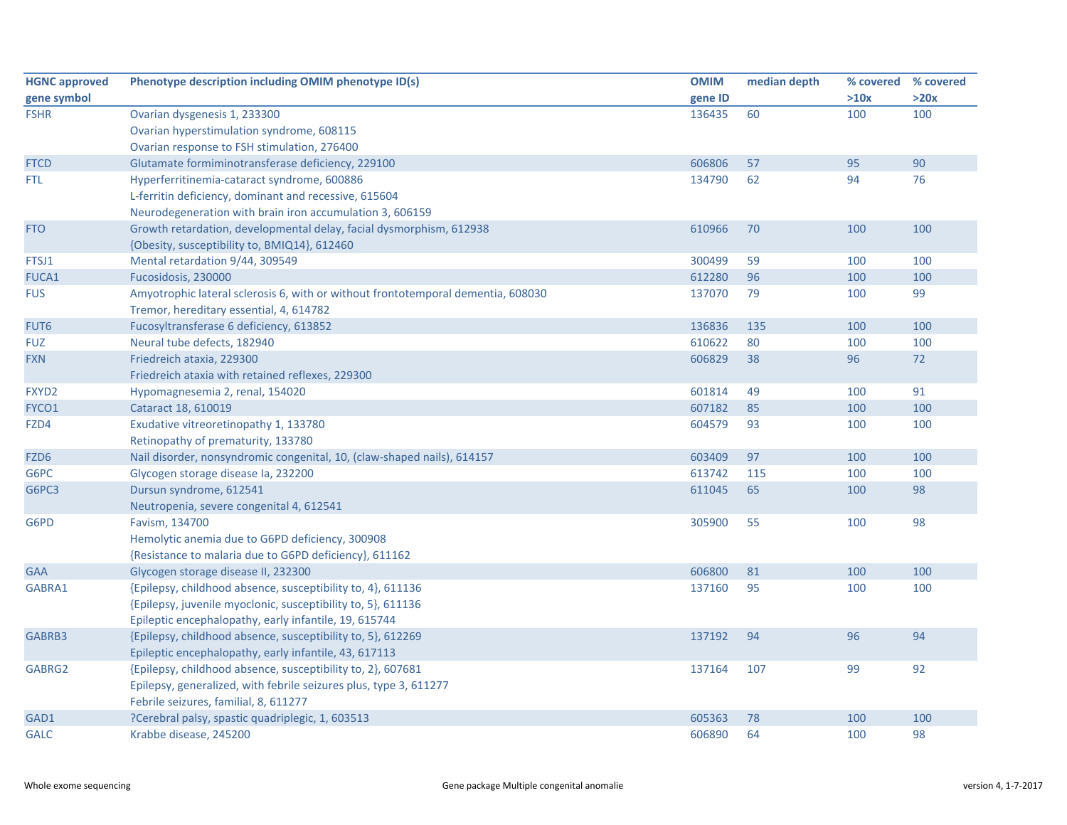| HGNC approved gene symbol | Phenotype description including OMIM phenotype ID(s) | OMIM gene ID | median depth | % covered >10x | % covered >20x |
|---|---|---|---|---|---|
| FSHR | Ovarian dysgenesis 1, 233300<br>Ovarian hyperstimulation syndrome, 608115<br>Ovarian response to FSH stimulation, 276400 | 136435 | 60 | 100 | 100 |
| FTCD | Glutamate formiminotransferase deficiency, 229100 | 606806 | 57 | 95 | 90 |
| FTL | Hyperferritinemia-cataract syndrome, 600886<br>L-ferritin deficiency, dominant and recessive, 615604<br>Neurodegeneration with brain iron accumulation 3, 606159 | 134790 | 62 | 94 | 76 |
| FTO | Growth retardation, developmental delay, facial dysmorphism, 612938<br>{Obesity, susceptibility to, BMIQ14}, 612460 | 610966 | 70 | 100 | 100 |
| FTSJ1 | Mental retardation 9/44, 309549 | 300499 | 59 | 100 | 100 |
| FUCA1 | Fucosidosis, 230000 | 612280 | 96 | 100 | 100 |
| FUS | Amyotrophic lateral sclerosis 6, with or without frontotemporal dementia, 608030<br>Tremor, hereditary essential, 4, 614782 | 137070 | 79 | 100 | 99 |
| FUT6 | Fucosyltransferase 6 deficiency, 613852 | 136836 | 135 | 100 | 100 |
| FUZ | Neural tube defects, 182940 | 610622 | 80 | 100 | 100 |
| FXN | Friedreich ataxia, 229300<br>Friedreich ataxia with retained reflexes, 229300 | 606829 | 38 | 96 | 72 |
| FXYD2 | Hypomagnesemia 2, renal, 154020 | 601814 | 49 | 100 | 91 |
| FYCO1 | Cataract 18, 610019 | 607182 | 85 | 100 | 100 |
| FZD4 | Exudative vitreoretinopathy 1, 133780<br>Retinopathy of prematurity, 133780 | 604579 | 93 | 100 | 100 |
| FZD6 | Nail disorder, nonsyndromic congenital, 10, (claw-shaped nails), 614157 | 603409 | 97 | 100 | 100 |
| G6PC | Glycogen storage disease Ia, 232200 | 613742 | 115 | 100 | 100 |
| G6PC3 | Dursun syndrome, 612541<br>Neutropenia, severe congenital 4, 612541 | 611045 | 65 | 100 | 98 |
| G6PD | Favism, 134700<br>Hemolytic anemia due to G6PD deficiency, 300908<br>{Resistance to malaria due to G6PD deficiency}, 611162 | 305900 | 55 | 100 | 98 |
| GAA | Glycogen storage disease II, 232300 | 606800 | 81 | 100 | 100 |
| GABRA1 | {Epilepsy, childhood absence, susceptibility to, 4}, 611136<br>{Epilepsy, juvenile myoclonic, susceptibility to, 5}, 611136<br>Epileptic encephalopathy, early infantile, 19, 615744 | 137160 | 95 | 100 | 100 |
| GABRB3 | {Epilepsy, childhood absence, susceptibility to, 5}, 612269<br>Epileptic encephalopathy, early infantile, 43, 617113 | 137192 | 94 | 96 | 94 |
| GABRG2 | {Epilepsy, childhood absence, susceptibility to, 2}, 607681<br>Epilepsy, generalized, with febrile seizures plus, type 3, 611277<br>Febrile seizures, familial, 8, 611277 | 137164 | 107 | 99 | 92 |
| GAD1 | ?Cerebral palsy, spastic quadriplegic, 1, 603513 | 605363 | 78 | 100 | 100 |
| GALC | Krabbe disease, 245200 | 606890 | 64 | 100 | 98 |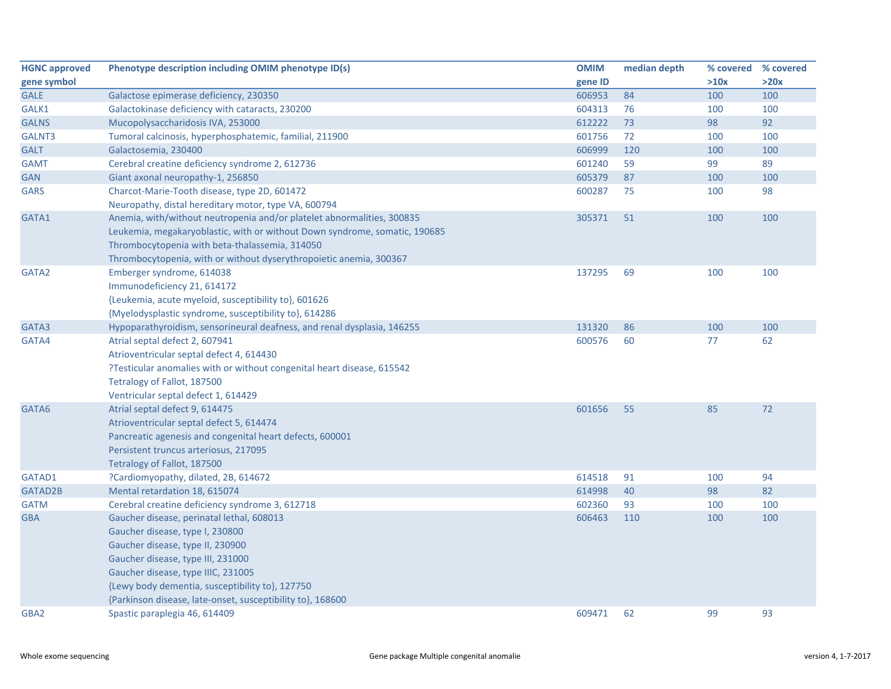| HGNC approved gene symbol | Phenotype description including OMIM phenotype ID(s) | OMIM gene ID | median depth | % covered >10x | % covered >20x |
|---|---|---|---|---|---|
| GALE | Galactose epimerase deficiency, 230350 | 606953 | 84 | 100 | 100 |
| GALK1 | Galactokinase deficiency with cataracts, 230200 | 604313 | 76 | 100 | 100 |
| GALNS | Mucopolysaccharidosis IVA, 253000 | 612222 | 73 | 98 | 92 |
| GALNT3 | Tumoral calcinosis, hyperphosphatemic, familial, 211900 | 601756 | 72 | 100 | 100 |
| GALT | Galactosemia, 230400 | 606999 | 120 | 100 | 100 |
| GAMT | Cerebral creatine deficiency syndrome 2, 612736 | 601240 | 59 | 99 | 89 |
| GAN | Giant axonal neuropathy-1, 256850 | 605379 | 87 | 100 | 100 |
| GARS | Charcot-Marie-Tooth disease, type 2D, 601472<br>Neuropathy, distal hereditary motor, type VA, 600794 | 600287 | 75 | 100 | 98 |
| GATA1 | Anemia, with/without neutropenia and/or platelet abnormalities, 300835<br>Leukemia, megakaryoblastic, with or without Down syndrome, somatic, 190685<br>Thrombocytopenia with beta-thalassemia, 314050<br>Thrombocytopenia, with or without dyserythropoietic anemia, 300367 | 305371 | 51 | 100 | 100 |
| GATA2 | Emberger syndrome, 614038<br>Immunodeficiency 21, 614172<br>{Leukemia, acute myeloid, susceptibility to}, 601626<br>{Myelodysplastic syndrome, susceptibility to}, 614286 | 137295 | 69 | 100 | 100 |
| GATA3 | Hypoparathyroidism, sensorineural deafness, and renal dysplasia, 146255 | 131320 | 86 | 100 | 100 |
| GATA4 | Atrial septal defect 2, 607941<br>Atrioventricular septal defect 4, 614430<br>?Testicular anomalies with or without congenital heart disease, 615542<br>Tetralogy of Fallot, 187500<br>Ventricular septal defect 1, 614429 | 600576 | 60 | 77 | 62 |
| GATA6 | Atrial septal defect 9, 614475<br>Atrioventricular septal defect 5, 614474<br>Pancreatic agenesis and congenital heart defects, 600001<br>Persistent truncus arteriosus, 217095<br>Tetralogy of Fallot, 187500 | 601656 | 55 | 85 | 72 |
| GATAD1 | ?Cardiomyopathy, dilated, 2B, 614672 | 614518 | 91 | 100 | 94 |
| GATAD2B | Mental retardation 18, 615074 | 614998 | 40 | 98 | 82 |
| GATM | Cerebral creatine deficiency syndrome 3, 612718 | 602360 | 93 | 100 | 100 |
| GBA | Gaucher disease, perinatal lethal, 608013<br>Gaucher disease, type I, 230800<br>Gaucher disease, type II, 230900<br>Gaucher disease, type III, 231000<br>Gaucher disease, type IIIC, 231005<br>{Lewy body dementia, susceptibility to}, 127750<br>{Parkinson disease, late-onset, susceptibility to}, 168600 | 606463 | 110 | 100 | 100 |
| GBA2 | Spastic paraplegia 46, 614409 | 609471 | 62 | 99 | 93 |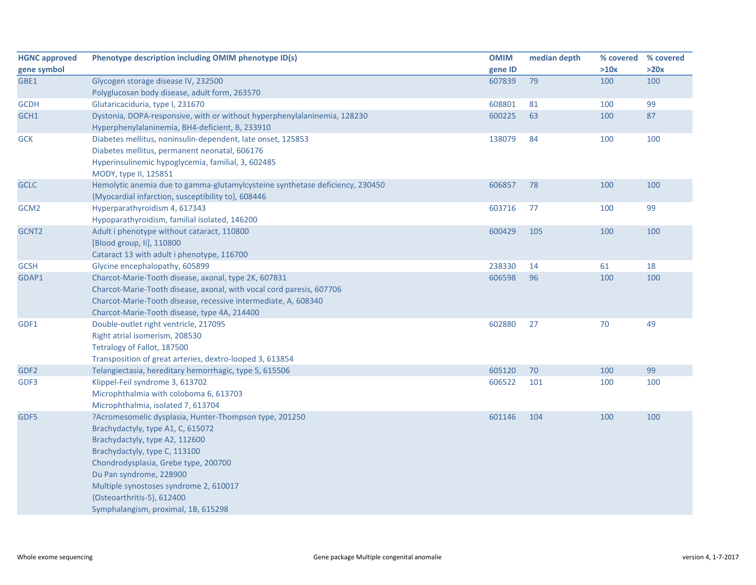| HGNC approved gene symbol | Phenotype description including OMIM phenotype ID(s) | OMIM gene ID | median depth | % covered >10x | % covered >20x |
|---|---|---|---|---|---|
| GBE1 | Glycogen storage disease IV, 232500<br>Polyglucosan body disease, adult form, 263570 | 607839 | 79 | 100 | 100 |
| GCDH | Glutaricaciduria, type I, 231670 | 608801 | 81 | 100 | 99 |
| GCH1 | Dystonia, DOPA-responsive, with or without hyperphenylalaninemia, 128230<br>Hyperphenylalaninemia, BH4-deficient, B, 233910 | 600225 | 63 | 100 | 87 |
| GCK | Diabetes mellitus, noninsulin-dependent, late onset, 125853<br>Diabetes mellitus, permanent neonatal, 606176<br>Hyperinsulinemic hypoglycemia, familial, 3, 602485<br>MODY, type II, 125851 | 138079 | 84 | 100 | 100 |
| GCLC | Hemolytic anemia due to gamma-glutamylcysteine synthetase deficiency, 230450<br>{Myocardial infarction, susceptibility to}, 608446 | 606857 | 78 | 100 | 100 |
| GCM2 | Hyperparathyroidism 4, 617343<br>Hypoparathyroidism, familial isolated, 146200 | 603716 | 77 | 100 | 99 |
| GCNT2 | Adult i phenotype without cataract, 110800<br>[Blood group, Ii], 110800<br>Cataract 13 with adult i phenotype, 116700 | 600429 | 105 | 100 | 100 |
| GCSH | Glycine encephalopathy, 605899 | 238330 | 14 | 61 | 18 |
| GDAP1 | Charcot-Marie-Tooth disease, axonal, type 2K, 607831<br>Charcot-Marie-Tooth disease, axonal, with vocal cord paresis, 607706<br>Charcot-Marie-Tooth disease, recessive intermediate, A, 608340<br>Charcot-Marie-Tooth disease, type 4A, 214400 | 606598 | 96 | 100 | 100 |
| GDF1 | Double-outlet right ventricle, 217095<br>Right atrial isomerism, 208530<br>Tetralogy of Fallot, 187500<br>Transposition of great arteries, dextro-looped 3, 613854 | 602880 | 27 | 70 | 49 |
| GDF2 | Telangiectasia, hereditary hemorrhagic, type 5, 615506 | 605120 | 70 | 100 | 99 |
| GDF3 | Klippel-Feil syndrome 3, 613702<br>Microphthalmia with coloboma 6, 613703<br>Microphthalmia, isolated 7, 613704 | 606522 | 101 | 100 | 100 |
| GDF5 | ?Acromesomelic dysplasia, Hunter-Thompson type, 201250<br>Brachydactyly, type A1, C, 615072<br>Brachydactyly, type A2, 112600<br>Brachydactyly, type C, 113100<br>Chondrodysplasia, Grebe type, 200700<br>Du Pan syndrome, 228900<br>Multiple synostoses syndrome 2, 610017<br>{Osteoarthritis-5}, 612400<br>Symphalangism, proximal, 1B, 615298 | 601146 | 104 | 100 | 100 |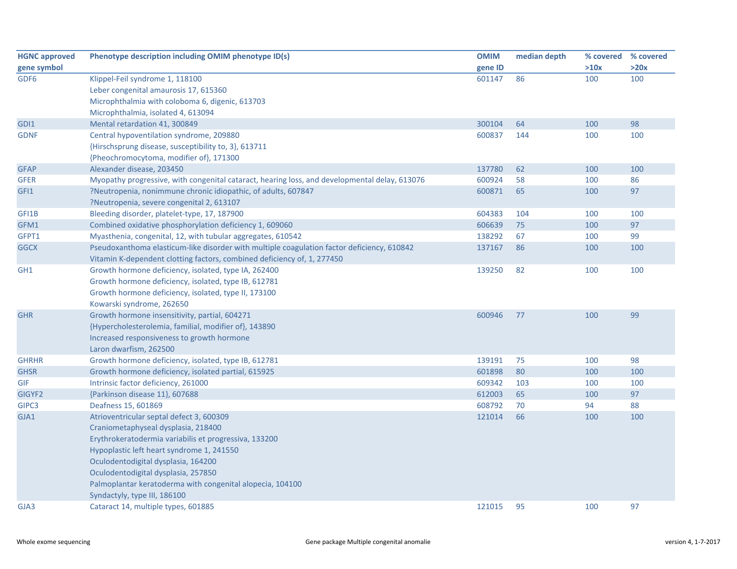| HGNC approved gene symbol | Phenotype description including OMIM phenotype ID(s) | OMIM gene ID | median depth | % covered >10x | % covered >20x |
|---|---|---|---|---|---|
| GDF6 | Klippel-Feil syndrome 1, 118100 | 601147 | 86 | 100 | 100 |
| | Leber congenital amaurosis 17, 615360 | | | | |
| | Microphthalmia with coloboma 6, digenic, 613703 | | | | |
| | Microphthalmia, isolated 4, 613094 | | | | |
| GDI1 | Mental retardation 41, 300849 | 300104 | 64 | 100 | 98 |
| GDNF | Central hypoventilation syndrome, 209880 | 600837 | 144 | 100 | 100 |
| | {Hirschsprung disease, susceptibility to, 3}, 613711 | | | | |
| | {Pheochromocytoma, modifier of}, 171300 | | | | |
| GFAP | Alexander disease, 203450 | 137780 | 62 | 100 | 100 |
| GFER | Myopathy progressive, with congenital cataract, hearing loss, and developmental delay, 613076 | 600924 | 58 | 100 | 86 |
| GFI1 | ?Neutropenia, nonimmune chronic idiopathic, of adults, 607847 | 600871 | 65 | 100 | 97 |
| | ?Neutropenia, severe congenital 2, 613107 | | | | |
| GFI1B | Bleeding disorder, platelet-type, 17, 187900 | 604383 | 104 | 100 | 100 |
| GFM1 | Combined oxidative phosphorylation deficiency 1, 609060 | 606639 | 75 | 100 | 97 |
| GFPT1 | Myasthenia, congenital, 12, with tubular aggregates, 610542 | 138292 | 67 | 100 | 99 |
| GGCX | Pseudoxanthoma elasticum-like disorder with multiple coagulation factor deficiency, 610842 | 137167 | 86 | 100 | 100 |
| | Vitamin K-dependent clotting factors, combined deficiency of, 1, 277450 | | | | |
| GH1 | Growth hormone deficiency, isolated, type IA, 262400 | 139250 | 82 | 100 | 100 |
| | Growth hormone deficiency, isolated, type IB, 612781 | | | | |
| | Growth hormone deficiency, isolated, type II, 173100 | | | | |
| | Kowarski syndrome, 262650 | | | | |
| GHR | Growth hormone insensitivity, partial, 604271 | 600946 | 77 | 100 | 99 |
| | {Hypercholesterolemia, familial, modifier of}, 143890 | | | | |
| | Increased responsiveness to growth hormone | | | | |
| | Laron dwarfism, 262500 | | | | |
| GHRHR | Growth hormone deficiency, isolated, type IB, 612781 | 139191 | 75 | 100 | 98 |
| GHSR | Growth hormone deficiency, isolated partial, 615925 | 601898 | 80 | 100 | 100 |
| GIF | Intrinsic factor deficiency, 261000 | 609342 | 103 | 100 | 100 |
| GIGYF2 | {Parkinson disease 11}, 607688 | 612003 | 65 | 100 | 97 |
| GIPC3 | Deafness 15, 601869 | 608792 | 70 | 94 | 88 |
| GJA1 | Atrioventricular septal defect 3, 600309 | 121014 | 66 | 100 | 100 |
| | Craniometaphyseal dysplasia, 218400 | | | | |
| | Erythrokeratodermia variabilis et progressiva, 133200 | | | | |
| | Hypoplastic left heart syndrome 1, 241550 | | | | |
| | Oculodentodigital dysplasia, 164200 | | | | |
| | Oculodentodigital dysplasia, 257850 | | | | |
| | Palmoplantar keratoderma with congenital alopecia, 104100 | | | | |
| | Syndactyly, type III, 186100 | | | | |
| GJA3 | Cataract 14, multiple types, 601885 | 121015 | 95 | 100 | 97 |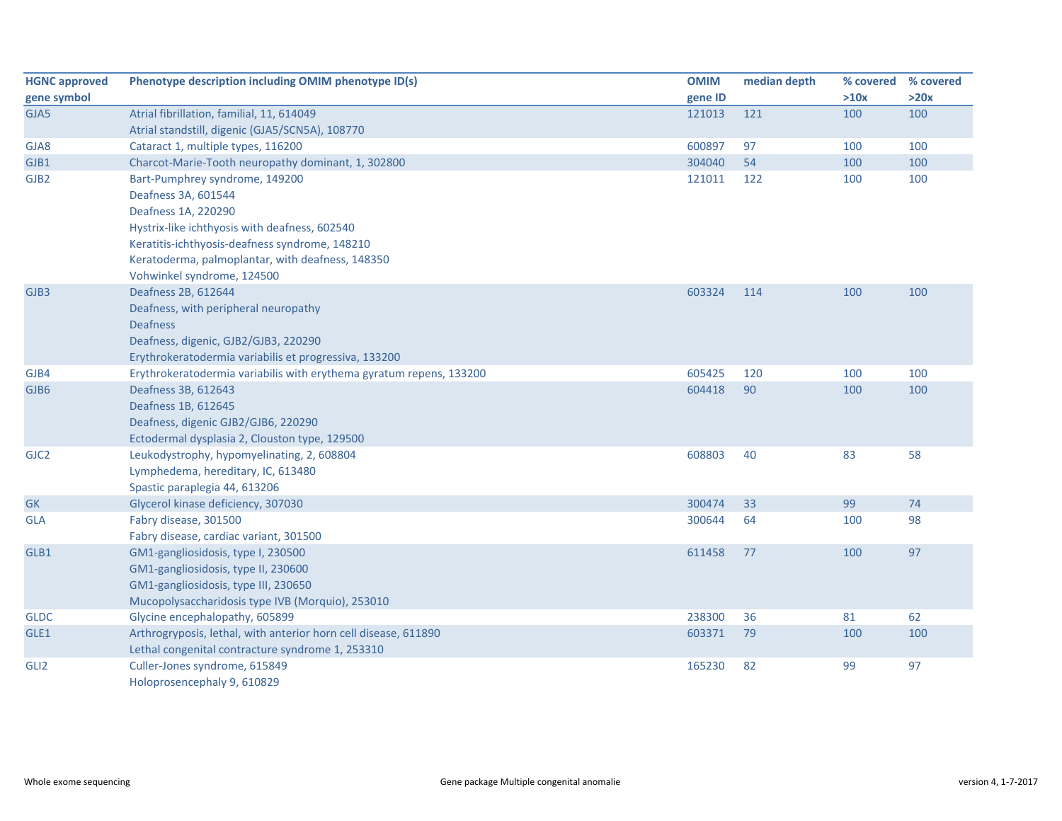| HGNC approved gene symbol | Phenotype description including OMIM phenotype ID(s) | OMIM gene ID | median depth | % covered >10x | % covered >20x |
|---|---|---|---|---|---|
| GJA5 | Atrial fibrillation, familial, 11, 614049<br>Atrial standstill, digenic (GJA5/SCN5A), 108770 | 121013 | 121 | 100 | 100 |
| GJA8 | Cataract 1, multiple types, 116200 | 600897 | 97 | 100 | 100 |
| GJB1 | Charcot-Marie-Tooth neuropathy dominant, 1, 302800 | 304040 | 54 | 100 | 100 |
| GJB2 | Bart-Pumphrey syndrome, 149200<br>Deafness 3A, 601544<br>Deafness 1A, 220290<br>Hystrix-like ichthyosis with deafness, 602540<br>Keratitis-ichthyosis-deafness syndrome, 148210<br>Keratoderma, palmoplantar, with deafness, 148350<br>Vohwinkel syndrome, 124500 | 121011 | 122 | 100 | 100 |
| GJB3 | Deafness 2B, 612644<br>Deafness, with peripheral neuropathy<br>Deafness<br>Deafness, digenic, GJB2/GJB3, 220290<br>Erythrokeratodermia variabilis et progressiva, 133200 | 603324 | 114 | 100 | 100 |
| GJB4 | Erythrokeratodermia variabilis with erythema gyratum repens, 133200 | 605425 | 120 | 100 | 100 |
| GJB6 | Deafness 3B, 612643<br>Deafness 1B, 612645<br>Deafness, digenic GJB2/GJB6, 220290<br>Ectodermal dysplasia 2, Clouston type, 129500 | 604418 | 90 | 100 | 100 |
| GJC2 | Leukodystrophy, hypomyelinating, 2, 608804<br>Lymphedema, hereditary, IC, 613480<br>Spastic paraplegia 44, 613206 | 608803 | 40 | 83 | 58 |
| GK | Glycerol kinase deficiency, 307030 | 300474 | 33 | 99 | 74 |
| GLA | Fabry disease, 301500<br>Fabry disease, cardiac variant, 301500 | 300644 | 64 | 100 | 98 |
| GLB1 | GM1-gangliosidosis, type I, 230500<br>GM1-gangliosidosis, type II, 230600<br>GM1-gangliosidosis, type III, 230650<br>Mucopolysaccharidosis type IVB (Morquio), 253010 | 611458 | 77 | 100 | 97 |
| GLDC | Glycine encephalopathy, 605899 | 238300 | 36 | 81 | 62 |
| GLE1 | Arthrogryposis, lethal, with anterior horn cell disease, 611890<br>Lethal congenital contracture syndrome 1, 253310 | 603371 | 79 | 100 | 100 |
| GLI2 | Culler-Jones syndrome, 615849<br>Holoprosencephaly 9, 610829 | 165230 | 82 | 99 | 97 |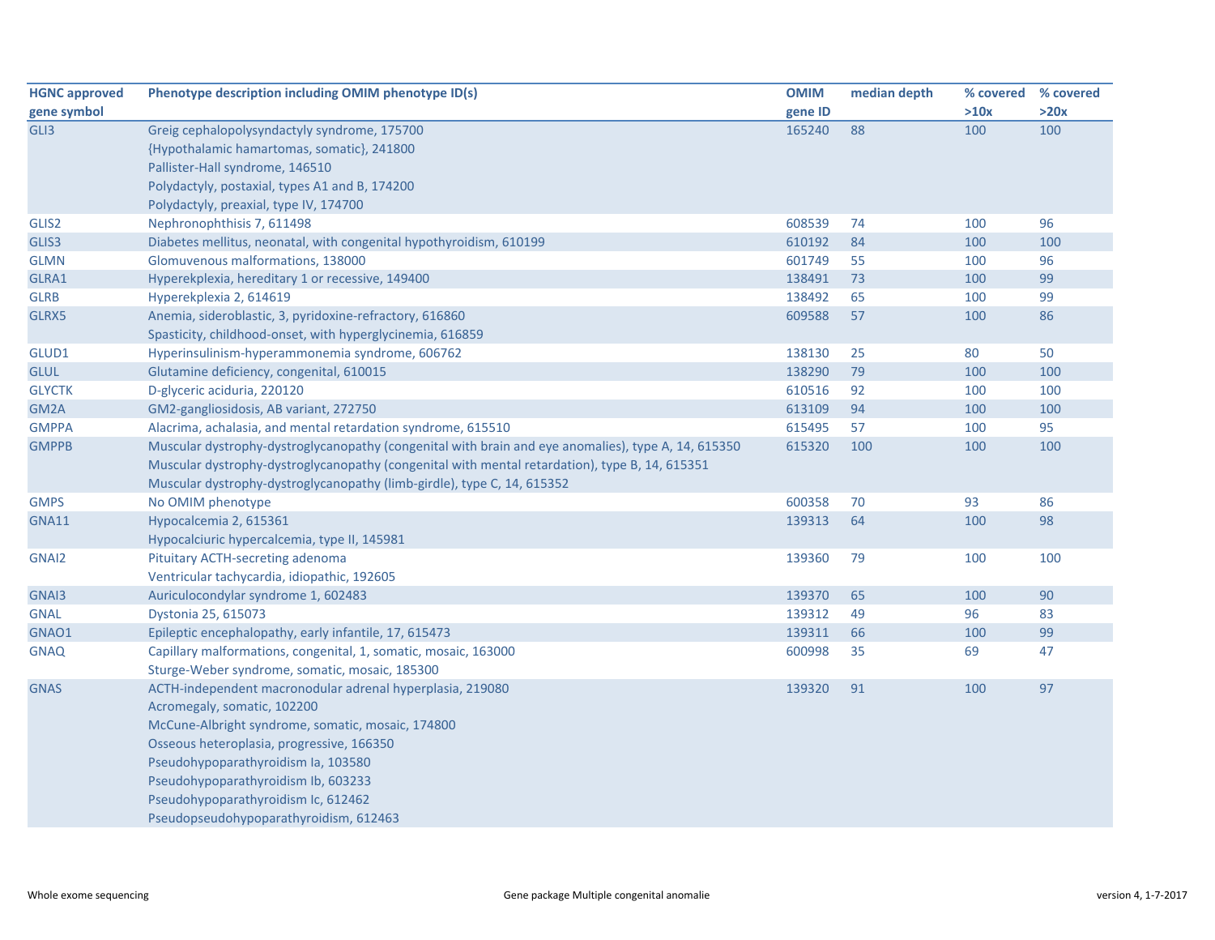| HGNC approved gene symbol | Phenotype description including OMIM phenotype ID(s) | OMIM gene ID | median depth | % covered >10x | % covered >20x |
|---|---|---|---|---|---|
| GLI3 | Greig cephalopolysyndactyly syndrome, 175700<br>{Hypothalamic hamartomas, somatic}, 241800<br>Pallister-Hall syndrome, 146510<br>Polydactyly, postaxial, types A1 and B, 174200<br>Polydactyly, preaxial, type IV, 174700 | 165240 | 88 | 100 | 100 |
| GLIS2 | Nephronophthisis 7, 611498 | 608539 | 74 | 100 | 96 |
| GLIS3 | Diabetes mellitus, neonatal, with congenital hypothyroidism, 610199 | 610192 | 84 | 100 | 100 |
| GLMN | Glomuvenous malformations, 138000 | 601749 | 55 | 100 | 96 |
| GLRA1 | Hyperekplexia, hereditary 1 or recessive, 149400 | 138491 | 73 | 100 | 99 |
| GLRB | Hyperekplexia 2, 614619 | 138492 | 65 | 100 | 99 |
| GLRX5 | Anemia, sideroblastic, 3, pyridoxine-refractory, 616860<br>Spasticity, childhood-onset, with hyperglycinemia, 616859 | 609588 | 57 | 100 | 86 |
| GLUD1 | Hyperinsulinism-hyperammonemia syndrome, 606762 | 138130 | 25 | 80 | 50 |
| GLUL | Glutamine deficiency, congenital, 610015 | 138290 | 79 | 100 | 100 |
| GLYCTK | D-glyceric aciduria, 220120 | 610516 | 92 | 100 | 100 |
| GM2A | GM2-gangliosidosis, AB variant, 272750 | 613109 | 94 | 100 | 100 |
| GMPPA | Alacrima, achalasia, and mental retardation syndrome, 615510 | 615495 | 57 | 100 | 95 |
| GMPPB | Muscular dystrophy-dystroglycanopathy (congenital with brain and eye anomalies), type A, 14, 615350<br>Muscular dystrophy-dystroglycanopathy (congenital with mental retardation), type B, 14, 615351<br>Muscular dystrophy-dystroglycanopathy (limb-girdle), type C, 14, 615352 | 615320 | 100 | 100 | 100 |
| GMPS | No OMIM phenotype | 600358 | 70 | 93 | 86 |
| GNA11 | Hypocalcemia 2, 615361<br>Hypocalciuric hypercalcemia, type II, 145981 | 139313 | 64 | 100 | 98 |
| GNAI2 | Pituitary ACTH-secreting adenoma<br>Ventricular tachycardia, idiopathic, 192605 | 139360 | 79 | 100 | 100 |
| GNAI3 | Auriculocondylar syndrome 1, 602483 | 139370 | 65 | 100 | 90 |
| GNAL | Dystonia 25, 615073 | 139312 | 49 | 96 | 83 |
| GNAO1 | Epileptic encephalopathy, early infantile, 17, 615473 | 139311 | 66 | 100 | 99 |
| GNAQ | Capillary malformations, congenital, 1, somatic, mosaic, 163000<br>Sturge-Weber syndrome, somatic, mosaic, 185300 | 600998 | 35 | 69 | 47 |
| GNAS | ACTH-independent macronodular adrenal hyperplasia, 219080<br>Acromegaly, somatic, 102200<br>McCune-Albright syndrome, somatic, mosaic, 174800<br>Osseous heteroplasia, progressive, 166350<br>Pseudohypoparathyroidism Ia, 103580<br>Pseudohypoparathyroidism Ib, 603233<br>Pseudohypoparathyroidism Ic, 612462<br>Pseudopseudohypoparathyroidism, 612463 | 139320 | 91 | 100 | 97 |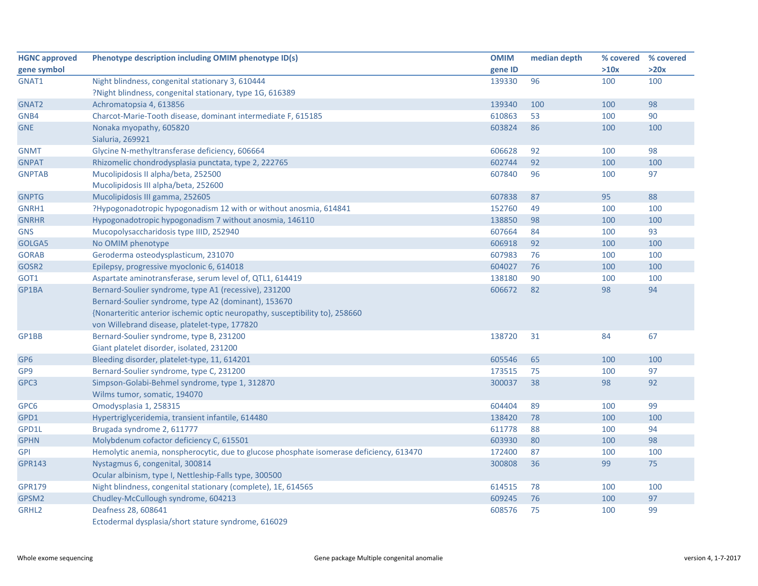| HGNC approved gene symbol | Phenotype description including OMIM phenotype ID(s) | OMIM gene ID | median depth | % covered >10x | % covered >20x |
|---|---|---|---|---|---|
| GNAT1 | Night blindness, congenital stationary 3, 610444<br>?Night blindness, congenital stationary, type 1G, 616389 | 139330 | 96 | 100 | 100 |
| GNAT2 | Achromatopsia 4, 613856 | 139340 | 100 | 100 | 98 |
| GNB4 | Charcot-Marie-Tooth disease, dominant intermediate F, 615185 | 610863 | 53 | 100 | 90 |
| GNE | Nonaka myopathy, 605820<br>Sialuria, 269921 | 603824 | 86 | 100 | 100 |
| GNMT | Glycine N-methyltransferase deficiency, 606664 | 606628 | 92 | 100 | 98 |
| GNPAT | Rhizomelic chondrodysplasia punctata, type 2, 222765 | 602744 | 92 | 100 | 100 |
| GNPTAB | Mucolipidosis II alpha/beta, 252500<br>Mucolipidosis III alpha/beta, 252600 | 607840 | 96 | 100 | 97 |
| GNPTG | Mucolipidosis III gamma, 252605 | 607838 | 87 | 95 | 88 |
| GNRH1 | ?Hypogonadotropic hypogonadism 12 with or without anosmia, 614841 | 152760 | 49 | 100 | 100 |
| GNRHR | Hypogonadotropic hypogonadism 7 without anosmia, 146110 | 138850 | 98 | 100 | 100 |
| GNS | Mucopolysaccharidosis type IIID, 252940 | 607664 | 84 | 100 | 93 |
| GOLGA5 | No OMIM phenotype | 606918 | 92 | 100 | 100 |
| GORAB | Geroderma osteodysplasticum, 231070 | 607983 | 76 | 100 | 100 |
| GOSR2 | Epilepsy, progressive myoclonic 6, 614018 | 604027 | 76 | 100 | 100 |
| GOT1 | Aspartate aminotransferase, serum level of, QTL1, 614419 | 138180 | 90 | 100 | 100 |
| GP1BA | Bernard-Soulier syndrome, type A1 (recessive), 231200<br>Bernard-Soulier syndrome, type A2 (dominant), 153670<br>{Nonarteritic anterior ischemic optic neuropathy, susceptibility to}, 258660<br>von Willebrand disease, platelet-type, 177820 | 606672 | 82 | 98 | 94 |
| GP1BB | Bernard-Soulier syndrome, type B, 231200<br>Giant platelet disorder, isolated, 231200 | 138720 | 31 | 84 | 67 |
| GP6 | Bleeding disorder, platelet-type, 11, 614201 | 605546 | 65 | 100 | 100 |
| GP9 | Bernard-Soulier syndrome, type C, 231200 | 173515 | 75 | 100 | 97 |
| GPC3 | Simpson-Golabi-Behmel syndrome, type 1, 312870<br>Wilms tumor, somatic, 194070 | 300037 | 38 | 98 | 92 |
| GPC6 | Omodysplasia 1, 258315 | 604404 | 89 | 100 | 99 |
| GPD1 | Hypertriglyceridemia, transient infantile, 614480 | 138420 | 78 | 100 | 100 |
| GPD1L | Brugada syndrome 2, 611777 | 611778 | 88 | 100 | 94 |
| GPHN | Molybdenum cofactor deficiency C, 615501 | 603930 | 80 | 100 | 98 |
| GPI | Hemolytic anemia, nonspherocytic, due to glucose phosphate isomerase deficiency, 613470 | 172400 | 87 | 100 | 100 |
| GPR143 | Nystagmus 6, congenital, 300814<br>Ocular albinism, type I, Nettleship-Falls type, 300500 | 300808 | 36 | 99 | 75 |
| GPR179 | Night blindness, congenital stationary (complete), 1E, 614565 | 614515 | 78 | 100 | 100 |
| GPSM2 | Chudley-McCullough syndrome, 604213 | 609245 | 76 | 100 | 97 |
| GRHL2 | Deafness 28, 608641<br>Ectodermal dysplasia/short stature syndrome, 616029 | 608576 | 75 | 100 | 99 |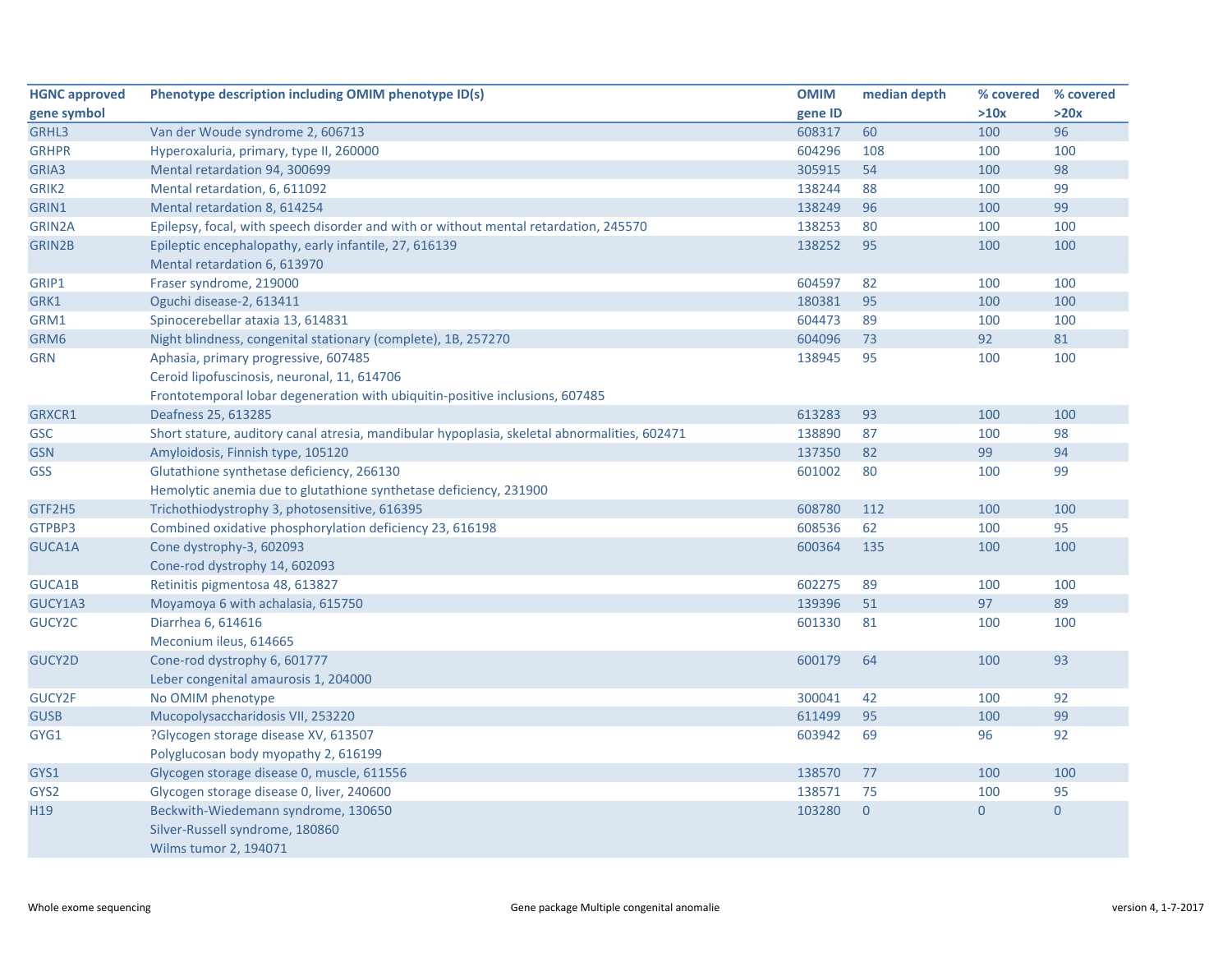| HGNC approved gene symbol | Phenotype description including OMIM phenotype ID(s) | OMIM gene ID | median depth | % covered >10x | % covered >20x |
|---|---|---|---|---|---|
| GRHL3 | Van der Woude syndrome 2, 606713 | 608317 | 60 | 100 | 96 |
| GRHPR | Hyperoxaluria, primary, type II, 260000 | 604296 | 108 | 100 | 100 |
| GRIA3 | Mental retardation 94, 300699 | 305915 | 54 | 100 | 98 |
| GRIK2 | Mental retardation, 6, 611092 | 138244 | 88 | 100 | 99 |
| GRIN1 | Mental retardation 8, 614254 | 138249 | 96 | 100 | 99 |
| GRIN2A | Epilepsy, focal, with speech disorder and with or without mental retardation, 245570 | 138253 | 80 | 100 | 100 |
| GRIN2B | Epileptic encephalopathy, early infantile, 27, 616139<br>Mental retardation 6, 613970 | 138252 | 95 | 100 | 100 |
| GRIP1 | Fraser syndrome, 219000 | 604597 | 82 | 100 | 100 |
| GRK1 | Oguchi disease-2, 613411 | 180381 | 95 | 100 | 100 |
| GRM1 | Spinocerebellar ataxia 13, 614831 | 604473 | 89 | 100 | 100 |
| GRM6 | Night blindness, congenital stationary (complete), 1B, 257270 | 604096 | 73 | 92 | 81 |
| GRN | Aphasia, primary progressive, 607485<br>Ceroid lipofuscinosis, neuronal, 11, 614706<br>Frontotemporal lobar degeneration with ubiquitin-positive inclusions, 607485 | 138945 | 95 | 100 | 100 |
| GRXCR1 | Deafness 25, 613285 | 613283 | 93 | 100 | 100 |
| GSC | Short stature, auditory canal atresia, mandibular hypoplasia, skeletal abnormalities, 602471 | 138890 | 87 | 100 | 98 |
| GSN | Amyloidosis, Finnish type, 105120 | 137350 | 82 | 99 | 94 |
| GSS | Glutathione synthetase deficiency, 266130<br>Hemolytic anemia due to glutathione synthetase deficiency, 231900 | 601002 | 80 | 100 | 99 |
| GTF2H5 | Trichothiodystrophy 3, photosensitive, 616395 | 608780 | 112 | 100 | 100 |
| GTPBP3 | Combined oxidative phosphorylation deficiency 23, 616198 | 608536 | 62 | 100 | 95 |
| GUCA1A | Cone dystrophy-3, 602093<br>Cone-rod dystrophy 14, 602093 | 600364 | 135 | 100 | 100 |
| GUCA1B | Retinitis pigmentosa 48, 613827 | 602275 | 89 | 100 | 100 |
| GUCY1A3 | Moyamoya 6 with achalasia, 615750 | 139396 | 51 | 97 | 89 |
| GUCY2C | Diarrhea 6, 614616<br>Meconium ileus, 614665 | 601330 | 81 | 100 | 100 |
| GUCY2D | Cone-rod dystrophy 6, 601777<br>Leber congenital amaurosis 1, 204000 | 600179 | 64 | 100 | 93 |
| GUCY2F | No OMIM phenotype | 300041 | 42 | 100 | 92 |
| GUSB | Mucopolysaccharidosis VII, 253220 | 611499 | 95 | 100 | 99 |
| GYG1 | ?Glycogen storage disease XV, 613507<br>Polyglucosan body myopathy 2, 616199 | 603942 | 69 | 96 | 92 |
| GYS1 | Glycogen storage disease 0, muscle, 611556 | 138570 | 77 | 100 | 100 |
| GYS2 | Glycogen storage disease 0, liver, 240600 | 138571 | 75 | 100 | 95 |
| H19 | Beckwith-Wiedemann syndrome, 130650<br>Silver-Russell syndrome, 180860<br>Wilms tumor 2, 194071 | 103280 | 0 | 0 | 0 |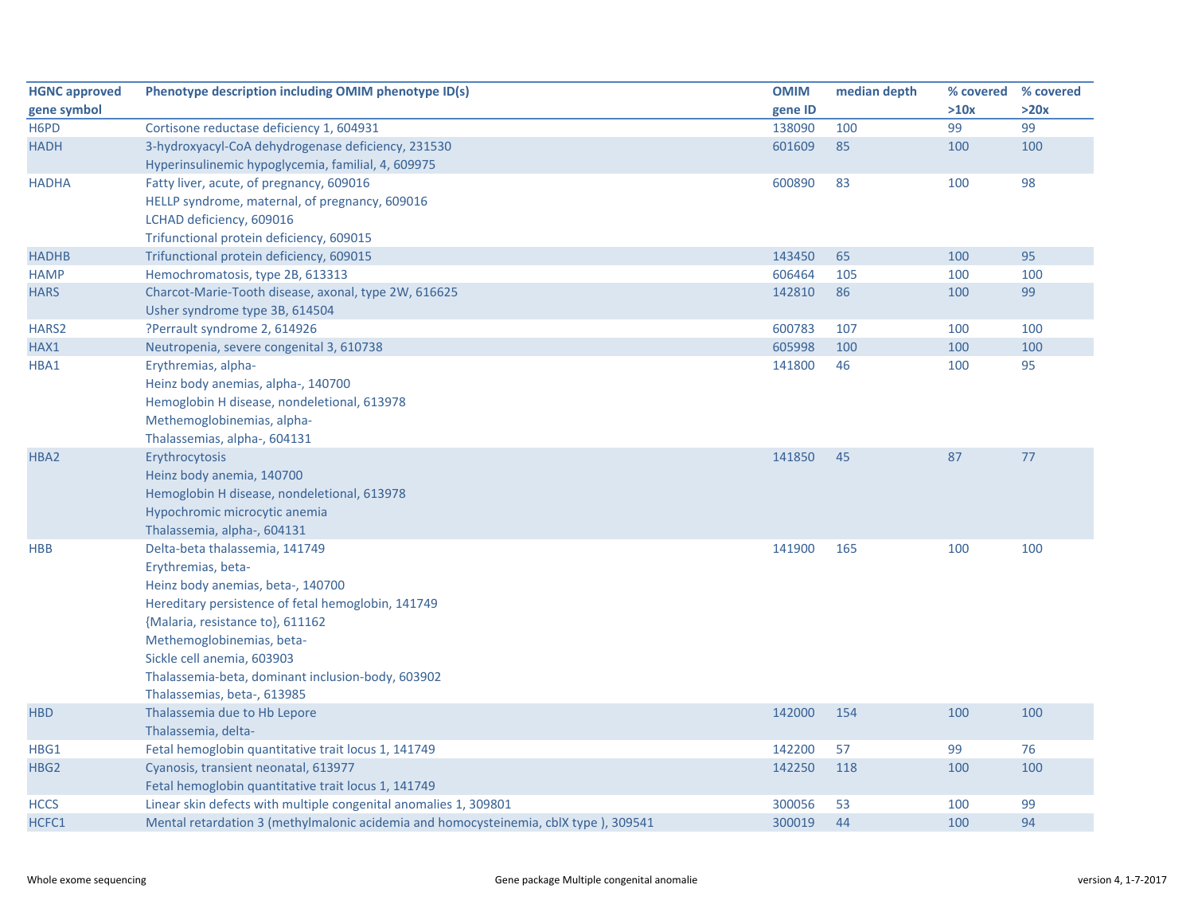| HGNC approved gene symbol | Phenotype description including OMIM phenotype ID(s) | OMIM gene ID | median depth | % covered >10x | % covered >20x |
|---|---|---|---|---|---|
| H6PD | Cortisone reductase deficiency 1, 604931 | 138090 | 100 | 99 | 99 |
| HADH | 3-hydroxyacyl-CoA dehydrogenase deficiency, 231530<br>Hyperinsulinemic hypoglycemia, familial, 4, 609975 | 601609 | 85 | 100 | 100 |
| HADHA | Fatty liver, acute, of pregnancy, 609016<br>HELLP syndrome, maternal, of pregnancy, 609016<br>LCHAD deficiency, 609016<br>Trifunctional protein deficiency, 609015 | 600890 | 83 | 100 | 98 |
| HADHB | Trifunctional protein deficiency, 609015 | 143450 | 65 | 100 | 95 |
| HAMP | Hemochromatosis, type 2B, 613313 | 606464 | 105 | 100 | 100 |
| HARS | Charcot-Marie-Tooth disease, axonal, type 2W, 616625<br>Usher syndrome type 3B, 614504 | 142810 | 86 | 100 | 99 |
| HARS2 | ?Perrault syndrome 2, 614926 | 600783 | 107 | 100 | 100 |
| HAX1 | Neutropenia, severe congenital 3, 610738 | 605998 | 100 | 100 | 100 |
| HBA1 | Erythremias, alpha-<br>Heinz body anemias, alpha-, 140700<br>Hemoglobin H disease, nondeletional, 613978<br>Methemoglobinemias, alpha-<br>Thalassemias, alpha-, 604131 | 141800 | 46 | 100 | 95 |
| HBA2 | Erythrocytosis<br>Heinz body anemia, 140700<br>Hemoglobin H disease, nondeletional, 613978<br>Hypochromic microcytic anemia<br>Thalassemia, alpha-, 604131 | 141850 | 45 | 87 | 77 |
| HBB | Delta-beta thalassemia, 141749<br>Erythremias, beta-<br>Heinz body anemias, beta-, 140700<br>Hereditary persistence of fetal hemoglobin, 141749<br>{Malaria, resistance to}, 611162<br>Methemoglobinemias, beta-<br>Sickle cell anemia, 603903<br>Thalassemia-beta, dominant inclusion-body, 603902<br>Thalassemias, beta-, 613985 | 141900 | 165 | 100 | 100 |
| HBD | Thalassemia due to Hb Lepore<br>Thalassemia, delta- | 142000 | 154 | 100 | 100 |
| HBG1 | Fetal hemoglobin quantitative trait locus 1, 141749 | 142200 | 57 | 99 | 76 |
| HBG2 | Cyanosis, transient neonatal, 613977<br>Fetal hemoglobin quantitative trait locus 1, 141749 | 142250 | 118 | 100 | 100 |
| HCCS | Linear skin defects with multiple congenital anomalies 1, 309801 | 300056 | 53 | 100 | 99 |
| HCFC1 | Mental retardation 3 (methylmalonic acidemia and homocysteinemia, cblX type ), 309541 | 300019 | 44 | 100 | 94 |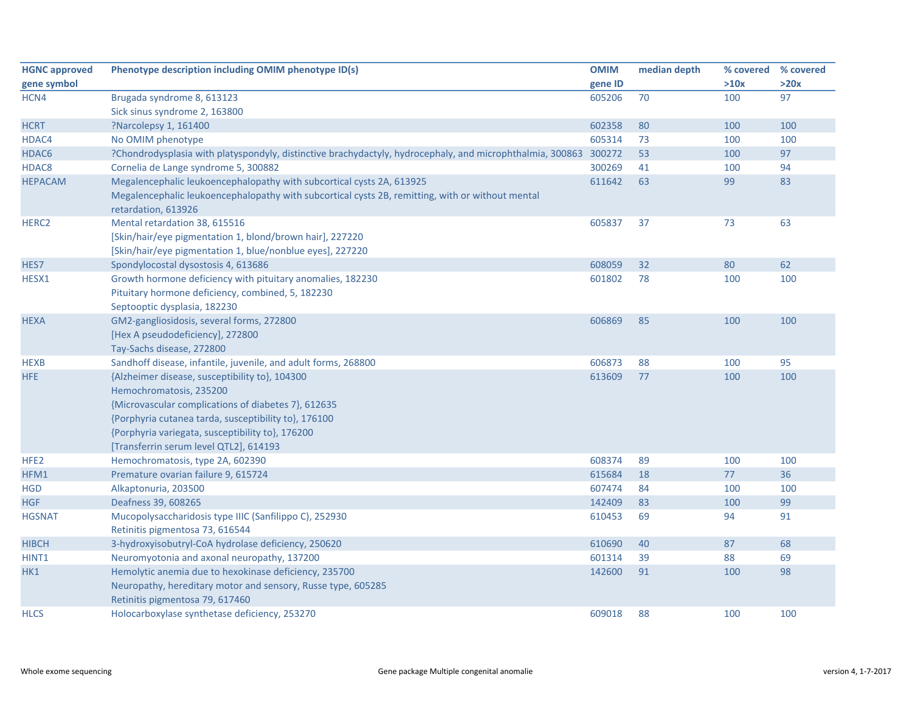| HGNC approved gene symbol | Phenotype description including OMIM phenotype ID(s) | OMIM gene ID | median depth | % covered >10x | % covered >20x |
|---|---|---|---|---|---|
| HCN4 | Brugada syndrome 8, 613123<br>Sick sinus syndrome 2, 163800 | 605206 | 70 | 100 | 97 |
| HCRT | ?Narcolepsy 1, 161400 | 602358 | 80 | 100 | 100 |
| HDAC4 | No OMIM phenotype | 605314 | 73 | 100 | 100 |
| HDAC6 | ?Chondrodysplasia with platyspondyly, distinctive brachydactyly, hydrocephaly, and microphthalmia, 300863 | 300272 | 53 | 100 | 97 |
| HDAC8 | Cornelia de Lange syndrome 5, 300882 | 300269 | 41 | 100 | 94 |
| HEPACAM | Megalencephalic leukoencephalopathy with subcortical cysts 2A, 613925<br>Megalencephalic leukoencephalopathy with subcortical cysts 2B, remitting, with or without mental retardation, 613926 | 611642 | 63 | 99 | 83 |
| HERC2 | Mental retardation 38, 615516<br>[Skin/hair/eye pigmentation 1, blond/brown hair], 227220<br>[Skin/hair/eye pigmentation 1, blue/nonblue eyes], 227220 | 605837 | 37 | 73 | 63 |
| HES7 | Spondylocostal dysostosis 4, 613686 | 608059 | 32 | 80 | 62 |
| HESX1 | Growth hormone deficiency with pituitary anomalies, 182230<br>Pituitary hormone deficiency, combined, 5, 182230<br>Septooptic dysplasia, 182230 | 601802 | 78 | 100 | 100 |
| HEXA | GM2-gangliosidosis, several forms, 272800<br>[Hex A pseudodeficiency], 272800<br>Tay-Sachs disease, 272800 | 606869 | 85 | 100 | 100 |
| HEXB | Sandhoff disease, infantile, juvenile, and adult forms, 268800 | 606873 | 88 | 100 | 95 |
| HFE | {Alzheimer disease, susceptibility to}, 104300<br>Hemochromatosis, 235200<br>{Microvascular complications of diabetes 7}, 612635<br>{Porphyria cutanea tarda, susceptibility to}, 176100<br>{Porphyria variegata, susceptibility to}, 176200<br>[Transferrin serum level QTL2], 614193 | 613609 | 77 | 100 | 100 |
| HFE2 | Hemochromatosis, type 2A, 602390 | 608374 | 89 | 100 | 100 |
| HFM1 | Premature ovarian failure 9, 615724 | 615684 | 18 | 77 | 36 |
| HGD | Alkaptonuria, 203500 | 607474 | 84 | 100 | 100 |
| HGF | Deafness 39, 608265 | 142409 | 83 | 100 | 99 |
| HGSNAT | Mucopolysaccharidosis type IIIC (Sanfilippo C), 252930<br>Retinitis pigmentosa 73, 616544 | 610453 | 69 | 94 | 91 |
| HIBCH | 3-hydroxyisobutyryl-CoA hydrolase deficiency, 250620 | 610690 | 40 | 87 | 68 |
| HINT1 | Neuromyotonia and axonal neuropathy, 137200 | 601314 | 39 | 88 | 69 |
| HK1 | Hemolytic anemia due to hexokinase deficiency, 235700<br>Neuropathy, hereditary motor and sensory, Russe type, 605285<br>Retinitis pigmentosa 79, 617460 | 142600 | 91 | 100 | 98 |
| HLCS | Holocarboxylase synthetase deficiency, 253270 | 609018 | 88 | 100 | 100 |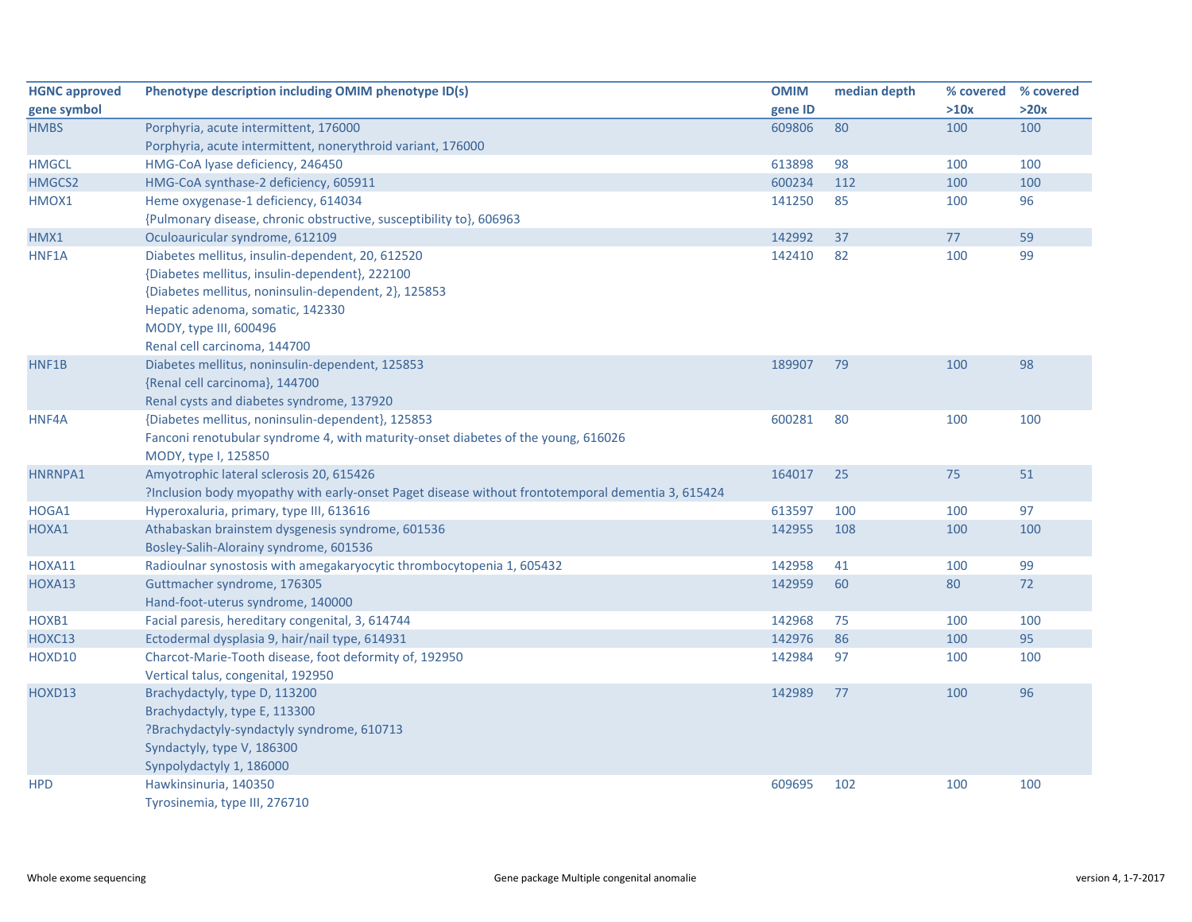| HGNC approved gene symbol | Phenotype description including OMIM phenotype ID(s) | OMIM gene ID | median depth | % covered >10x | % covered >20x |
|---|---|---|---|---|---|
| HMBS | Porphyria, acute intermittent, 176000<br>Porphyria, acute intermittent, nonerythroid variant, 176000 | 609806 | 80 | 100 | 100 |
| HMGCL | HMG-CoA lyase deficiency, 246450 | 613898 | 98 | 100 | 100 |
| HMGCS2 | HMG-CoA synthase-2 deficiency, 605911 | 600234 | 112 | 100 | 100 |
| HMOX1 | Heme oxygenase-1 deficiency, 614034<br>{Pulmonary disease, chronic obstructive, susceptibility to}, 606963 | 141250 | 85 | 100 | 96 |
| HMX1 | Oculoauricular syndrome, 612109 | 142992 | 37 | 77 | 59 |
| HNF1A | Diabetes mellitus, insulin-dependent, 20, 612520<br>{Diabetes mellitus, insulin-dependent}, 222100<br>{Diabetes mellitus, noninsulin-dependent, 2}, 125853<br>Hepatic adenoma, somatic, 142330<br>MODY, type III, 600496<br>Renal cell carcinoma, 144700 | 142410 | 82 | 100 | 99 |
| HNF1B | Diabetes mellitus, noninsulin-dependent, 125853<br>{Renal cell carcinoma}, 144700<br>Renal cysts and diabetes syndrome, 137920 | 189907 | 79 | 100 | 98 |
| HNF4A | {Diabetes mellitus, noninsulin-dependent}, 125853<br>Fanconi renotubular syndrome 4, with maturity-onset diabetes of the young, 616026<br>MODY, type I, 125850 | 600281 | 80 | 100 | 100 |
| HNRNPA1 | Amyotrophic lateral sclerosis 20, 615426<br>?Inclusion body myopathy with early-onset Paget disease without frontotemporal dementia 3, 615424 | 164017 | 25 | 75 | 51 |
| HOGA1 | Hyperoxaluria, primary, type III, 613616 | 613597 | 100 | 100 | 97 |
| HOXA1 | Athabaskan brainstem dysgenesis syndrome, 601536<br>Bosley-Salih-Alorainy syndrome, 601536 | 142955 | 108 | 100 | 100 |
| HOXA11 | Radioulnar synostosis with amegakaryocytic thrombocytopenia 1, 605432 | 142958 | 41 | 100 | 99 |
| HOXA13 | Guttmacher syndrome, 176305<br>Hand-foot-uterus syndrome, 140000 | 142959 | 60 | 80 | 72 |
| HOXB1 | Facial paresis, hereditary congenital, 3, 614744 | 142968 | 75 | 100 | 100 |
| HOXC13 | Ectodermal dysplasia 9, hair/nail type, 614931 | 142976 | 86 | 100 | 95 |
| HOXD10 | Charcot-Marie-Tooth disease, foot deformity of, 192950<br>Vertical talus, congenital, 192950 | 142984 | 97 | 100 | 100 |
| HOXD13 | Brachydactyly, type D, 113200<br>Brachydactyly, type E, 113300<br>?Brachydactyly-syndactyly syndrome, 610713<br>Syndactyly, type V, 186300<br>Synpolydactyly 1, 186000 | 142989 | 77 | 100 | 96 |
| HPD | Hawkinsinuria, 140350<br>Tyrosinemia, type III, 276710 | 609695 | 102 | 100 | 100 |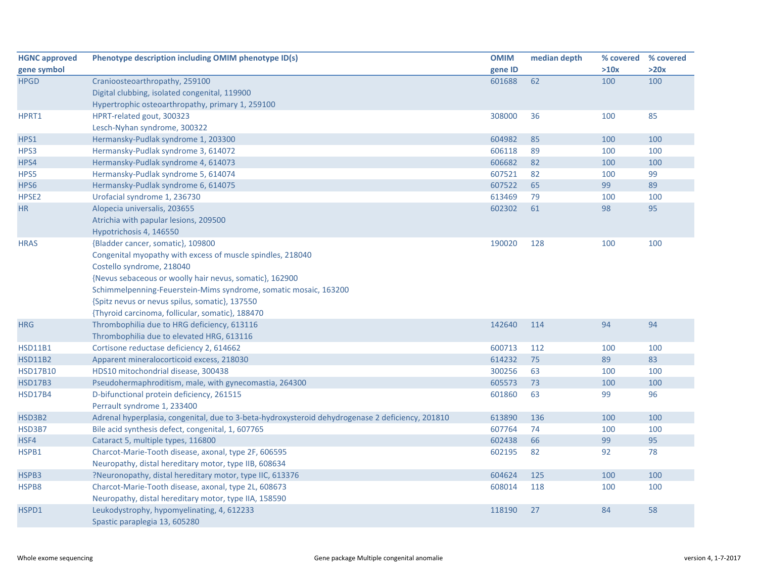| HGNC approved gene symbol | Phenotype description including OMIM phenotype ID(s) | OMIM gene ID | median depth | % covered >10x | % covered >20x |
|---|---|---|---|---|---|
| HPGD | Cranioosteoarthropathy, 259100<br>Digital clubbing, isolated congenital, 119900<br>Hypertrophic osteoarthropathy, primary 1, 259100 | 601688 | 62 | 100 | 100 |
| HPRT1 | HPRT-related gout, 300323<br>Lesch-Nyhan syndrome, 300322 | 308000 | 36 | 100 | 85 |
| HPS1 | Hermansky-Pudlak syndrome 1, 203300 | 604982 | 85 | 100 | 100 |
| HPS3 | Hermansky-Pudlak syndrome 3, 614072 | 606118 | 89 | 100 | 100 |
| HPS4 | Hermansky-Pudlak syndrome 4, 614073 | 606682 | 82 | 100 | 100 |
| HPS5 | Hermansky-Pudlak syndrome 5, 614074 | 607521 | 82 | 100 | 99 |
| HPS6 | Hermansky-Pudlak syndrome 6, 614075 | 607522 | 65 | 99 | 89 |
| HPSE2 | Urofacial syndrome 1, 236730 | 613469 | 79 | 100 | 100 |
| HR | Alopecia universalis, 203655<br>Atrichia with papular lesions, 209500<br>Hypotrichosis 4, 146550 | 602302 | 61 | 98 | 95 |
| HRAS | {Bladder cancer, somatic}, 109800<br>Congenital myopathy with excess of muscle spindles, 218040<br>Costello syndrome, 218040<br>{Nevus sebaceous or woolly hair nevus, somatic}, 162900<br>Schimmelpenning-Feuerstein-Mims syndrome, somatic mosaic, 163200<br>{Spitz nevus or nevus spilus, somatic}, 137550<br>{Thyroid carcinoma, follicular, somatic}, 188470 | 190020 | 128 | 100 | 100 |
| HRG | Thrombophilia due to HRG deficiency, 613116<br>Thrombophilia due to elevated HRG, 613116 | 142640 | 114 | 94 | 94 |
| HSD11B1 | Cortisone reductase deficiency 2, 614662 | 600713 | 112 | 100 | 100 |
| HSD11B2 | Apparent mineralocorticoid excess, 218030 | 614232 | 75 | 89 | 83 |
| HSD17B10 | HDS10 mitochondrial disease, 300438 | 300256 | 63 | 100 | 100 |
| HSD17B3 | Pseudohermaphroditism, male, with gynecomastia, 264300 | 605573 | 73 | 100 | 100 |
| HSD17B4 | D-bifunctional protein deficiency, 261515<br>Perrault syndrome 1, 233400 | 601860 | 63 | 99 | 96 |
| HSD3B2 | Adrenal hyperplasia, congenital, due to 3-beta-hydroxysteroid dehydrogenase 2 deficiency, 201810 | 613890 | 136 | 100 | 100 |
| HSD3B7 | Bile acid synthesis defect, congenital, 1, 607765 | 607764 | 74 | 100 | 100 |
| HSF4 | Cataract 5, multiple types, 116800 | 602438 | 66 | 99 | 95 |
| HSPB1 | Charcot-Marie-Tooth disease, axonal, type 2F, 606595<br>Neuropathy, distal hereditary motor, type IIB, 608634 | 602195 | 82 | 92 | 78 |
| HSPB3 | ?Neuronopathy, distal hereditary motor, type IIC, 613376 | 604624 | 125 | 100 | 100 |
| HSPB8 | Charcot-Marie-Tooth disease, axonal, type 2L, 608673<br>Neuropathy, distal hereditary motor, type IIA, 158590 | 608014 | 118 | 100 | 100 |
| HSPD1 | Leukodystrophy, hypomyelinating, 4, 612233<br>Spastic paraplegia 13, 605280 | 118190 | 27 | 84 | 58 |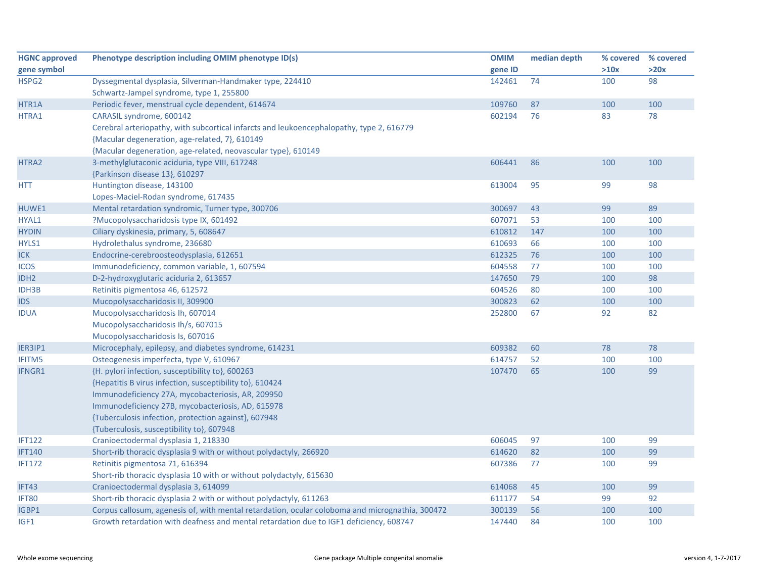| HGNC approved gene symbol | Phenotype description including OMIM phenotype ID(s) | OMIM gene ID | median depth | % covered >10x | % covered >20x |
|---|---|---|---|---|---|
| HSPG2 | Dyssegmental dysplasia, Silverman-Handmaker type, 224410<br>Schwartz-Jampel syndrome, type 1, 255800 | 142461 | 74 | 100 | 98 |
| HTR1A | Periodic fever, menstrual cycle dependent, 614674 | 109760 | 87 | 100 | 100 |
| HTRA1 | CARASIL syndrome, 600142<br>Cerebral arteriopathy, with subcortical infarcts and leukoencephalopathy, type 2, 616779<br>{Macular degeneration, age-related, 7}, 610149<br>{Macular degeneration, age-related, neovascular type}, 610149 | 602194 | 76 | 83 | 78 |
| HTRA2 | 3-methylglutaconic aciduria, type VIII, 617248<br>{Parkinson disease 13}, 610297 | 606441 | 86 | 100 | 100 |
| HTT | Huntington disease, 143100<br>Lopes-Maciel-Rodan syndrome, 617435 | 613004 | 95 | 99 | 98 |
| HUWE1 | Mental retardation syndromic, Turner type, 300706 | 300697 | 43 | 99 | 89 |
| HYAL1 | ?Mucopolysaccharidosis type IX, 601492 | 607071 | 53 | 100 | 100 |
| HYDIN | Ciliary dyskinesia, primary, 5, 608647 | 610812 | 147 | 100 | 100 |
| HYLS1 | Hydrolethalus syndrome, 236680 | 610693 | 66 | 100 | 100 |
| ICK | Endocrine-cerebroosteodysplasia, 612651 | 612325 | 76 | 100 | 100 |
| ICOS | Immunodeficiency, common variable, 1, 607594 | 604558 | 77 | 100 | 100 |
| IDH2 | D-2-hydroxyglutaric aciduria 2, 613657 | 147650 | 79 | 100 | 98 |
| IDH3B | Retinitis pigmentosa 46, 612572 | 604526 | 80 | 100 | 100 |
| IDS | Mucopolysaccharidosis II, 309900 | 300823 | 62 | 100 | 100 |
| IDUA | Mucopolysaccharidosis Ih, 607014<br>Mucopolysaccharidosis Ih/s, 607015<br>Mucopolysaccharidosis Is, 607016 | 252800 | 67 | 92 | 82 |
| IER3IP1 | Microcephaly, epilepsy, and diabetes syndrome, 614231 | 609382 | 60 | 78 | 78 |
| IFITM5 | Osteogenesis imperfecta, type V, 610967 | 614757 | 52 | 100 | 100 |
| IFNGR1 | {H. pylori infection, susceptibility to}, 600263<br>{Hepatitis B virus infection, susceptibility to}, 610424<br>Immunodeficiency 27A, mycobacteriosis, AR, 209950<br>Immunodeficiency 27B, mycobacteriosis, AD, 615978<br>{Tuberculosis infection, protection against}, 607948<br>{Tuberculosis, susceptibility to}, 607948 | 107470 | 65 | 100 | 99 |
| IFT122 | Cranioectodermal dysplasia 1, 218330 | 606045 | 97 | 100 | 99 |
| IFT140 | Short-rib thoracic dysplasia 9 with or without polydactyly, 266920 | 614620 | 82 | 100 | 99 |
| IFT172 | Retinitis pigmentosa 71, 616394<br>Short-rib thoracic dysplasia 10 with or without polydactyly, 615630 | 607386 | 77 | 100 | 99 |
| IFT43 | Cranioectodermal dysplasia 3, 614099 | 614068 | 45 | 100 | 99 |
| IFT80 | Short-rib thoracic dysplasia 2 with or without polydactyly, 611263 | 611177 | 54 | 99 | 92 |
| IGBP1 | Corpus callosum, agenesis of, with mental retardation, ocular coloboma and micrognathia, 300472 | 300139 | 56 | 100 | 100 |
| IGF1 | Growth retardation with deafness and mental retardation due to IGF1 deficiency, 608747 | 147440 | 84 | 100 | 100 |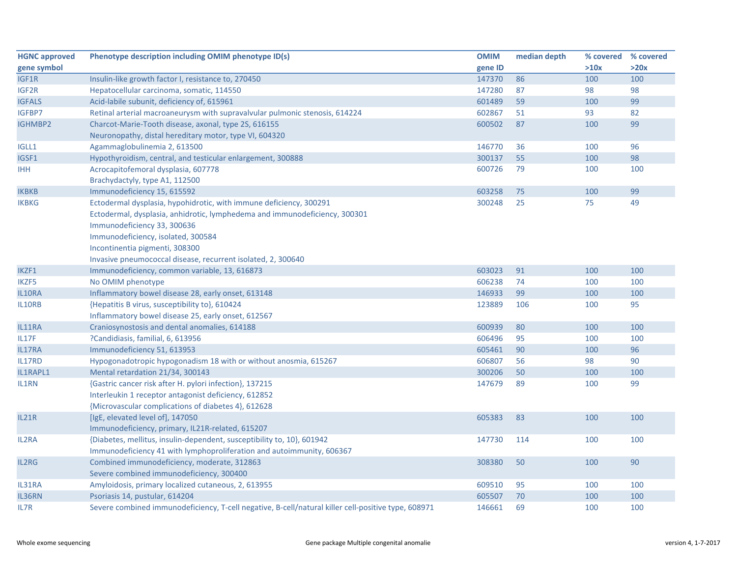| HGNC approved gene symbol | Phenotype description including OMIM phenotype ID(s) | OMIM gene ID | median depth | % covered >10x | % covered >20x |
|---|---|---|---|---|---|
| IGF1R | Insulin-like growth factor I, resistance to, 270450 | 147370 | 86 | 100 | 100 |
| IGF2R | Hepatocellular carcinoma, somatic, 114550 | 147280 | 87 | 98 | 98 |
| IGFALS | Acid-labile subunit, deficiency of, 615961 | 601489 | 59 | 100 | 99 |
| IGFBP7 | Retinal arterial macroaneurysm with supravalvular pulmonic stenosis, 614224 | 602867 | 51 | 93 | 82 |
| IGHMBP2 | Charcot-Marie-Tooth disease, axonal, type 2S, 616155<br>Neuronopathy, distal hereditary motor, type VI, 604320 | 600502 | 87 | 100 | 99 |
| IGLL1 | Agammaglobulinemia 2, 613500 | 146770 | 36 | 100 | 96 |
| IGSF1 | Hypothyroidism, central, and testicular enlargement, 300888 | 300137 | 55 | 100 | 98 |
| IHH | Acrocapitofemoral dysplasia, 607778<br>Brachydactyly, type A1, 112500 | 600726 | 79 | 100 | 100 |
| IKBKB | Immunodeficiency 15, 615592 | 603258 | 75 | 100 | 99 |
| IKBKG | Ectodermal dysplasia, hypohidrotic, with immune deficiency, 300291<br>Ectodermal, dysplasia, anhidrotic, lymphedema and immunodeficiency, 300301<br>Immunodeficiency 33, 300636<br>Immunodeficiency, isolated, 300584<br>Incontinentia pigmenti, 308300<br>Invasive pneumococcal disease, recurrent isolated, 2, 300640 | 300248 | 25 | 75 | 49 |
| IKZF1 | Immunodeficiency, common variable, 13, 616873 | 603023 | 91 | 100 | 100 |
| IKZF5 | No OMIM phenotype | 606238 | 74 | 100 | 100 |
| IL10RA | Inflammatory bowel disease 28, early onset, 613148 | 146933 | 99 | 100 | 100 |
| IL10RB | {Hepatitis B virus, susceptibility to}, 610424<br>Inflammatory bowel disease 25, early onset, 612567 | 123889 | 106 | 100 | 95 |
| IL11RA | Craniosynostosis and dental anomalies, 614188 | 600939 | 80 | 100 | 100 |
| IL17F | ?Candidiasis, familial, 6, 613956 | 606496 | 95 | 100 | 100 |
| IL17RA | Immunodeficiency 51, 613953 | 605461 | 90 | 100 | 96 |
| IL17RD | Hypogonadotropic hypogonadism 18 with or without anosmia, 615267 | 606807 | 56 | 98 | 90 |
| IL1RAPL1 | Mental retardation 21/34, 300143 | 300206 | 50 | 100 | 100 |
| IL1RN | {Gastric cancer risk after H. pylori infection}, 137215<br>Interleukin 1 receptor antagonist deficiency, 612852<br>{Microvascular complications of diabetes 4}, 612628 | 147679 | 89 | 100 | 99 |
| IL21R | [IgE, elevated level of], 147050<br>Immunodeficiency, primary, IL21R-related, 615207 | 605383 | 83 | 100 | 100 |
| IL2RA | {Diabetes, mellitus, insulin-dependent, susceptibility to, 10}, 601942<br>Immunodeficiency 41 with lymphoproliferation and autoimmunity, 606367 | 147730 | 114 | 100 | 100 |
| IL2RG | Combined immunodeficiency, moderate, 312863<br>Severe combined immunodeficiency, 300400 | 308380 | 50 | 100 | 90 |
| IL31RA | Amyloidosis, primary localized cutaneous, 2, 613955 | 609510 | 95 | 100 | 100 |
| IL36RN | Psoriasis 14, pustular, 614204 | 605507 | 70 | 100 | 100 |
| IL7R | Severe combined immunodeficiency, T-cell negative, B-cell/natural killer cell-positive type, 608971 | 146661 | 69 | 100 | 100 |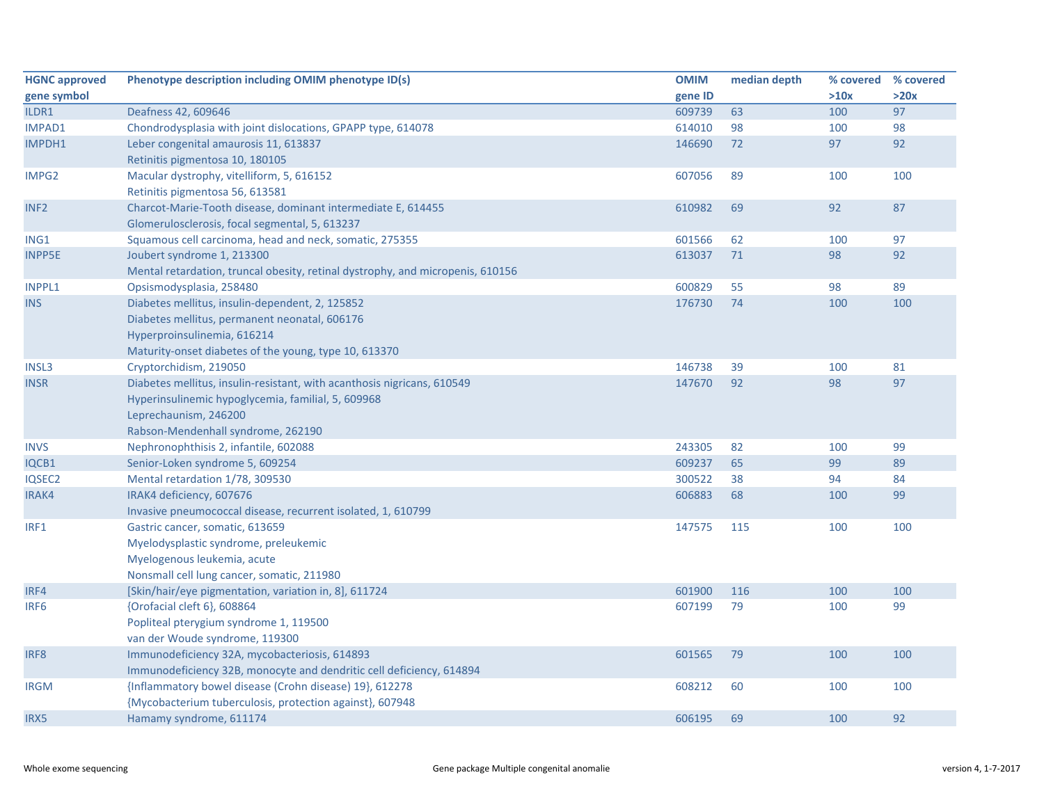| HGNC approved gene symbol | Phenotype description including OMIM phenotype ID(s) | OMIM gene ID | median depth | % covered >10x | % covered >20x |
|---|---|---|---|---|---|
| ILDR1 | Deafness 42, 609646 | 609739 | 63 | 100 | 97 |
| IMPAD1 | Chondrodysplasia with joint dislocations, GPAPP type, 614078 | 614010 | 98 | 100 | 98 |
| IMPDH1 | Leber congenital amaurosis 11, 613837<br>Retinitis pigmentosa 10, 180105 | 146690 | 72 | 97 | 92 |
| IMPG2 | Macular dystrophy, vitelliform, 5, 616152<br>Retinitis pigmentosa 56, 613581 | 607056 | 89 | 100 | 100 |
| INF2 | Charcot-Marie-Tooth disease, dominant intermediate E, 614455<br>Glomerulosclerosis, focal segmental, 5, 613237 | 610982 | 69 | 92 | 87 |
| ING1 | Squamous cell carcinoma, head and neck, somatic, 275355 | 601566 | 62 | 100 | 97 |
| INPP5E | Joubert syndrome 1, 213300<br>Mental retardation, truncal obesity, retinal dystrophy, and micropenis, 610156 | 613037 | 71 | 98 | 92 |
| INPPL1 | Opsismodysplasia, 258480 | 600829 | 55 | 98 | 89 |
| INS | Diabetes mellitus, insulin-dependent, 2, 125852<br>Diabetes mellitus, permanent neonatal, 606176<br>Hyperproinsulinemia, 616214<br>Maturity-onset diabetes of the young, type 10, 613370 | 176730 | 74 | 100 | 100 |
| INSL3 | Cryptorchidism, 219050 | 146738 | 39 | 100 | 81 |
| INSR | Diabetes mellitus, insulin-resistant, with acanthosis nigricans, 610549<br>Hyperinsulinemic hypoglycemia, familial, 5, 609968<br>Leprechaunism, 246200<br>Rabson-Mendenhall syndrome, 262190 | 147670 | 92 | 98 | 97 |
| INVS | Nephronophthisis 2, infantile, 602088 | 243305 | 82 | 100 | 99 |
| IQCB1 | Senior-Loken syndrome 5, 609254 | 609237 | 65 | 99 | 89 |
| IQSEC2 | Mental retardation 1/78, 309530 | 300522 | 38 | 94 | 84 |
| IRAK4 | IRAK4 deficiency, 607676<br>Invasive pneumococcal disease, recurrent isolated, 1, 610799 | 606883 | 68 | 100 | 99 |
| IRF1 | Gastric cancer, somatic, 613659<br>Myelodysplastic syndrome, preleukemic<br>Myelogenous leukemia, acute<br>Nonsmall cell lung cancer, somatic, 211980 | 147575 | 115 | 100 | 100 |
| IRF4 | [Skin/hair/eye pigmentation, variation in, 8], 611724 | 601900 | 116 | 100 | 100 |
| IRF6 | {Orofacial cleft 6}, 608864<br>Popliteal pterygium syndrome 1, 119500<br>van der Woude syndrome, 119300 | 607199 | 79 | 100 | 99 |
| IRF8 | Immunodeficiency 32A, mycobacteriosis, 614893<br>Immunodeficiency 32B, monocyte and dendritic cell deficiency, 614894 | 601565 | 79 | 100 | 100 |
| IRGM | {Inflammatory bowel disease (Crohn disease) 19}, 612278<br>{Mycobacterium tuberculosis, protection against}, 607948 | 608212 | 60 | 100 | 100 |
| IRX5 | Hamamy syndrome, 611174 | 606195 | 69 | 100 | 92 |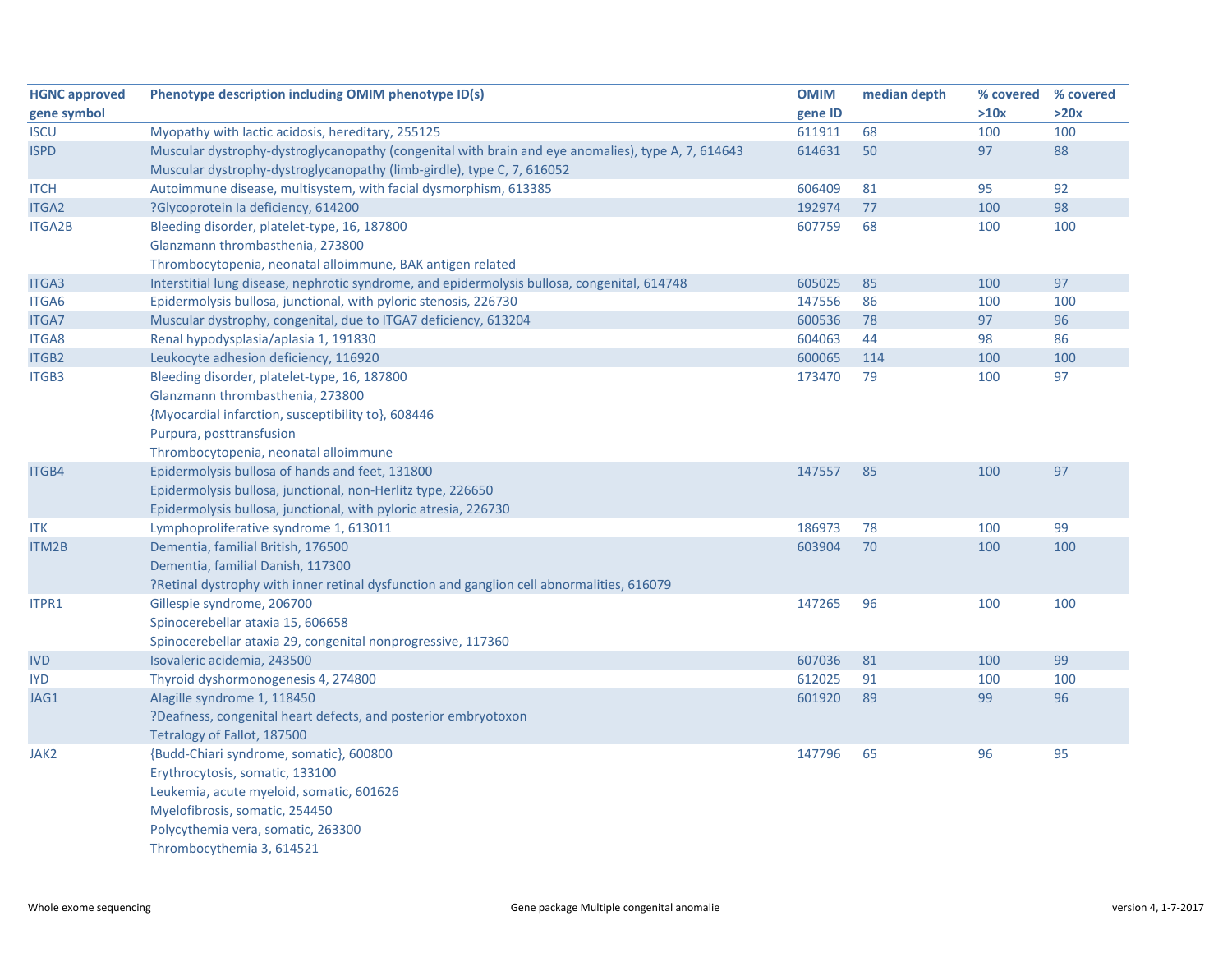| HGNC approved gene symbol | Phenotype description including OMIM phenotype ID(s) | OMIM gene ID | median depth | % covered >10x | % covered >20x |
|---|---|---|---|---|---|
| ISCU | Myopathy with lactic acidosis, hereditary, 255125 | 611911 | 68 | 100 | 100 |
| ISPD | Muscular dystrophy-dystroglycanopathy (congenital with brain and eye anomalies), type A, 7, 614643<br>Muscular dystrophy-dystroglycanopathy (limb-girdle), type C, 7, 616052 | 614631 | 50 | 97 | 88 |
| ITCH | Autoimmune disease, multisystem, with facial dysmorphism, 613385 | 606409 | 81 | 95 | 92 |
| ITGA2 | ?Glycoprotein Ia deficiency, 614200 | 192974 | 77 | 100 | 98 |
| ITGA2B | Bleeding disorder, platelet-type, 16, 187800<br>Glanzmann thrombasthenia, 273800<br>Thrombocytopenia, neonatal alloimmune, BAK antigen related | 607759 | 68 | 100 | 100 |
| ITGA3 | Interstitial lung disease, nephrotic syndrome, and epidermolysis bullosa, congenital, 614748 | 605025 | 85 | 100 | 97 |
| ITGA6 | Epidermolysis bullosa, junctional, with pyloric stenosis, 226730 | 147556 | 86 | 100 | 100 |
| ITGA7 | Muscular dystrophy, congenital, due to ITGA7 deficiency, 613204 | 600536 | 78 | 97 | 96 |
| ITGA8 | Renal hypodysplasia/aplasia 1, 191830 | 604063 | 44 | 98 | 86 |
| ITGB2 | Leukocyte adhesion deficiency, 116920 | 600065 | 114 | 100 | 100 |
| ITGB3 | Bleeding disorder, platelet-type, 16, 187800<br>Glanzmann thrombasthenia, 273800<br>{Myocardial infarction, susceptibility to}, 608446<br>Purpura, posttransfusion<br>Thrombocytopenia, neonatal alloimmune | 173470 | 79 | 100 | 97 |
| ITGB4 | Epidermolysis bullosa of hands and feet, 131800<br>Epidermolysis bullosa, junctional, non-Herlitz type, 226650<br>Epidermolysis bullosa, junctional, with pyloric atresia, 226730 | 147557 | 85 | 100 | 97 |
| ITK | Lymphoproliferative syndrome 1, 613011 | 186973 | 78 | 100 | 99 |
| ITM2B | Dementia, familial British, 176500<br>Dementia, familial Danish, 117300<br>?Retinal dystrophy with inner retinal dysfunction and ganglion cell abnormalities, 616079 | 603904 | 70 | 100 | 100 |
| ITPR1 | Gillespie syndrome, 206700<br>Spinocerebellar ataxia 15, 606658<br>Spinocerebellar ataxia 29, congenital nonprogressive, 117360 | 147265 | 96 | 100 | 100 |
| IVD | Isovaleric acidemia, 243500 | 607036 | 81 | 100 | 99 |
| IYD | Thyroid dyshormonogenesis 4, 274800 | 612025 | 91 | 100 | 100 |
| JAG1 | Alagille syndrome 1, 118450<br>?Deafness, congenital heart defects, and posterior embryotoxon<br>Tetralogy of Fallot, 187500 | 601920 | 89 | 99 | 96 |
| JAK2 | {Budd-Chiari syndrome, somatic}, 600800<br>Erythrocytosis, somatic, 133100<br>Leukemia, acute myeloid, somatic, 601626<br>Myelofibrosis, somatic, 254450<br>Polycythemia vera, somatic, 263300<br>Thrombocythemia 3, 614521 | 147796 | 65 | 96 | 95 |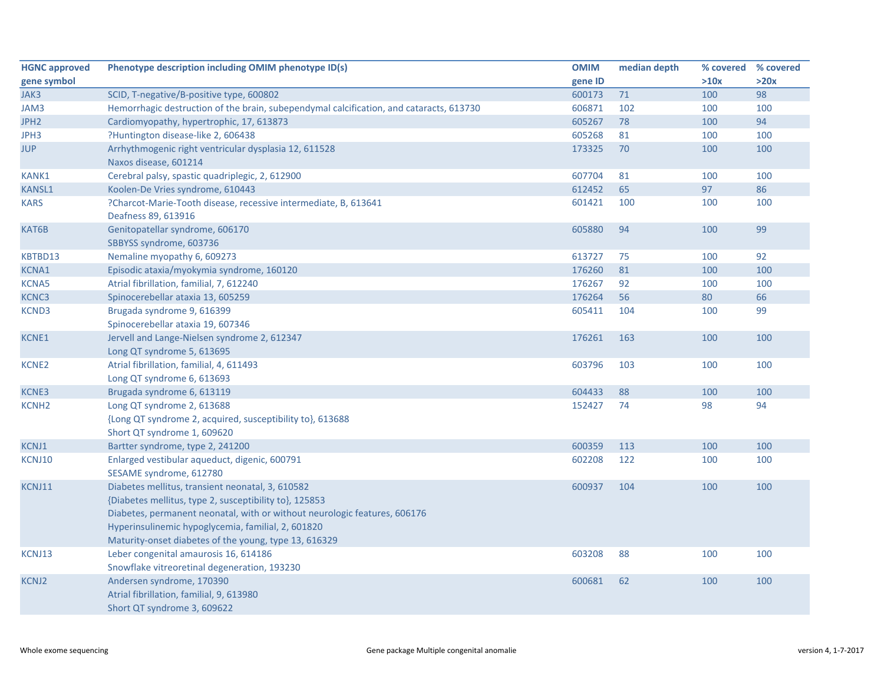| HGNC approved gene symbol | Phenotype description including OMIM phenotype ID(s) | OMIM gene ID | median depth | % covered >10x | % covered >20x |
|---|---|---|---|---|---|
| JAK3 | SCID, T-negative/B-positive type, 600802 | 600173 | 71 | 100 | 98 |
| JAM3 | Hemorrhagic destruction of the brain, subependymal calcification, and cataracts, 613730 | 606871 | 102 | 100 | 100 |
| JPH2 | Cardiomyopathy, hypertrophic, 17, 613873 | 605267 | 78 | 100 | 94 |
| JPH3 | ?Huntington disease-like 2, 606438 | 605268 | 81 | 100 | 100 |
| JUP | Arrhythmogenic right ventricular dysplasia 12, 611528<br>Naxos disease, 601214 | 173325 | 70 | 100 | 100 |
| KANK1 | Cerebral palsy, spastic quadriplegic, 2, 612900 | 607704 | 81 | 100 | 100 |
| KANSL1 | Koolen-De Vries syndrome, 610443 | 612452 | 65 | 97 | 86 |
| KARS | ?Charcot-Marie-Tooth disease, recessive intermediate, B, 613641<br>Deafness 89, 613916 | 601421 | 100 | 100 | 100 |
| KAT6B | Genitopatellar syndrome, 606170<br>SBBYSS syndrome, 603736 | 605880 | 94 | 100 | 99 |
| KBTBD13 | Nemaline myopathy 6, 609273 | 613727 | 75 | 100 | 92 |
| KCNA1 | Episodic ataxia/myokymia syndrome, 160120 | 176260 | 81 | 100 | 100 |
| KCNA5 | Atrial fibrillation, familial, 7, 612240 | 176267 | 92 | 100 | 100 |
| KCNC3 | Spinocerebellar ataxia 13, 605259 | 176264 | 56 | 80 | 66 |
| KCND3 | Brugada syndrome 9, 616399<br>Spinocerebellar ataxia 19, 607346 | 605411 | 104 | 100 | 99 |
| KCNE1 | Jervell and Lange-Nielsen syndrome 2, 612347<br>Long QT syndrome 5, 613695 | 176261 | 163 | 100 | 100 |
| KCNE2 | Atrial fibrillation, familial, 4, 611493<br>Long QT syndrome 6, 613693 | 603796 | 103 | 100 | 100 |
| KCNE3 | Brugada syndrome 6, 613119 | 604433 | 88 | 100 | 100 |
| KCNH2 | Long QT syndrome 2, 613688<br>{Long QT syndrome 2, acquired, susceptibility to}, 613688<br>Short QT syndrome 1, 609620 | 152427 | 74 | 98 | 94 |
| KCNJ1 | Bartter syndrome, type 2, 241200 | 600359 | 113 | 100 | 100 |
| KCNJ10 | Enlarged vestibular aqueduct, digenic, 600791<br>SESAME syndrome, 612780 | 602208 | 122 | 100 | 100 |
| KCNJ11 | Diabetes mellitus, transient neonatal, 3, 610582<br>{Diabetes mellitus, type 2, susceptibility to}, 125853<br>Diabetes, permanent neonatal, with or without neurologic features, 606176<br>Hyperinsulinemic hypoglycemia, familial, 2, 601820<br>Maturity-onset diabetes of the young, type 13, 616329 | 600937 | 104 | 100 | 100 |
| KCNJ13 | Leber congenital amaurosis 16, 614186<br>Snowflake vitreoretinal degeneration, 193230 | 603208 | 88 | 100 | 100 |
| KCNJ2 | Andersen syndrome, 170390<br>Atrial fibrillation, familial, 9, 613980<br>Short QT syndrome 3, 609622 | 600681 | 62 | 100 | 100 |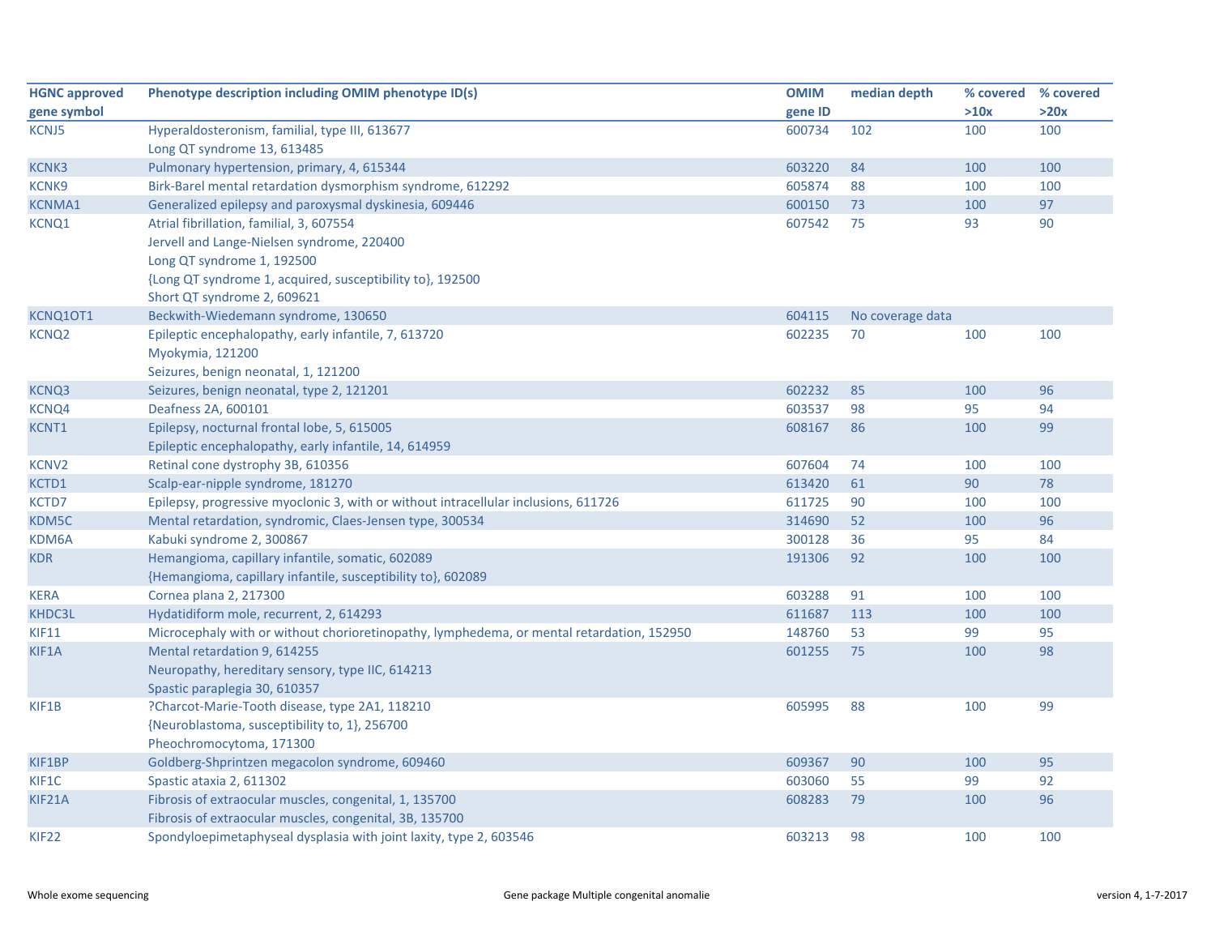| HGNC approved gene symbol | Phenotype description including OMIM phenotype ID(s) | OMIM gene ID | median depth | % covered >10x | % covered >20x |
|---|---|---|---|---|---|
| KCNJ5 | Hyperaldosteronism, familial, type III, 613677<br>Long QT syndrome 13, 613485 | 600734 | 102 | 100 | 100 |
| KCNK3 | Pulmonary hypertension, primary, 4, 615344 | 603220 | 84 | 100 | 100 |
| KCNK9 | Birk-Barel mental retardation dysmorphism syndrome, 612292 | 605874 | 88 | 100 | 100 |
| KCNMA1 | Generalized epilepsy and paroxysmal dyskinesia, 609446 | 600150 | 73 | 100 | 97 |
| KCNQ1 | Atrial fibrillation, familial, 3, 607554<br>Jervell and Lange-Nielsen syndrome, 220400<br>Long QT syndrome 1, 192500<br>{Long QT syndrome 1, acquired, susceptibility to}, 192500<br>Short QT syndrome 2, 609621 | 607542 | 75 | 93 | 90 |
| KCNQ1OT1 | Beckwith-Wiedemann syndrome, 130650 | 604115 | No coverage data | | |
| KCNQ2 | Epileptic encephalopathy, early infantile, 7, 613720<br>Myokymia, 121200<br>Seizures, benign neonatal, 1, 121200 | 602235 | 70 | 100 | 100 |
| KCNQ3 | Seizures, benign neonatal, type 2, 121201 | 602232 | 85 | 100 | 96 |
| KCNQ4 | Deafness 2A, 600101 | 603537 | 98 | 95 | 94 |
| KCNT1 | Epilepsy, nocturnal frontal lobe, 5, 615005<br>Epileptic encephalopathy, early infantile, 14, 614959 | 608167 | 86 | 100 | 99 |
| KCNV2 | Retinal cone dystrophy 3B, 610356 | 607604 | 74 | 100 | 100 |
| KCTD1 | Scalp-ear-nipple syndrome, 181270 | 613420 | 61 | 90 | 78 |
| KCTD7 | Epilepsy, progressive myoclonic 3, with or without intracellular inclusions, 611726 | 611725 | 90 | 100 | 100 |
| KDM5C | Mental retardation, syndromic, Claes-Jensen type, 300534 | 314690 | 52 | 100 | 96 |
| KDM6A | Kabuki syndrome 2, 300867 | 300128 | 36 | 95 | 84 |
| KDR | Hemangioma, capillary infantile, somatic, 602089<br>{Hemangioma, capillary infantile, susceptibility to}, 602089 | 191306 | 92 | 100 | 100 |
| KERA | Cornea plana 2, 217300 | 603288 | 91 | 100 | 100 |
| KHDC3L | Hydatidiform mole, recurrent, 2, 614293 | 611687 | 113 | 100 | 100 |
| KIF11 | Microcephaly with or without chorioretinopathy, lymphedema, or mental retardation, 152950 | 148760 | 53 | 99 | 95 |
| KIF1A | Mental retardation 9, 614255<br>Neuropathy, hereditary sensory, type IIC, 614213<br>Spastic paraplegia 30, 610357 | 601255 | 75 | 100 | 98 |
| KIF1B | ?Charcot-Marie-Tooth disease, type 2A1, 118210<br>{Neuroblastoma, susceptibility to, 1}, 256700<br>Pheochromocytoma, 171300 | 605995 | 88 | 100 | 99 |
| KIF1BP | Goldberg-Shprintzen megacolon syndrome, 609460 | 609367 | 90 | 100 | 95 |
| KIF1C | Spastic ataxia 2, 611302 | 603060 | 55 | 99 | 92 |
| KIF21A | Fibrosis of extraocular muscles, congenital, 1, 135700<br>Fibrosis of extraocular muscles, congenital, 3B, 135700 | 608283 | 79 | 100 | 96 |
| KIF22 | Spondyloepimetaphyseal dysplasia with joint laxity, type 2, 603546 | 603213 | 98 | 100 | 100 |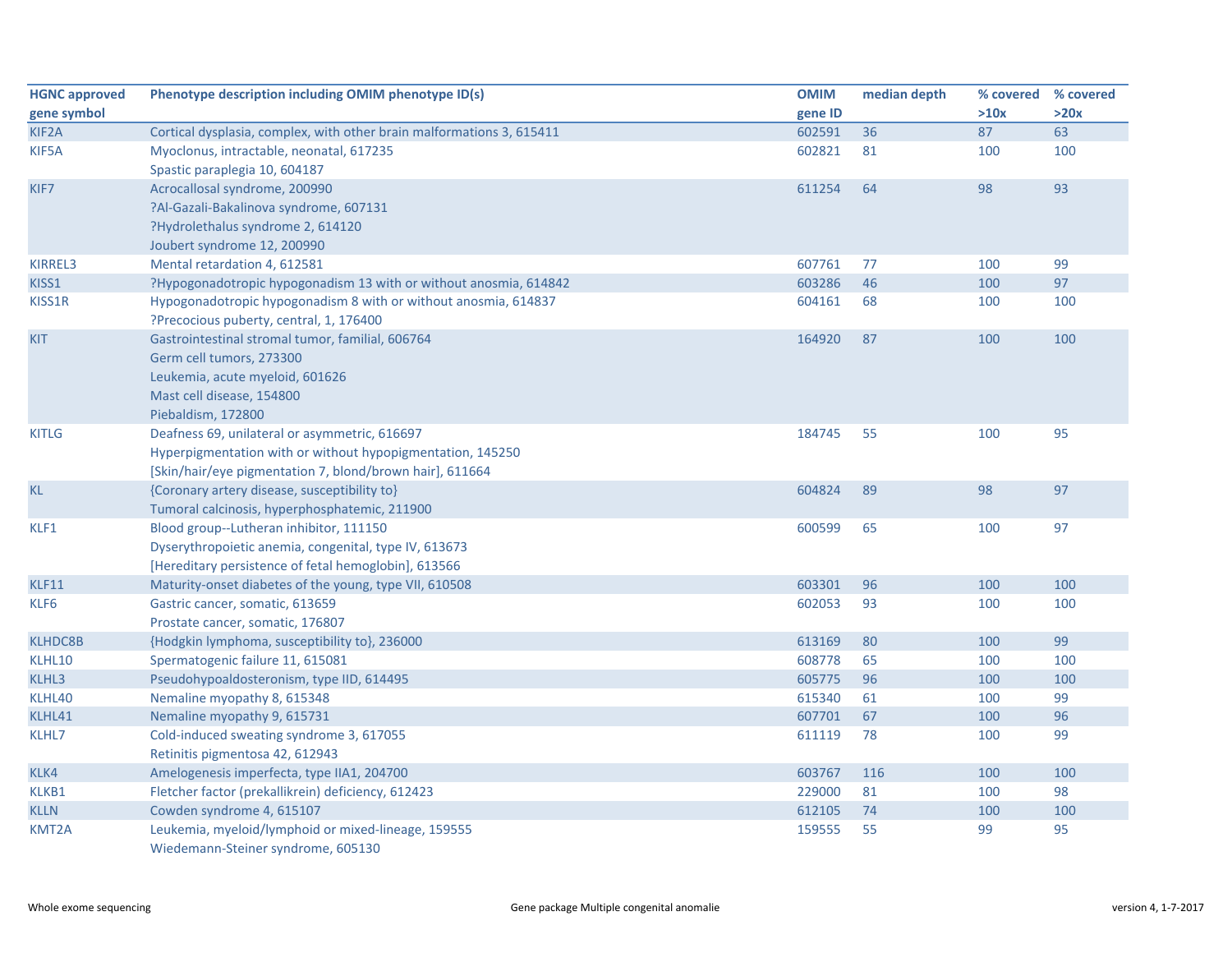| HGNC approved gene symbol | Phenotype description including OMIM phenotype ID(s) | OMIM gene ID | median depth | % covered >10x | % covered >20x |
|---|---|---|---|---|---|
| KIF2A | Cortical dysplasia, complex, with other brain malformations 3, 615411 | 602591 | 36 | 87 | 63 |
| KIF5A | Myoclonus, intractable, neonatal, 617235<br>Spastic paraplegia 10, 604187 | 602821 | 81 | 100 | 100 |
| KIF7 | Acrocallosal syndrome, 200990<br>?Al-Gazali-Bakalinova syndrome, 607131<br>?Hydrolethalus syndrome 2, 614120<br>Joubert syndrome 12, 200990 | 611254 | 64 | 98 | 93 |
| KIRREL3 | Mental retardation 4, 612581 | 607761 | 77 | 100 | 99 |
| KISS1 | ?Hypogonadotropic hypogonadism 13 with or without anosmia, 614842 | 603286 | 46 | 100 | 97 |
| KISS1R | Hypogonadotropic hypogonadism 8 with or without anosmia, 614837<br>?Precocious puberty, central, 1, 176400 | 604161 | 68 | 100 | 100 |
| KIT | Gastrointestinal stromal tumor, familial, 606764<br>Germ cell tumors, 273300<br>Leukemia, acute myeloid, 601626<br>Mast cell disease, 154800<br>Piebaldism, 172800 | 164920 | 87 | 100 | 100 |
| KITLG | Deafness 69, unilateral or asymmetric, 616697<br>Hyperpigmentation with or without hypopigmentation, 145250<br>[Skin/hair/eye pigmentation 7, blond/brown hair], 611664 | 184745 | 55 | 100 | 95 |
| KL | {Coronary artery disease, susceptibility to}<br>Tumoral calcinosis, hyperphosphatemic, 211900 | 604824 | 89 | 98 | 97 |
| KLF1 | Blood group--Lutheran inhibitor, 111150<br>Dyserythropoietic anemia, congenital, type IV, 613673<br>[Hereditary persistence of fetal hemoglobin], 613566 | 600599 | 65 | 100 | 97 |
| KLF11 | Maturity-onset diabetes of the young, type VII, 610508 | 603301 | 96 | 100 | 100 |
| KLF6 | Gastric cancer, somatic, 613659<br>Prostate cancer, somatic, 176807 | 602053 | 93 | 100 | 100 |
| KLHDC8B | {Hodgkin lymphoma, susceptibility to}, 236000 | 613169 | 80 | 100 | 99 |
| KLHL10 | Spermatogenic failure 11, 615081 | 608778 | 65 | 100 | 100 |
| KLHL3 | Pseudohypoaldosteronism, type IID, 614495 | 605775 | 96 | 100 | 100 |
| KLHL40 | Nemaline myopathy 8, 615348 | 615340 | 61 | 100 | 99 |
| KLHL41 | Nemaline myopathy 9, 615731 | 607701 | 67 | 100 | 96 |
| KLHL7 | Cold-induced sweating syndrome 3, 617055<br>Retinitis pigmentosa 42, 612943 | 611119 | 78 | 100 | 99 |
| KLK4 | Amelogenesis imperfecta, type IIA1, 204700 | 603767 | 116 | 100 | 100 |
| KLKB1 | Fletcher factor (prekallikrein) deficiency, 612423 | 229000 | 81 | 100 | 98 |
| KLLN | Cowden syndrome 4, 615107 | 612105 | 74 | 100 | 100 |
| KMT2A | Leukemia, myeloid/lymphoid or mixed-lineage, 159555<br>Wiedemann-Steiner syndrome, 605130 | 159555 | 55 | 99 | 95 |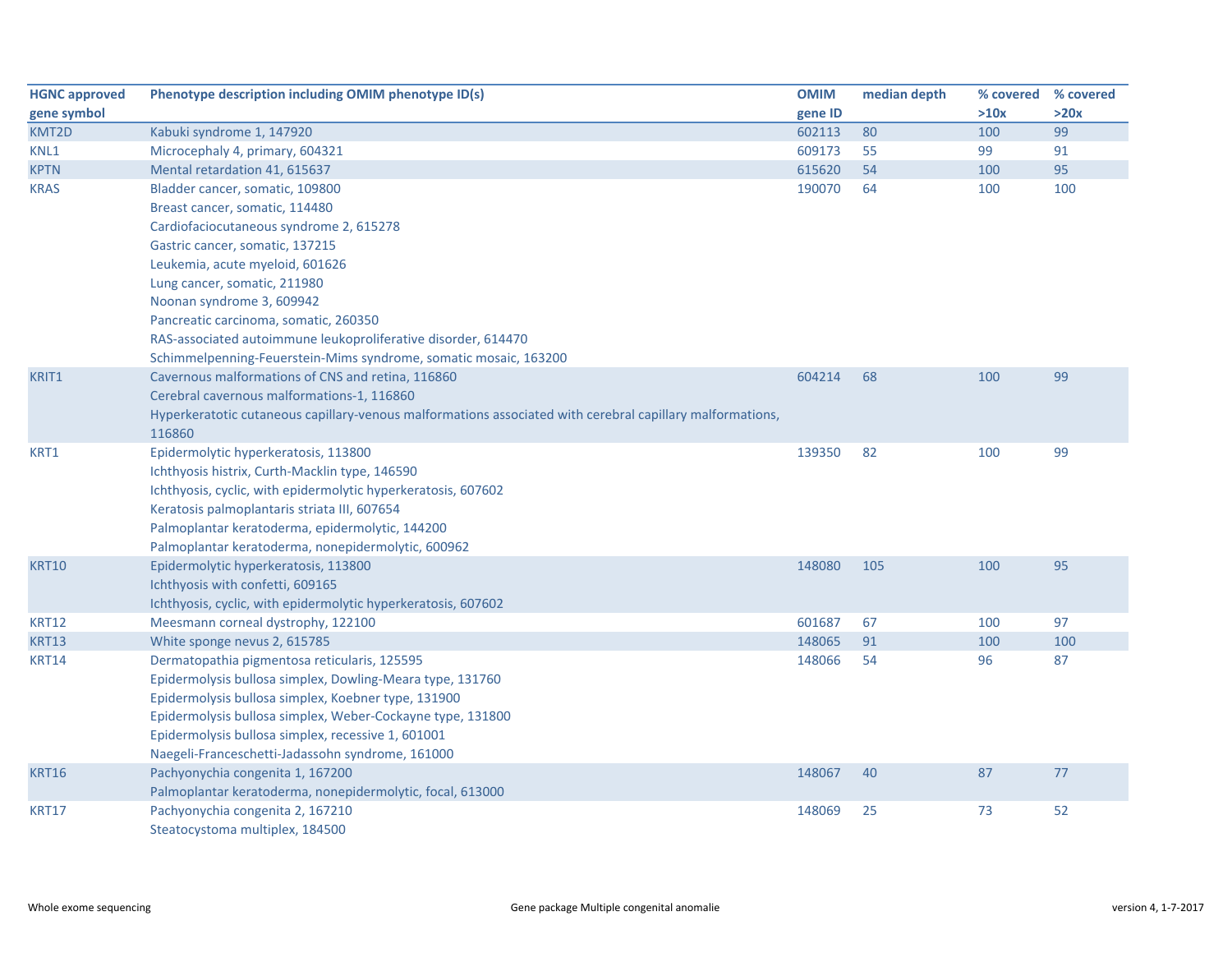| HGNC approved gene symbol | Phenotype description including OMIM phenotype ID(s) | OMIM gene ID | median depth | % covered >10x | % covered >20x |
|---|---|---|---|---|---|
| KMT2D | Kabuki syndrome 1, 147920 | 602113 | 80 | 100 | 99 |
| KNL1 | Microcephaly 4, primary, 604321 | 609173 | 55 | 99 | 91 |
| KPTN | Mental retardation 41, 615637 | 615620 | 54 | 100 | 95 |
| KRAS | Bladder cancer, somatic, 109800<br>Breast cancer, somatic, 114480<br>Cardiofaciocutaneous syndrome 2, 615278<br>Gastric cancer, somatic, 137215<br>Leukemia, acute myeloid, 601626<br>Lung cancer, somatic, 211980<br>Noonan syndrome 3, 609942<br>Pancreatic carcinoma, somatic, 260350<br>RAS-associated autoimmune leukoproliferative disorder, 614470<br>Schimmelpenning-Feuerstein-Mims syndrome, somatic mosaic, 163200 | 190070 | 64 | 100 | 100 |
| KRIT1 | Cavernous malformations of CNS and retina, 116860<br>Cerebral cavernous malformations-1, 116860<br>Hyperkeratotic cutaneous capillary-venous malformations associated with cerebral capillary malformations, 116860 | 604214 | 68 | 100 | 99 |
| KRT1 | Epidermolytic hyperkeratosis, 113800<br>Ichthyosis histrix, Curth-Macklin type, 146590<br>Ichthyosis, cyclic, with epidermolytic hyperkeratosis, 607602<br>Keratosis palmoplantaris striata III, 607654<br>Palmoplantar keratoderma, epidermolytic, 144200<br>Palmoplantar keratoderma, nonepidermolytic, 600962 | 139350 | 82 | 100 | 99 |
| KRT10 | Epidermolytic hyperkeratosis, 113800<br>Ichthyosis with confetti, 609165<br>Ichthyosis, cyclic, with epidermolytic hyperkeratosis, 607602 | 148080 | 105 | 100 | 95 |
| KRT12 | Meesmann corneal dystrophy, 122100 | 601687 | 67 | 100 | 97 |
| KRT13 | White sponge nevus 2, 615785 | 148065 | 91 | 100 | 100 |
| KRT14 | Dermatopathia pigmentosa reticularis, 125595<br>Epidermolysis bullosa simplex, Dowling-Meara type, 131760<br>Epidermolysis bullosa simplex, Koebner type, 131900<br>Epidermolysis bullosa simplex, Weber-Cockayne type, 131800<br>Epidermolysis bullosa simplex, recessive 1, 601001<br>Naegeli-Franceschetti-Jadassohn syndrome, 161000 | 148066 | 54 | 96 | 87 |
| KRT16 | Pachyonychia congenita 1, 167200<br>Palmoplantar keratoderma, nonepidermolytic, focal, 613000 | 148067 | 40 | 87 | 77 |
| KRT17 | Pachyonychia congenita 2, 167210<br>Steatocystoma multiplex, 184500 | 148069 | 25 | 73 | 52 |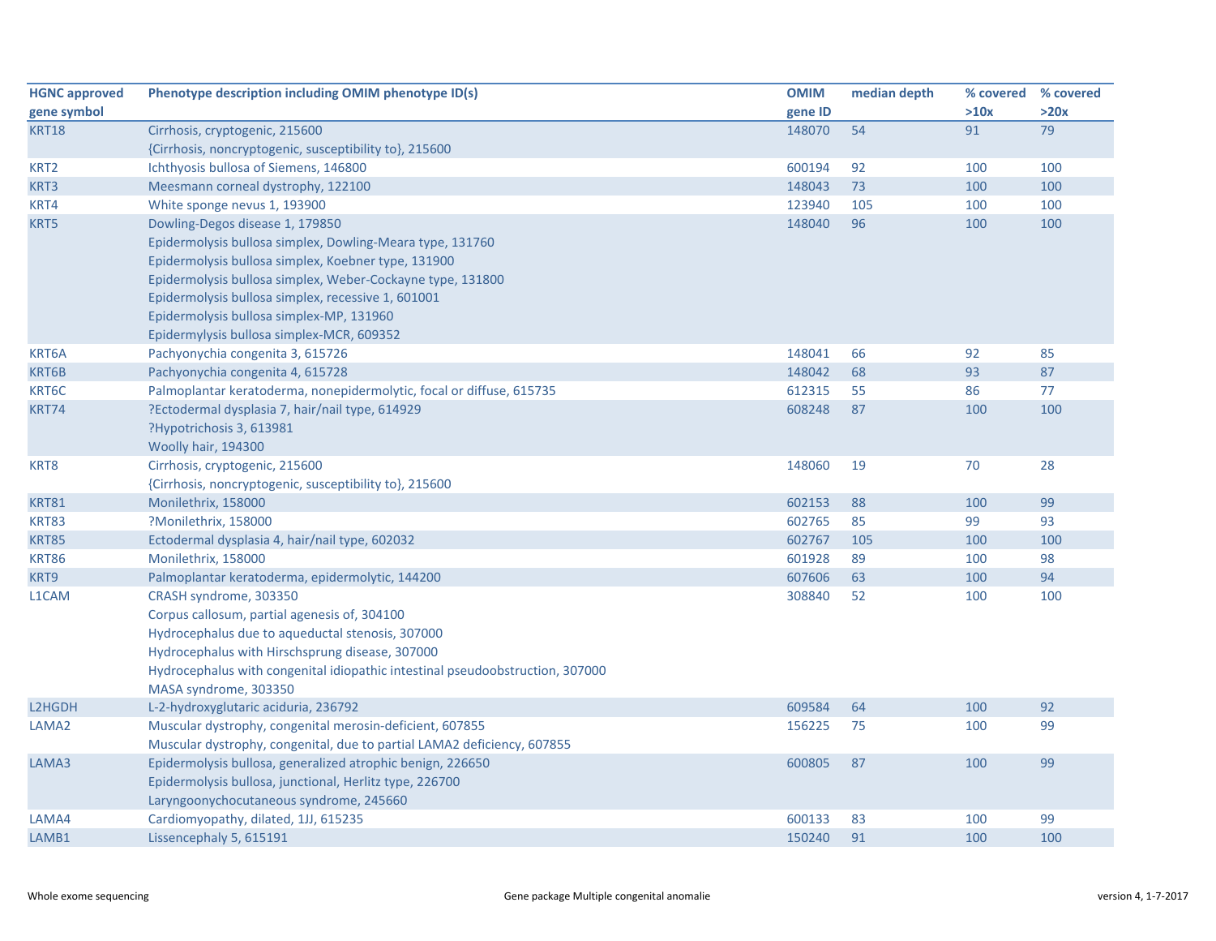| HGNC approved gene symbol | Phenotype description including OMIM phenotype ID(s) | OMIM gene ID | median depth | % covered >10x | % covered >20x |
|---|---|---|---|---|---|
| KRT18 | Cirrhosis, cryptogenic, 215600<br>{Cirrhosis, noncryptogenic, susceptibility to}, 215600 | 148070 | 54 | 91 | 79 |
| KRT2 | Ichthyosis bullosa of Siemens, 146800 | 600194 | 92 | 100 | 100 |
| KRT3 | Meesmann corneal dystrophy, 122100 | 148043 | 73 | 100 | 100 |
| KRT4 | White sponge nevus 1, 193900 | 123940 | 105 | 100 | 100 |
| KRT5 | Dowling-Degos disease 1, 179850<br>Epidermolysis bullosa simplex, Dowling-Meara type, 131760<br>Epidermolysis bullosa simplex, Koebner type, 131900<br>Epidermolysis bullosa simplex, Weber-Cockayne type, 131800<br>Epidermolysis bullosa simplex, recessive 1, 601001<br>Epidermolysis bullosa simplex-MP, 131960<br>Epidermylysis bullosa simplex-MCR, 609352 | 148040 | 96 | 100 | 100 |
| KRT6A | Pachyonychia congenita 3, 615726 | 148041 | 66 | 92 | 85 |
| KRT6B | Pachyonychia congenita 4, 615728 | 148042 | 68 | 93 | 87 |
| KRT6C | Palmoplantar keratoderma, nonepidermolytic, focal or diffuse, 615735 | 612315 | 55 | 86 | 77 |
| KRT74 | ?Ectodermal dysplasia 7, hair/nail type, 614929<br>?Hypotrichosis 3, 613981<br>Woolly hair, 194300 | 608248 | 87 | 100 | 100 |
| KRT8 | Cirrhosis, cryptogenic, 215600<br>{Cirrhosis, noncryptogenic, susceptibility to}, 215600 | 148060 | 19 | 70 | 28 |
| KRT81 | Monilethrix, 158000 | 602153 | 88 | 100 | 99 |
| KRT83 | ?Monilethrix, 158000 | 602765 | 85 | 99 | 93 |
| KRT85 | Ectodermal dysplasia 4, hair/nail type, 602032 | 602767 | 105 | 100 | 100 |
| KRT86 | Monilethrix, 158000 | 601928 | 89 | 100 | 98 |
| KRT9 | Palmoplantar keratoderma, epidermolytic, 144200 | 607606 | 63 | 100 | 94 |
| L1CAM | CRASH syndrome, 303350<br>Corpus callosum, partial agenesis of, 304100<br>Hydrocephalus due to aqueductal stenosis, 307000<br>Hydrocephalus with Hirschsprung disease, 307000<br>Hydrocephalus with congenital idiopathic intestinal pseudoobstruction, 307000<br>MASA syndrome, 303350 | 308840 | 52 | 100 | 100 |
| L2HGDH | L-2-hydroxyglutaric aciduria, 236792 | 609584 | 64 | 100 | 92 |
| LAMA2 | Muscular dystrophy, congenital merosin-deficient, 607855<br>Muscular dystrophy, congenital, due to partial LAMA2 deficiency, 607855 | 156225 | 75 | 100 | 99 |
| LAMA3 | Epidermolysis bullosa, generalized atrophic benign, 226650<br>Epidermolysis bullosa, junctional, Herlitz type, 226700<br>Laryngoonychocutaneous syndrome, 245660 | 600805 | 87 | 100 | 99 |
| LAMA4 | Cardiomyopathy, dilated, 1JJ, 615235 | 600133 | 83 | 100 | 99 |
| LAMB1 | Lissencephaly 5, 615191 | 150240 | 91 | 100 | 100 |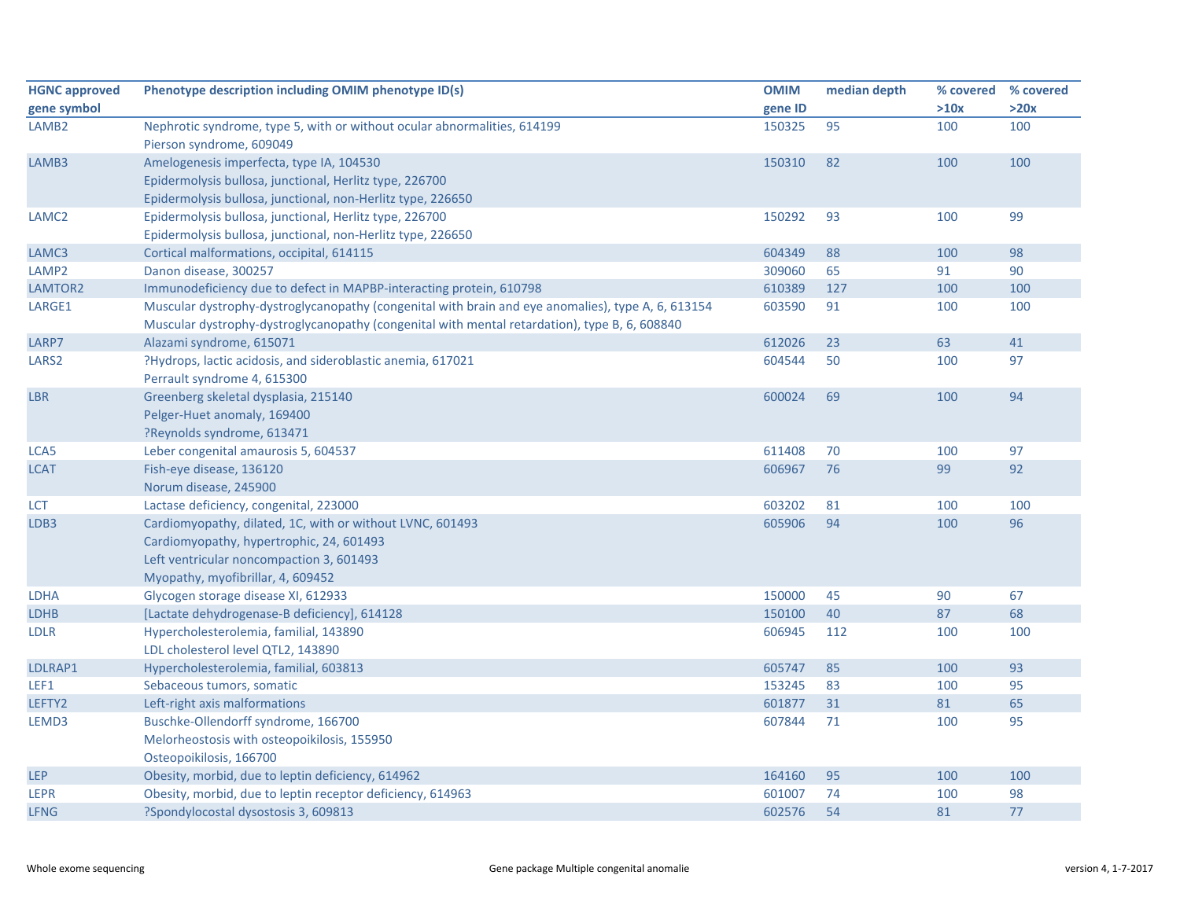| HGNC approved gene symbol | Phenotype description including OMIM phenotype ID(s) | OMIM gene ID | median depth | % covered >10x | % covered >20x |
|---|---|---|---|---|---|
| LAMB2 | Nephrotic syndrome, type 5, with or without ocular abnormalities, 614199<br>Pierson syndrome, 609049 | 150325 | 95 | 100 | 100 |
| LAMB3 | Amelogenesis imperfecta, type IA, 104530<br>Epidermolysis bullosa, junctional, Herlitz type, 226700<br>Epidermolysis bullosa, junctional, non-Herlitz type, 226650 | 150310 | 82 | 100 | 100 |
| LAMC2 | Epidermolysis bullosa, junctional, Herlitz type, 226700<br>Epidermolysis bullosa, junctional, non-Herlitz type, 226650 | 150292 | 93 | 100 | 99 |
| LAMC3 | Cortical malformations, occipital, 614115 | 604349 | 88 | 100 | 98 |
| LAMP2 | Danon disease, 300257 | 309060 | 65 | 91 | 90 |
| LAMTOR2 | Immunodeficiency due to defect in MAPBP-interacting protein, 610798 | 610389 | 127 | 100 | 100 |
| LARGE1 | Muscular dystrophy-dystroglycanopathy (congenital with brain and eye anomalies), type A, 6, 613154<br>Muscular dystrophy-dystroglycanopathy (congenital with mental retardation), type B, 6, 608840 | 603590 | 91 | 100 | 100 |
| LARP7 | Alazami syndrome, 615071 | 612026 | 23 | 63 | 41 |
| LARS2 | ?Hydrops, lactic acidosis, and sideroblastic anemia, 617021<br>Perrault syndrome 4, 615300 | 604544 | 50 | 100 | 97 |
| LBR | Greenberg skeletal dysplasia, 215140<br>Pelger-Huet anomaly, 169400<br>?Reynolds syndrome, 613471 | 600024 | 69 | 100 | 94 |
| LCA5 | Leber congenital amaurosis 5, 604537 | 611408 | 70 | 100 | 97 |
| LCAT | Fish-eye disease, 136120<br>Norum disease, 245900 | 606967 | 76 | 99 | 92 |
| LCT | Lactase deficiency, congenital, 223000 | 603202 | 81 | 100 | 100 |
| LDB3 | Cardiomyopathy, dilated, 1C, with or without LVNC, 601493<br>Cardiomyopathy, hypertrophic, 24, 601493<br>Left ventricular noncompaction 3, 601493<br>Myopathy, myofibrillar, 4, 609452 | 605906 | 94 | 100 | 96 |
| LDHA | Glycogen storage disease XI, 612933 | 150000 | 45 | 90 | 67 |
| LDHB | [Lactate dehydrogenase-B deficiency], 614128 | 150100 | 40 | 87 | 68 |
| LDLR | Hypercholesterolemia, familial, 143890<br>LDL cholesterol level QTL2, 143890 | 606945 | 112 | 100 | 100 |
| LDLRAP1 | Hypercholesterolemia, familial, 603813 | 605747 | 85 | 100 | 93 |
| LEF1 | Sebaceous tumors, somatic | 153245 | 83 | 100 | 95 |
| LEFTY2 | Left-right axis malformations | 601877 | 31 | 81 | 65 |
| LEMD3 | Buschke-Ollendorff syndrome, 166700<br>Melorheostosis with osteopoikilosis, 155950<br>Osteopoikilosis, 166700 | 607844 | 71 | 100 | 95 |
| LEP | Obesity, morbid, due to leptin deficiency, 614962 | 164160 | 95 | 100 | 100 |
| LEPR | Obesity, morbid, due to leptin receptor deficiency, 614963 | 601007 | 74 | 100 | 98 |
| LFNG | ?Spondylocostal dysostosis 3, 609813 | 602576 | 54 | 81 | 77 |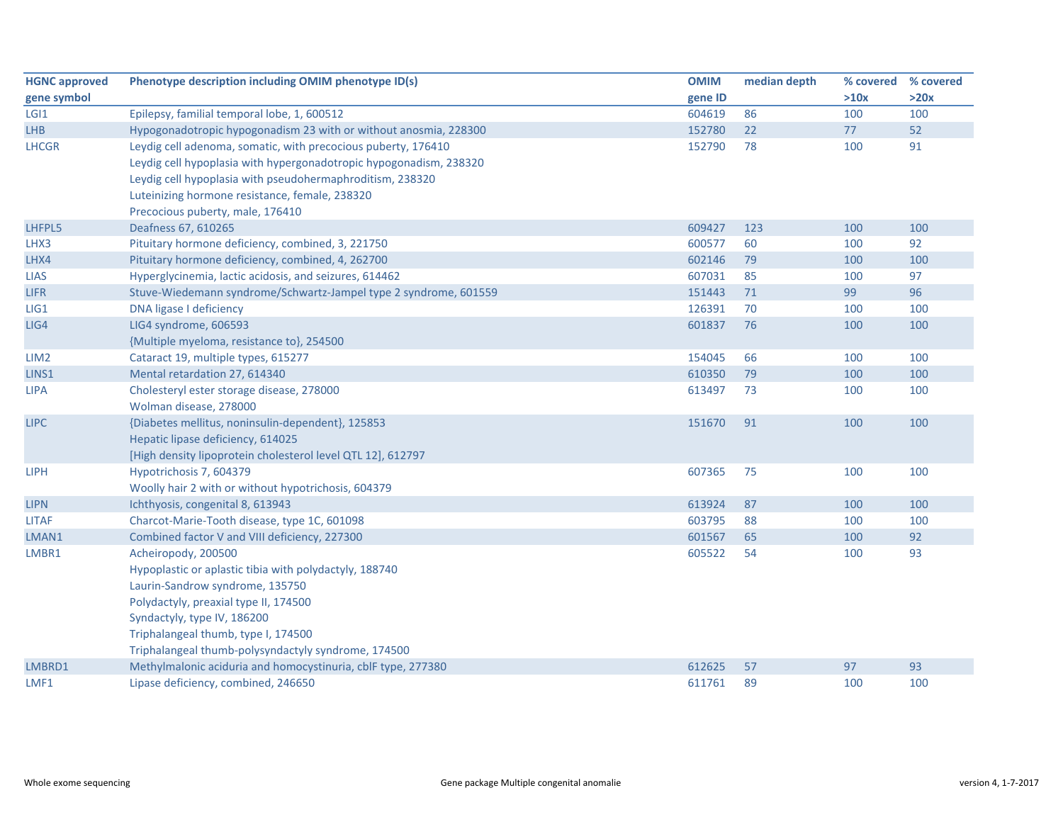| HGNC approved gene symbol | Phenotype description including OMIM phenotype ID(s) | OMIM gene ID | median depth | % covered >10x | % covered >20x |
|---|---|---|---|---|---|
| LGI1 | Epilepsy, familial temporal lobe, 1, 600512 | 604619 | 86 | 100 | 100 |
| LHB | Hypogonadotropic hypogonadism 23 with or without anosmia, 228300 | 152780 | 22 | 77 | 52 |
| LHCGR | Leydig cell adenoma, somatic, with precocious puberty, 176410<br>Leydig cell hypoplasia with hypergonadotropic hypogonadism, 238320<br>Leydig cell hypoplasia with pseudohermaphroditism, 238320<br>Luteinizing hormone resistance, female, 238320<br>Precocious puberty, male, 176410 | 152790 | 78 | 100 | 91 |
| LHFPL5 | Deafness 67, 610265 | 609427 | 123 | 100 | 100 |
| LHX3 | Pituitary hormone deficiency, combined, 3, 221750 | 600577 | 60 | 100 | 92 |
| LHX4 | Pituitary hormone deficiency, combined, 4, 262700 | 602146 | 79 | 100 | 100 |
| LIAS | Hyperglycinemia, lactic acidosis, and seizures, 614462 | 607031 | 85 | 100 | 97 |
| LIFR | Stuve-Wiedemann syndrome/Schwartz-Jampel type 2 syndrome, 601559 | 151443 | 71 | 99 | 96 |
| LIG1 | DNA ligase I deficiency | 126391 | 70 | 100 | 100 |
| LIG4 | LIG4 syndrome, 606593<br>{Multiple myeloma, resistance to}, 254500 | 601837 | 76 | 100 | 100 |
| LIM2 | Cataract 19, multiple types, 615277 | 154045 | 66 | 100 | 100 |
| LINS1 | Mental retardation 27, 614340 | 610350 | 79 | 100 | 100 |
| LIPA | Cholesteryl ester storage disease, 278000<br>Wolman disease, 278000 | 613497 | 73 | 100 | 100 |
| LIPC | {Diabetes mellitus, noninsulin-dependent}, 125853<br>Hepatic lipase deficiency, 614025<br>[High density lipoprotein cholesterol level QTL 12], 612797 | 151670 | 91 | 100 | 100 |
| LIPH | Hypotrichosis 7, 604379<br>Woolly hair 2 with or without hypotrichosis, 604379 | 607365 | 75 | 100 | 100 |
| LIPN | Ichthyosis, congenital 8, 613943 | 613924 | 87 | 100 | 100 |
| LITAF | Charcot-Marie-Tooth disease, type 1C, 601098 | 603795 | 88 | 100 | 100 |
| LMAN1 | Combined factor V and VIII deficiency, 227300 | 601567 | 65 | 100 | 92 |
| LMBR1 | Acheiropody, 200500<br>Hypoplastic or aplastic tibia with polydactyly, 188740<br>Laurin-Sandrow syndrome, 135750<br>Polydactyly, preaxial type II, 174500<br>Syndactyly, type IV, 186200<br>Triphalangeal thumb, type I, 174500<br>Triphalangeal thumb-polysyndactyly syndrome, 174500 | 605522 | 54 | 100 | 93 |
| LMBRD1 | Methylmalonic aciduria and homocystinuria, cblF type, 277380 | 612625 | 57 | 97 | 93 |
| LMF1 | Lipase deficiency, combined, 246650 | 611761 | 89 | 100 | 100 |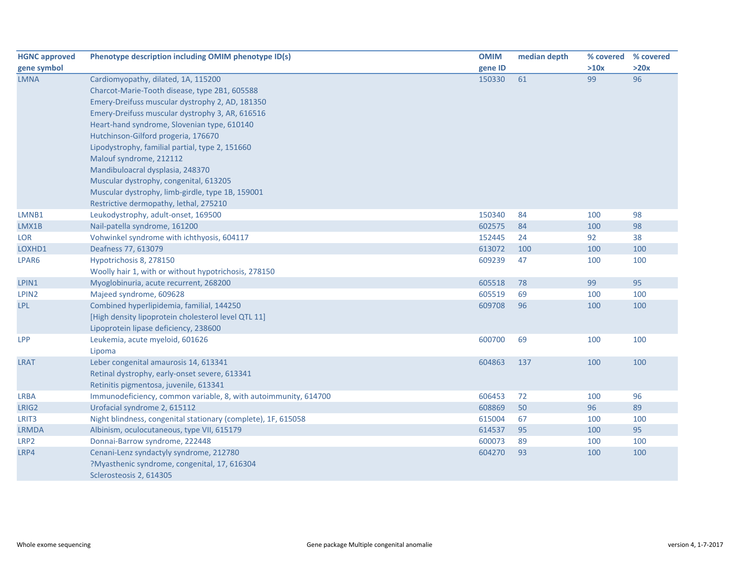| HGNC approved gene symbol | Phenotype description including OMIM phenotype ID(s) | OMIM gene ID | median depth | % covered >10x | % covered >20x |
|---|---|---|---|---|---|
| LMNA | Cardiomyopathy, dilated, 1A, 115200<br>Charcot-Marie-Tooth disease, type 2B1, 605588<br>Emery-Dreifuss muscular dystrophy 2, AD, 181350<br>Emery-Dreifuss muscular dystrophy 3, AR, 616516<br>Heart-hand syndrome, Slovenian type, 610140<br>Hutchinson-Gilford progeria, 176670<br>Lipodystrophy, familial partial, type 2, 151660<br>Malouf syndrome, 212112<br>Mandibuloacral dysplasia, 248370<br>Muscular dystrophy, congenital, 613205<br>Muscular dystrophy, limb-girdle, type 1B, 159001<br>Restrictive dermopathy, lethal, 275210 | 150330 | 61 | 99 | 96 |
| LMNB1 | Leukodystrophy, adult-onset, 169500 | 150340 | 84 | 100 | 98 |
| LMX1B | Nail-patella syndrome, 161200 | 602575 | 84 | 100 | 98 |
| LOR | Vohwinkel syndrome with ichthyosis, 604117 | 152445 | 24 | 92 | 38 |
| LOXHD1 | Deafness 77, 613079 | 613072 | 100 | 100 | 100 |
| LPAR6 | Hypotrichosis 8, 278150<br>Woolly hair 1, with or without hypotrichosis, 278150 | 609239 | 47 | 100 | 100 |
| LPIN1 | Myoglobinuria, acute recurrent, 268200 | 605518 | 78 | 99 | 95 |
| LPIN2 | Majeed syndrome, 609628 | 605519 | 69 | 100 | 100 |
| LPL | Combined hyperlipidemia, familial, 144250<br>[High density lipoprotein cholesterol level QTL 11]<br>Lipoprotein lipase deficiency, 238600 | 609708 | 96 | 100 | 100 |
| LPP | Leukemia, acute myeloid, 601626<br>Lipoma | 600700 | 69 | 100 | 100 |
| LRAT | Leber congenital amaurosis 14, 613341<br>Retinal dystrophy, early-onset severe, 613341<br>Retinitis pigmentosa, juvenile, 613341 | 604863 | 137 | 100 | 100 |
| LRBA | Immunodeficiency, common variable, 8, with autoimmunity, 614700 | 606453 | 72 | 100 | 96 |
| LRIG2 | Urofacial syndrome 2, 615112 | 608869 | 50 | 96 | 89 |
| LRIT3 | Night blindness, congenital stationary (complete), 1F, 615058 | 615004 | 67 | 100 | 100 |
| LRMDA | Albinism, oculocutaneous, type VII, 615179 | 614537 | 95 | 100 | 95 |
| LRP2 | Donnai-Barrow syndrome, 222448 | 600073 | 89 | 100 | 100 |
| LRP4 | Cenani-Lenz syndactyly syndrome, 212780<br>?Myasthenic syndrome, congenital, 17, 616304<br>Sclerosteosis 2, 614305 | 604270 | 93 | 100 | 100 |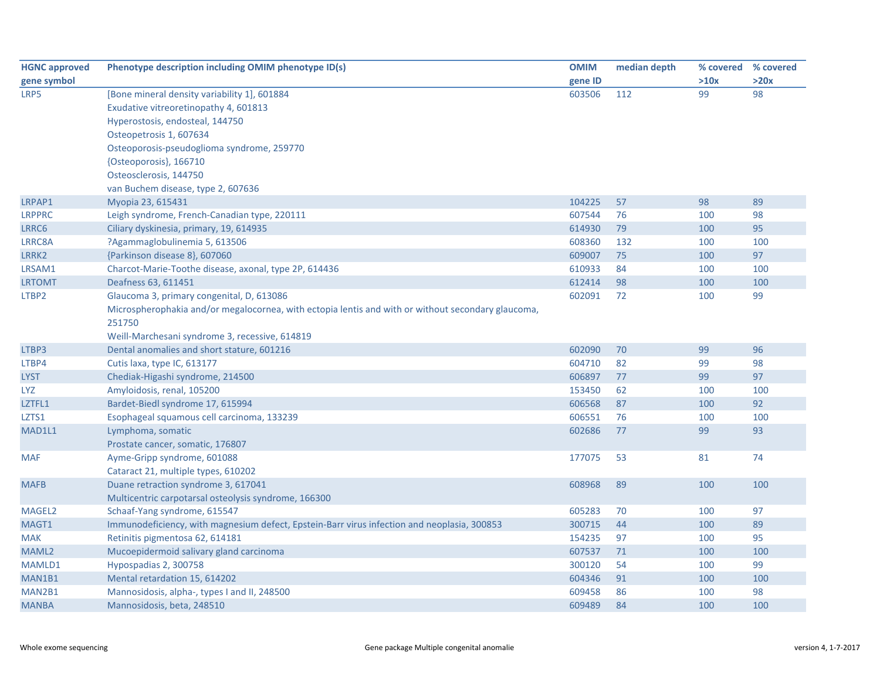| HGNC approved gene symbol | Phenotype description including OMIM phenotype ID(s) | OMIM gene ID | median depth | % covered >10x | % covered >20x |
|---|---|---|---|---|---|
| LRP5 | [Bone mineral density variability 1], 601884<br>Exudative vitreoretinopathy 4, 601813<br>Hyperostosis, endosteal, 144750<br>Osteopetrosis 1, 607634<br>Osteoporosis-pseudoglioma syndrome, 259770<br>{Osteoporosis}, 166710<br>Osteosclerosis, 144750<br>van Buchem disease, type 2, 607636 | 603506 | 112 | 99 | 98 |
| LRPAP1 | Myopia 23, 615431 | 104225 | 57 | 98 | 89 |
| LRPPRC | Leigh syndrome, French-Canadian type, 220111 | 607544 | 76 | 100 | 98 |
| LRRC6 | Ciliary dyskinesia, primary, 19, 614935 | 614930 | 79 | 100 | 95 |
| LRRC8A | ?Agammaglobulinemia 5, 613506 | 608360 | 132 | 100 | 100 |
| LRRK2 | {Parkinson disease 8}, 607060 | 609007 | 75 | 100 | 97 |
| LRSAM1 | Charcot-Marie-Toothe disease, axonal, type 2P, 614436 | 610933 | 84 | 100 | 100 |
| LRTOMT | Deafness 63, 611451 | 612414 | 98 | 100 | 100 |
| LTBP2 | Glaucoma 3, primary congenital, D, 613086<br>Microspherophakia and/or megalocornea, with ectopia lentis and with or without secondary glaucoma, 251750<br>Weill-Marchesani syndrome 3, recessive, 614819 | 602091 | 72 | 100 | 99 |
| LTBP3 | Dental anomalies and short stature, 601216 | 602090 | 70 | 99 | 96 |
| LTBP4 | Cutis laxa, type IC, 613177 | 604710 | 82 | 99 | 98 |
| LYST | Chediak-Higashi syndrome, 214500 | 606897 | 77 | 99 | 97 |
| LYZ | Amyloidosis, renal, 105200 | 153450 | 62 | 100 | 100 |
| LZTFL1 | Bardet-Biedl syndrome 17, 615994 | 606568 | 87 | 100 | 92 |
| LZTS1 | Esophageal squamous cell carcinoma, 133239 | 606551 | 76 | 100 | 100 |
| MAD1L1 | Lymphoma, somatic<br>Prostate cancer, somatic, 176807 | 602686 | 77 | 99 | 93 |
| MAF | Ayme-Gripp syndrome, 601088<br>Cataract 21, multiple types, 610202 | 177075 | 53 | 81 | 74 |
| MAFB | Duane retraction syndrome 3, 617041<br>Multicentric carpotarsal osteolysis syndrome, 166300 | 608968 | 89 | 100 | 100 |
| MAGEL2 | Schaaf-Yang syndrome, 615547 | 605283 | 70 | 100 | 97 |
| MAGT1 | Immunodeficiency, with magnesium defect, Epstein-Barr virus infection and neoplasia, 300853 | 300715 | 44 | 100 | 89 |
| MAK | Retinitis pigmentosa 62, 614181 | 154235 | 97 | 100 | 95 |
| MAML2 | Mucoepidermoid salivary gland carcinoma | 607537 | 71 | 100 | 100 |
| MAMLD1 | Hypospadias 2, 300758 | 300120 | 54 | 100 | 99 |
| MAN1B1 | Mental retardation 15, 614202 | 604346 | 91 | 100 | 100 |
| MAN2B1 | Mannosidosis, alpha-, types I and II, 248500 | 609458 | 86 | 100 | 98 |
| MANBA | Mannosidosis, beta, 248510 | 609489 | 84 | 100 | 100 |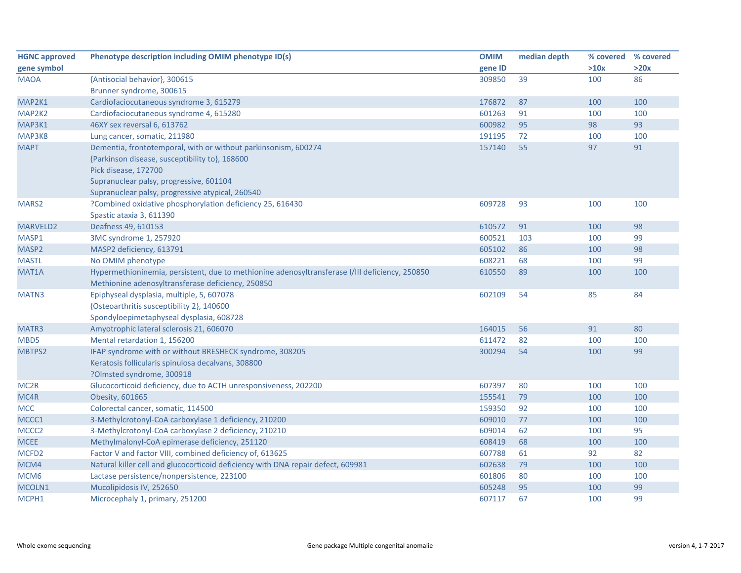| HGNC approved gene symbol | Phenotype description including OMIM phenotype ID(s) | OMIM gene ID | median depth | % covered >10x | % covered >20x |
|---|---|---|---|---|---|
| MAOA | {Antisocial behavior}, 300615<br>Brunner syndrome, 300615 | 309850 | 39 | 100 | 86 |
| MAP2K1 | Cardiofaciocutaneous syndrome 3, 615279 | 176872 | 87 | 100 | 100 |
| MAP2K2 | Cardiofaciocutaneous syndrome 4, 615280 | 601263 | 91 | 100 | 100 |
| MAP3K1 | 46XY sex reversal 6, 613762 | 600982 | 95 | 98 | 93 |
| MAP3K8 | Lung cancer, somatic, 211980 | 191195 | 72 | 100 | 100 |
| MAPT | Dementia, frontotemporal, with or without parkinsonism, 600274<br>{Parkinson disease, susceptibility to}, 168600<br>Pick disease, 172700<br>Supranuclear palsy, progressive, 601104<br>Supranuclear palsy, progressive atypical, 260540 | 157140 | 55 | 97 | 91 |
| MARS2 | ?Combined oxidative phosphorylation deficiency 25, 616430<br>Spastic ataxia 3, 611390 | 609728 | 93 | 100 | 100 |
| MARVELD2 | Deafness 49, 610153 | 610572 | 91 | 100 | 98 |
| MASP1 | 3MC syndrome 1, 257920 | 600521 | 103 | 100 | 99 |
| MASP2 | MASP2 deficiency, 613791 | 605102 | 86 | 100 | 98 |
| MASTL | No OMIM phenotype | 608221 | 68 | 100 | 99 |
| MAT1A | Hypermethioninemia, persistent, due to methionine adenosyltransferase I/III deficiency, 250850<br>Methionine adenosyltransferase deficiency, 250850 | 610550 | 89 | 100 | 100 |
| MATN3 | Epiphyseal dysplasia, multiple, 5, 607078<br>{Osteoarthritis susceptibility 2}, 140600<br>Spondyloepimetaphyseal dysplasia, 608728 | 602109 | 54 | 85 | 84 |
| MATR3 | Amyotrophic lateral sclerosis 21, 606070 | 164015 | 56 | 91 | 80 |
| MBD5 | Mental retardation 1, 156200 | 611472 | 82 | 100 | 100 |
| MBTPS2 | IFAP syndrome with or without BRESHECK syndrome, 308205<br>Keratosis follicularis spinulosa decalvans, 308800<br>?Olmsted syndrome, 300918 | 300294 | 54 | 100 | 99 |
| MC2R | Glucocorticoid deficiency, due to ACTH unresponsiveness, 202200 | 607397 | 80 | 100 | 100 |
| MC4R | Obesity, 601665 | 155541 | 79 | 100 | 100 |
| MCC | Colorectal cancer, somatic, 114500 | 159350 | 92 | 100 | 100 |
| MCCC1 | 3-Methylcrotonyl-CoA carboxylase 1 deficiency, 210200 | 609010 | 77 | 100 | 100 |
| MCCC2 | 3-Methylcrotonyl-CoA carboxylase 2 deficiency, 210210 | 609014 | 62 | 100 | 95 |
| MCEE | Methylmalonyl-CoA epimerase deficiency, 251120 | 608419 | 68 | 100 | 100 |
| MCFD2 | Factor V and factor VIII, combined deficiency of, 613625 | 607788 | 61 | 92 | 82 |
| MCM4 | Natural killer cell and glucocorticoid deficiency with DNA repair defect, 609981 | 602638 | 79 | 100 | 100 |
| MCM6 | Lactase persistence/nonpersistence, 223100 | 601806 | 80 | 100 | 100 |
| MCOLN1 | Mucolipidosis IV, 252650 | 605248 | 95 | 100 | 99 |
| MCPH1 | Microcephaly 1, primary, 251200 | 607117 | 67 | 100 | 99 |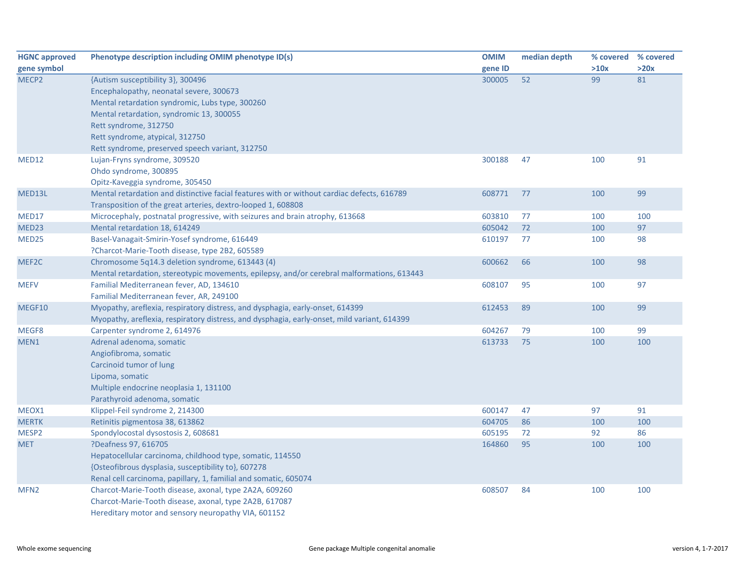| HGNC approved gene symbol | Phenotype description including OMIM phenotype ID(s) | OMIM gene ID | median depth | % covered >10x | % covered >20x |
|---|---|---|---|---|---|
| MECP2 | {Autism susceptibility 3}, 300496<br>Encephalopathy, neonatal severe, 300673<br>Mental retardation syndromic, Lubs type, 300260<br>Mental retardation, syndromic 13, 300055<br>Rett syndrome, 312750<br>Rett syndrome, atypical, 312750<br>Rett syndrome, preserved speech variant, 312750 | 300005 | 52 | 99 | 81 |
| MED12 | Lujan-Fryns syndrome, 309520<br>Ohdo syndrome, 300895<br>Opitz-Kaveggia syndrome, 305450 | 300188 | 47 | 100 | 91 |
| MED13L | Mental retardation and distinctive facial features with or without cardiac defects, 616789<br>Transposition of the great arteries, dextro-looped 1, 608808 | 608771 | 77 | 100 | 99 |
| MED17 | Microcephaly, postnatal progressive, with seizures and brain atrophy, 613668 | 603810 | 77 | 100 | 100 |
| MED23 | Mental retardation 18, 614249 | 605042 | 72 | 100 | 97 |
| MED25 | Basel-Vanagait-Smirin-Yosef syndrome, 616449<br>?Charcot-Marie-Tooth disease, type 2B2, 605589 | 610197 | 77 | 100 | 98 |
| MEF2C | Chromosome 5q14.3 deletion syndrome, 613443 (4)<br>Mental retardation, stereotypic movements, epilepsy, and/or cerebral malformations, 613443 | 600662 | 66 | 100 | 98 |
| MEFV | Familial Mediterranean fever, AD, 134610<br>Familial Mediterranean fever, AR, 249100 | 608107 | 95 | 100 | 97 |
| MEGF10 | Myopathy, areflexia, respiratory distress, and dysphagia, early-onset, 614399<br>Myopathy, areflexia, respiratory distress, and dysphagia, early-onset, mild variant, 614399 | 612453 | 89 | 100 | 99 |
| MEGF8 | Carpenter syndrome 2, 614976 | 604267 | 79 | 100 | 99 |
| MEN1 | Adrenal adenoma, somatic<br>Angiofibroma, somatic<br>Carcinoid tumor of lung<br>Lipoma, somatic<br>Multiple endocrine neoplasia 1, 131100<br>Parathyroid adenoma, somatic | 613733 | 75 | 100 | 100 |
| MEOX1 | Klippel-Feil syndrome 2, 214300 | 600147 | 47 | 97 | 91 |
| MERTK | Retinitis pigmentosa 38, 613862 | 604705 | 86 | 100 | 100 |
| MESP2 | Spondylocostal dysostosis 2, 608681 | 605195 | 72 | 92 | 86 |
| MET | ?Deafness 97, 616705<br>Hepatocellular carcinoma, childhood type, somatic, 114550<br>{Osteofibrous dysplasia, susceptibility to}, 607278<br>Renal cell carcinoma, papillary, 1, familial and somatic, 605074 | 164860 | 95 | 100 | 100 |
| MFN2 | Charcot-Marie-Tooth disease, axonal, type 2A2A, 609260<br>Charcot-Marie-Tooth disease, axonal, type 2A2B, 617087<br>Hereditary motor and sensory neuropathy VIA, 601152 | 608507 | 84 | 100 | 100 |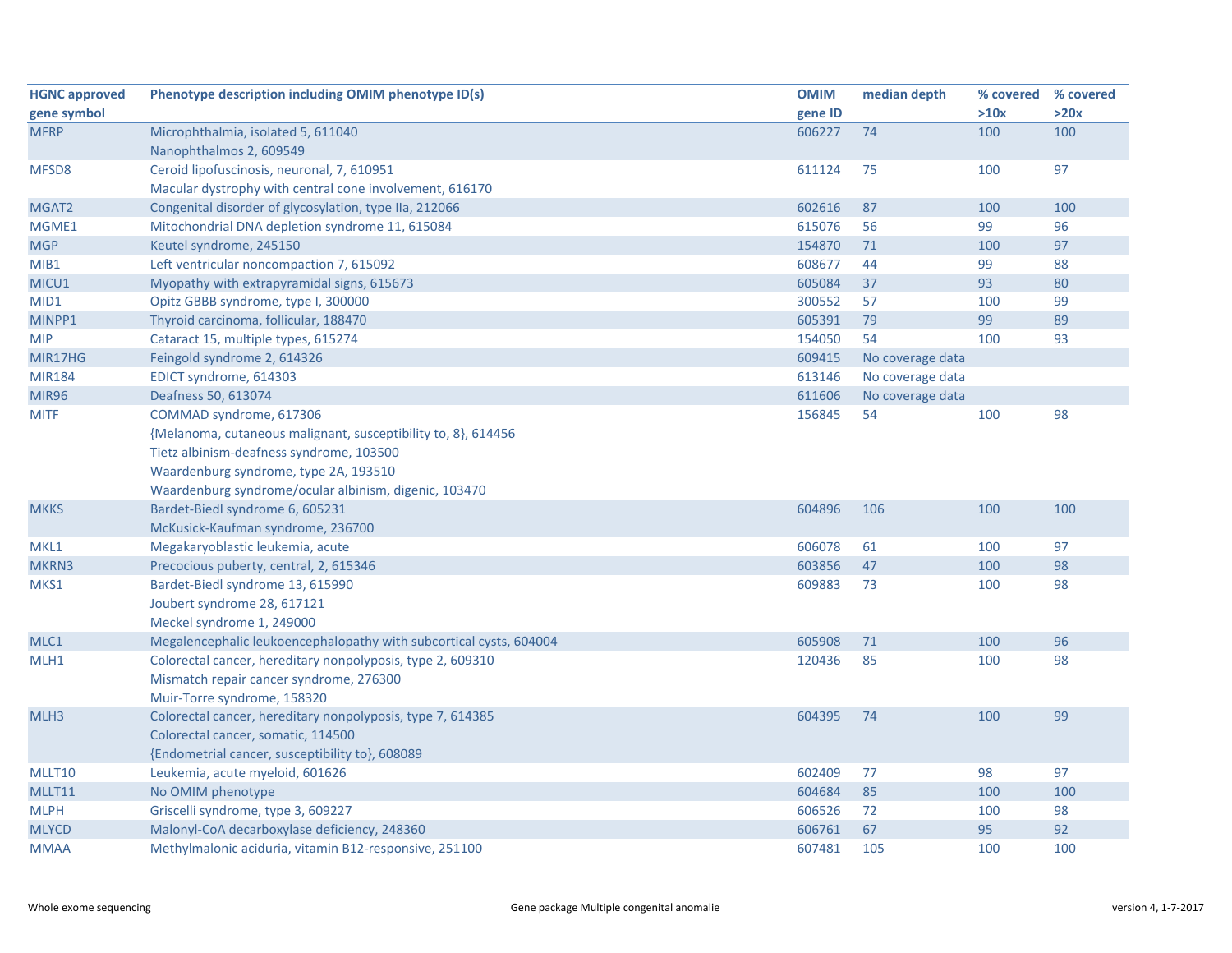| HGNC approved gene symbol | Phenotype description including OMIM phenotype ID(s) | OMIM gene ID | median depth | % covered >10x | % covered >20x |
|---|---|---|---|---|---|
| MFRP | Microphthalmia, isolated 5, 611040<br>Nanophthalmos 2, 609549 | 606227 | 74 | 100 | 100 |
| MFSD8 | Ceroid lipofuscinosis, neuronal, 7, 610951<br>Macular dystrophy with central cone involvement, 616170 | 611124 | 75 | 100 | 97 |
| MGAT2 | Congenital disorder of glycosylation, type IIa, 212066 | 602616 | 87 | 100 | 100 |
| MGME1 | Mitochondrial DNA depletion syndrome 11, 615084 | 615076 | 56 | 99 | 96 |
| MGP | Keutel syndrome, 245150 | 154870 | 71 | 100 | 97 |
| MIB1 | Left ventricular noncompaction 7, 615092 | 608677 | 44 | 99 | 88 |
| MICU1 | Myopathy with extrapyramidal signs, 615673 | 605084 | 37 | 93 | 80 |
| MID1 | Opitz GBBB syndrome, type I, 300000 | 300552 | 57 | 100 | 99 |
| MINPP1 | Thyroid carcinoma, follicular, 188470 | 605391 | 79 | 99 | 89 |
| MIP | Cataract 15, multiple types, 615274 | 154050 | 54 | 100 | 93 |
| MIR17HG | Feingold syndrome 2, 614326 | 609415 | No coverage data | | |
| MIR184 | EDICT syndrome, 614303 | 613146 | No coverage data | | |
| MIR96 | Deafness 50, 613074 | 611606 | No coverage data | | |
| MITF | COMMAD syndrome, 617306<br>{Melanoma, cutaneous malignant, susceptibility to, 8}, 614456<br>Tietz albinism-deafness syndrome, 103500<br>Waardenburg syndrome, type 2A, 193510<br>Waardenburg syndrome/ocular albinism, digenic, 103470 | 156845 | 54 | 100 | 98 |
| MKKS | Bardet-Biedl syndrome 6, 605231<br>McKusick-Kaufman syndrome, 236700 | 604896 | 106 | 100 | 100 |
| MKL1 | Megakaryoblastic leukemia, acute | 606078 | 61 | 100 | 97 |
| MKRN3 | Precocious puberty, central, 2, 615346 | 603856 | 47 | 100 | 98 |
| MKS1 | Bardet-Biedl syndrome 13, 615990<br>Joubert syndrome 28, 617121<br>Meckel syndrome 1, 249000 | 609883 | 73 | 100 | 98 |
| MLC1 | Megalencephalic leukoencephalopathy with subcortical cysts, 604004 | 605908 | 71 | 100 | 96 |
| MLH1 | Colorectal cancer, hereditary nonpolyposis, type 2, 609310<br>Mismatch repair cancer syndrome, 276300<br>Muir-Torre syndrome, 158320 | 120436 | 85 | 100 | 98 |
| MLH3 | Colorectal cancer, hereditary nonpolyposis, type 7, 614385<br>Colorectal cancer, somatic, 114500<br>{Endometrial cancer, susceptibility to}, 608089 | 604395 | 74 | 100 | 99 |
| MLLT10 | Leukemia, acute myeloid, 601626 | 602409 | 77 | 98 | 97 |
| MLLT11 | No OMIM phenotype | 604684 | 85 | 100 | 100 |
| MLPH | Griscelli syndrome, type 3, 609227 | 606526 | 72 | 100 | 98 |
| MLYCD | Malonyl-CoA decarboxylase deficiency, 248360 | 606761 | 67 | 95 | 92 |
| MMAA | Methylmalonic aciduria, vitamin B12-responsive, 251100 | 607481 | 105 | 100 | 100 |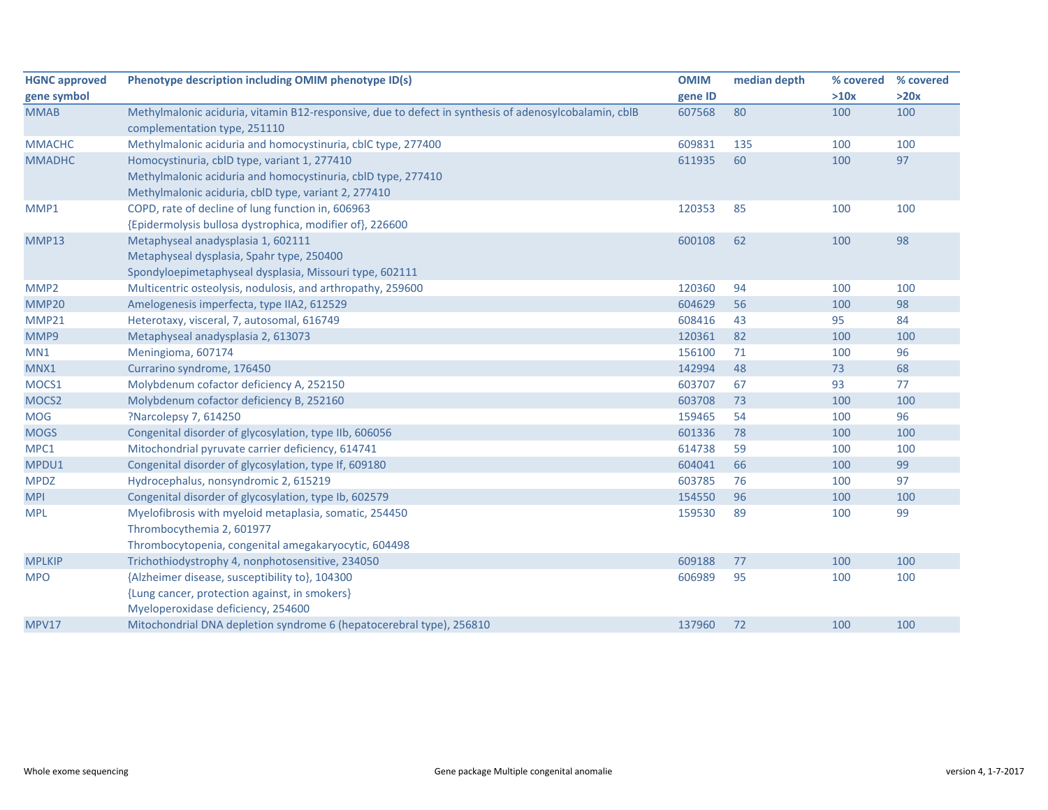| HGNC approved gene symbol | Phenotype description including OMIM phenotype ID(s) | OMIM gene ID | median depth | % covered >10x | % covered >20x |
|---|---|---|---|---|---|
| MMAB | Methylmalonic aciduria, vitamin B12-responsive, due to defect in synthesis of adenosylcobalamin, cblB complementation type, 251110 | 607568 | 80 | 100 | 100 |
| MMACHC | Methylmalonic aciduria and homocystinuria, cblC type, 277400 | 609831 | 135 | 100 | 100 |
| MMADHC | Homocystinuria, cblD type, variant 1, 277410<br>Methylmalonic aciduria and homocystinuria, cblD type, 277410<br>Methylmalonic aciduria, cblD type, variant 2, 277410 | 611935 | 60 | 100 | 97 |
| MMP1 | COPD, rate of decline of lung function in, 606963<br>{Epidermolysis bullosa dystrophica, modifier of}, 226600 | 120353 | 85 | 100 | 100 |
| MMP13 | Metaphyseal anadysplasia 1, 602111<br>Metaphyseal dysplasia, Spahr type, 250400<br>Spondyloepimetaphyseal dysplasia, Missouri type, 602111 | 600108 | 62 | 100 | 98 |
| MMP2 | Multicentric osteolysis, nodulosis, and arthropathy, 259600 | 120360 | 94 | 100 | 100 |
| MMP20 | Amelogenesis imperfecta, type IIA2, 612529 | 604629 | 56 | 100 | 98 |
| MMP21 | Heterotaxy, visceral, 7, autosomal, 616749 | 608416 | 43 | 95 | 84 |
| MMP9 | Metaphyseal anadysplasia 2, 613073 | 120361 | 82 | 100 | 100 |
| MN1 | Meningioma, 607174 | 156100 | 71 | 100 | 96 |
| MNX1 | Currarino syndrome, 176450 | 142994 | 48 | 73 | 68 |
| MOCS1 | Molybdenum cofactor deficiency A, 252150 | 603707 | 67 | 93 | 77 |
| MOCS2 | Molybdenum cofactor deficiency B, 252160 | 603708 | 73 | 100 | 100 |
| MOG | ?Narcolepsy 7, 614250 | 159465 | 54 | 100 | 96 |
| MOGS | Congenital disorder of glycosylation, type IIb, 606056 | 601336 | 78 | 100 | 100 |
| MPC1 | Mitochondrial pyruvate carrier deficiency, 614741 | 614738 | 59 | 100 | 100 |
| MPDU1 | Congenital disorder of glycosylation, type If, 609180 | 604041 | 66 | 100 | 99 |
| MPDZ | Hydrocephalus, nonsyndromic 2, 615219 | 603785 | 76 | 100 | 97 |
| MPI | Congenital disorder of glycosylation, type Ib, 602579 | 154550 | 96 | 100 | 100 |
| MPL | Myelofibrosis with myeloid metaplasia, somatic, 254450<br>Thrombocythemia 2, 601977<br>Thrombocytopenia, congenital amegakaryocytic, 604498 | 159530 | 89 | 100 | 99 |
| MPLKIP | Trichothiodystrophy 4, nonphotosensitive, 234050 | 609188 | 77 | 100 | 100 |
| MPO | {Alzheimer disease, susceptibility to}, 104300<br>{Lung cancer, protection against, in smokers}<br>Myeloperoxidase deficiency, 254600 | 606989 | 95 | 100 | 100 |
| MPV17 | Mitochondrial DNA depletion syndrome 6 (hepatocerebral type), 256810 | 137960 | 72 | 100 | 100 |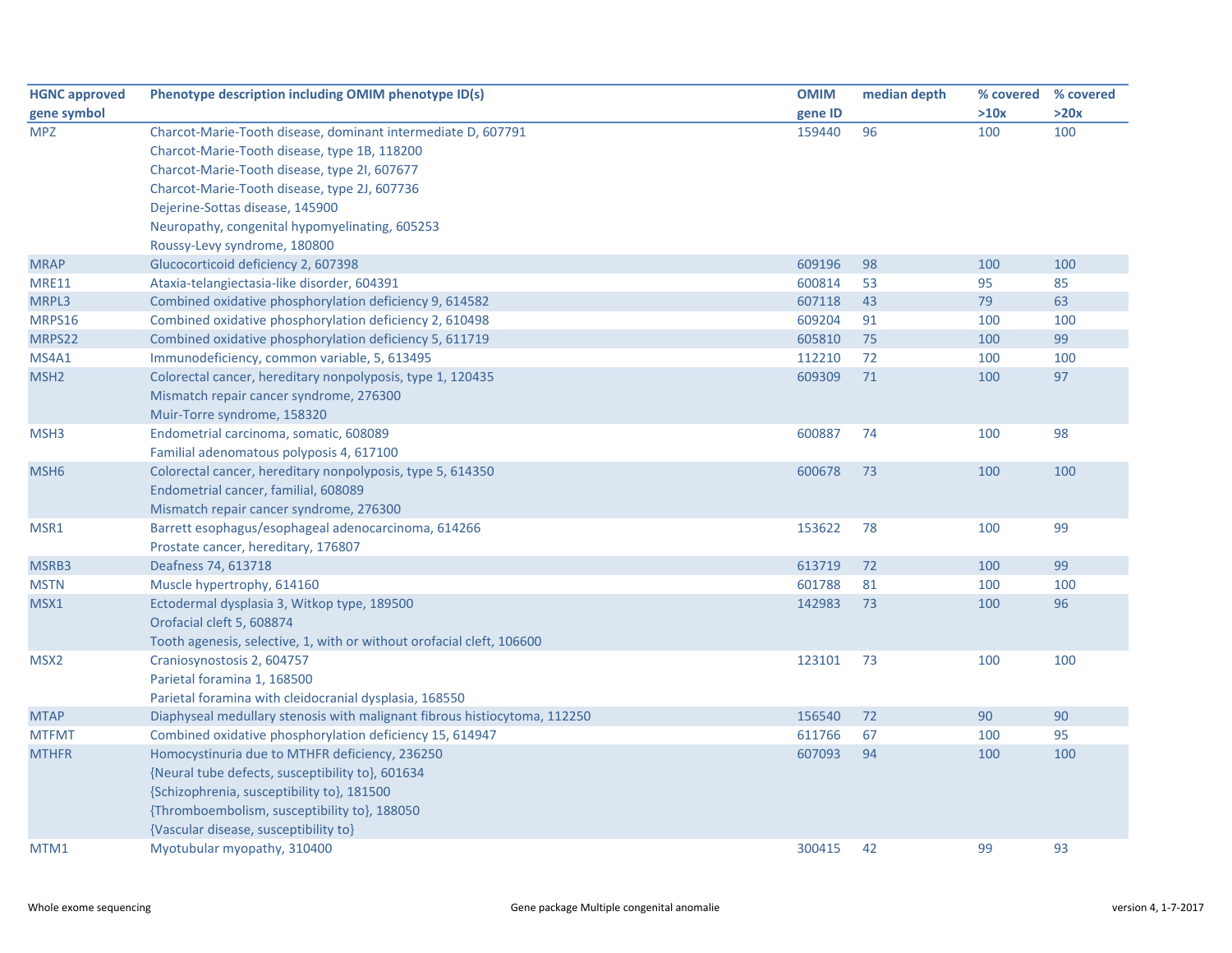| HGNC approved gene symbol | Phenotype description including OMIM phenotype ID(s) | OMIM gene ID | median depth | % covered >10x | % covered >20x |
|---|---|---|---|---|---|
| MPZ | Charcot-Marie-Tooth disease, dominant intermediate D, 607791 | 159440 | 96 | 100 | 100 |
| | Charcot-Marie-Tooth disease, type 1B, 118200 | | | | |
| | Charcot-Marie-Tooth disease, type 2I, 607677 | | | | |
| | Charcot-Marie-Tooth disease, type 2J, 607736 | | | | |
| | Dejerine-Sottas disease, 145900 | | | | |
| | Neuropathy, congenital hypomyelinating, 605253 | | | | |
| | Roussy-Levy syndrome, 180800 | | | | |
| MRAP | Glucocorticoid deficiency 2, 607398 | 609196 | 98 | 100 | 100 |
| MRE11 | Ataxia-telangiectasia-like disorder, 604391 | 600814 | 53 | 95 | 85 |
| MRPL3 | Combined oxidative phosphorylation deficiency 9, 614582 | 607118 | 43 | 79 | 63 |
| MRPS16 | Combined oxidative phosphorylation deficiency 2, 610498 | 609204 | 91 | 100 | 100 |
| MRPS22 | Combined oxidative phosphorylation deficiency 5, 611719 | 605810 | 75 | 100 | 99 |
| MS4A1 | Immunodeficiency, common variable, 5, 613495 | 112210 | 72 | 100 | 100 |
| MSH2 | Colorectal cancer, hereditary nonpolyposis, type 1, 120435 | 609309 | 71 | 100 | 97 |
| | Mismatch repair cancer syndrome, 276300 | | | | |
| | Muir-Torre syndrome, 158320 | | | | |
| MSH3 | Endometrial carcinoma, somatic, 608089 | 600887 | 74 | 100 | 98 |
| | Familial adenomatous polyposis 4, 617100 | | | | |
| MSH6 | Colorectal cancer, hereditary nonpolyposis, type 5, 614350 | 600678 | 73 | 100 | 100 |
| | Endometrial cancer, familial, 608089 | | | | |
| | Mismatch repair cancer syndrome, 276300 | | | | |
| MSR1 | Barrett esophagus/esophageal adenocarcinoma, 614266 | 153622 | 78 | 100 | 99 |
| | Prostate cancer, hereditary, 176807 | | | | |
| MSRB3 | Deafness 74, 613718 | 613719 | 72 | 100 | 99 |
| MSTN | Muscle hypertrophy, 614160 | 601788 | 81 | 100 | 100 |
| MSX1 | Ectodermal dysplasia 3, Witkop type, 189500 | 142983 | 73 | 100 | 96 |
| | Orofacial cleft 5, 608874 | | | | |
| | Tooth agenesis, selective, 1, with or without orofacial cleft, 106600 | | | | |
| MSX2 | Craniosynostosis 2, 604757 | 123101 | 73 | 100 | 100 |
| | Parietal foramina 1, 168500 | | | | |
| | Parietal foramina with cleidocranial dysplasia, 168550 | | | | |
| MTAP | Diaphyseal medullary stenosis with malignant fibrous histiocytoma, 112250 | 156540 | 72 | 90 | 90 |
| MTFMT | Combined oxidative phosphorylation deficiency 15, 614947 | 611766 | 67 | 100 | 95 |
| MTHFR | Homocystinuria due to MTHFR deficiency, 236250 | 607093 | 94 | 100 | 100 |
| | {Neural tube defects, susceptibility to}, 601634 | | | | |
| | {Schizophrenia, susceptibility to}, 181500 | | | | |
| | {Thromboembolism, susceptibility to}, 188050 | | | | |
| | {Vascular disease, susceptibility to} | | | | |
| MTM1 | Myotubular myopathy, 310400 | 300415 | 42 | 99 | 93 |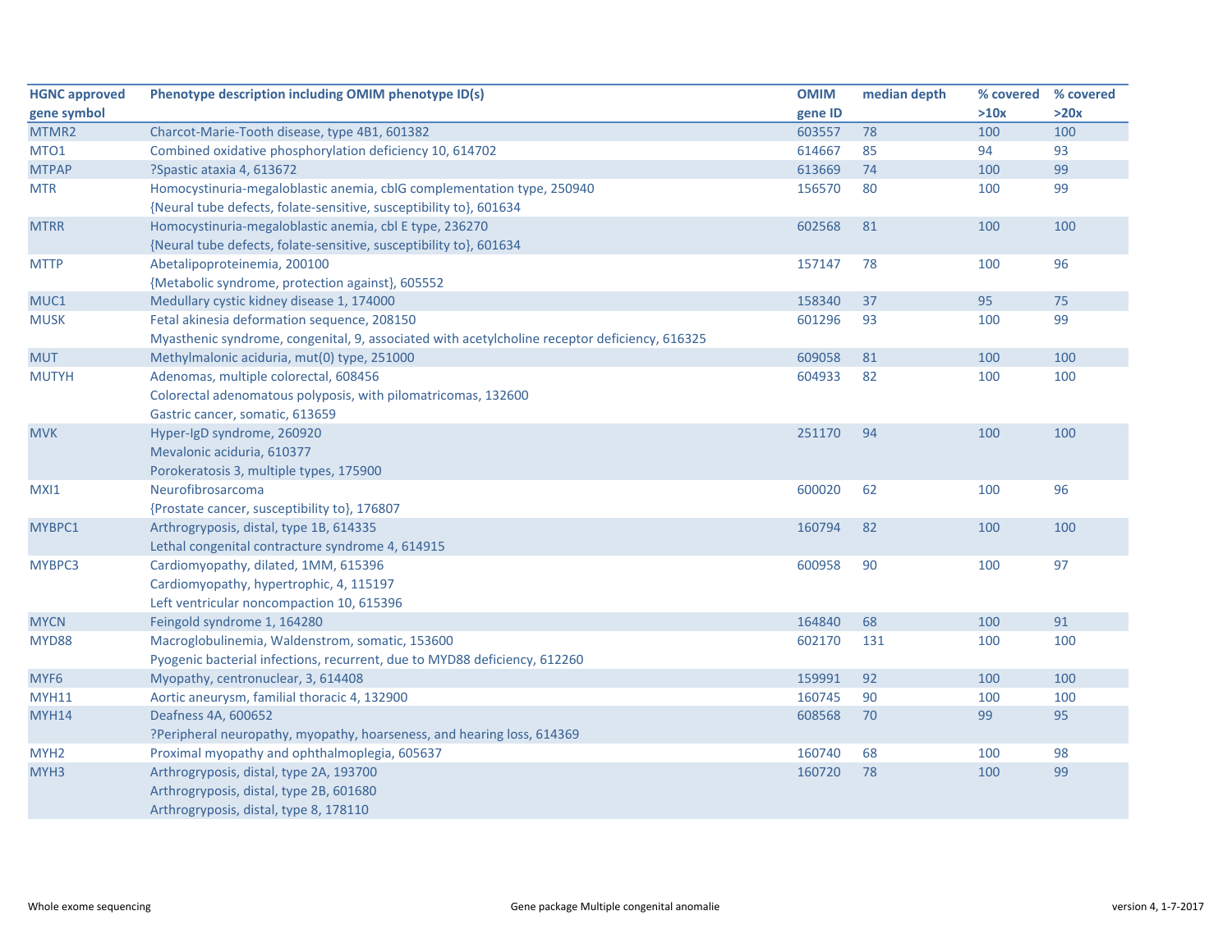| HGNC approved gene symbol | Phenotype description including OMIM phenotype ID(s) | OMIM gene ID | median depth | % covered >10x | % covered >20x |
|---|---|---|---|---|---|
| MTMR2 | Charcot-Marie-Tooth disease, type 4B1, 601382 | 603557 | 78 | 100 | 100 |
| MTO1 | Combined oxidative phosphorylation deficiency 10, 614702 | 614667 | 85 | 94 | 93 |
| MTPAP | ?Spastic ataxia 4, 613672 | 613669 | 74 | 100 | 99 |
| MTR | Homocystinuria-megaloblastic anemia, cblG complementation type, 250940<br>{Neural tube defects, folate-sensitive, susceptibility to}, 601634 | 156570 | 80 | 100 | 99 |
| MTRR | Homocystinuria-megaloblastic anemia, cbl E type, 236270<br>{Neural tube defects, folate-sensitive, susceptibility to}, 601634 | 602568 | 81 | 100 | 100 |
| MTTP | Abetalipoproteinemia, 200100<br>{Metabolic syndrome, protection against}, 605552 | 157147 | 78 | 100 | 96 |
| MUC1 | Medullary cystic kidney disease 1, 174000 | 158340 | 37 | 95 | 75 |
| MUSK | Fetal akinesia deformation sequence, 208150<br>Myasthenic syndrome, congenital, 9, associated with acetylcholine receptor deficiency, 616325 | 601296 | 93 | 100 | 99 |
| MUT | Methylmalonic aciduria, mut(0) type, 251000 | 609058 | 81 | 100 | 100 |
| MUTYH | Adenomas, multiple colorectal, 608456<br>Colorectal adenomatous polyposis, with pilomatricomas, 132600<br>Gastric cancer, somatic, 613659 | 604933 | 82 | 100 | 100 |
| MVK | Hyper-IgD syndrome, 260920<br>Mevalonic aciduria, 610377<br>Porokeratosis 3, multiple types, 175900 | 251170 | 94 | 100 | 100 |
| MXI1 | Neurofibrosarcoma<br>{Prostate cancer, susceptibility to}, 176807 | 600020 | 62 | 100 | 96 |
| MYBPC1 | Arthrogryposis, distal, type 1B, 614335<br>Lethal congenital contracture syndrome 4, 614915 | 160794 | 82 | 100 | 100 |
| MYBPC3 | Cardiomyopathy, dilated, 1MM, 615396<br>Cardiomyopathy, hypertrophic, 4, 115197<br>Left ventricular noncompaction 10, 615396 | 600958 | 90 | 100 | 97 |
| MYCN | Feingold syndrome 1, 164280 | 164840 | 68 | 100 | 91 |
| MYD88 | Macroglobulinemia, Waldenstrom, somatic, 153600<br>Pyogenic bacterial infections, recurrent, due to MYD88 deficiency, 612260 | 602170 | 131 | 100 | 100 |
| MYF6 | Myopathy, centronuclear, 3, 614408 | 159991 | 92 | 100 | 100 |
| MYH11 | Aortic aneurysm, familial thoracic 4, 132900 | 160745 | 90 | 100 | 100 |
| MYH14 | Deafness 4A, 600652<br>?Peripheral neuropathy, myopathy, hoarseness, and hearing loss, 614369 | 608568 | 70 | 99 | 95 |
| MYH2 | Proximal myopathy and ophthalmoplegia, 605637 | 160740 | 68 | 100 | 98 |
| MYH3 | Arthrogryposis, distal, type 2A, 193700<br>Arthrogryposis, distal, type 2B, 601680<br>Arthrogryposis, distal, type 8, 178110 | 160720 | 78 | 100 | 99 |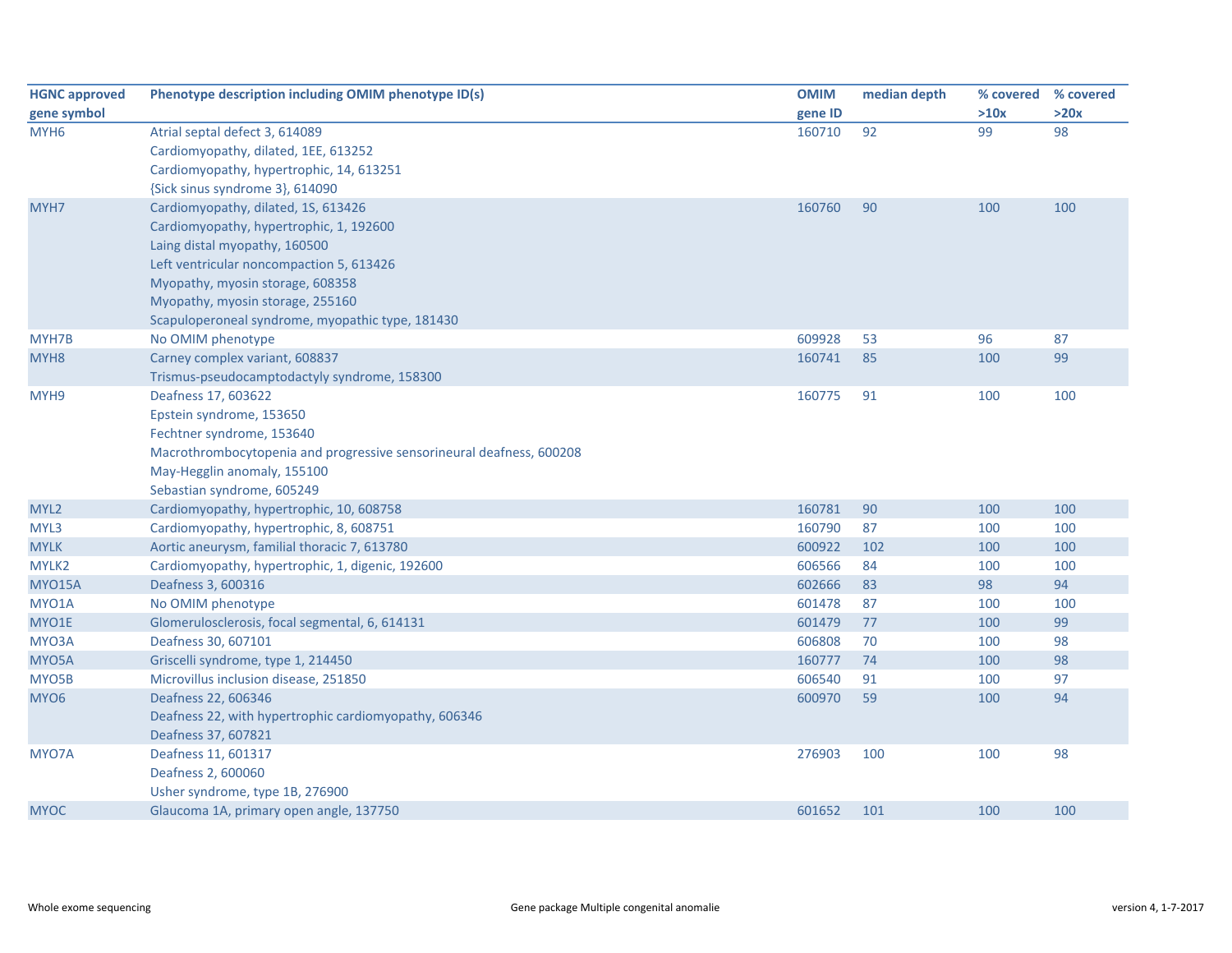| HGNC approved gene symbol | Phenotype description including OMIM phenotype ID(s) | OMIM gene ID | median depth | % covered >10x | % covered >20x |
|---|---|---|---|---|---|
| MYH6 | Atrial septal defect 3, 614089<br>Cardiomyopathy, dilated, 1EE, 613252<br>Cardiomyopathy, hypertrophic, 14, 613251<br>{Sick sinus syndrome 3}, 614090 | 160710 | 92 | 99 | 98 |
| MYH7 | Cardiomyopathy, dilated, 1S, 613426<br>Cardiomyopathy, hypertrophic, 1, 192600<br>Laing distal myopathy, 160500<br>Left ventricular noncompaction 5, 613426<br>Myopathy, myosin storage, 608358<br>Myopathy, myosin storage, 255160<br>Scapuloperoneal syndrome, myopathic type, 181430 | 160760 | 90 | 100 | 100 |
| MYH7B | No OMIM phenotype | 609928 | 53 | 96 | 87 |
| MYH8 | Carney complex variant, 608837<br>Trismus-pseudocamptodactyly syndrome, 158300 | 160741 | 85 | 100 | 99 |
| MYH9 | Deafness 17, 603622<br>Epstein syndrome, 153650<br>Fechtner syndrome, 153640<br>Macrothrombocytopenia and progressive sensorineural deafness, 600208<br>May-Hegglin anomaly, 155100<br>Sebastian syndrome, 605249 | 160775 | 91 | 100 | 100 |
| MYL2 | Cardiomyopathy, hypertrophic, 10, 608758 | 160781 | 90 | 100 | 100 |
| MYL3 | Cardiomyopathy, hypertrophic, 8, 608751 | 160790 | 87 | 100 | 100 |
| MYLK | Aortic aneurysm, familial thoracic 7, 613780 | 600922 | 102 | 100 | 100 |
| MYLK2 | Cardiomyopathy, hypertrophic, 1, digenic, 192600 | 606566 | 84 | 100 | 100 |
| MYO15A | Deafness 3, 600316 | 602666 | 83 | 98 | 94 |
| MYO1A | No OMIM phenotype | 601478 | 87 | 100 | 100 |
| MYO1E | Glomerulosclerosis, focal segmental, 6, 614131 | 601479 | 77 | 100 | 99 |
| MYO3A | Deafness 30, 607101 | 606808 | 70 | 100 | 98 |
| MYO5A | Griscelli syndrome, type 1, 214450 | 160777 | 74 | 100 | 98 |
| MYO5B | Microvillus inclusion disease, 251850 | 606540 | 91 | 100 | 97 |
| MYO6 | Deafness 22, 606346<br>Deafness 22, with hypertrophic cardiomyopathy, 606346<br>Deafness 37, 607821 | 600970 | 59 | 100 | 94 |
| MYO7A | Deafness 11, 601317<br>Deafness 2, 600060<br>Usher syndrome, type 1B, 276900 | 276903 | 100 | 100 | 98 |
| MYOC | Glaucoma 1A, primary open angle, 137750 | 601652 | 101 | 100 | 100 |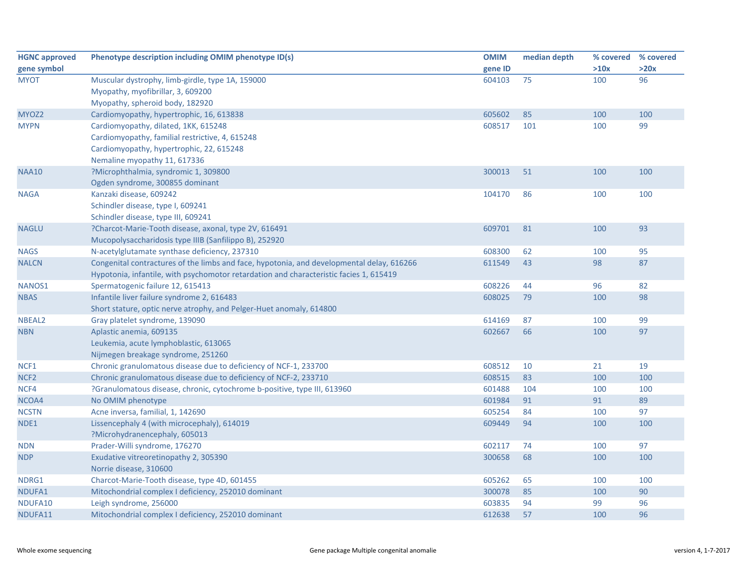| HGNC approved gene symbol | Phenotype description including OMIM phenotype ID(s) | OMIM gene ID | median depth | % covered >10x | % covered >20x |
|---|---|---|---|---|---|
| MYOT | Muscular dystrophy, limb-girdle, type 1A, 159000<br>Myopathy, myofibrillar, 3, 609200<br>Myopathy, spheroid body, 182920 | 604103 | 75 | 100 | 96 |
| MYOZ2 | Cardiomyopathy, hypertrophic, 16, 613838 | 605602 | 85 | 100 | 100 |
| MYPN | Cardiomyopathy, dilated, 1KK, 615248<br>Cardiomyopathy, familial restrictive, 4, 615248<br>Cardiomyopathy, hypertrophic, 22, 615248<br>Nemaline myopathy 11, 617336 | 608517 | 101 | 100 | 99 |
| NAA10 | ?Microphthalmia, syndromic 1, 309800<br>Ogden syndrome, 300855 dominant | 300013 | 51 | 100 | 100 |
| NAGA | Kanzaki disease, 609242<br>Schindler disease, type I, 609241<br>Schindler disease, type III, 609241 | 104170 | 86 | 100 | 100 |
| NAGLU | ?Charcot-Marie-Tooth disease, axonal, type 2V, 616491<br>Mucopolysaccharidosis type IIIB (Sanfilippo B), 252920 | 609701 | 81 | 100 | 93 |
| NAGS | N-acetylglutamate synthase deficiency, 237310 | 608300 | 62 | 100 | 95 |
| NALCN | Congenital contractures of the limbs and face, hypotonia, and developmental delay, 616266<br>Hypotonia, infantile, with psychomotor retardation and characteristic facies 1, 615419 | 611549 | 43 | 98 | 87 |
| NANOS1 | Spermatogenic failure 12, 615413 | 608226 | 44 | 96 | 82 |
| NBAS | Infantile liver failure syndrome 2, 616483<br>Short stature, optic nerve atrophy, and Pelger-Huet anomaly, 614800 | 608025 | 79 | 100 | 98 |
| NBEAL2 | Gray platelet syndrome, 139090 | 614169 | 87 | 100 | 99 |
| NBN | Aplastic anemia, 609135<br>Leukemia, acute lymphoblastic, 613065<br>Nijmegen breakage syndrome, 251260 | 602667 | 66 | 100 | 97 |
| NCF1 | Chronic granulomatous disease due to deficiency of NCF-1, 233700 | 608512 | 10 | 21 | 19 |
| NCF2 | Chronic granulomatous disease due to deficiency of NCF-2, 233710 | 608515 | 83 | 100 | 100 |
| NCF4 | ?Granulomatous disease, chronic, cytochrome b-positive, type III, 613960 | 601488 | 104 | 100 | 100 |
| NCOA4 | No OMIM phenotype | 601984 | 91 | 91 | 89 |
| NCSTN | Acne inversa, familial, 1, 142690 | 605254 | 84 | 100 | 97 |
| NDE1 | Lissencephaly 4 (with microcephaly), 614019<br>?Microhydranencephaly, 605013 | 609449 | 94 | 100 | 100 |
| NDN | Prader-Willi syndrome, 176270 | 602117 | 74 | 100 | 97 |
| NDP | Exudative vitreoretinopathy 2, 305390<br>Norrie disease, 310600 | 300658 | 68 | 100 | 100 |
| NDRG1 | Charcot-Marie-Tooth disease, type 4D, 601455 | 605262 | 65 | 100 | 100 |
| NDUFA1 | Mitochondrial complex I deficiency, 252010 dominant | 300078 | 85 | 100 | 90 |
| NDUFA10 | Leigh syndrome, 256000 | 603835 | 94 | 99 | 96 |
| NDUFA11 | Mitochondrial complex I deficiency, 252010 dominant | 612638 | 57 | 100 | 96 |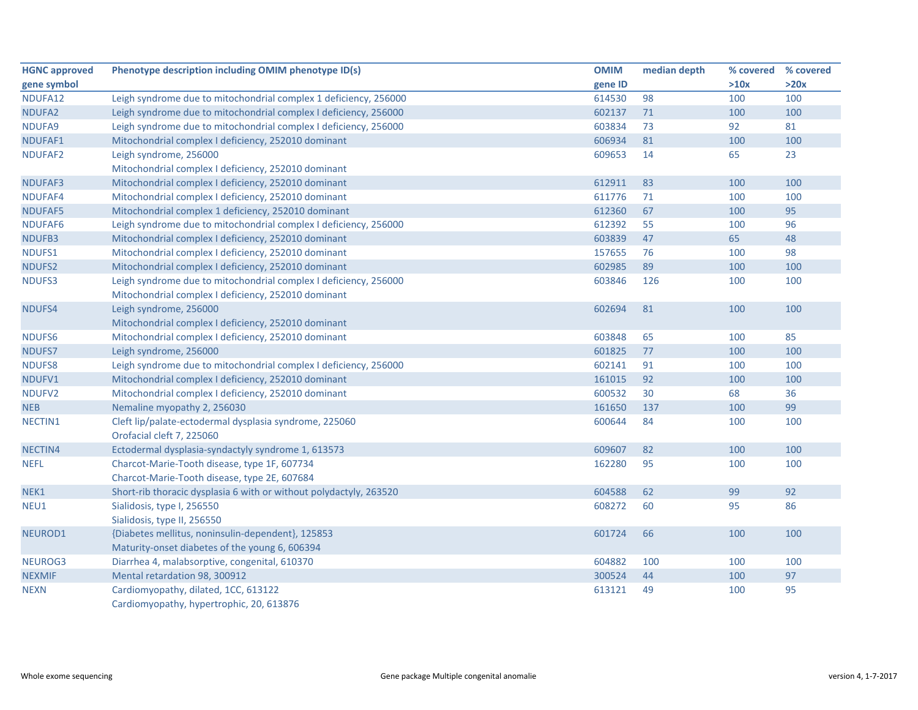| HGNC approved gene symbol | Phenotype description including OMIM phenotype ID(s) | OMIM gene ID | median depth | % covered >10x | % covered >20x |
|---|---|---|---|---|---|
| NDUFA12 | Leigh syndrome due to mitochondrial complex 1 deficiency, 256000 | 614530 | 98 | 100 | 100 |
| NDUFA2 | Leigh syndrome due to mitochondrial complex I deficiency, 256000 | 602137 | 71 | 100 | 100 |
| NDUFA9 | Leigh syndrome due to mitochondrial complex I deficiency, 256000 | 603834 | 73 | 92 | 81 |
| NDUFAF1 | Mitochondrial complex I deficiency, 252010 dominant | 606934 | 81 | 100 | 100 |
| NDUFAF2 | Leigh syndrome, 256000<br>Mitochondrial complex I deficiency, 252010 dominant | 609653 | 14 | 65 | 23 |
| NDUFAF3 | Mitochondrial complex I deficiency, 252010 dominant | 612911 | 83 | 100 | 100 |
| NDUFAF4 | Mitochondrial complex I deficiency, 252010 dominant | 611776 | 71 | 100 | 100 |
| NDUFAF5 | Mitochondrial complex 1 deficiency, 252010 dominant | 612360 | 67 | 100 | 95 |
| NDUFAF6 | Leigh syndrome due to mitochondrial complex I deficiency, 256000 | 612392 | 55 | 100 | 96 |
| NDUFB3 | Mitochondrial complex I deficiency, 252010 dominant | 603839 | 47 | 65 | 48 |
| NDUFS1 | Mitochondrial complex I deficiency, 252010 dominant | 157655 | 76 | 100 | 98 |
| NDUFS2 | Mitochondrial complex I deficiency, 252010 dominant | 602985 | 89 | 100 | 100 |
| NDUFS3 | Leigh syndrome due to mitochondrial complex I deficiency, 256000<br>Mitochondrial complex I deficiency, 252010 dominant | 603846 | 126 | 100 | 100 |
| NDUFS4 | Leigh syndrome, 256000<br>Mitochondrial complex I deficiency, 252010 dominant | 602694 | 81 | 100 | 100 |
| NDUFS6 | Mitochondrial complex I deficiency, 252010 dominant | 603848 | 65 | 100 | 85 |
| NDUFS7 | Leigh syndrome, 256000 | 601825 | 77 | 100 | 100 |
| NDUFS8 | Leigh syndrome due to mitochondrial complex I deficiency, 256000 | 602141 | 91 | 100 | 100 |
| NDUFV1 | Mitochondrial complex I deficiency, 252010 dominant | 161015 | 92 | 100 | 100 |
| NDUFV2 | Mitochondrial complex I deficiency, 252010 dominant | 600532 | 30 | 68 | 36 |
| NEB | Nemaline myopathy 2, 256030 | 161650 | 137 | 100 | 99 |
| NECTIN1 | Cleft lip/palate-ectodermal dysplasia syndrome, 225060<br>Orofacial cleft 7, 225060 | 600644 | 84 | 100 | 100 |
| NECTIN4 | Ectodermal dysplasia-syndactyly syndrome 1, 613573 | 609607 | 82 | 100 | 100 |
| NEFL | Charcot-Marie-Tooth disease, type 1F, 607734<br>Charcot-Marie-Tooth disease, type 2E, 607684 | 162280 | 95 | 100 | 100 |
| NEK1 | Short-rib thoracic dysplasia 6 with or without polydactyly, 263520 | 604588 | 62 | 99 | 92 |
| NEU1 | Sialidosis, type I, 256550<br>Sialidosis, type II, 256550 | 608272 | 60 | 95 | 86 |
| NEUROD1 | {Diabetes mellitus, noninsulin-dependent}, 125853<br>Maturity-onset diabetes of the young 6, 606394 | 601724 | 66 | 100 | 100 |
| NEUROG3 | Diarrhea 4, malabsorptive, congenital, 610370 | 604882 | 100 | 100 | 100 |
| NEXMIF | Mental retardation 98, 300912 | 300524 | 44 | 100 | 97 |
| NEXN | Cardiomyopathy, dilated, 1CC, 613122<br>Cardiomyopathy, hypertrophic, 20, 613876 | 613121 | 49 | 100 | 95 |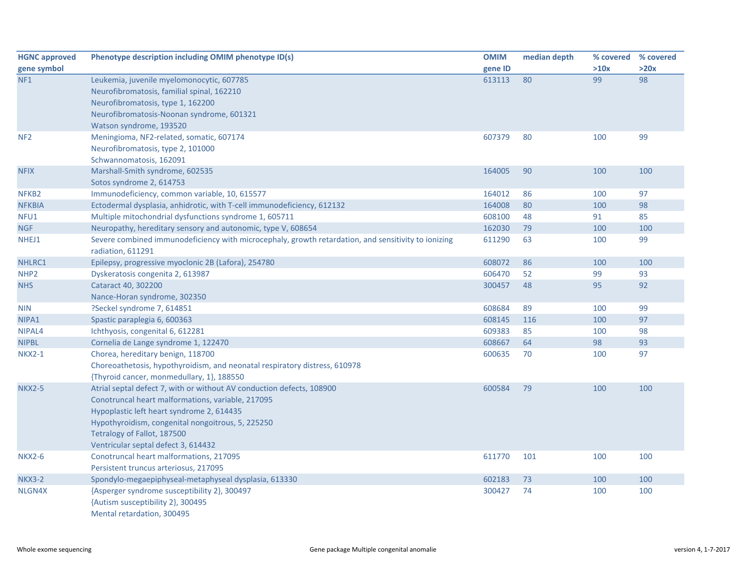| HGNC approved gene symbol | Phenotype description including OMIM phenotype ID(s) | OMIM gene ID | median depth | % covered >10x | % covered >20x |
|---|---|---|---|---|---|
| NF1 | Leukemia, juvenile myelomonocytic, 607785<br>Neurofibromatosis, familial spinal, 162210<br>Neurofibromatosis, type 1, 162200<br>Neurofibromatosis-Noonan syndrome, 601321<br>Watson syndrome, 193520 | 613113 | 80 | 99 | 98 |
| NF2 | Meningioma, NF2-related, somatic, 607174<br>Neurofibromatosis, type 2, 101000<br>Schwannomatosis, 162091 | 607379 | 80 | 100 | 99 |
| NFIX | Marshall-Smith syndrome, 602535<br>Sotos syndrome 2, 614753 | 164005 | 90 | 100 | 100 |
| NFKB2 | Immunodeficiency, common variable, 10, 615577 | 164012 | 86 | 100 | 97 |
| NFKBIA | Ectodermal dysplasia, anhidrotic, with T-cell immunodeficiency, 612132 | 164008 | 80 | 100 | 98 |
| NFU1 | Multiple mitochondrial dysfunctions syndrome 1, 605711 | 608100 | 48 | 91 | 85 |
| NGF | Neuropathy, hereditary sensory and autonomic, type V, 608654 | 162030 | 79 | 100 | 100 |
| NHEJ1 | Severe combined immunodeficiency with microcephaly, growth retardation, and sensitivity to ionizing radiation, 611291 | 611290 | 63 | 100 | 99 |
| NHLRC1 | Epilepsy, progressive myoclonic 2B (Lafora), 254780 | 608072 | 86 | 100 | 100 |
| NHP2 | Dyskeratosis congenita 2, 613987 | 606470 | 52 | 99 | 93 |
| NHS | Cataract 40, 302200<br>Nance-Horan syndrome, 302350 | 300457 | 48 | 95 | 92 |
| NIN | ?Seckel syndrome 7, 614851 | 608684 | 89 | 100 | 99 |
| NIPA1 | Spastic paraplegia 6, 600363 | 608145 | 116 | 100 | 97 |
| NIPAL4 | Ichthyosis, congenital 6, 612281 | 609383 | 85 | 100 | 98 |
| NIPBL | Cornelia de Lange syndrome 1, 122470 | 608667 | 64 | 98 | 93 |
| NKX2-1 | Chorea, hereditary benign, 118700<br>Choreoathetosis, hypothyroidism, and neonatal respiratory distress, 610978<br>{Thyroid cancer, monmedullary, 1}, 188550 | 600635 | 70 | 100 | 97 |
| NKX2-5 | Atrial septal defect 7, with or without AV conduction defects, 108900<br>Conotruncal heart malformations, variable, 217095<br>Hypoplastic left heart syndrome 2, 614435<br>Hypothyroidism, congenital nongoitrous, 5, 225250<br>Tetralogy of Fallot, 187500<br>Ventricular septal defect 3, 614432 | 600584 | 79 | 100 | 100 |
| NKX2-6 | Conotruncal heart malformations, 217095<br>Persistent truncus arteriosus, 217095 | 611770 | 101 | 100 | 100 |
| NKX3-2 | Spondylo-megaepiphyseal-metaphyseal dysplasia, 613330 | 602183 | 73 | 100 | 100 |
| NLGN4X | {Asperger syndrome susceptibility 2}, 300497<br>{Autism susceptibility 2}, 300495<br>Mental retardation, 300495 | 300427 | 74 | 100 | 100 |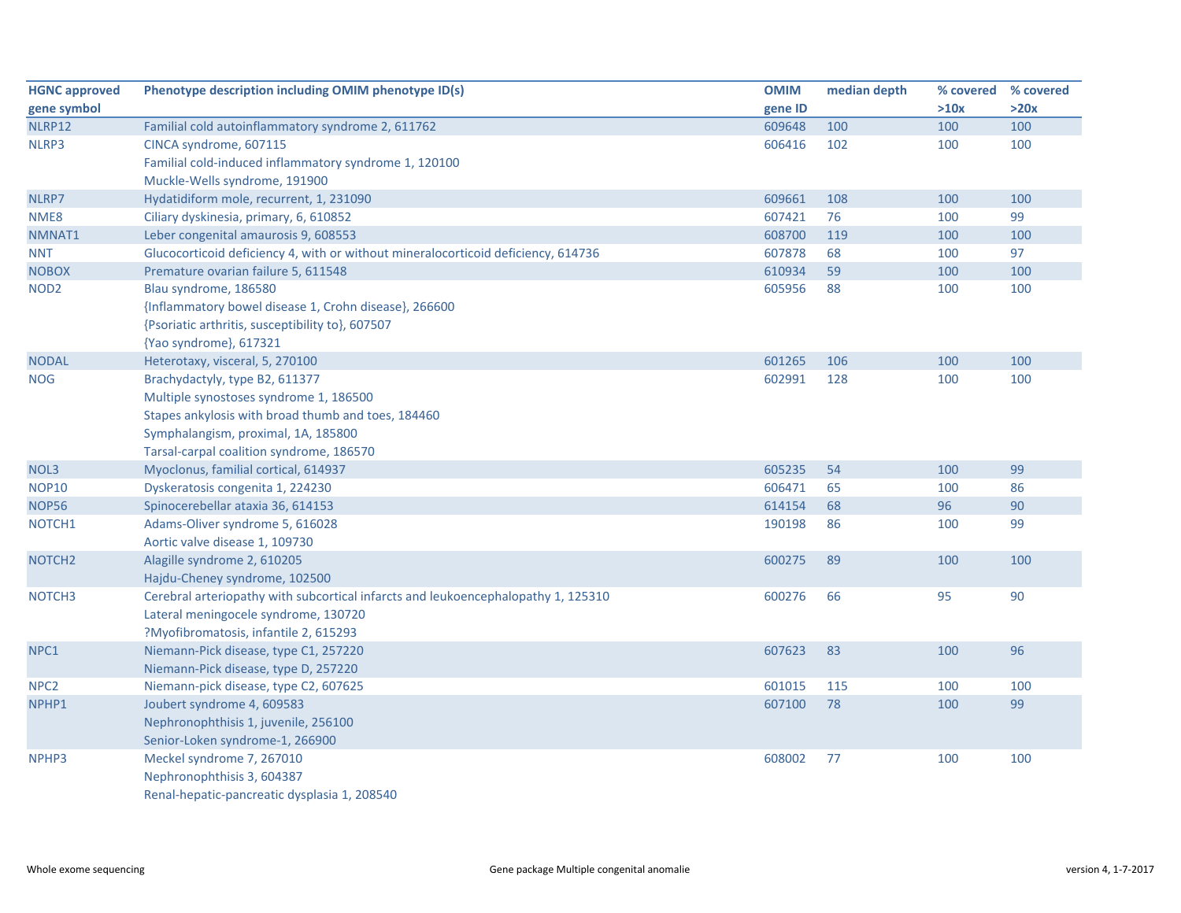| HGNC approved gene symbol | Phenotype description including OMIM phenotype ID(s) | OMIM gene ID | median depth | % covered >10x | % covered >20x |
|---|---|---|---|---|---|
| NLRP12 | Familial cold autoinflammatory syndrome 2, 611762 | 609648 | 100 | 100 | 100 |
| NLRP3 | CINCA syndrome, 607115<br>Familial cold-induced inflammatory syndrome 1, 120100<br>Muckle-Wells syndrome, 191900 | 606416 | 102 | 100 | 100 |
| NLRP7 | Hydatidiform mole, recurrent, 1, 231090 | 609661 | 108 | 100 | 100 |
| NME8 | Ciliary dyskinesia, primary, 6, 610852 | 607421 | 76 | 100 | 99 |
| NMNAT1 | Leber congenital amaurosis 9, 608553 | 608700 | 119 | 100 | 100 |
| NNT | Glucocorticoid deficiency 4, with or without mineralocorticoid deficiency, 614736 | 607878 | 68 | 100 | 97 |
| NOBOX | Premature ovarian failure 5, 611548 | 610934 | 59 | 100 | 100 |
| NOD2 | Blau syndrome, 186580<br>{Inflammatory bowel disease 1, Crohn disease}, 266600<br>{Psoriatic arthritis, susceptibility to}, 607507<br>{Yao syndrome}, 617321 | 605956 | 88 | 100 | 100 |
| NODAL | Heterotaxy, visceral, 5, 270100 | 601265 | 106 | 100 | 100 |
| NOG | Brachydactyly, type B2, 611377<br>Multiple synostoses syndrome 1, 186500<br>Stapes ankylosis with broad thumb and toes, 184460<br>Symphalangism, proximal, 1A, 185800<br>Tarsal-carpal coalition syndrome, 186570 | 602991 | 128 | 100 | 100 |
| NOL3 | Myoclonus, familial cortical, 614937 | 605235 | 54 | 100 | 99 |
| NOP10 | Dyskeratosis congenita 1, 224230 | 606471 | 65 | 100 | 86 |
| NOP56 | Spinocerebellar ataxia 36, 614153 | 614154 | 68 | 96 | 90 |
| NOTCH1 | Adams-Oliver syndrome 5, 616028<br>Aortic valve disease 1, 109730 | 190198 | 86 | 100 | 99 |
| NOTCH2 | Alagille syndrome 2, 610205<br>Hajdu-Cheney syndrome, 102500 | 600275 | 89 | 100 | 100 |
| NOTCH3 | Cerebral arteriopathy with subcortical infarcts and leukoencephalopathy 1, 125310<br>Lateral meningocele syndrome, 130720<br>?Myofibromatosis, infantile 2, 615293 | 600276 | 66 | 95 | 90 |
| NPC1 | Niemann-Pick disease, type C1, 257220<br>Niemann-Pick disease, type D, 257220 | 607623 | 83 | 100 | 96 |
| NPC2 | Niemann-pick disease, type C2, 607625 | 601015 | 115 | 100 | 100 |
| NPHP1 | Joubert syndrome 4, 609583<br>Nephronophthisis 1, juvenile, 256100<br>Senior-Loken syndrome-1, 266900 | 607100 | 78 | 100 | 99 |
| NPHP3 | Meckel syndrome 7, 267010<br>Nephronophthisis 3, 604387<br>Renal-hepatic-pancreatic dysplasia 1, 208540 | 608002 | 77 | 100 | 100 |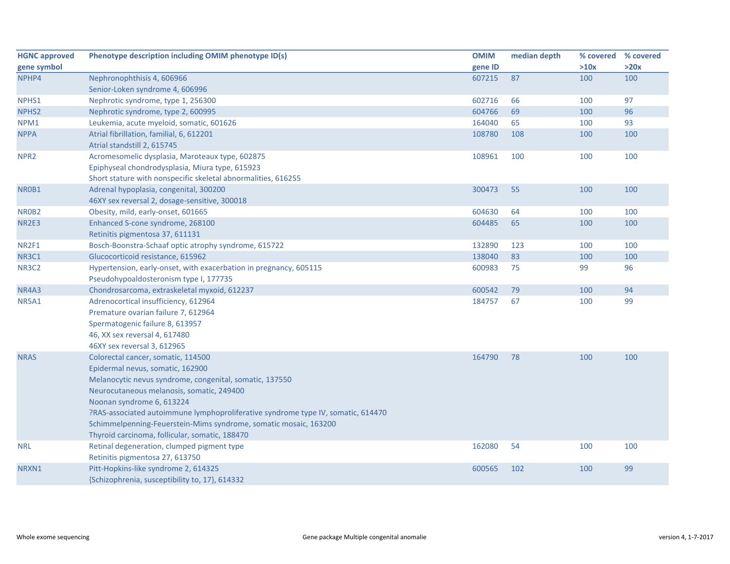| HGNC approved gene symbol | Phenotype description including OMIM phenotype ID(s) | OMIM gene ID | median depth | % covered >10x | % covered >20x |
|---|---|---|---|---|---|
| NPHP4 | Nephronophthisis 4, 606966<br>Senior-Loken syndrome 4, 606996 | 607215 | 87 | 100 | 100 |
| NPHS1 | Nephrotic syndrome, type 1, 256300 | 602716 | 66 | 100 | 97 |
| NPHS2 | Nephrotic syndrome, type 2, 600995 | 604766 | 69 | 100 | 96 |
| NPM1 | Leukemia, acute myeloid, somatic, 601626 | 164040 | 65 | 100 | 93 |
| NPPA | Atrial fibrillation, familial, 6, 612201<br>Atrial standstill 2, 615745 | 108780 | 108 | 100 | 100 |
| NPR2 | Acromesomelic dysplasia, Maroteaux type, 602875<br>Epiphyseal chondrodysplasia, Miura type, 615923<br>Short stature with nonspecific skeletal abnormalities, 616255 | 108961 | 100 | 100 | 100 |
| NR0B1 | Adrenal hypoplasia, congenital, 300200<br>46XY sex reversal 2, dosage-sensitive, 300018 | 300473 | 55 | 100 | 100 |
| NR0B2 | Obesity, mild, early-onset, 601665 | 604630 | 64 | 100 | 100 |
| NR2E3 | Enhanced S-cone syndrome, 268100<br>Retinitis pigmentosa 37, 611131 | 604485 | 65 | 100 | 100 |
| NR2F1 | Bosch-Boonstra-Schaaf optic atrophy syndrome, 615722 | 132890 | 123 | 100 | 100 |
| NR3C1 | Glucocorticoid resistance, 615962 | 138040 | 83 | 100 | 100 |
| NR3C2 | Hypertension, early-onset, with exacerbation in pregnancy, 605115<br>Pseudohypoaldosteronism type I, 177735 | 600983 | 75 | 99 | 96 |
| NR4A3 | Chondrosarcoma, extraskeletal myxoid, 612237 | 600542 | 79 | 100 | 94 |
| NR5A1 | Adrenocortical insufficiency, 612964<br>Premature ovarian failure 7, 612964<br>Spermatogenic failure 8, 613957<br>46, XX sex reversal 4, 617480<br>46XY sex reversal 3, 612965 | 184757 | 67 | 100 | 99 |
| NRAS | Colorectal cancer, somatic, 114500<br>Epidermal nevus, somatic, 162900<br>Melanocytic nevus syndrome, congenital, somatic, 137550<br>Neurocutaneous melanosis, somatic, 249400<br>Noonan syndrome 6, 613224<br>?RAS-associated autoimmune lymphoproliferative syndrome type IV, somatic, 614470<br>Schimmelpenning-Feuerstein-Mims syndrome, somatic mosaic, 163200<br>Thyroid carcinoma, follicular, somatic, 188470 | 164790 | 78 | 100 | 100 |
| NRL | Retinal degeneration, clumped pigment type<br>Retinitis pigmentosa 27, 613750 | 162080 | 54 | 100 | 100 |
| NRXN1 | Pitt-Hopkins-like syndrome 2, 614325<br>{Schizophrenia, susceptibility to, 17}, 614332 | 600565 | 102 | 100 | 99 |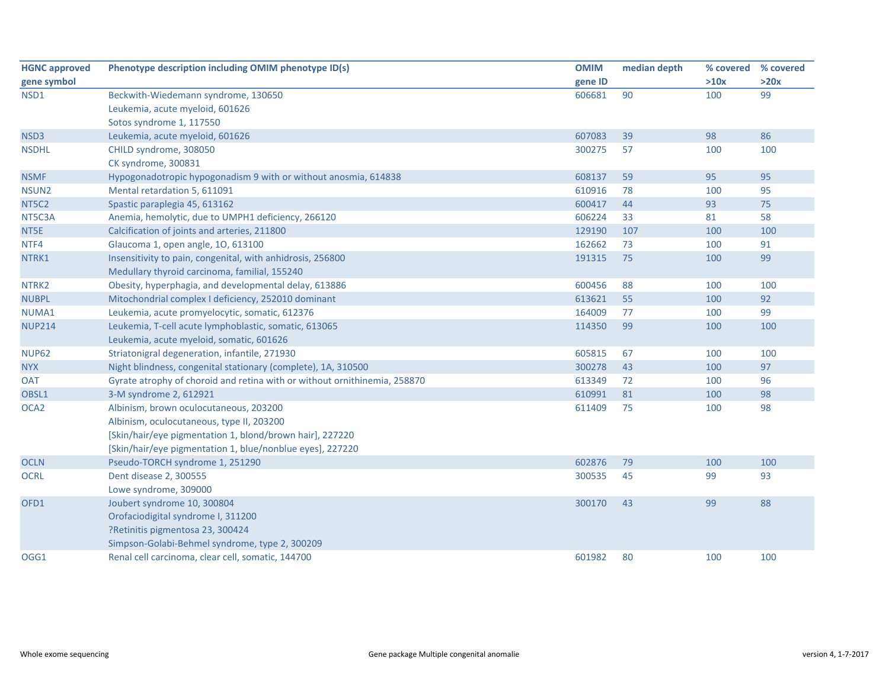| HGNC approved gene symbol | Phenotype description including OMIM phenotype ID(s) | OMIM gene ID | median depth | % covered >10x | % covered >20x |
|---|---|---|---|---|---|
| NSD1 | Beckwith-Wiedemann syndrome, 130650<br>Leukemia, acute myeloid, 601626<br>Sotos syndrome 1, 117550 | 606681 | 90 | 100 | 99 |
| NSD3 | Leukemia, acute myeloid, 601626 | 607083 | 39 | 98 | 86 |
| NSDHL | CHILD syndrome, 308050<br>CK syndrome, 300831 | 300275 | 57 | 100 | 100 |
| NSMF | Hypogonadotropic hypogonadism 9 with or without anosmia, 614838 | 608137 | 59 | 95 | 95 |
| NSUN2 | Mental retardation 5, 611091 | 610916 | 78 | 100 | 95 |
| NT5C2 | Spastic paraplegia 45, 613162 | 600417 | 44 | 93 | 75 |
| NT5C3A | Anemia, hemolytic, due to UMPH1 deficiency, 266120 | 606224 | 33 | 81 | 58 |
| NT5E | Calcification of joints and arteries, 211800 | 129190 | 107 | 100 | 100 |
| NTF4 | Glaucoma 1, open angle, 1O, 613100 | 162662 | 73 | 100 | 91 |
| NTRK1 | Insensitivity to pain, congenital, with anhidrosis, 256800<br>Medullary thyroid carcinoma, familial, 155240 | 191315 | 75 | 100 | 99 |
| NTRK2 | Obesity, hyperphagia, and developmental delay, 613886 | 600456 | 88 | 100 | 100 |
| NUBPL | Mitochondrial complex I deficiency, 252010 dominant | 613621 | 55 | 100 | 92 |
| NUMA1 | Leukemia, acute promyelocytic, somatic, 612376 | 164009 | 77 | 100 | 99 |
| NUP214 | Leukemia, T-cell acute lymphoblastic, somatic, 613065<br>Leukemia, acute myeloid, somatic, 601626 | 114350 | 99 | 100 | 100 |
| NUP62 | Striatonigral degeneration, infantile, 271930 | 605815 | 67 | 100 | 100 |
| NYX | Night blindness, congenital stationary (complete), 1A, 310500 | 300278 | 43 | 100 | 97 |
| OAT | Gyrate atrophy of choroid and retina with or without ornithinemia, 258870 | 613349 | 72 | 100 | 96 |
| OBSL1 | 3-M syndrome 2, 612921 | 610991 | 81 | 100 | 98 |
| OCA2 | Albinism, brown oculocutaneous, 203200<br>Albinism, oculocutaneous, type II, 203200<br>[Skin/hair/eye pigmentation 1, blond/brown hair], 227220<br>[Skin/hair/eye pigmentation 1, blue/nonblue eyes], 227220 | 611409 | 75 | 100 | 98 |
| OCLN | Pseudo-TORCH syndrome 1, 251290 | 602876 | 79 | 100 | 100 |
| OCRL | Dent disease 2, 300555<br>Lowe syndrome, 309000 | 300535 | 45 | 99 | 93 |
| OFD1 | Joubert syndrome 10, 300804<br>Orofaciodigital syndrome I, 311200<br>?Retinitis pigmentosa 23, 300424<br>Simpson-Golabi-Behmel syndrome, type 2, 300209 | 300170 | 43 | 99 | 88 |
| OGG1 | Renal cell carcinoma, clear cell, somatic, 144700 | 601982 | 80 | 100 | 100 |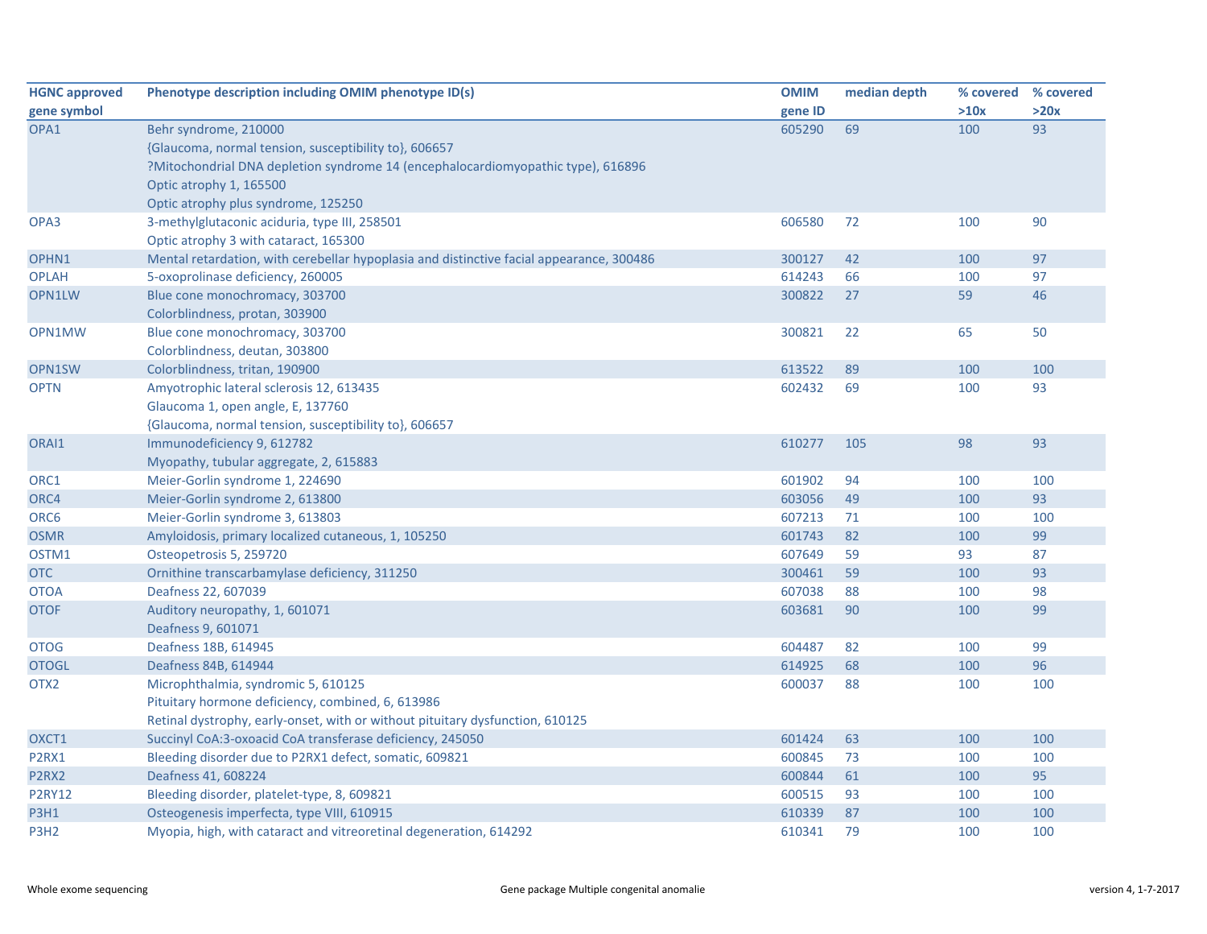| HGNC approved gene symbol | Phenotype description including OMIM phenotype ID(s) | OMIM gene ID | median depth | % covered >10x | % covered >20x |
|---|---|---|---|---|---|
| OPA1 | Behr syndrome, 210000<br>{Glaucoma, normal tension, susceptibility to}, 606657<br>?Mitochondrial DNA depletion syndrome 14 (encephalocardiomyopathic type), 616896<br>Optic atrophy 1, 165500<br>Optic atrophy plus syndrome, 125250 | 605290 | 69 | 100 | 93 |
| OPA3 | 3-methylglutaconic aciduria, type III, 258501<br>Optic atrophy 3 with cataract, 165300 | 606580 | 72 | 100 | 90 |
| OPHN1 | Mental retardation, with cerebellar hypoplasia and distinctive facial appearance, 300486 | 300127 | 42 | 100 | 97 |
| OPLAH | 5-oxoprolinase deficiency, 260005 | 614243 | 66 | 100 | 97 |
| OPN1LW | Blue cone monochromacy, 303700<br>Colorblindness, protan, 303900 | 300822 | 27 | 59 | 46 |
| OPN1MW | Blue cone monochromacy, 303700<br>Colorblindness, deutan, 303800 | 300821 | 22 | 65 | 50 |
| OPN1SW | Colorblindness, tritan, 190900 | 613522 | 89 | 100 | 100 |
| OPTN | Amyotrophic lateral sclerosis 12, 613435<br>Glaucoma 1, open angle, E, 137760<br>{Glaucoma, normal tension, susceptibility to}, 606657 | 602432 | 69 | 100 | 93 |
| ORAI1 | Immunodeficiency 9, 612782<br>Myopathy, tubular aggregate, 2, 615883 | 610277 | 105 | 98 | 93 |
| ORC1 | Meier-Gorlin syndrome 1, 224690 | 601902 | 94 | 100 | 100 |
| ORC4 | Meier-Gorlin syndrome 2, 613800 | 603056 | 49 | 100 | 93 |
| ORC6 | Meier-Gorlin syndrome 3, 613803 | 607213 | 71 | 100 | 100 |
| OSMR | Amyloidosis, primary localized cutaneous, 1, 105250 | 601743 | 82 | 100 | 99 |
| OSTM1 | Osteopetrosis 5, 259720 | 607649 | 59 | 93 | 87 |
| OTC | Ornithine transcarbamylase deficiency, 311250 | 300461 | 59 | 100 | 93 |
| OTOA | Deafness 22, 607039 | 607038 | 88 | 100 | 98 |
| OTOF | Auditory neuropathy, 1, 601071<br>Deafness 9, 601071 | 603681 | 90 | 100 | 99 |
| OTOG | Deafness 18B, 614945 | 604487 | 82 | 100 | 99 |
| OTOGL | Deafness 84B, 614944 | 614925 | 68 | 100 | 96 |
| OTX2 | Microphthalmia, syndromic 5, 610125<br>Pituitary hormone deficiency, combined, 6, 613986<br>Retinal dystrophy, early-onset, with or without pituitary dysfunction, 610125 | 600037 | 88 | 100 | 100 |
| OXCT1 | Succinyl CoA:3-oxoacid CoA transferase deficiency, 245050 | 601424 | 63 | 100 | 100 |
| P2RX1 | Bleeding disorder due to P2RX1 defect, somatic, 609821 | 600845 | 73 | 100 | 100 |
| P2RX2 | Deafness 41, 608224 | 600844 | 61 | 100 | 95 |
| P2RY12 | Bleeding disorder, platelet-type, 8, 609821 | 600515 | 93 | 100 | 100 |
| P3H1 | Osteogenesis imperfecta, type VIII, 610915 | 610339 | 87 | 100 | 100 |
| P3H2 | Myopia, high, with cataract and vitreoretinal degeneration, 614292 | 610341 | 79 | 100 | 100 |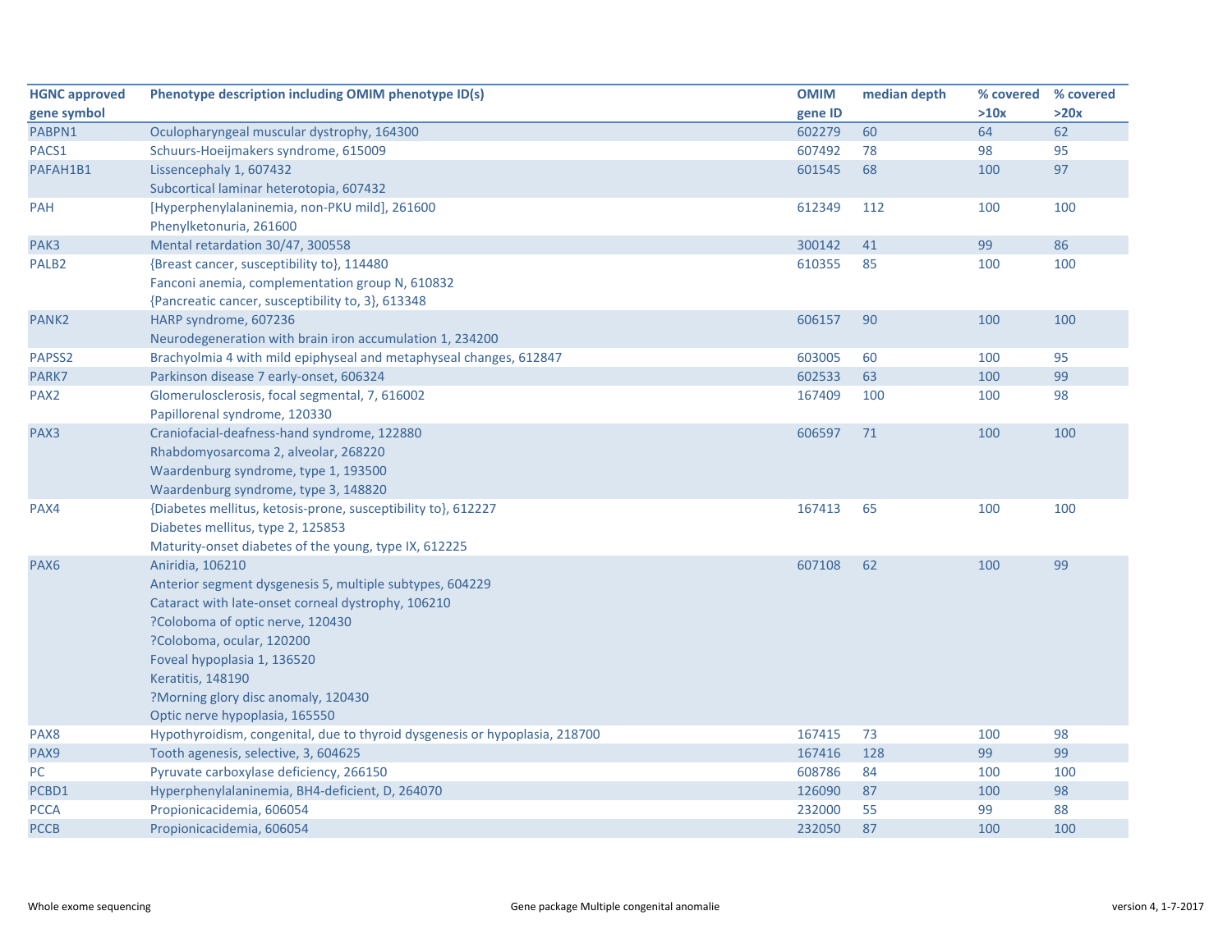| HGNC approved gene symbol | Phenotype description including OMIM phenotype ID(s) | OMIM gene ID | median depth | % covered >10x | % covered >20x |
|---|---|---|---|---|---|
| PABPN1 | Oculopharyngeal muscular dystrophy, 164300 | 602279 | 60 | 64 | 62 |
| PACS1 | Schuurs-Hoeijmakers syndrome, 615009 | 607492 | 78 | 98 | 95 |
| PAFAH1B1 | Lissencephaly 1, 607432<br>Subcortical laminar heterotopia, 607432 | 601545 | 68 | 100 | 97 |
| PAH | [Hyperphenylalaninemia, non-PKU mild], 261600<br>Phenylketonuria, 261600 | 612349 | 112 | 100 | 100 |
| PAK3 | Mental retardation 30/47, 300558 | 300142 | 41 | 99 | 86 |
| PALB2 | {Breast cancer, susceptibility to}, 114480<br>Fanconi anemia, complementation group N, 610832<br>{Pancreatic cancer, susceptibility to, 3}, 613348 | 610355 | 85 | 100 | 100 |
| PANK2 | HARP syndrome, 607236<br>Neurodegeneration with brain iron accumulation 1, 234200 | 606157 | 90 | 100 | 100 |
| PAPSS2 | Brachyolmia 4 with mild epiphyseal and metaphyseal changes, 612847 | 603005 | 60 | 100 | 95 |
| PARK7 | Parkinson disease 7 early-onset, 606324 | 602533 | 63 | 100 | 99 |
| PAX2 | Glomerulosclerosis, focal segmental, 7, 616002<br>Papillorenal syndrome, 120330 | 167409 | 100 | 100 | 98 |
| PAX3 | Craniofacial-deafness-hand syndrome, 122880<br>Rhabdomyosarcoma 2, alveolar, 268220<br>Waardenburg syndrome, type 1, 193500<br>Waardenburg syndrome, type 3, 148820 | 606597 | 71 | 100 | 100 |
| PAX4 | {Diabetes mellitus, ketosis-prone, susceptibility to}, 612227<br>Diabetes mellitus, type 2, 125853<br>Maturity-onset diabetes of the young, type IX, 612225 | 167413 | 65 | 100 | 100 |
| PAX6 | Aniridia, 106210<br>Anterior segment dysgenesis 5, multiple subtypes, 604229<br>Cataract with late-onset corneal dystrophy, 106210<br>?Coloboma of optic nerve, 120430<br>?Coloboma, ocular, 120200<br>Foveal hypoplasia 1, 136520<br>Keratitis, 148190<br>?Morning glory disc anomaly, 120430<br>Optic nerve hypoplasia, 165550 | 607108 | 62 | 100 | 99 |
| PAX8 | Hypothyroidism, congenital, due to thyroid dysgenesis or hypoplasia, 218700 | 167415 | 73 | 100 | 98 |
| PAX9 | Tooth agenesis, selective, 3, 604625 | 167416 | 128 | 99 | 99 |
| PC | Pyruvate carboxylase deficiency, 266150 | 608786 | 84 | 100 | 100 |
| PCBD1 | Hyperphenylalaninemia, BH4-deficient, D, 264070 | 126090 | 87 | 100 | 98 |
| PCCA | Propionicacidemia, 606054 | 232000 | 55 | 99 | 88 |
| PCCB | Propionicacidemia, 606054 | 232050 | 87 | 100 | 100 |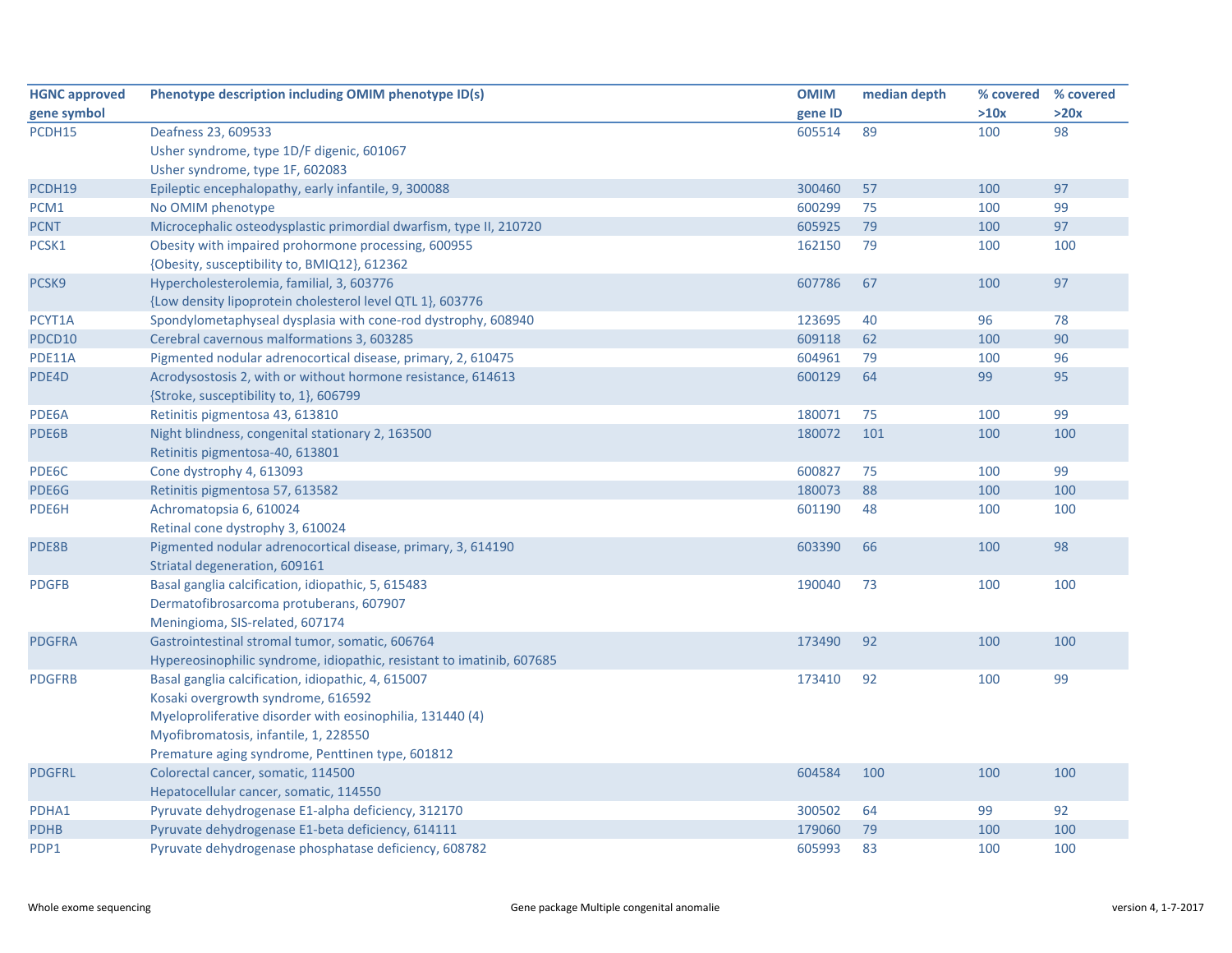| HGNC approved gene symbol | Phenotype description including OMIM phenotype ID(s) | OMIM gene ID | median depth | % covered >10x | % covered >20x |
|---|---|---|---|---|---|
| PCDH15 | Deafness 23, 609533<br>Usher syndrome, type 1D/F digenic, 601067<br>Usher syndrome, type 1F, 602083 | 605514 | 89 | 100 | 98 |
| PCDH19 | Epileptic encephalopathy, early infantile, 9, 300088 | 300460 | 57 | 100 | 97 |
| PCM1 | No OMIM phenotype | 600299 | 75 | 100 | 99 |
| PCNT | Microcephalic osteodysplastic primordial dwarfism, type II, 210720 | 605925 | 79 | 100 | 97 |
| PCSK1 | Obesity with impaired prohormone processing, 600955<br>{Obesity, susceptibility to, BMIQ12}, 612362 | 162150 | 79 | 100 | 100 |
| PCSK9 | Hypercholesterolemia, familial, 3, 603776<br>{Low density lipoprotein cholesterol level QTL 1}, 603776 | 607786 | 67 | 100 | 97 |
| PCYT1A | Spondylometaphyseal dysplasia with cone-rod dystrophy, 608940 | 123695 | 40 | 96 | 78 |
| PDCD10 | Cerebral cavernous malformations 3, 603285 | 609118 | 62 | 100 | 90 |
| PDE11A | Pigmented nodular adrenocortical disease, primary, 2, 610475 | 604961 | 79 | 100 | 96 |
| PDE4D | Acrodysostosis 2, with or without hormone resistance, 614613<br>{Stroke, susceptibility to, 1}, 606799 | 600129 | 64 | 99 | 95 |
| PDE6A | Retinitis pigmentosa 43, 613810 | 180071 | 75 | 100 | 99 |
| PDE6B | Night blindness, congenital stationary 2, 163500<br>Retinitis pigmentosa-40, 613801 | 180072 | 101 | 100 | 100 |
| PDE6C | Cone dystrophy 4, 613093 | 600827 | 75 | 100 | 99 |
| PDE6G | Retinitis pigmentosa 57, 613582 | 180073 | 88 | 100 | 100 |
| PDE6H | Achromatopsia 6, 610024<br>Retinal cone dystrophy 3, 610024 | 601190 | 48 | 100 | 100 |
| PDE8B | Pigmented nodular adrenocortical disease, primary, 3, 614190<br>Striatal degeneration, 609161 | 603390 | 66 | 100 | 98 |
| PDGFB | Basal ganglia calcification, idiopathic, 5, 615483<br>Dermatofibrosarcoma protuberans, 607907<br>Meningioma, SIS-related, 607174 | 190040 | 73 | 100 | 100 |
| PDGFRA | Gastrointestinal stromal tumor, somatic, 606764<br>Hypereosinophilic syndrome, idiopathic, resistant to imatinib, 607685 | 173490 | 92 | 100 | 100 |
| PDGFRB | Basal ganglia calcification, idiopathic, 4, 615007<br>Kosaki overgrowth syndrome, 616592<br>Myeloproliferative disorder with eosinophilia, 131440 (4)<br>Myofibromatosis, infantile, 1, 228550<br>Premature aging syndrome, Penttinen type, 601812 | 173410 | 92 | 100 | 99 |
| PDGFRL | Colorectal cancer, somatic, 114500<br>Hepatocellular cancer, somatic, 114550 | 604584 | 100 | 100 | 100 |
| PDHA1 | Pyruvate dehydrogenase E1-alpha deficiency, 312170 | 300502 | 64 | 99 | 92 |
| PDHB | Pyruvate dehydrogenase E1-beta deficiency, 614111 | 179060 | 79 | 100 | 100 |
| PDP1 | Pyruvate dehydrogenase phosphatase deficiency, 608782 | 605993 | 83 | 100 | 100 |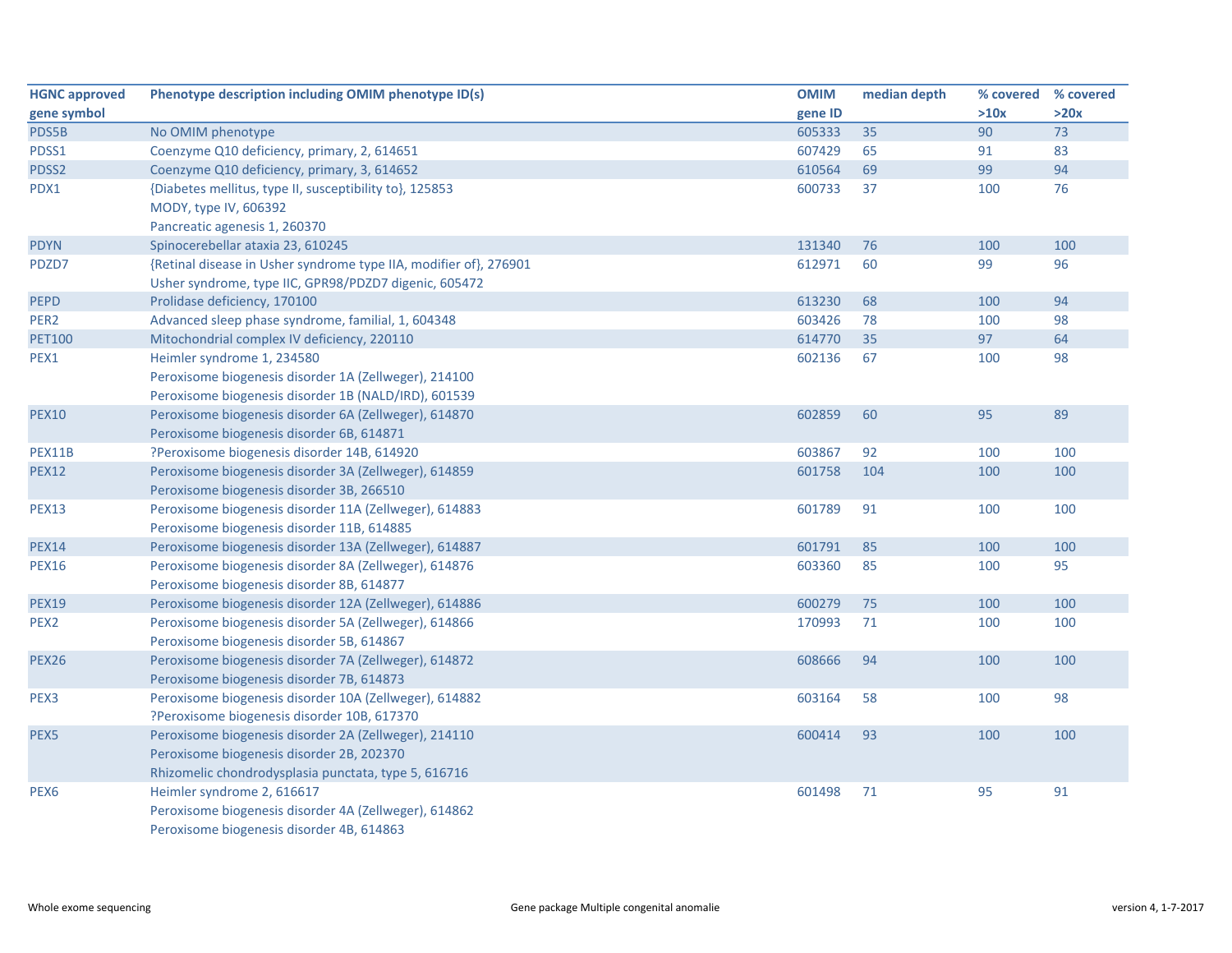| HGNC approved gene symbol | Phenotype description including OMIM phenotype ID(s) | OMIM gene ID | median depth | % covered >10x | % covered >20x |
|---|---|---|---|---|---|
| PDS5B | No OMIM phenotype | 605333 | 35 | 90 | 73 |
| PDSS1 | Coenzyme Q10 deficiency, primary, 2, 614651 | 607429 | 65 | 91 | 83 |
| PDSS2 | Coenzyme Q10 deficiency, primary, 3, 614652 | 610564 | 69 | 99 | 94 |
| PDX1 | {Diabetes mellitus, type II, susceptibility to}, 125853<br>MODY, type IV, 606392<br>Pancreatic agenesis 1, 260370 | 600733 | 37 | 100 | 76 |
| PDYN | Spinocerebellar ataxia 23, 610245 | 131340 | 76 | 100 | 100 |
| PDZD7 | {Retinal disease in Usher syndrome type IIA, modifier of}, 276901<br>Usher syndrome, type IIC, GPR98/PDZD7 digenic, 605472 | 612971 | 60 | 99 | 96 |
| PEPD | Prolidase deficiency, 170100 | 613230 | 68 | 100 | 94 |
| PER2 | Advanced sleep phase syndrome, familial, 1, 604348 | 603426 | 78 | 100 | 98 |
| PET100 | Mitochondrial complex IV deficiency, 220110 | 614770 | 35 | 97 | 64 |
| PEX1 | Heimler syndrome 1, 234580<br>Peroxisome biogenesis disorder 1A (Zellweger), 214100<br>Peroxisome biogenesis disorder 1B (NALD/IRD), 601539 | 602136 | 67 | 100 | 98 |
| PEX10 | Peroxisome biogenesis disorder 6A (Zellweger), 614870<br>Peroxisome biogenesis disorder 6B, 614871 | 602859 | 60 | 95 | 89 |
| PEX11B | ?Peroxisome biogenesis disorder 14B, 614920 | 603867 | 92 | 100 | 100 |
| PEX12 | Peroxisome biogenesis disorder 3A (Zellweger), 614859<br>Peroxisome biogenesis disorder 3B, 266510 | 601758 | 104 | 100 | 100 |
| PEX13 | Peroxisome biogenesis disorder 11A (Zellweger), 614883<br>Peroxisome biogenesis disorder 11B, 614885 | 601789 | 91 | 100 | 100 |
| PEX14 | Peroxisome biogenesis disorder 13A (Zellweger), 614887 | 601791 | 85 | 100 | 100 |
| PEX16 | Peroxisome biogenesis disorder 8A (Zellweger), 614876<br>Peroxisome biogenesis disorder 8B, 614877 | 603360 | 85 | 100 | 95 |
| PEX19 | Peroxisome biogenesis disorder 12A (Zellweger), 614886 | 600279 | 75 | 100 | 100 |
| PEX2 | Peroxisome biogenesis disorder 5A (Zellweger), 614866<br>Peroxisome biogenesis disorder 5B, 614867 | 170993 | 71 | 100 | 100 |
| PEX26 | Peroxisome biogenesis disorder 7A (Zellweger), 614872<br>Peroxisome biogenesis disorder 7B, 614873 | 608666 | 94 | 100 | 100 |
| PEX3 | Peroxisome biogenesis disorder 10A (Zellweger), 614882<br>?Peroxisome biogenesis disorder 10B, 617370 | 603164 | 58 | 100 | 98 |
| PEX5 | Peroxisome biogenesis disorder 2A (Zellweger), 214110<br>Peroxisome biogenesis disorder 2B, 202370<br>Rhizomelic chondrodysplasia punctata, type 5, 616716 | 600414 | 93 | 100 | 100 |
| PEX6 | Heimler syndrome 2, 616617<br>Peroxisome biogenesis disorder 4A (Zellweger), 614862<br>Peroxisome biogenesis disorder 4B, 614863 | 601498 | 71 | 95 | 91 |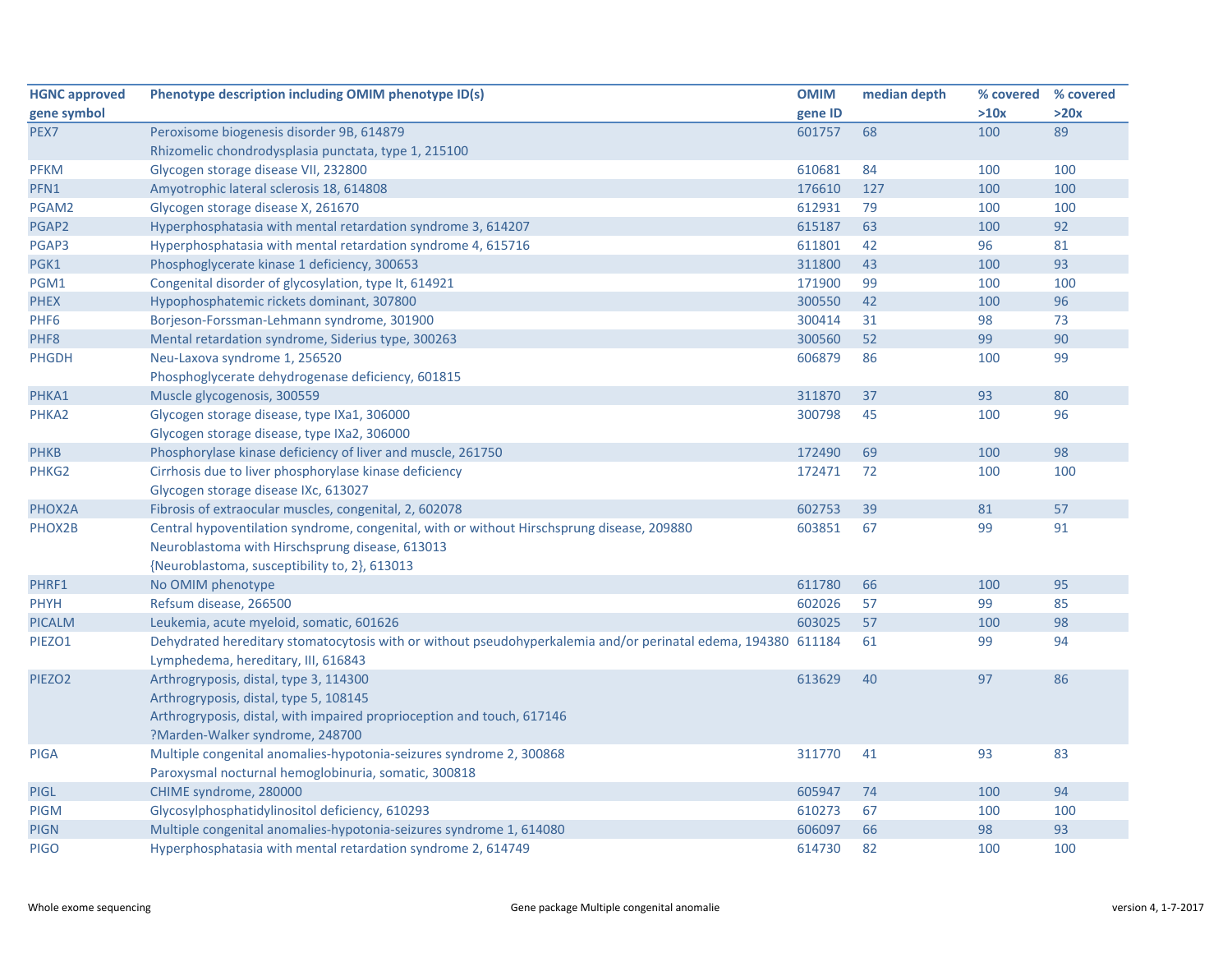| HGNC approved gene symbol | Phenotype description including OMIM phenotype ID(s) | OMIM gene ID | median depth | % covered >10x | % covered >20x |
|---|---|---|---|---|---|
| PEX7 | Peroxisome biogenesis disorder 9B, 614879<br>Rhizomelic chondrodysplasia punctata, type 1, 215100 | 601757 | 68 | 100 | 89 |
| PFKM | Glycogen storage disease VII, 232800 | 610681 | 84 | 100 | 100 |
| PFN1 | Amyotrophic lateral sclerosis 18, 614808 | 176610 | 127 | 100 | 100 |
| PGAM2 | Glycogen storage disease X, 261670 | 612931 | 79 | 100 | 100 |
| PGAP2 | Hyperphosphatasia with mental retardation syndrome 3, 614207 | 615187 | 63 | 100 | 92 |
| PGAP3 | Hyperphosphatasia with mental retardation syndrome 4, 615716 | 611801 | 42 | 96 | 81 |
| PGK1 | Phosphoglycerate kinase 1 deficiency, 300653 | 311800 | 43 | 100 | 93 |
| PGM1 | Congenital disorder of glycosylation, type It, 614921 | 171900 | 99 | 100 | 100 |
| PHEX | Hypophosphatemic rickets dominant, 307800 | 300550 | 42 | 100 | 96 |
| PHF6 | Borjeson-Forssman-Lehmann syndrome, 301900 | 300414 | 31 | 98 | 73 |
| PHF8 | Mental retardation syndrome, Siderius type, 300263 | 300560 | 52 | 99 | 90 |
| PHGDH | Neu-Laxova syndrome 1, 256520<br>Phosphoglycerate dehydrogenase deficiency, 601815 | 606879 | 86 | 100 | 99 |
| PHKA1 | Muscle glycogenosis, 300559 | 311870 | 37 | 93 | 80 |
| PHKA2 | Glycogen storage disease, type IXa1, 306000<br>Glycogen storage disease, type IXa2, 306000 | 300798 | 45 | 100 | 96 |
| PHKB | Phosphorylase kinase deficiency of liver and muscle, 261750 | 172490 | 69 | 100 | 98 |
| PHKG2 | Cirrhosis due to liver phosphorylase kinase deficiency<br>Glycogen storage disease IXc, 613027 | 172471 | 72 | 100 | 100 |
| PHOX2A | Fibrosis of extraocular muscles, congenital, 2, 602078 | 602753 | 39 | 81 | 57 |
| PHOX2B | Central hypoventilation syndrome, congenital, with or without Hirschsprung disease, 209880<br>Neuroblastoma with Hirschsprung disease, 613013<br>{Neuroblastoma, susceptibility to, 2}, 613013 | 603851 | 67 | 99 | 91 |
| PHRF1 | No OMIM phenotype | 611780 | 66 | 100 | 95 |
| PHYH | Refsum disease, 266500 | 602026 | 57 | 99 | 85 |
| PICALM | Leukemia, acute myeloid, somatic, 601626 | 603025 | 57 | 100 | 98 |
| PIEZO1 | Dehydrated hereditary stomatocytosis with or without pseudohyperkalemia and/or perinatal edema, 194380<br>Lymphedema, hereditary, III, 616843 | 611184 | 61 | 99 | 94 |
| PIEZO2 | Arthrogryposis, distal, type 3, 114300<br>Arthrogryposis, distal, type 5, 108145<br>Arthrogryposis, distal, with impaired proprioception and touch, 617146<br>?Marden-Walker syndrome, 248700 | 613629 | 40 | 97 | 86 |
| PIGA | Multiple congenital anomalies-hypotonia-seizures syndrome 2, 300868<br>Paroxysmal nocturnal hemoglobinuria, somatic, 300818 | 311770 | 41 | 93 | 83 |
| PIGL | CHIME syndrome, 280000 | 605947 | 74 | 100 | 94 |
| PIGM | Glycosylphosphatidylinositol deficiency, 610293 | 610273 | 67 | 100 | 100 |
| PIGN | Multiple congenital anomalies-hypotonia-seizures syndrome 1, 614080 | 606097 | 66 | 98 | 93 |
| PIGO | Hyperphosphatasia with mental retardation syndrome 2, 614749 | 614730 | 82 | 100 | 100 |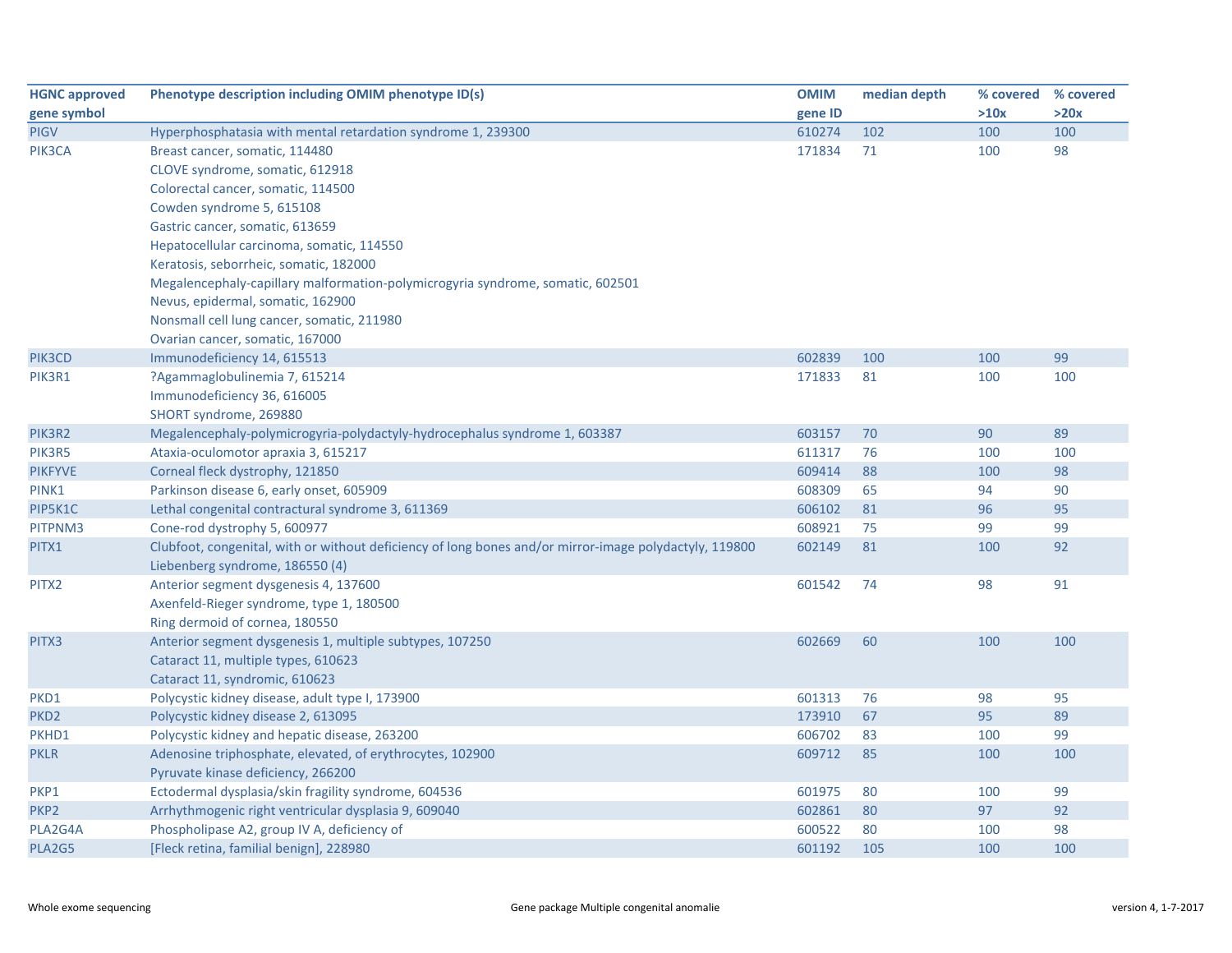| HGNC approved gene symbol | Phenotype description including OMIM phenotype ID(s) | OMIM gene ID | median depth | % covered >10x | % covered >20x |
|---|---|---|---|---|---|
| PIGV | Hyperphosphatasia with mental retardation syndrome 1, 239300 | 610274 | 102 | 100 | 100 |
| PIK3CA | Breast cancer, somatic, 114480 | 171834 | 71 | 100 | 98 |
| | CLOVE syndrome, somatic, 612918 | | | | |
| | Colorectal cancer, somatic, 114500 | | | | |
| | Cowden syndrome 5, 615108 | | | | |
| | Gastric cancer, somatic, 613659 | | | | |
| | Hepatocellular carcinoma, somatic, 114550 | | | | |
| | Keratosis, seborrheic, somatic, 182000 | | | | |
| | Megalencephaly-capillary malformation-polymicrogyria syndrome, somatic, 602501 | | | | |
| | Nevus, epidermal, somatic, 162900 | | | | |
| | Nonsmall cell lung cancer, somatic, 211980 | | | | |
| | Ovarian cancer, somatic, 167000 | | | | |
| PIK3CD | Immunodeficiency 14, 615513 | 602839 | 100 | 100 | 99 |
| PIK3R1 | ?Agammaglobulinemia 7, 615214 | 171833 | 81 | 100 | 100 |
| | Immunodeficiency 36, 616005 | | | | |
| | SHORT syndrome, 269880 | | | | |
| PIK3R2 | Megalencephaly-polymicrogyria-polydactyly-hydrocephalus syndrome 1, 603387 | 603157 | 70 | 90 | 89 |
| PIK3R5 | Ataxia-oculomotor apraxia 3, 615217 | 611317 | 76 | 100 | 100 |
| PIKFYVE | Corneal fleck dystrophy, 121850 | 609414 | 88 | 100 | 98 |
| PINK1 | Parkinson disease 6, early onset, 605909 | 608309 | 65 | 94 | 90 |
| PIP5K1C | Lethal congenital contractural syndrome 3, 611369 | 606102 | 81 | 96 | 95 |
| PITPNM3 | Cone-rod dystrophy 5, 600977 | 608921 | 75 | 99 | 99 |
| PITX1 | Clubfoot, congenital, with or without deficiency of long bones and/or mirror-image polydactyly, 119800 | 602149 | 81 | 100 | 92 |
| | Liebenberg syndrome, 186550 (4) | | | | |
| PITX2 | Anterior segment dysgenesis 4, 137600 | 601542 | 74 | 98 | 91 |
| | Axenfeld-Rieger syndrome, type 1, 180500 | | | | |
| | Ring dermoid of cornea, 180550 | | | | |
| PITX3 | Anterior segment dysgenesis 1, multiple subtypes, 107250 | 602669 | 60 | 100 | 100 |
| | Cataract 11, multiple types, 610623 | | | | |
| | Cataract 11, syndromic, 610623 | | | | |
| PKD1 | Polycystic kidney disease, adult type I, 173900 | 601313 | 76 | 98 | 95 |
| PKD2 | Polycystic kidney disease 2, 613095 | 173910 | 67 | 95 | 89 |
| PKHD1 | Polycystic kidney and hepatic disease, 263200 | 606702 | 83 | 100 | 99 |
| PKLR | Adenosine triphosphate, elevated, of erythrocytes, 102900 | 609712 | 85 | 100 | 100 |
| | Pyruvate kinase deficiency, 266200 | | | | |
| PKP1 | Ectodermal dysplasia/skin fragility syndrome, 604536 | 601975 | 80 | 100 | 99 |
| PKP2 | Arrhythmogenic right ventricular dysplasia 9, 609040 | 602861 | 80 | 97 | 92 |
| PLA2G4A | Phospholipase A2, group IV A, deficiency of | 600522 | 80 | 100 | 98 |
| PLA2G5 | [Fleck retina, familial benign], 228980 | 601192 | 105 | 100 | 100 |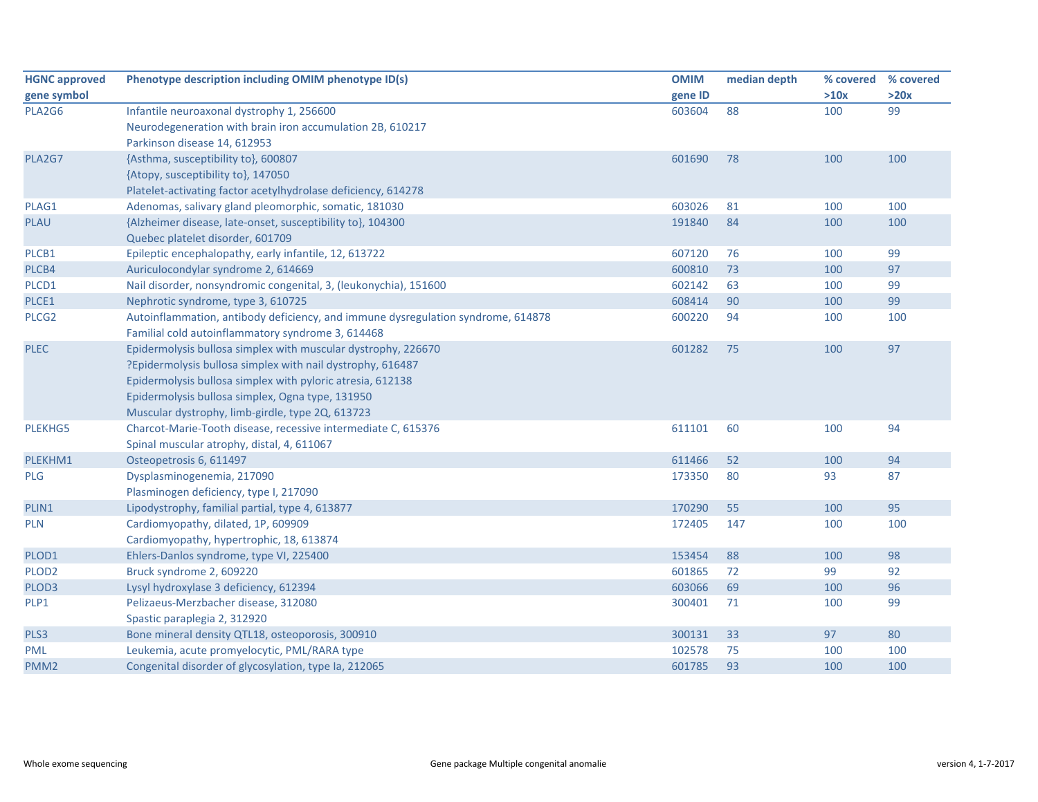| HGNC approved gene symbol | Phenotype description including OMIM phenotype ID(s) | OMIM gene ID | median depth | % covered >10x | % covered >20x |
|---|---|---|---|---|---|
| PLA2G6 | Infantile neuroaxonal dystrophy 1, 256600<br>Neurodegeneration with brain iron accumulation 2B, 610217<br>Parkinson disease 14, 612953 | 603604 | 88 | 100 | 99 |
| PLA2G7 | {Asthma, susceptibility to}, 600807<br>{Atopy, susceptibility to}, 147050<br>Platelet-activating factor acetylhydrolase deficiency, 614278 | 601690 | 78 | 100 | 100 |
| PLAG1 | Adenomas, salivary gland pleomorphic, somatic, 181030 | 603026 | 81 | 100 | 100 |
| PLAU | {Alzheimer disease, late-onset, susceptibility to}, 104300<br>Quebec platelet disorder, 601709 | 191840 | 84 | 100 | 100 |
| PLCB1 | Epileptic encephalopathy, early infantile, 12, 613722 | 607120 | 76 | 100 | 99 |
| PLCB4 | Auriculocondylar syndrome 2, 614669 | 600810 | 73 | 100 | 97 |
| PLCD1 | Nail disorder, nonsyndromic congenital, 3, (leukonychia), 151600 | 602142 | 63 | 100 | 99 |
| PLCE1 | Nephrotic syndrome, type 3, 610725 | 608414 | 90 | 100 | 99 |
| PLCG2 | Autoinflammation, antibody deficiency, and immune dysregulation syndrome, 614878<br>Familial cold autoinflammatory syndrome 3, 614468 | 600220 | 94 | 100 | 100 |
| PLEC | Epidermolysis bullosa simplex with muscular dystrophy, 226670<br>?Epidermolysis bullosa simplex with nail dystrophy, 616487<br>Epidermolysis bullosa simplex with pyloric atresia, 612138<br>Epidermolysis bullosa simplex, Ogna type, 131950<br>Muscular dystrophy, limb-girdle, type 2Q, 613723 | 601282 | 75 | 100 | 97 |
| PLEKHG5 | Charcot-Marie-Tooth disease, recessive intermediate C, 615376<br>Spinal muscular atrophy, distal, 4, 611067 | 611101 | 60 | 100 | 94 |
| PLEKHM1 | Osteopetrosis 6, 611497 | 611466 | 52 | 100 | 94 |
| PLG | Dysplasminogenemia, 217090<br>Plasminogen deficiency, type I, 217090 | 173350 | 80 | 93 | 87 |
| PLIN1 | Lipodystrophy, familial partial, type 4, 613877 | 170290 | 55 | 100 | 95 |
| PLN | Cardiomyopathy, dilated, 1P, 609909<br>Cardiomyopathy, hypertrophic, 18, 613874 | 172405 | 147 | 100 | 100 |
| PLOD1 | Ehlers-Danlos syndrome, type VI, 225400 | 153454 | 88 | 100 | 98 |
| PLOD2 | Bruck syndrome 2, 609220 | 601865 | 72 | 99 | 92 |
| PLOD3 | Lysyl hydroxylase 3 deficiency, 612394 | 603066 | 69 | 100 | 96 |
| PLP1 | Pelizaeus-Merzbacher disease, 312080<br>Spastic paraplegia 2, 312920 | 300401 | 71 | 100 | 99 |
| PLS3 | Bone mineral density QTL18, osteoporosis, 300910 | 300131 | 33 | 97 | 80 |
| PML | Leukemia, acute promyelocytic, PML/RARA type | 102578 | 75 | 100 | 100 |
| PMM2 | Congenital disorder of glycosylation, type Ia, 212065 | 601785 | 93 | 100 | 100 |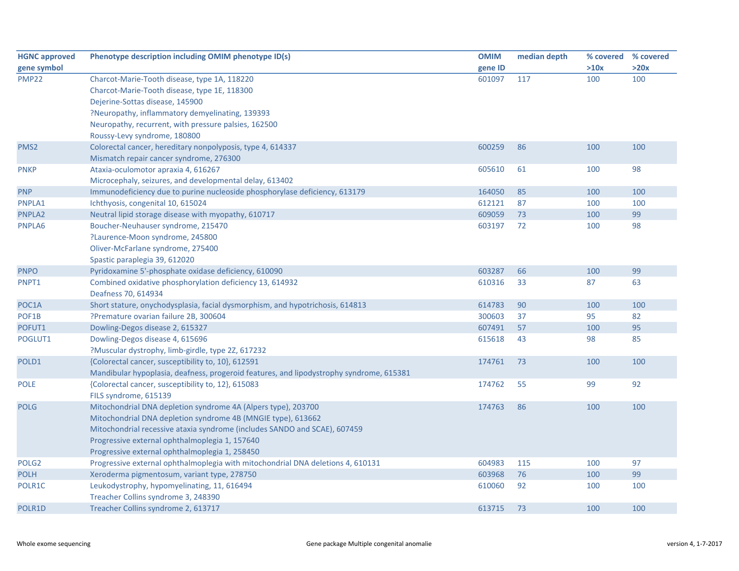| HGNC approved gene symbol | Phenotype description including OMIM phenotype ID(s) | OMIM gene ID | median depth | % covered >10x | % covered >20x |
|---|---|---|---|---|---|
| PMP22 | Charcot-Marie-Tooth disease, type 1A, 118220<br>Charcot-Marie-Tooth disease, type 1E, 118300<br>Dejerine-Sottas disease, 145900<br>?Neuropathy, inflammatory demyelinating, 139393<br>Neuropathy, recurrent, with pressure palsies, 162500<br>Roussy-Levy syndrome, 180800 | 601097 | 117 | 100 | 100 |
| PMS2 | Colorectal cancer, hereditary nonpolyposis, type 4, 614337<br>Mismatch repair cancer syndrome, 276300 | 600259 | 86 | 100 | 100 |
| PNKP | Ataxia-oculomotor apraxia 4, 616267<br>Microcephaly, seizures, and developmental delay, 613402 | 605610 | 61 | 100 | 98 |
| PNP | Immunodeficiency due to purine nucleoside phosphorylase deficiency, 613179 | 164050 | 85 | 100 | 100 |
| PNPLA1 | Ichthyosis, congenital 10, 615024 | 612121 | 87 | 100 | 100 |
| PNPLA2 | Neutral lipid storage disease with myopathy, 610717 | 609059 | 73 | 100 | 99 |
| PNPLA6 | Boucher-Neuhauser syndrome, 215470<br>?Laurence-Moon syndrome, 245800<br>Oliver-McFarlane syndrome, 275400<br>Spastic paraplegia 39, 612020 | 603197 | 72 | 100 | 98 |
| PNPO | Pyridoxamine 5'-phosphate oxidase deficiency, 610090 | 603287 | 66 | 100 | 99 |
| PNPT1 | Combined oxidative phosphorylation deficiency 13, 614932<br>Deafness 70, 614934 | 610316 | 33 | 87 | 63 |
| POC1A | Short stature, onychodysplasia, facial dysmorphism, and hypotrichosis, 614813 | 614783 | 90 | 100 | 100 |
| POF1B | ?Premature ovarian failure 2B, 300604 | 300603 | 37 | 95 | 82 |
| POFUT1 | Dowling-Degos disease 2, 615327 | 607491 | 57 | 100 | 95 |
| POGLUT1 | Dowling-Degos disease 4, 615696<br>?Muscular dystrophy, limb-girdle, type 2Z, 617232 | 615618 | 43 | 98 | 85 |
| POLD1 | {Colorectal cancer, susceptibility to, 10}, 612591<br>Mandibular hypoplasia, deafness, progeroid features, and lipodystrophy syndrome, 615381 | 174761 | 73 | 100 | 100 |
| POLE | {Colorectal cancer, susceptibility to, 12}, 615083<br>FILS syndrome, 615139 | 174762 | 55 | 99 | 92 |
| POLG | Mitochondrial DNA depletion syndrome 4A (Alpers type), 203700<br>Mitochondrial DNA depletion syndrome 4B (MNGIE type), 613662<br>Mitochondrial recessive ataxia syndrome (includes SANDO and SCAE), 607459<br>Progressive external ophthalmoplegia 1, 157640<br>Progressive external ophthalmoplegia 1, 258450 | 174763 | 86 | 100 | 100 |
| POLG2 | Progressive external ophthalmoplegia with mitochondrial DNA deletions 4, 610131 | 604983 | 115 | 100 | 97 |
| POLH | Xeroderma pigmentosum, variant type, 278750 | 603968 | 76 | 100 | 99 |
| POLR1C | Leukodystrophy, hypomyelinating, 11, 616494<br>Treacher Collins syndrome 3, 248390 | 610060 | 92 | 100 | 100 |
| POLR1D | Treacher Collins syndrome 2, 613717 | 613715 | 73 | 100 | 100 |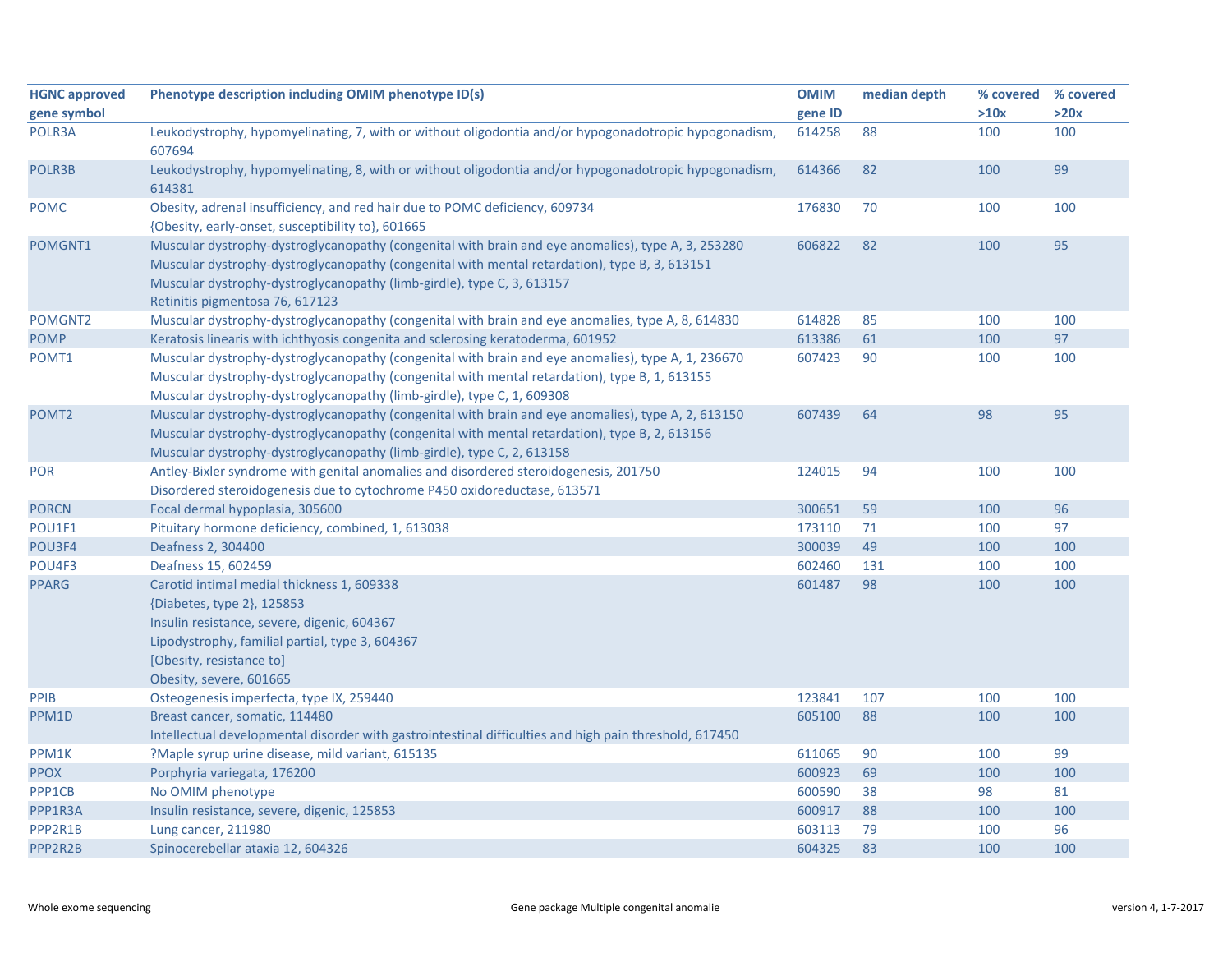| HGNC approved gene symbol | Phenotype description including OMIM phenotype ID(s) | OMIM gene ID | median depth | % covered >10x | % covered >20x |
|---|---|---|---|---|---|
| POLR3A | Leukodystrophy, hypomyelinating, 7, with or without oligodontia and/or hypogonadotropic hypogonadism, 607694 | 614258 | 88 | 100 | 100 |
| POLR3B | Leukodystrophy, hypomyelinating, 8, with or without oligodontia and/or hypogonadotropic hypogonadism, 614381 | 614366 | 82 | 100 | 99 |
| POMC | Obesity, adrenal insufficiency, and red hair due to POMC deficiency, 609734<br>{Obesity, early-onset, susceptibility to}, 601665 | 176830 | 70 | 100 | 100 |
| POMGNT1 | Muscular dystrophy-dystroglycanopathy (congenital with brain and eye anomalies), type A, 3, 253280<br>Muscular dystrophy-dystroglycanopathy (congenital with mental retardation), type B, 3, 613151<br>Muscular dystrophy-dystroglycanopathy (limb-girdle), type C, 3, 613157<br>Retinitis pigmentosa 76, 617123 | 606822 | 82 | 100 | 95 |
| POMGNT2 | Muscular dystrophy-dystroglycanopathy (congenital with brain and eye anomalies, type A, 8, 614830 | 614828 | 85 | 100 | 100 |
| POMP | Keratosis linearis with ichthyosis congenita and sclerosing keratoderma, 601952 | 613386 | 61 | 100 | 97 |
| POMT1 | Muscular dystrophy-dystroglycanopathy (congenital with brain and eye anomalies), type A, 1, 236670<br>Muscular dystrophy-dystroglycanopathy (congenital with mental retardation), type B, 1, 613155<br>Muscular dystrophy-dystroglycanopathy (limb-girdle), type C, 1, 609308 | 607423 | 90 | 100 | 100 |
| POMT2 | Muscular dystrophy-dystroglycanopathy (congenital with brain and eye anomalies), type A, 2, 613150<br>Muscular dystrophy-dystroglycanopathy (congenital with mental retardation), type B, 2, 613156<br>Muscular dystrophy-dystroglycanopathy (limb-girdle), type C, 2, 613158 | 607439 | 64 | 98 | 95 |
| POR | Antley-Bixler syndrome with genital anomalies and disordered steroidogenesis, 201750<br>Disordered steroidogenesis due to cytochrome P450 oxidoreductase, 613571 | 124015 | 94 | 100 | 100 |
| PORCN | Focal dermal hypoplasia, 305600 | 300651 | 59 | 100 | 96 |
| POU1F1 | Pituitary hormone deficiency, combined, 1, 613038 | 173110 | 71 | 100 | 97 |
| POU3F4 | Deafness 2, 304400 | 300039 | 49 | 100 | 100 |
| POU4F3 | Deafness 15, 602459 | 602460 | 131 | 100 | 100 |
| PPARG | Carotid intimal medial thickness 1, 609338<br>{Diabetes, type 2}, 125853<br>Insulin resistance, severe, digenic, 604367<br>Lipodystrophy, familial partial, type 3, 604367<br>[Obesity, resistance to]<br>Obesity, severe, 601665 | 601487 | 98 | 100 | 100 |
| PPIB | Osteogenesis imperfecta, type IX, 259440 | 123841 | 107 | 100 | 100 |
| PPM1D | Breast cancer, somatic, 114480<br>Intellectual developmental disorder with gastrointestinal difficulties and high pain threshold, 617450 | 605100 | 88 | 100 | 100 |
| PPM1K | ?Maple syrup urine disease, mild variant, 615135 | 611065 | 90 | 100 | 99 |
| PPOX | Porphyria variegata, 176200 | 600923 | 69 | 100 | 100 |
| PPP1CB | No OMIM phenotype | 600590 | 38 | 98 | 81 |
| PPP1R3A | Insulin resistance, severe, digenic, 125853 | 600917 | 88 | 100 | 100 |
| PPP2R1B | Lung cancer, 211980 | 603113 | 79 | 100 | 96 |
| PPP2R2B | Spinocerebellar ataxia 12, 604326 | 604325 | 83 | 100 | 100 |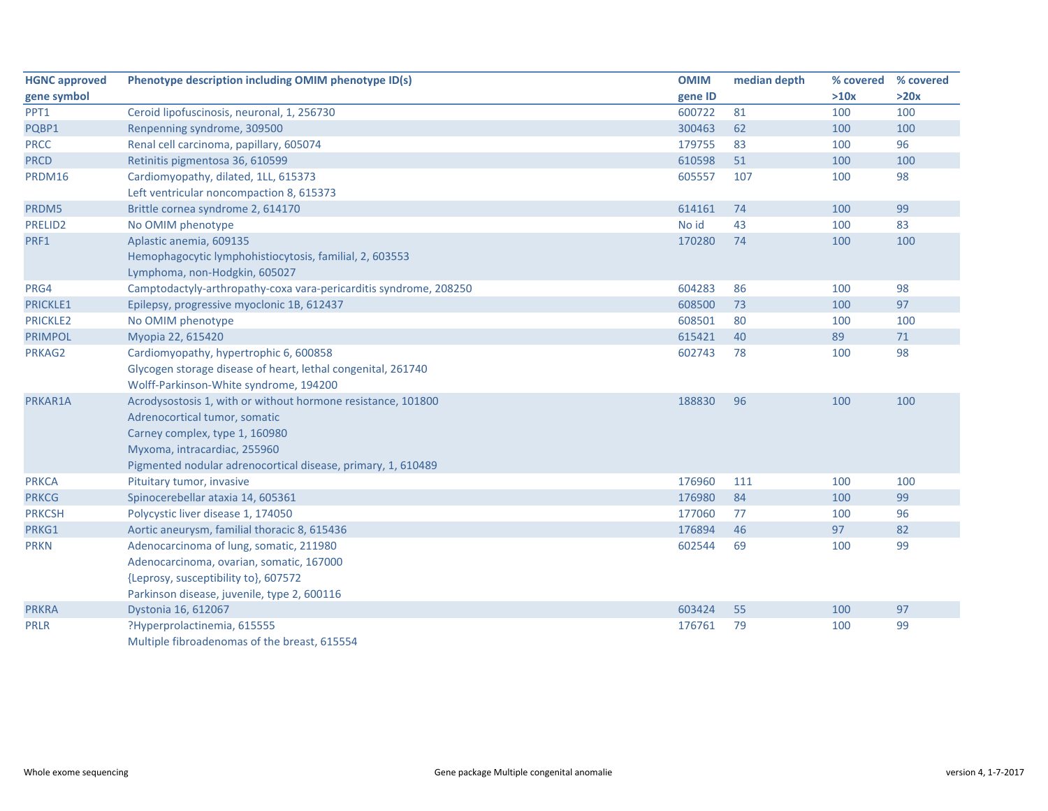| HGNC approved gene symbol | Phenotype description including OMIM phenotype ID(s) | OMIM gene ID | median depth | % covered >10x | % covered >20x |
|---|---|---|---|---|---|
| PPT1 | Ceroid lipofuscinosis, neuronal, 1, 256730 | 600722 | 81 | 100 | 100 |
| PQBP1 | Renpenning syndrome, 309500 | 300463 | 62 | 100 | 100 |
| PRCC | Renal cell carcinoma, papillary, 605074 | 179755 | 83 | 100 | 96 |
| PRCD | Retinitis pigmentosa 36, 610599 | 610598 | 51 | 100 | 100 |
| PRDM16 | Cardiomyopathy, dilated, 1LL, 615373<br>Left ventricular noncompaction 8, 615373 | 605557 | 107 | 100 | 98 |
| PRDM5 | Brittle cornea syndrome 2, 614170 | 614161 | 74 | 100 | 99 |
| PRELID2 | No OMIM phenotype | No id | 43 | 100 | 83 |
| PRF1 | Aplastic anemia, 609135<br>Hemophagocytic lymphohistiocytosis, familial, 2, 603553<br>Lymphoma, non-Hodgkin, 605027 | 170280 | 74 | 100 | 100 |
| PRG4 | Camptodactyly-arthropathy-coxa vara-pericarditis syndrome, 208250 | 604283 | 86 | 100 | 98 |
| PRICKLE1 | Epilepsy, progressive myoclonic 1B, 612437 | 608500 | 73 | 100 | 97 |
| PRICKLE2 | No OMIM phenotype | 608501 | 80 | 100 | 100 |
| PRIMPOL | Myopia 22, 615420 | 615421 | 40 | 89 | 71 |
| PRKAG2 | Cardiomyopathy, hypertrophic 6, 600858<br>Glycogen storage disease of heart, lethal congenital, 261740<br>Wolff-Parkinson-White syndrome, 194200 | 602743 | 78 | 100 | 98 |
| PRKAR1A | Acrodysostosis 1, with or without hormone resistance, 101800<br>Adrenocortical tumor, somatic<br>Carney complex, type 1, 160980<br>Myxoma, intracardiac, 255960<br>Pigmented nodular adrenocortical disease, primary, 1, 610489 | 188830 | 96 | 100 | 100 |
| PRKCA | Pituitary tumor, invasive | 176960 | 111 | 100 | 100 |
| PRKCG | Spinocerebellar ataxia 14, 605361 | 176980 | 84 | 100 | 99 |
| PRKCSH | Polycystic liver disease 1, 174050 | 177060 | 77 | 100 | 96 |
| PRKG1 | Aortic aneurysm, familial thoracic 8, 615436 | 176894 | 46 | 97 | 82 |
| PRKN | Adenocarcinoma of lung, somatic, 211980<br>Adenocarcinoma, ovarian, somatic, 167000<br>{Leprosy, susceptibility to}, 607572<br>Parkinson disease, juvenile, type 2, 600116 | 602544 | 69 | 100 | 99 |
| PRKRA | Dystonia 16, 612067 | 603424 | 55 | 100 | 97 |
| PRLR | ?Hyperprolactinemia, 615555<br>Multiple fibroadenomas of the breast, 615554 | 176761 | 79 | 100 | 99 |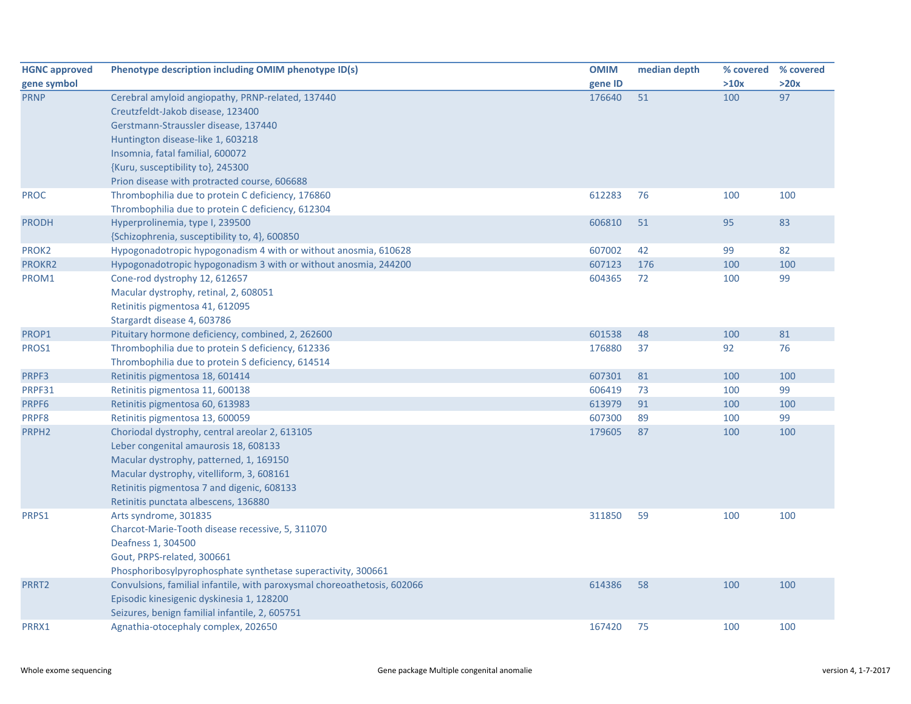| HGNC approved gene symbol | Phenotype description including OMIM phenotype ID(s) | OMIM gene ID | median depth | % covered >10x | % covered >20x |
|---|---|---|---|---|---|
| PRNP | Cerebral amyloid angiopathy, PRNP-related, 137440<br>Creutzfeldt-Jakob disease, 123400<br>Gerstmann-Straussler disease, 137440<br>Huntington disease-like 1, 603218<br>Insomnia, fatal familial, 600072<br>{Kuru, susceptibility to}, 245300<br>Prion disease with protracted course, 606688 | 176640 | 51 | 100 | 97 |
| PROC | Thrombophilia due to protein C deficiency, 176860<br>Thrombophilia due to protein C deficiency, 612304 | 612283 | 76 | 100 | 100 |
| PRODH | Hyperprolinemia, type I, 239500<br>{Schizophrenia, susceptibility to, 4}, 600850 | 606810 | 51 | 95 | 83 |
| PROK2 | Hypogonadotropic hypogonadism 4 with or without anosmia, 610628 | 607002 | 42 | 99 | 82 |
| PROKR2 | Hypogonadotropic hypogonadism 3 with or without anosmia, 244200 | 607123 | 176 | 100 | 100 |
| PROM1 | Cone-rod dystrophy 12, 612657<br>Macular dystrophy, retinal, 2, 608051<br>Retinitis pigmentosa 41, 612095<br>Stargardt disease 4, 603786 | 604365 | 72 | 100 | 99 |
| PROP1 | Pituitary hormone deficiency, combined, 2, 262600 | 601538 | 48 | 100 | 81 |
| PROS1 | Thrombophilia due to protein S deficiency, 612336<br>Thrombophilia due to protein S deficiency, 614514 | 176880 | 37 | 92 | 76 |
| PRPF3 | Retinitis pigmentosa 18, 601414 | 607301 | 81 | 100 | 100 |
| PRPF31 | Retinitis pigmentosa 11, 600138 | 606419 | 73 | 100 | 99 |
| PRPF6 | Retinitis pigmentosa 60, 613983 | 613979 | 91 | 100 | 100 |
| PRPF8 | Retinitis pigmentosa 13, 600059 | 607300 | 89 | 100 | 99 |
| PRPH2 | Choriodal dystrophy, central areolar 2, 613105<br>Leber congenital amaurosis 18, 608133<br>Macular dystrophy, patterned, 1, 169150<br>Macular dystrophy, vitelliform, 3, 608161<br>Retinitis pigmentosa 7 and digenic, 608133<br>Retinitis punctata albescens, 136880 | 179605 | 87 | 100 | 100 |
| PRPS1 | Arts syndrome, 301835<br>Charcot-Marie-Tooth disease recessive, 5, 311070<br>Deafness 1, 304500<br>Gout, PRPS-related, 300661<br>Phosphoribosylpyrophosphate synthetase superactivity, 300661 | 311850 | 59 | 100 | 100 |
| PRRT2 | Convulsions, familial infantile, with paroxysmal choreoathetosis, 602066<br>Episodic kinesigenic dyskinesia 1, 128200<br>Seizures, benign familial infantile, 2, 605751 | 614386 | 58 | 100 | 100 |
| PRRX1 | Agnathia-otocephaly complex, 202650 | 167420 | 75 | 100 | 100 |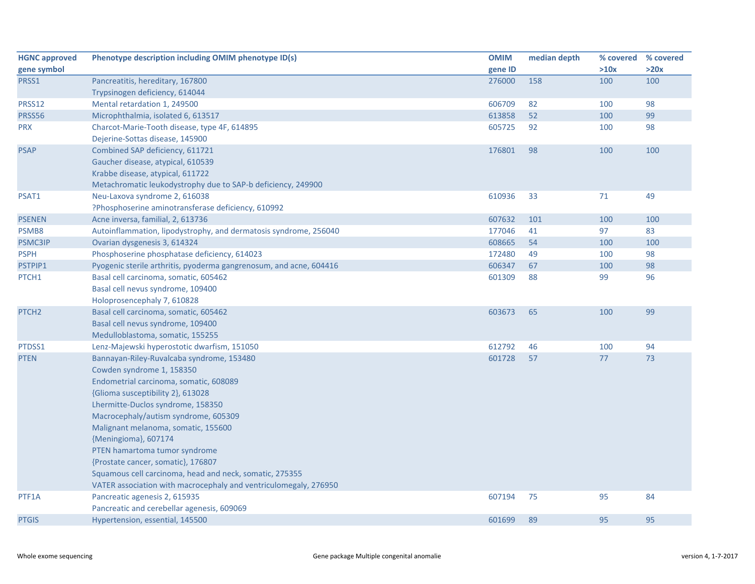| HGNC approved gene symbol | Phenotype description including OMIM phenotype ID(s) | OMIM gene ID | median depth | % covered >10x | % covered >20x |
|---|---|---|---|---|---|
| PRSS1 | Pancreatitis, hereditary, 167800<br>Trypsinogen deficiency, 614044 | 276000 | 158 | 100 | 100 |
| PRSS12 | Mental retardation 1, 249500 | 606709 | 82 | 100 | 98 |
| PRSS56 | Microphthalmia, isolated 6, 613517 | 613858 | 52 | 100 | 99 |
| PRX | Charcot-Marie-Tooth disease, type 4F, 614895<br>Dejerine-Sottas disease, 145900 | 605725 | 92 | 100 | 98 |
| PSAP | Combined SAP deficiency, 611721<br>Gaucher disease, atypical, 610539<br>Krabbe disease, atypical, 611722<br>Metachromatic leukodystrophy due to SAP-b deficiency, 249900 | 176801 | 98 | 100 | 100 |
| PSAT1 | Neu-Laxova syndrome 2, 616038<br>?Phosphoserine aminotransferase deficiency, 610992 | 610936 | 33 | 71 | 49 |
| PSENEN | Acne inversa, familial, 2, 613736 | 607632 | 101 | 100 | 100 |
| PSMB8 | Autoinflammation, lipodystrophy, and dermatosis syndrome, 256040 | 177046 | 41 | 97 | 83 |
| PSMC3IP | Ovarian dysgenesis 3, 614324 | 608665 | 54 | 100 | 100 |
| PSPH | Phosphoserine phosphatase deficiency, 614023 | 172480 | 49 | 100 | 98 |
| PSTPIP1 | Pyogenic sterile arthritis, pyoderma gangrenosum, and acne, 604416 | 606347 | 67 | 100 | 98 |
| PTCH1 | Basal cell carcinoma, somatic, 605462<br>Basal cell nevus syndrome, 109400<br>Holoprosencephaly 7, 610828 | 601309 | 88 | 99 | 96 |
| PTCH2 | Basal cell carcinoma, somatic, 605462<br>Basal cell nevus syndrome, 109400<br>Medulloblastoma, somatic, 155255 | 603673 | 65 | 100 | 99 |
| PTDSS1 | Lenz-Majewski hyperostotic dwarfism, 151050 | 612792 | 46 | 100 | 94 |
| PTEN | Bannayan-Riley-Ruvalcaba syndrome, 153480<br>Cowden syndrome 1, 158350<br>Endometrial carcinoma, somatic, 608089<br>{Glioma susceptibility 2}, 613028<br>Lhermitte-Duclos syndrome, 158350<br>Macrocephaly/autism syndrome, 605309<br>Malignant melanoma, somatic, 155600<br>{Meningioma}, 607174<br>PTEN hamartoma tumor syndrome<br>{Prostate cancer, somatic}, 176807<br>Squamous cell carcinoma, head and neck, somatic, 275355<br>VATER association with macrocephaly and ventriculomegaly, 276950 | 601728 | 57 | 77 | 73 |
| PTF1A | Pancreatic agenesis 2, 615935<br>Pancreatic and cerebellar agenesis, 609069 | 607194 | 75 | 95 | 84 |
| PTGIS | Hypertension, essential, 145500 | 601699 | 89 | 95 | 95 |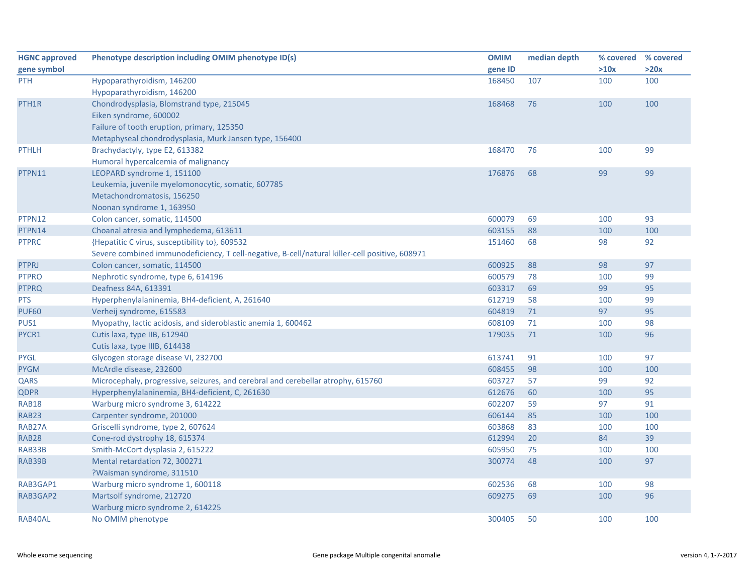| HGNC approved gene symbol | Phenotype description including OMIM phenotype ID(s) | OMIM gene ID | median depth | % covered >10x | % covered >20x |
|---|---|---|---|---|---|
| PTH | Hypoparathyroidism, 146200<br>Hypoparathyroidism, 146200 | 168450 | 107 | 100 | 100 |
| PTH1R | Chondrodysplasia, Blomstrand type, 215045<br>Eiken syndrome, 600002<br>Failure of tooth eruption, primary, 125350<br>Metaphyseal chondrodysplasia, Murk Jansen type, 156400 | 168468 | 76 | 100 | 100 |
| PTHLH | Brachydactyly, type E2, 613382<br>Humoral hypercalcemia of malignancy | 168470 | 76 | 100 | 99 |
| PTPN11 | LEOPARD syndrome 1, 151100<br>Leukemia, juvenile myelomonocytic, somatic, 607785<br>Metachondromatosis, 156250<br>Noonan syndrome 1, 163950 | 176876 | 68 | 99 | 99 |
| PTPN12 | Colon cancer, somatic, 114500 | 600079 | 69 | 100 | 93 |
| PTPN14 | Choanal atresia and lymphedema, 613611 | 603155 | 88 | 100 | 100 |
| PTPRC | {Hepatitic C virus, susceptibility to}, 609532<br>Severe combined immunodeficiency, T cell-negative, B-cell/natural killer-cell positive, 608971 | 151460 | 68 | 98 | 92 |
| PTPRJ | Colon cancer, somatic, 114500 | 600925 | 88 | 98 | 97 |
| PTPRO | Nephrotic syndrome, type 6, 614196 | 600579 | 78 | 100 | 99 |
| PTPRQ | Deafness 84A, 613391 | 603317 | 69 | 99 | 95 |
| PTS | Hyperphenylalaninemia, BH4-deficient, A, 261640 | 612719 | 58 | 100 | 99 |
| PUF60 | Verheij syndrome, 615583 | 604819 | 71 | 97 | 95 |
| PUS1 | Myopathy, lactic acidosis, and sideroblastic anemia 1, 600462 | 608109 | 71 | 100 | 98 |
| PYCR1 | Cutis laxa, type IIB, 612940<br>Cutis laxa, type IIIB, 614438 | 179035 | 71 | 100 | 96 |
| PYGL | Glycogen storage disease VI, 232700 | 613741 | 91 | 100 | 97 |
| PYGM | McArdle disease, 232600 | 608455 | 98 | 100 | 100 |
| QARS | Microcephaly, progressive, seizures, and cerebral and cerebellar atrophy, 615760 | 603727 | 57 | 99 | 92 |
| QDPR | Hyperphenylalaninemia, BH4-deficient, C, 261630 | 612676 | 60 | 100 | 95 |
| RAB18 | Warburg micro syndrome 3, 614222 | 602207 | 59 | 97 | 91 |
| RAB23 | Carpenter syndrome, 201000 | 606144 | 85 | 100 | 100 |
| RAB27A | Griscelli syndrome, type 2, 607624 | 603868 | 83 | 100 | 100 |
| RAB28 | Cone-rod dystrophy 18, 615374 | 612994 | 20 | 84 | 39 |
| RAB33B | Smith-McCort dysplasia 2, 615222 | 605950 | 75 | 100 | 100 |
| RAB39B | Mental retardation 72, 300271<br>?Waisman syndrome, 311510 | 300774 | 48 | 100 | 97 |
| RAB3GAP1 | Warburg micro syndrome 1, 600118 | 602536 | 68 | 100 | 98 |
| RAB3GAP2 | Martsolf syndrome, 212720<br>Warburg micro syndrome 2, 614225 | 609275 | 69 | 100 | 96 |
| RAB40AL | No OMIM phenotype | 300405 | 50 | 100 | 100 |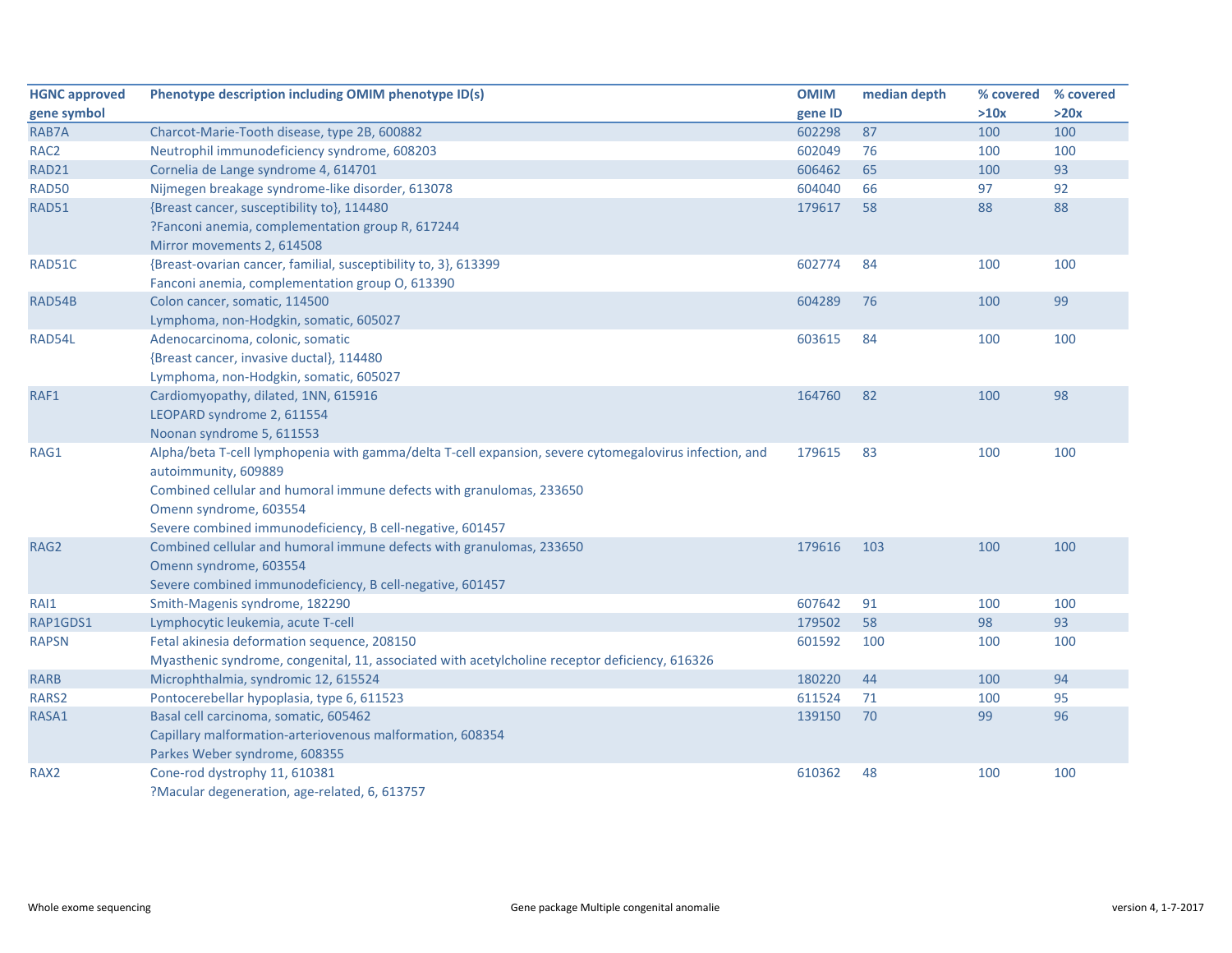| HGNC approved gene symbol | Phenotype description including OMIM phenotype ID(s) | OMIM gene ID | median depth | % covered >10x | % covered >20x |
|---|---|---|---|---|---|
| RAB7A | Charcot-Marie-Tooth disease, type 2B, 600882 | 602298 | 87 | 100 | 100 |
| RAC2 | Neutrophil immunodeficiency syndrome, 608203 | 602049 | 76 | 100 | 100 |
| RAD21 | Cornelia de Lange syndrome 4, 614701 | 606462 | 65 | 100 | 93 |
| RAD50 | Nijmegen breakage syndrome-like disorder, 613078 | 604040 | 66 | 97 | 92 |
| RAD51 | {Breast cancer, susceptibility to}, 114480<br>?Fanconi anemia, complementation group R, 617244<br>Mirror movements 2, 614508 | 179617 | 58 | 88 | 88 |
| RAD51C | {Breast-ovarian cancer, familial, susceptibility to, 3}, 613399<br>Fanconi anemia, complementation group O, 613390 | 602774 | 84 | 100 | 100 |
| RAD54B | Colon cancer, somatic, 114500<br>Lymphoma, non-Hodgkin, somatic, 605027 | 604289 | 76 | 100 | 99 |
| RAD54L | Adenocarcinoma, colonic, somatic<br>{Breast cancer, invasive ductal}, 114480<br>Lymphoma, non-Hodgkin, somatic, 605027 | 603615 | 84 | 100 | 100 |
| RAF1 | Cardiomyopathy, dilated, 1NN, 615916<br>LEOPARD syndrome 2, 611554<br>Noonan syndrome 5, 611553 | 164760 | 82 | 100 | 98 |
| RAG1 | Alpha/beta T-cell lymphopenia with gamma/delta T-cell expansion, severe cytomegalovirus infection, and autoimmunity, 609889<br>Combined cellular and humoral immune defects with granulomas, 233650<br>Omenn syndrome, 603554<br>Severe combined immunodeficiency, B cell-negative, 601457 | 179615 | 83 | 100 | 100 |
| RAG2 | Combined cellular and humoral immune defects with granulomas, 233650<br>Omenn syndrome, 603554<br>Severe combined immunodeficiency, B cell-negative, 601457 | 179616 | 103 | 100 | 100 |
| RAI1 | Smith-Magenis syndrome, 182290 | 607642 | 91 | 100 | 100 |
| RAP1GDS1 | Lymphocytic leukemia, acute T-cell | 179502 | 58 | 98 | 93 |
| RAPSN | Fetal akinesia deformation sequence, 208150<br>Myasthenic syndrome, congenital, 11, associated with acetylcholine receptor deficiency, 616326 | 601592 | 100 | 100 | 100 |
| RARB | Microphthalmia, syndromic 12, 615524 | 180220 | 44 | 100 | 94 |
| RARS2 | Pontocerebellar hypoplasia, type 6, 611523 | 611524 | 71 | 100 | 95 |
| RASA1 | Basal cell carcinoma, somatic, 605462<br>Capillary malformation-arteriovenous malformation, 608354<br>Parkes Weber syndrome, 608355 | 139150 | 70 | 99 | 96 |
| RAX2 | Cone-rod dystrophy 11, 610381<br>?Macular degeneration, age-related, 6, 613757 | 610362 | 48 | 100 | 100 |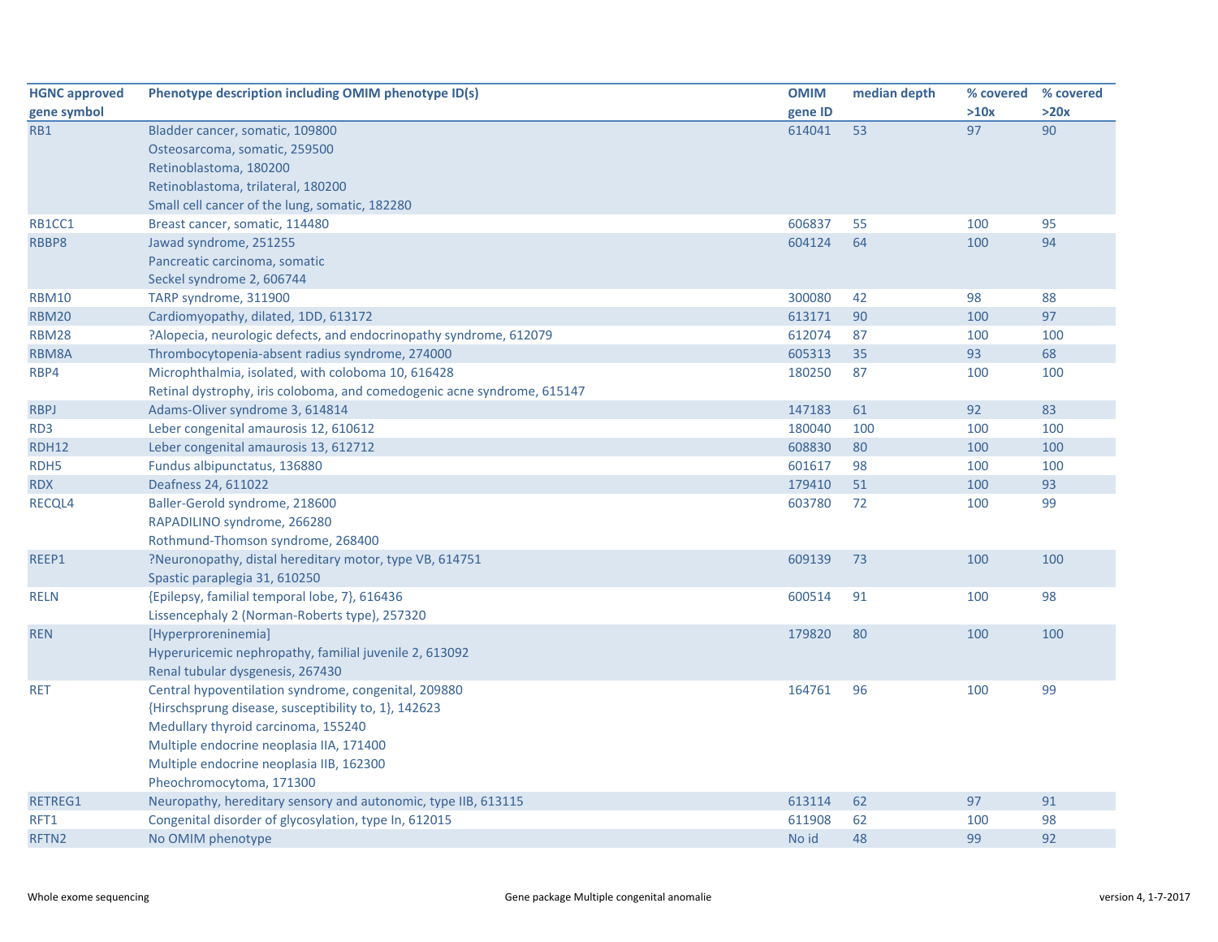| HGNC approved gene symbol | Phenotype description including OMIM phenotype ID(s) | OMIM gene ID | median depth | % covered >10x | % covered >20x |
|---|---|---|---|---|---|
| RB1 | Bladder cancer, somatic, 109800<br>Osteosarcoma, somatic, 259500<br>Retinoblastoma, 180200<br>Retinoblastoma, trilateral, 180200<br>Small cell cancer of the lung, somatic, 182280 | 614041 | 53 | 97 | 90 |
| RB1CC1 | Breast cancer, somatic, 114480 | 606837 | 55 | 100 | 95 |
| RBBP8 | Jawad syndrome, 251255<br>Pancreatic carcinoma, somatic<br>Seckel syndrome 2, 606744 | 604124 | 64 | 100 | 94 |
| RBM10 | TARP syndrome, 311900 | 300080 | 42 | 98 | 88 |
| RBM20 | Cardiomyopathy, dilated, 1DD, 613172 | 613171 | 90 | 100 | 97 |
| RBM28 | ?Alopecia, neurologic defects, and endocrinopathy syndrome, 612079 | 612074 | 87 | 100 | 100 |
| RBM8A | Thrombocytopenia-absent radius syndrome, 274000 | 605313 | 35 | 93 | 68 |
| RBP4 | Microphthalmia, isolated, with coloboma 10, 616428<br>Retinal dystrophy, iris coloboma, and comedogenic acne syndrome, 615147 | 180250 | 87 | 100 | 100 |
| RBPJ | Adams-Oliver syndrome 3, 614814 | 147183 | 61 | 92 | 83 |
| RD3 | Leber congenital amaurosis 12, 610612 | 180040 | 100 | 100 | 100 |
| RDH12 | Leber congenital amaurosis 13, 612712 | 608830 | 80 | 100 | 100 |
| RDH5 | Fundus albipunctatus, 136880 | 601617 | 98 | 100 | 100 |
| RDX | Deafness 24, 611022 | 179410 | 51 | 100 | 93 |
| RECQL4 | Baller-Gerold syndrome, 218600<br>RAPADILINO syndrome, 266280<br>Rothmund-Thomson syndrome, 268400 | 603780 | 72 | 100 | 99 |
| REEP1 | ?Neuronopathy, distal hereditary motor, type VB, 614751<br>Spastic paraplegia 31, 610250 | 609139 | 73 | 100 | 100 |
| RELN | {Epilepsy, familial temporal lobe, 7}, 616436<br>Lissencephaly 2 (Norman-Roberts type), 257320 | 600514 | 91 | 100 | 98 |
| REN | [Hyperproreninemia]<br>Hyperuricemic nephropathy, familial juvenile 2, 613092<br>Renal tubular dysgenesis, 267430 | 179820 | 80 | 100 | 100 |
| RET | Central hypoventilation syndrome, congenital, 209880<br>{Hirschsprung disease, susceptibility to, 1}, 142623<br>Medullary thyroid carcinoma, 155240<br>Multiple endocrine neoplasia IIA, 171400<br>Multiple endocrine neoplasia IIB, 162300<br>Pheochromocytoma, 171300 | 164761 | 96 | 100 | 99 |
| RETREG1 | Neuropathy, hereditary sensory and autonomic, type IIB, 613115 | 613114 | 62 | 97 | 91 |
| RFT1 | Congenital disorder of glycosylation, type In, 612015 | 611908 | 62 | 100 | 98 |
| RFTN2 | No OMIM phenotype | No id | 48 | 99 | 92 |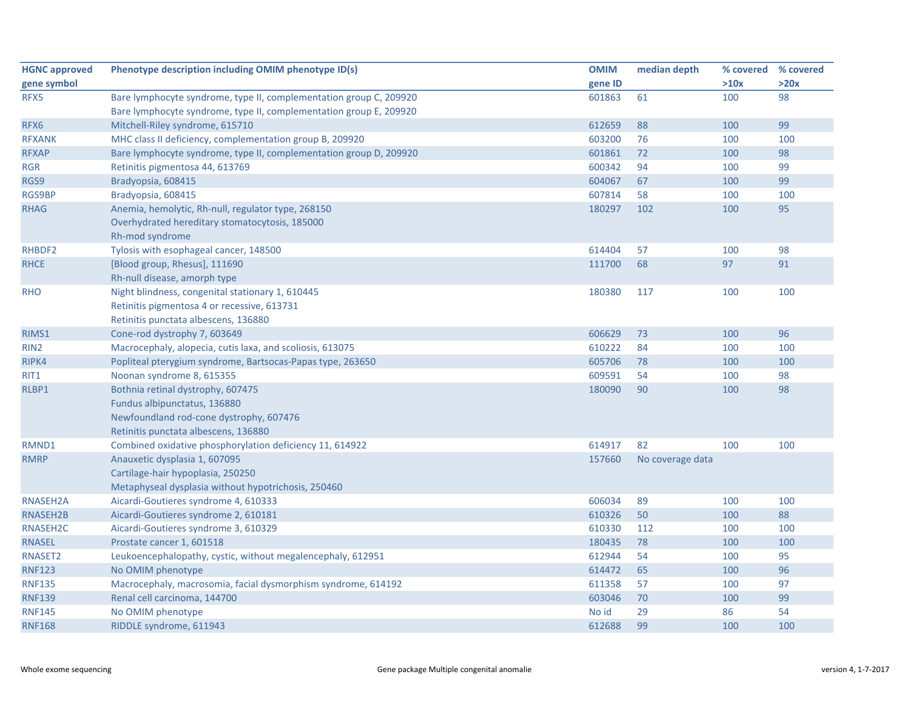| HGNC approved gene symbol | Phenotype description including OMIM phenotype ID(s) | OMIM gene ID | median depth | % covered >10x | % covered >20x |
|---|---|---|---|---|---|
| RFX5 | Bare lymphocyte syndrome, type II, complementation group C, 209920<br>Bare lymphocyte syndrome, type II, complementation group E, 209920 | 601863 | 61 | 100 | 98 |
| RFX6 | Mitchell-Riley syndrome, 615710 | 612659 | 88 | 100 | 99 |
| RFXANK | MHC class II deficiency, complementation group B, 209920 | 603200 | 76 | 100 | 100 |
| RFXAP | Bare lymphocyte syndrome, type II, complementation group D, 209920 | 601861 | 72 | 100 | 98 |
| RGR | Retinitis pigmentosa 44, 613769 | 600342 | 94 | 100 | 99 |
| RGS9 | Bradyopsia, 608415 | 604067 | 67 | 100 | 99 |
| RGS9BP | Bradyopsia, 608415 | 607814 | 58 | 100 | 100 |
| RHAG | Anemia, hemolytic, Rh-null, regulator type, 268150<br>Overhydrated hereditary stomatocytosis, 185000<br>Rh-mod syndrome | 180297 | 102 | 100 | 95 |
| RHBDF2 | Tylosis with esophageal cancer, 148500 | 614404 | 57 | 100 | 98 |
| RHCE | [Blood group, Rhesus], 111690<br>Rh-null disease, amorph type | 111700 | 68 | 97 | 91 |
| RHO | Night blindness, congenital stationary 1, 610445<br>Retinitis pigmentosa 4 or recessive, 613731<br>Retinitis punctata albescens, 136880 | 180380 | 117 | 100 | 100 |
| RIMS1 | Cone-rod dystrophy 7, 603649 | 606629 | 73 | 100 | 96 |
| RIN2 | Macrocephaly, alopecia, cutis laxa, and scoliosis, 613075 | 610222 | 84 | 100 | 100 |
| RIPK4 | Popliteal pterygium syndrome, Bartsocas-Papas type, 263650 | 605706 | 78 | 100 | 100 |
| RIT1 | Noonan syndrome 8, 615355 | 609591 | 54 | 100 | 98 |
| RLBP1 | Bothnia retinal dystrophy, 607475<br>Fundus albipunctatus, 136880<br>Newfoundland rod-cone dystrophy, 607476<br>Retinitis punctata albescens, 136880 | 180090 | 90 | 100 | 98 |
| RMND1 | Combined oxidative phosphorylation deficiency 11, 614922 | 614917 | 82 | 100 | 100 |
| RMRP | Anauxetic dysplasia 1, 607095<br>Cartilage-hair hypoplasia, 250250<br>Metaphyseal dysplasia without hypotrichosis, 250460 | 157660 | No coverage data | | |
| RNASEH2A | Aicardi-Goutieres syndrome 4, 610333 | 606034 | 89 | 100 | 100 |
| RNASEH2B | Aicardi-Goutieres syndrome 2, 610181 | 610326 | 50 | 100 | 88 |
| RNASEH2C | Aicardi-Goutieres syndrome 3, 610329 | 610330 | 112 | 100 | 100 |
| RNASEL | Prostate cancer 1, 601518 | 180435 | 78 | 100 | 100 |
| RNASET2 | Leukoencephalopathy, cystic, without megalencephaly, 612951 | 612944 | 54 | 100 | 95 |
| RNF123 | No OMIM phenotype | 614472 | 65 | 100 | 96 |
| RNF135 | Macrocephaly, macrosomia, facial dysmorphism syndrome, 614192 | 611358 | 57 | 100 | 97 |
| RNF139 | Renal cell carcinoma, 144700 | 603046 | 70 | 100 | 99 |
| RNF145 | No OMIM phenotype | No id | 29 | 86 | 54 |
| RNF168 | RIDDLE syndrome, 611943 | 612688 | 99 | 100 | 100 |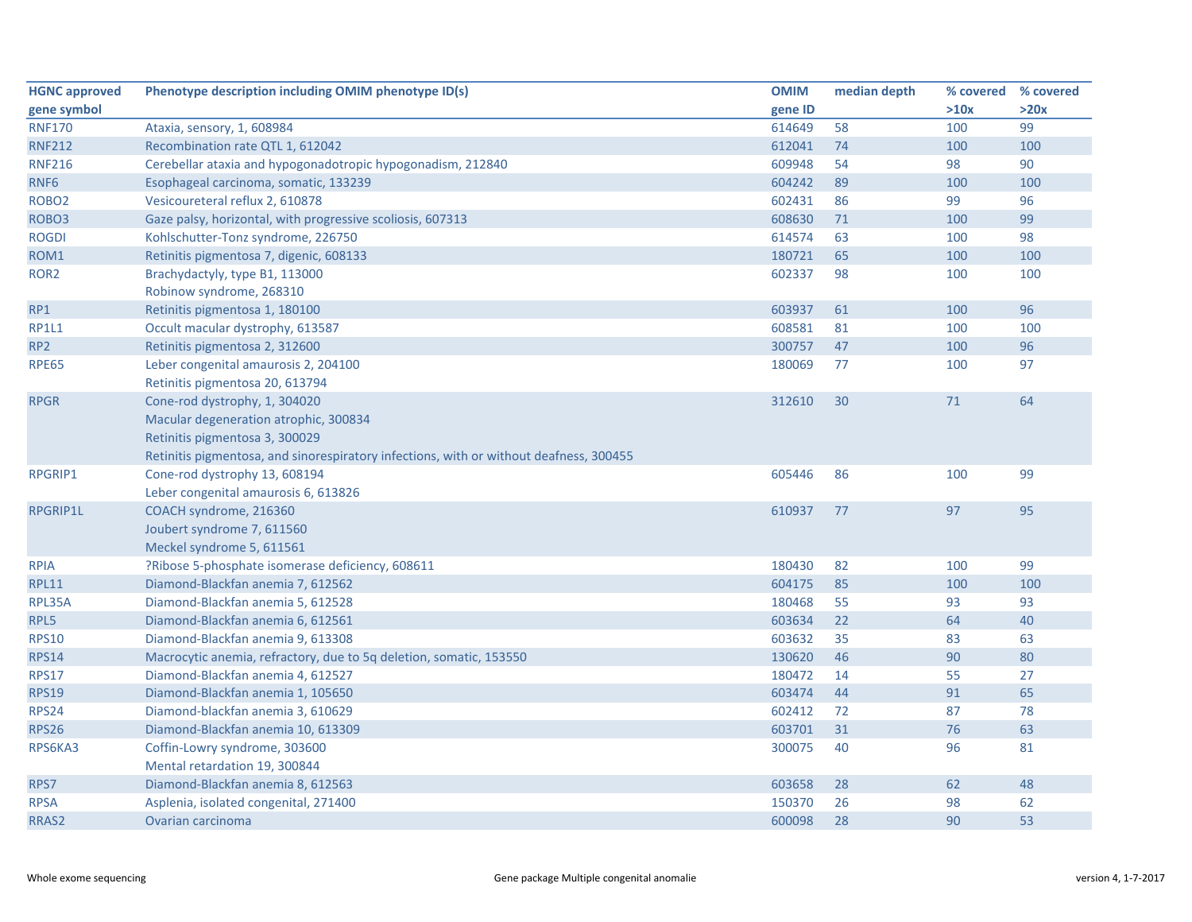| HGNC approved gene symbol | Phenotype description including OMIM phenotype ID(s) | OMIM gene ID | median depth | % covered >10x | % covered >20x |
|---|---|---|---|---|---|
| RNF170 | Ataxia, sensory, 1, 608984 | 614649 | 58 | 100 | 99 |
| RNF212 | Recombination rate QTL 1, 612042 | 612041 | 74 | 100 | 100 |
| RNF216 | Cerebellar ataxia and hypogonadotropic hypogonadism, 212840 | 609948 | 54 | 98 | 90 |
| RNF6 | Esophageal carcinoma, somatic, 133239 | 604242 | 89 | 100 | 100 |
| ROBO2 | Vesicoureteral reflux 2, 610878 | 602431 | 86 | 99 | 96 |
| ROBO3 | Gaze palsy, horizontal, with progressive scoliosis, 607313 | 608630 | 71 | 100 | 99 |
| ROGDI | Kohlschutter-Tonz syndrome, 226750 | 614574 | 63 | 100 | 98 |
| ROM1 | Retinitis pigmentosa 7, digenic, 608133 | 180721 | 65 | 100 | 100 |
| ROR2 | Brachydactyly, type B1, 113000<br>Robinow syndrome, 268310 | 602337 | 98 | 100 | 100 |
| RP1 | Retinitis pigmentosa 1, 180100 | 603937 | 61 | 100 | 96 |
| RP1L1 | Occult macular dystrophy, 613587 | 608581 | 81 | 100 | 100 |
| RP2 | Retinitis pigmentosa 2, 312600 | 300757 | 47 | 100 | 96 |
| RPE65 | Leber congenital amaurosis 2, 204100<br>Retinitis pigmentosa 20, 613794 | 180069 | 77 | 100 | 97 |
| RPGR | Cone-rod dystrophy, 1, 304020<br>Macular degeneration atrophic, 300834<br>Retinitis pigmentosa 3, 300029<br>Retinitis pigmentosa, and sinorespiratory infections, with or without deafness, 300455 | 312610 | 30 | 71 | 64 |
| RPGRIP1 | Cone-rod dystrophy 13, 608194<br>Leber congenital amaurosis 6, 613826 | 605446 | 86 | 100 | 99 |
| RPGRIP1L | COACH syndrome, 216360<br>Joubert syndrome 7, 611560<br>Meckel syndrome 5, 611561 | 610937 | 77 | 97 | 95 |
| RPIA | ?Ribose 5-phosphate isomerase deficiency, 608611 | 180430 | 82 | 100 | 99 |
| RPL11 | Diamond-Blackfan anemia 7, 612562 | 604175 | 85 | 100 | 100 |
| RPL35A | Diamond-Blackfan anemia 5, 612528 | 180468 | 55 | 93 | 93 |
| RPL5 | Diamond-Blackfan anemia 6, 612561 | 603634 | 22 | 64 | 40 |
| RPS10 | Diamond-Blackfan anemia 9, 613308 | 603632 | 35 | 83 | 63 |
| RPS14 | Macrocytic anemia, refractory, due to 5q deletion, somatic, 153550 | 130620 | 46 | 90 | 80 |
| RPS17 | Diamond-Blackfan anemia 4, 612527 | 180472 | 14 | 55 | 27 |
| RPS19 | Diamond-Blackfan anemia 1, 105650 | 603474 | 44 | 91 | 65 |
| RPS24 | Diamond-blackfan anemia 3, 610629 | 602412 | 72 | 87 | 78 |
| RPS26 | Diamond-Blackfan anemia 10, 613309 | 603701 | 31 | 76 | 63 |
| RPS6KA3 | Coffin-Lowry syndrome, 303600<br>Mental retardation 19, 300844 | 300075 | 40 | 96 | 81 |
| RPS7 | Diamond-Blackfan anemia 8, 612563 | 603658 | 28 | 62 | 48 |
| RPSA | Asplenia, isolated congenital, 271400 | 150370 | 26 | 98 | 62 |
| RRAS2 | Ovarian carcinoma | 600098 | 28 | 90 | 53 |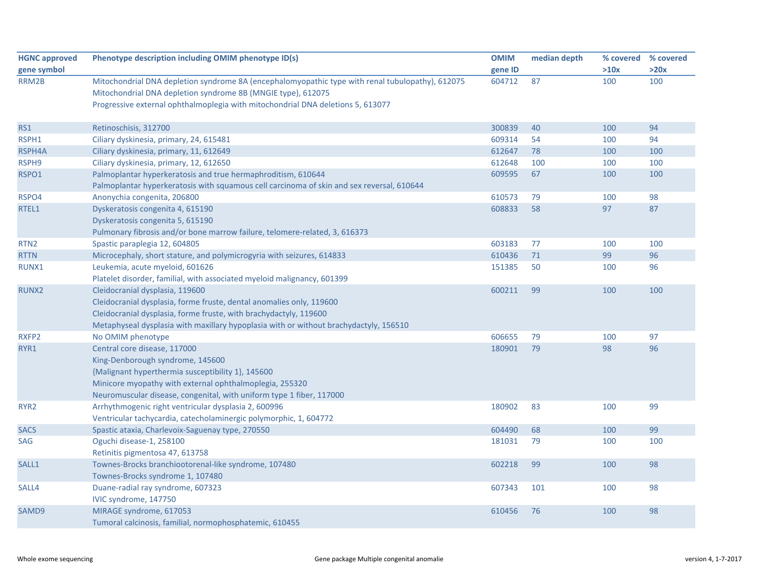| HGNC approved gene symbol | Phenotype description including OMIM phenotype ID(s) | OMIM gene ID | median depth | % covered >10x | % covered >20x |
|---|---|---|---|---|---|
| RRM2B | Mitochondrial DNA depletion syndrome 8A (encephalomyopathic type with renal tubulopathy), 612075<br>Mitochondrial DNA depletion syndrome 8B (MNGIE type), 612075<br>Progressive external ophthalmoplegia with mitochondrial DNA deletions 5, 613077 | 604712 | 87 | 100 | 100 |
| RS1 | Retinoschisis, 312700 | 300839 | 40 | 100 | 94 |
| RSPH1 | Ciliary dyskinesia, primary, 24, 615481 | 609314 | 54 | 100 | 94 |
| RSPH4A | Ciliary dyskinesia, primary, 11, 612649 | 612647 | 78 | 100 | 100 |
| RSPH9 | Ciliary dyskinesia, primary, 12, 612650 | 612648 | 100 | 100 | 100 |
| RSPO1 | Palmoplantar hyperkeratosis and true hermaphroditism, 610644<br>Palmoplantar hyperkeratosis with squamous cell carcinoma of skin and sex reversal, 610644 | 609595 | 67 | 100 | 100 |
| RSPO4 | Anonychia congenita, 206800 | 610573 | 79 | 100 | 98 |
| RTEL1 | Dyskeratosis congenita 4, 615190<br>Dyskeratosis congenita 5, 615190<br>Pulmonary fibrosis and/or bone marrow failure, telomere-related, 3, 616373 | 608833 | 58 | 97 | 87 |
| RTN2 | Spastic paraplegia 12, 604805 | 603183 | 77 | 100 | 100 |
| RTTN | Microcephaly, short stature, and polymicrogyria with seizures, 614833 | 610436 | 71 | 99 | 96 |
| RUNX1 | Leukemia, acute myeloid, 601626<br>Platelet disorder, familial, with associated myeloid malignancy, 601399 | 151385 | 50 | 100 | 96 |
| RUNX2 | Cleidocranial dysplasia, 119600<br>Cleidocranial dysplasia, forme fruste, dental anomalies only, 119600<br>Cleidocranial dysplasia, forme fruste, with brachydactyly, 119600<br>Metaphyseal dysplasia with maxillary hypoplasia with or without brachydactyly, 156510 | 600211 | 99 | 100 | 100 |
| RXFP2 | No OMIM phenotype | 606655 | 79 | 100 | 97 |
| RYR1 | Central core disease, 117000<br>King-Denborough syndrome, 145600<br>{Malignant hyperthermia susceptibility 1}, 145600<br>Minicore myopathy with external ophthalmoplegia, 255320<br>Neuromuscular disease, congenital, with uniform type 1 fiber, 117000 | 180901 | 79 | 98 | 96 |
| RYR2 | Arrhythmogenic right ventricular dysplasia 2, 600996<br>Ventricular tachycardia, catecholaminergic polymorphic, 1, 604772 | 180902 | 83 | 100 | 99 |
| SACS | Spastic ataxia, Charlevoix-Saguenay type, 270550 | 604490 | 68 | 100 | 99 |
| SAG | Oguchi disease-1, 258100<br>Retinitis pigmentosa 47, 613758 | 181031 | 79 | 100 | 100 |
| SALL1 | Townes-Brocks branchiootorenal-like syndrome, 107480<br>Townes-Brocks syndrome 1, 107480 | 602218 | 99 | 100 | 98 |
| SALL4 | Duane-radial ray syndrome, 607323<br>IVIC syndrome, 147750 | 607343 | 101 | 100 | 98 |
| SAMD9 | MIRAGE syndrome, 617053<br>Tumoral calcinosis, familial, normophosphatemic, 610455 | 610456 | 76 | 100 | 98 |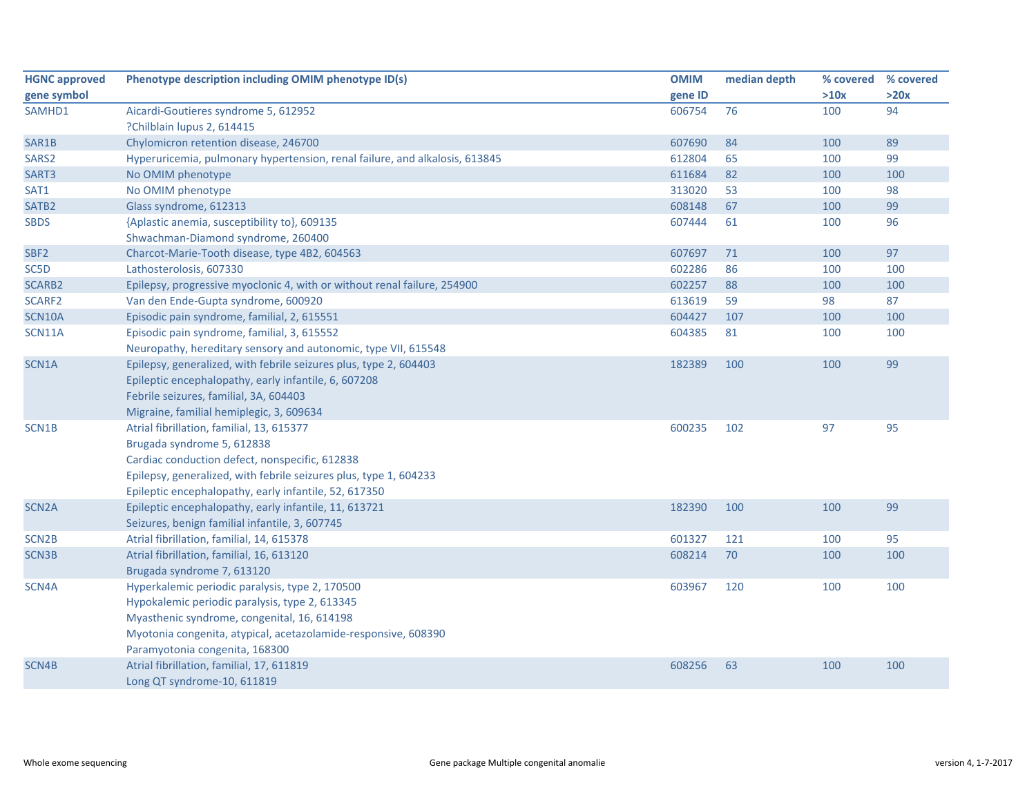| HGNC approved gene symbol | Phenotype description including OMIM phenotype ID(s) | OMIM gene ID | median depth | % covered >10x | % covered >20x |
|---|---|---|---|---|---|
| SAMHD1 | Aicardi-Goutieres syndrome 5, 612952<br>?Chilblain lupus 2, 614415 | 606754 | 76 | 100 | 94 |
| SAR1B | Chylomicron retention disease, 246700 | 607690 | 84 | 100 | 89 |
| SARS2 | Hyperuricemia, pulmonary hypertension, renal failure, and alkalosis, 613845 | 612804 | 65 | 100 | 99 |
| SART3 | No OMIM phenotype | 611684 | 82 | 100 | 100 |
| SAT1 | No OMIM phenotype | 313020 | 53 | 100 | 98 |
| SATB2 | Glass syndrome, 612313 | 608148 | 67 | 100 | 99 |
| SBDS | {Aplastic anemia, susceptibility to}, 609135<br>Shwachman-Diamond syndrome, 260400 | 607444 | 61 | 100 | 96 |
| SBF2 | Charcot-Marie-Tooth disease, type 4B2, 604563 | 607697 | 71 | 100 | 97 |
| SC5D | Lathosterolosis, 607330 | 602286 | 86 | 100 | 100 |
| SCARB2 | Epilepsy, progressive myoclonic 4, with or without renal failure, 254900 | 602257 | 88 | 100 | 100 |
| SCARF2 | Van den Ende-Gupta syndrome, 600920 | 613619 | 59 | 98 | 87 |
| SCN10A | Episodic pain syndrome, familial, 2, 615551 | 604427 | 107 | 100 | 100 |
| SCN11A | Episodic pain syndrome, familial, 3, 615552<br>Neuropathy, hereditary sensory and autonomic, type VII, 615548 | 604385 | 81 | 100 | 100 |
| SCN1A | Epilepsy, generalized, with febrile seizures plus, type 2, 604403<br>Epileptic encephalopathy, early infantile, 6, 607208<br>Febrile seizures, familial, 3A, 604403<br>Migraine, familial hemiplegic, 3, 609634 | 182389 | 100 | 100 | 99 |
| SCN1B | Atrial fibrillation, familial, 13, 615377<br>Brugada syndrome 5, 612838<br>Cardiac conduction defect, nonspecific, 612838<br>Epilepsy, generalized, with febrile seizures plus, type 1, 604233<br>Epileptic encephalopathy, early infantile, 52, 617350 | 600235 | 102 | 97 | 95 |
| SCN2A | Epileptic encephalopathy, early infantile, 11, 613721<br>Seizures, benign familial infantile, 3, 607745 | 182390 | 100 | 100 | 99 |
| SCN2B | Atrial fibrillation, familial, 14, 615378 | 601327 | 121 | 100 | 95 |
| SCN3B | Atrial fibrillation, familial, 16, 613120<br>Brugada syndrome 7, 613120 | 608214 | 70 | 100 | 100 |
| SCN4A | Hyperkalemic periodic paralysis, type 2, 170500<br>Hypokalemic periodic paralysis, type 2, 613345<br>Myasthenic syndrome, congenital, 16, 614198<br>Myotonia congenita, atypical, acetazolamide-responsive, 608390<br>Paramyotonia congenita, 168300 | 603967 | 120 | 100 | 100 |
| SCN4B | Atrial fibrillation, familial, 17, 611819<br>Long QT syndrome-10, 611819 | 608256 | 63 | 100 | 100 |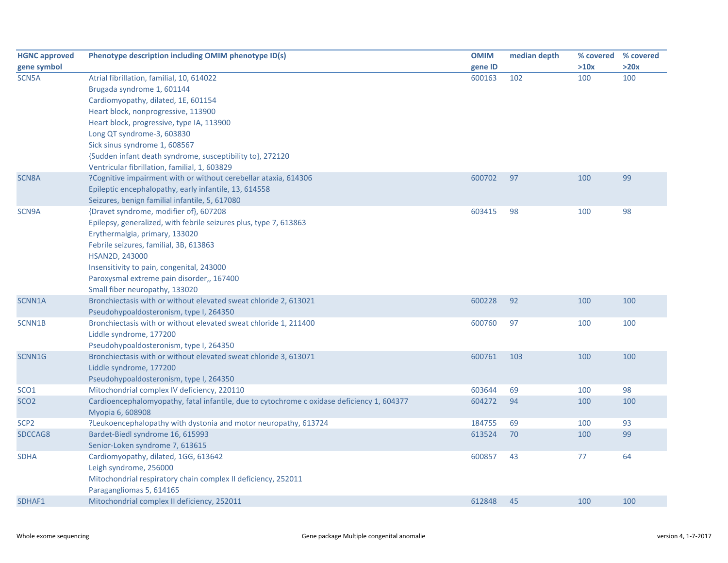| HGNC approved gene symbol | Phenotype description including OMIM phenotype ID(s) | OMIM gene ID | median depth | % covered >10x | % covered >20x |
|---|---|---|---|---|---|
| SCN5A | Atrial fibrillation, familial, 10, 614022<br>Brugada syndrome 1, 601144<br>Cardiomyopathy, dilated, 1E, 601154<br>Heart block, nonprogressive, 113900<br>Heart block, progressive, type IA, 113900<br>Long QT syndrome-3, 603830<br>Sick sinus syndrome 1, 608567<br>{Sudden infant death syndrome, susceptibility to}, 272120<br>Ventricular fibrillation, familial, 1, 603829 | 600163 | 102 | 100 | 100 |
| SCN8A | ?Cognitive impairment with or without cerebellar ataxia, 614306<br>Epileptic encephalopathy, early infantile, 13, 614558<br>Seizures, benign familial infantile, 5, 617080 | 600702 | 97 | 100 | 99 |
| SCN9A | {Dravet syndrome, modifier of}, 607208<br>Epilepsy, generalized, with febrile seizures plus, type 7, 613863<br>Erythermalgia, primary, 133020<br>Febrile seizures, familial, 3B, 613863<br>HSAN2D, 243000<br>Insensitivity to pain, congenital, 243000<br>Paroxysmal extreme pain disorder,, 167400<br>Small fiber neuropathy, 133020 | 603415 | 98 | 100 | 98 |
| SCNN1A | Bronchiectasis with or without elevated sweat chloride 2, 613021<br>Pseudohypoaldosteronism, type I, 264350 | 600228 | 92 | 100 | 100 |
| SCNN1B | Bronchiectasis with or without elevated sweat chloride 1, 211400<br>Liddle syndrome, 177200<br>Pseudohypoaldosteronism, type I, 264350 | 600760 | 97 | 100 | 100 |
| SCNN1G | Bronchiectasis with or without elevated sweat chloride 3, 613071<br>Liddle syndrome, 177200<br>Pseudohypoaldosteronism, type I, 264350 | 600761 | 103 | 100 | 100 |
| SCO1 | Mitochondrial complex IV deficiency, 220110 | 603644 | 69 | 100 | 98 |
| SCO2 | Cardioencephalomyopathy, fatal infantile, due to cytochrome c oxidase deficiency 1, 604377<br>Myopia 6, 608908 | 604272 | 94 | 100 | 100 |
| SCP2 | ?Leukoencephalopathy with dystonia and motor neuropathy, 613724 | 184755 | 69 | 100 | 93 |
| SDCCAG8 | Bardet-Biedl syndrome 16, 615993<br>Senior-Loken syndrome 7, 613615 | 613524 | 70 | 100 | 99 |
| SDHA | Cardiomyopathy, dilated, 1GG, 613642<br>Leigh syndrome, 256000<br>Mitochondrial respiratory chain complex II deficiency, 252011<br>Paragangliomas 5, 614165 | 600857 | 43 | 77 | 64 |
| SDHAF1 | Mitochondrial complex II deficiency, 252011 | 612848 | 45 | 100 | 100 |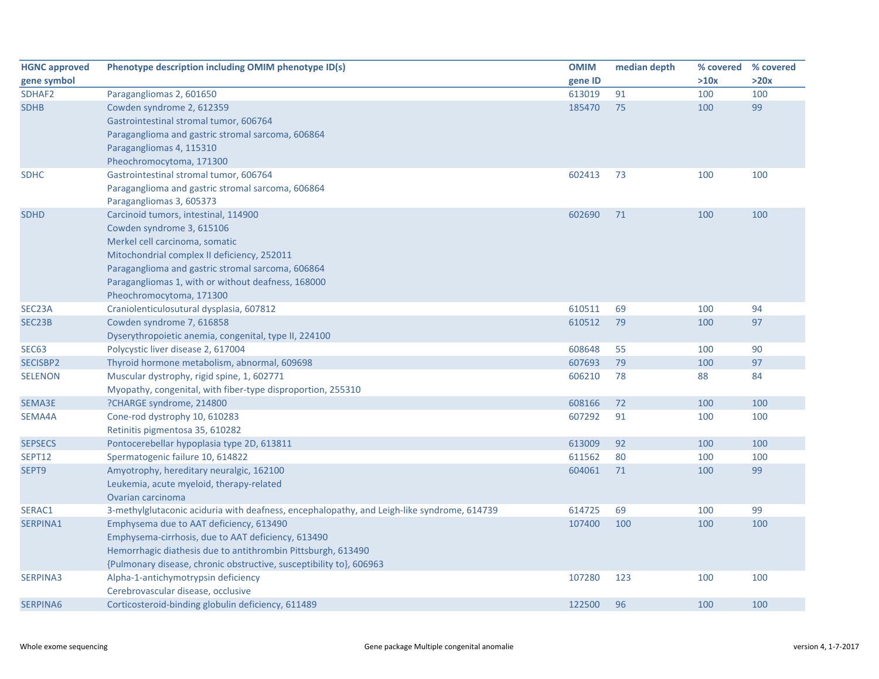| HGNC approved gene symbol | Phenotype description including OMIM phenotype ID(s) | OMIM gene ID | median depth | % covered >10x | % covered >20x |
|---|---|---|---|---|---|
| SDHAF2 | Paragangliomas 2, 601650 | 613019 | 91 | 100 | 100 |
| SDHB | Cowden syndrome 2, 612359<br>Gastrointestinal stromal tumor, 606764<br>Paraganglioma and gastric stromal sarcoma, 606864<br>Paragangliomas 4, 115310<br>Pheochromocytoma, 171300 | 185470 | 75 | 100 | 99 |
| SDHC | Gastrointestinal stromal tumor, 606764<br>Paraganglioma and gastric stromal sarcoma, 606864<br>Paragangliomas 3, 605373 | 602413 | 73 | 100 | 100 |
| SDHD | Carcinoid tumors, intestinal, 114900<br>Cowden syndrome 3, 615106<br>Merkel cell carcinoma, somatic<br>Mitochondrial complex II deficiency, 252011<br>Paraganglioma and gastric stromal sarcoma, 606864<br>Paragangliomas 1, with or without deafness, 168000<br>Pheochromocytoma, 171300 | 602690 | 71 | 100 | 100 |
| SEC23A | Craniolenticulosutural dysplasia, 607812 | 610511 | 69 | 100 | 94 |
| SEC23B | Cowden syndrome 7, 616858<br>Dyserythropoietic anemia, congenital, type II, 224100 | 610512 | 79 | 100 | 97 |
| SEC63 | Polycystic liver disease 2, 617004 | 608648 | 55 | 100 | 90 |
| SECISBP2 | Thyroid hormone metabolism, abnormal, 609698 | 607693 | 79 | 100 | 97 |
| SELENON | Muscular dystrophy, rigid spine, 1, 602771<br>Myopathy, congenital, with fiber-type disproportion, 255310 | 606210 | 78 | 88 | 84 |
| SEMA3E | ?CHARGE syndrome, 214800 | 608166 | 72 | 100 | 100 |
| SEMA4A | Cone-rod dystrophy 10, 610283<br>Retinitis pigmentosa 35, 610282 | 607292 | 91 | 100 | 100 |
| SEPSECS | Pontocerebellar hypoplasia type 2D, 613811 | 613009 | 92 | 100 | 100 |
| SEPT12 | Spermatogenic failure 10, 614822 | 611562 | 80 | 100 | 100 |
| SEPT9 | Amyotrophy, hereditary neuralgic, 162100<br>Leukemia, acute myeloid, therapy-related<br>Ovarian carcinoma | 604061 | 71 | 100 | 99 |
| SERAC1 | 3-methylglutaconic aciduria with deafness, encephalopathy, and Leigh-like syndrome, 614739 | 614725 | 69 | 100 | 99 |
| SERPINA1 | Emphysema due to AAT deficiency, 613490<br>Emphysema-cirrhosis, due to AAT deficiency, 613490<br>Hemorrhagic diathesis due to antithrombin Pittsburgh, 613490<br>{Pulmonary disease, chronic obstructive, susceptibility to}, 606963 | 107400 | 100 | 100 | 100 |
| SERPINA3 | Alpha-1-antichymotrypsin deficiency<br>Cerebrovascular disease, occlusive | 107280 | 123 | 100 | 100 |
| SERPINA6 | Corticosteroid-binding globulin deficiency, 611489 | 122500 | 96 | 100 | 100 |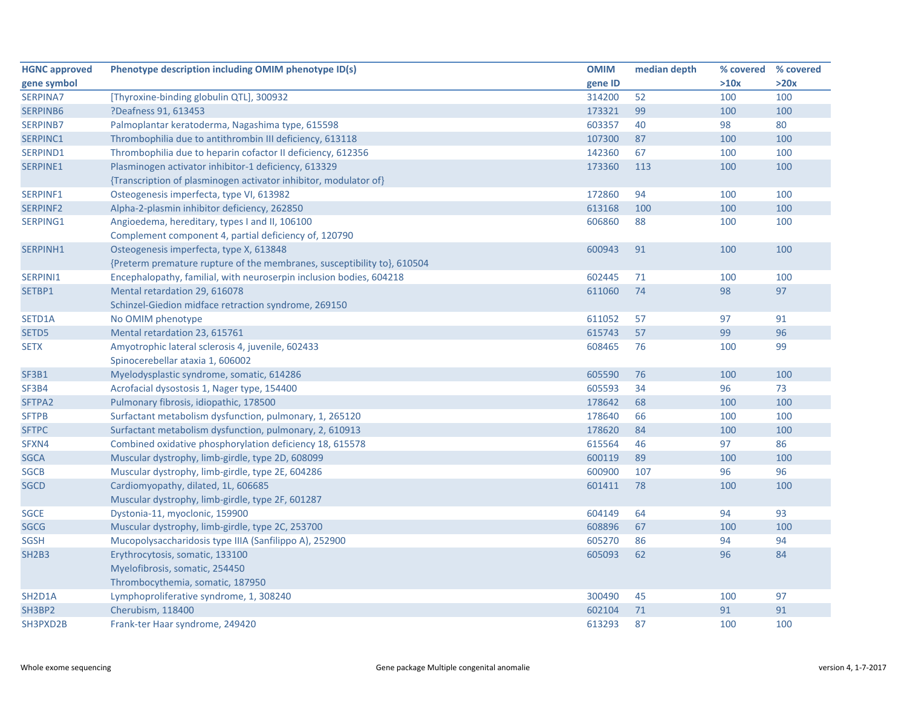| HGNC approved gene symbol | Phenotype description including OMIM phenotype ID(s) | OMIM gene ID | median depth | % covered >10x | % covered >20x |
|---|---|---|---|---|---|
| SERPINA7 | [Thyroxine-binding globulin QTL], 300932 | 314200 | 52 | 100 | 100 |
| SERPINB6 | ?Deafness 91, 613453 | 173321 | 99 | 100 | 100 |
| SERPINB7 | Palmoplantar keratoderma, Nagashima type, 615598 | 603357 | 40 | 98 | 80 |
| SERPINC1 | Thrombophilia due to antithrombin III deficiency, 613118 | 107300 | 87 | 100 | 100 |
| SERPIND1 | Thrombophilia due to heparin cofactor II deficiency, 612356 | 142360 | 67 | 100 | 100 |
| SERPINE1 | Plasminogen activator inhibitor-1 deficiency, 613329<br>{Transcription of plasminogen activator inhibitor, modulator of} | 173360 | 113 | 100 | 100 |
| SERPINF1 | Osteogenesis imperfecta, type VI, 613982 | 172860 | 94 | 100 | 100 |
| SERPINF2 | Alpha-2-plasmin inhibitor deficiency, 262850 | 613168 | 100 | 100 | 100 |
| SERPING1 | Angioedema, hereditary, types I and II, 106100<br>Complement component 4, partial deficiency of, 120790 | 606860 | 88 | 100 | 100 |
| SERPINH1 | Osteogenesis imperfecta, type X, 613848<br>{Preterm premature rupture of the membranes, susceptibility to}, 610504 | 600943 | 91 | 100 | 100 |
| SERPINI1 | Encephalopathy, familial, with neuroserpin inclusion bodies, 604218 | 602445 | 71 | 100 | 100 |
| SETBP1 | Mental retardation 29, 616078<br>Schinzel-Giedion midface retraction syndrome, 269150 | 611060 | 74 | 98 | 97 |
| SETD1A | No OMIM phenotype | 611052 | 57 | 97 | 91 |
| SETD5 | Mental retardation 23, 615761 | 615743 | 57 | 99 | 96 |
| SETX | Amyotrophic lateral sclerosis 4, juvenile, 602433<br>Spinocerebellar ataxia 1, 606002 | 608465 | 76 | 100 | 99 |
| SF3B1 | Myelodysplastic syndrome, somatic, 614286 | 605590 | 76 | 100 | 100 |
| SF3B4 | Acrofacial dysostosis 1, Nager type, 154400 | 605593 | 34 | 96 | 73 |
| SFTPA2 | Pulmonary fibrosis, idiopathic, 178500 | 178642 | 68 | 100 | 100 |
| SFTPB | Surfactant metabolism dysfunction, pulmonary, 1, 265120 | 178640 | 66 | 100 | 100 |
| SFTPC | Surfactant metabolism dysfunction, pulmonary, 2, 610913 | 178620 | 84 | 100 | 100 |
| SFXN4 | Combined oxidative phosphorylation deficiency 18, 615578 | 615564 | 46 | 97 | 86 |
| SGCA | Muscular dystrophy, limb-girdle, type 2D, 608099 | 600119 | 89 | 100 | 100 |
| SGCB | Muscular dystrophy, limb-girdle, type 2E, 604286 | 600900 | 107 | 96 | 96 |
| SGCD | Cardiomyopathy, dilated, 1L, 606685<br>Muscular dystrophy, limb-girdle, type 2F, 601287 | 601411 | 78 | 100 | 100 |
| SGCE | Dystonia-11, myoclonic, 159900 | 604149 | 64 | 94 | 93 |
| SGCG | Muscular dystrophy, limb-girdle, type 2C, 253700 | 608896 | 67 | 100 | 100 |
| SGSH | Mucopolysaccharidosis type IIIA (Sanfilippo A), 252900 | 605270 | 86 | 94 | 94 |
| SH2B3 | Erythrocytosis, somatic, 133100<br>Myelofibrosis, somatic, 254450<br>Thrombocythemia, somatic, 187950 | 605093 | 62 | 96 | 84 |
| SH2D1A | Lymphoproliferative syndrome, 1, 308240 | 300490 | 45 | 100 | 97 |
| SH3BP2 | Cherubism, 118400 | 602104 | 71 | 91 | 91 |
| SH3PXD2B | Frank-ter Haar syndrome, 249420 | 613293 | 87 | 100 | 100 |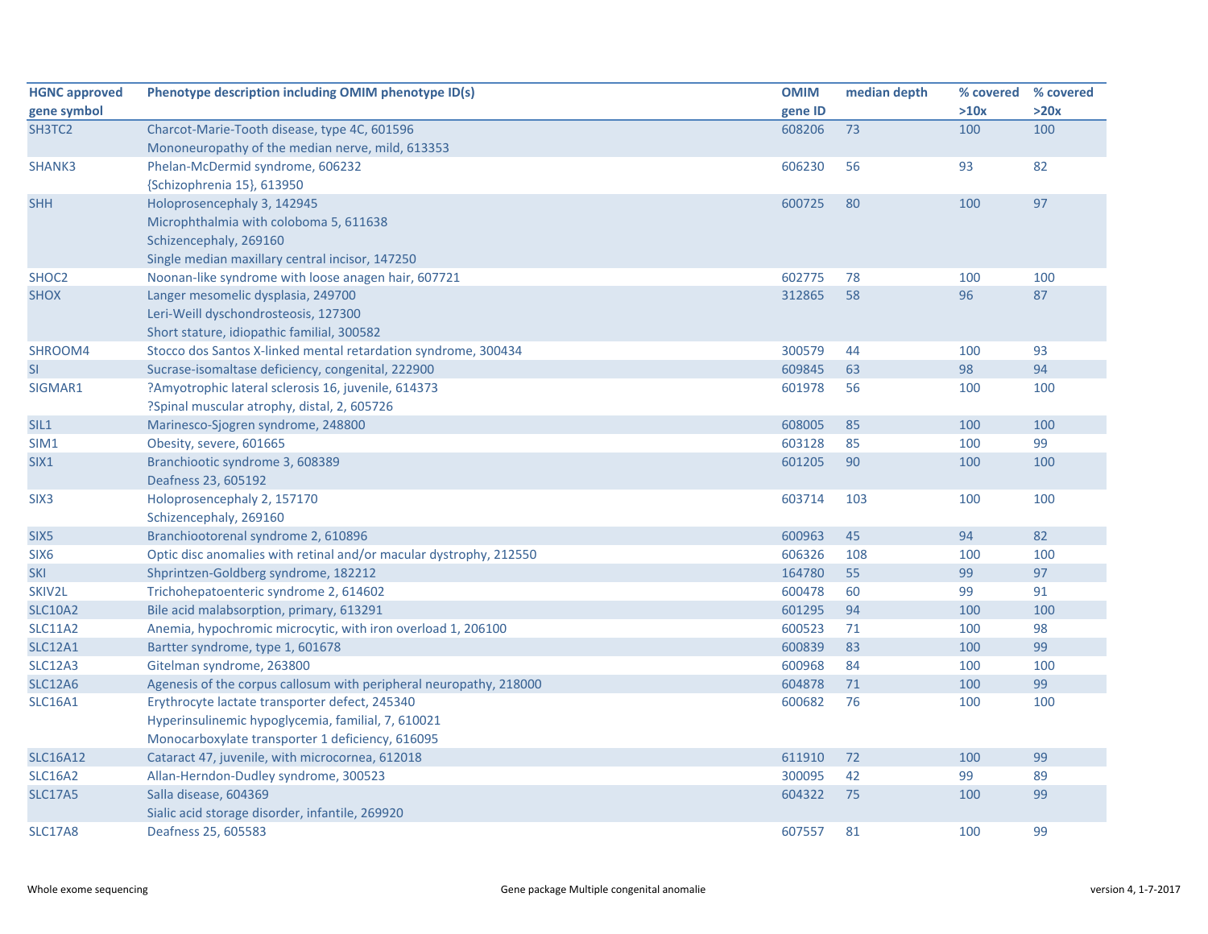| HGNC approved gene symbol | Phenotype description including OMIM phenotype ID(s) | OMIM gene ID | median depth | % covered >10x | % covered >20x |
|---|---|---|---|---|---|
| SH3TC2 | Charcot-Marie-Tooth disease, type 4C, 601596<br>Mononeuropathy of the median nerve, mild, 613353 | 608206 | 73 | 100 | 100 |
| SHANK3 | Phelan-McDermid syndrome, 606232<br>{Schizophrenia 15}, 613950 | 606230 | 56 | 93 | 82 |
| SHH | Holoprosencephaly 3, 142945<br>Microphthalmia with coloboma 5, 611638<br>Schizencephaly, 269160<br>Single median maxillary central incisor, 147250 | 600725 | 80 | 100 | 97 |
| SHOC2 | Noonan-like syndrome with loose anagen hair, 607721 | 602775 | 78 | 100 | 100 |
| SHOX | Langer mesomelic dysplasia, 249700<br>Leri-Weill dyschondrosteosis, 127300<br>Short stature, idiopathic familial, 300582 | 312865 | 58 | 96 | 87 |
| SHROOM4 | Stocco dos Santos X-linked mental retardation syndrome, 300434 | 300579 | 44 | 100 | 93 |
| SI | Sucrase-isomaltase deficiency, congenital, 222900 | 609845 | 63 | 98 | 94 |
| SIGMAR1 | ?Amyotrophic lateral sclerosis 16, juvenile, 614373<br>?Spinal muscular atrophy, distal, 2, 605726 | 601978 | 56 | 100 | 100 |
| SIL1 | Marinesco-Sjogren syndrome, 248800 | 608005 | 85 | 100 | 100 |
| SIM1 | Obesity, severe, 601665 | 603128 | 85 | 100 | 99 |
| SIX1 | Branchiootic syndrome 3, 608389<br>Deafness 23, 605192 | 601205 | 90 | 100 | 100 |
| SIX3 | Holoprosencephaly 2, 157170<br>Schizencephaly, 269160 | 603714 | 103 | 100 | 100 |
| SIX5 | Branchiootorenal syndrome 2, 610896 | 600963 | 45 | 94 | 82 |
| SIX6 | Optic disc anomalies with retinal and/or macular dystrophy, 212550 | 606326 | 108 | 100 | 100 |
| SKI | Shprintzen-Goldberg syndrome, 182212 | 164780 | 55 | 99 | 97 |
| SKIV2L | Trichohepatoenteric syndrome 2, 614602 | 600478 | 60 | 99 | 91 |
| SLC10A2 | Bile acid malabsorption, primary, 613291 | 601295 | 94 | 100 | 100 |
| SLC11A2 | Anemia, hypochromic microcytic, with iron overload 1, 206100 | 600523 | 71 | 100 | 98 |
| SLC12A1 | Bartter syndrome, type 1, 601678 | 600839 | 83 | 100 | 99 |
| SLC12A3 | Gitelman syndrome, 263800 | 600968 | 84 | 100 | 100 |
| SLC12A6 | Agenesis of the corpus callosum with peripheral neuropathy, 218000 | 604878 | 71 | 100 | 99 |
| SLC16A1 | Erythrocyte lactate transporter defect, 245340<br>Hyperinsulinemic hypoglycemia, familial, 7, 610021<br>Monocarboxylate transporter 1 deficiency, 616095 | 600682 | 76 | 100 | 100 |
| SLC16A12 | Cataract 47, juvenile, with microcornea, 612018 | 611910 | 72 | 100 | 99 |
| SLC16A2 | Allan-Herndon-Dudley syndrome, 300523 | 300095 | 42 | 99 | 89 |
| SLC17A5 | Salla disease, 604369<br>Sialic acid storage disorder, infantile, 269920 | 604322 | 75 | 100 | 99 |
| SLC17A8 | Deafness 25, 605583 | 607557 | 81 | 100 | 99 |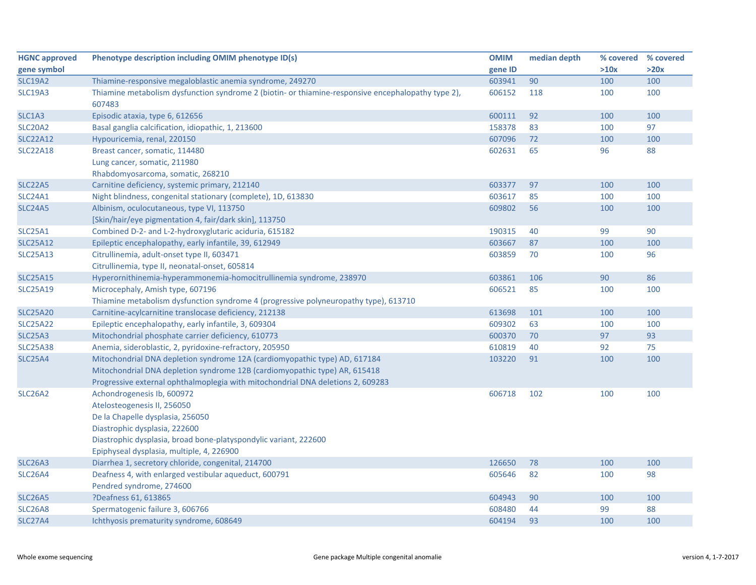| HGNC approved gene symbol | Phenotype description including OMIM phenotype ID(s) | OMIM gene ID | median depth | % covered >10x | % covered >20x |
|---|---|---|---|---|---|
| SLC19A2 | Thiamine-responsive megaloblastic anemia syndrome, 249270 | 603941 | 90 | 100 | 100 |
| SLC19A3 | Thiamine metabolism dysfunction syndrome 2 (biotin- or thiamine-responsive encephalopathy type 2), 607483 | 606152 | 118 | 100 | 100 |
| SLC1A3 | Episodic ataxia, type 6, 612656 | 600111 | 92 | 100 | 100 |
| SLC20A2 | Basal ganglia calcification, idiopathic, 1, 213600 | 158378 | 83 | 100 | 97 |
| SLC22A12 | Hypouricemia, renal, 220150 | 607096 | 72 | 100 | 100 |
| SLC22A18 | Breast cancer, somatic, 114480<br>Lung cancer, somatic, 211980<br>Rhabdomyosarcoma, somatic, 268210 | 602631 | 65 | 96 | 88 |
| SLC22A5 | Carnitine deficiency, systemic primary, 212140 | 603377 | 97 | 100 | 100 |
| SLC24A1 | Night blindness, congenital stationary (complete), 1D, 613830 | 603617 | 85 | 100 | 100 |
| SLC24A5 | Albinism, oculocutaneous, type VI, 113750<br>[Skin/hair/eye pigmentation 4, fair/dark skin], 113750 | 609802 | 56 | 100 | 100 |
| SLC25A1 | Combined D-2- and L-2-hydroxyglutaric aciduria, 615182 | 190315 | 40 | 99 | 90 |
| SLC25A12 | Epileptic encephalopathy, early infantile, 39, 612949 | 603667 | 87 | 100 | 100 |
| SLC25A13 | Citrullinemia, adult-onset type II, 603471<br>Citrullinemia, type II, neonatal-onset, 605814 | 603859 | 70 | 100 | 96 |
| SLC25A15 | Hyperornithinemia-hyperammonemia-homocitrullinemia syndrome, 238970 | 603861 | 106 | 90 | 86 |
| SLC25A19 | Microcephaly, Amish type, 607196<br>Thiamine metabolism dysfunction syndrome 4 (progressive polyneuropathy type), 613710 | 606521 | 85 | 100 | 100 |
| SLC25A20 | Carnitine-acylcarnitine translocase deficiency, 212138 | 613698 | 101 | 100 | 100 |
| SLC25A22 | Epileptic encephalopathy, early infantile, 3, 609304 | 609302 | 63 | 100 | 100 |
| SLC25A3 | Mitochondrial phosphate carrier deficiency, 610773 | 600370 | 70 | 97 | 93 |
| SLC25A38 | Anemia, sideroblastic, 2, pyridoxine-refractory, 205950 | 610819 | 40 | 92 | 75 |
| SLC25A4 | Mitochondrial DNA depletion syndrome 12A (cardiomyopathic type) AD, 617184<br>Mitochondrial DNA depletion syndrome 12B (cardiomyopathic type) AR, 615418<br>Progressive external ophthalmoplegia with mitochondrial DNA deletions 2, 609283 | 103220 | 91 | 100 | 100 |
| SLC26A2 | Achondrogenesis Ib, 600972<br>Atelosteogenesis II, 256050<br>De la Chapelle dysplasia, 256050<br>Diastrophic dysplasia, 222600<br>Diastrophic dysplasia, broad bone-platyspondylic variant, 222600<br>Epiphyseal dysplasia, multiple, 4, 226900 | 606718 | 102 | 100 | 100 |
| SLC26A3 | Diarrhea 1, secretory chloride, congenital, 214700 | 126650 | 78 | 100 | 100 |
| SLC26A4 | Deafness 4, with enlarged vestibular aqueduct, 600791<br>Pendred syndrome, 274600 | 605646 | 82 | 100 | 98 |
| SLC26A5 | ?Deafness 61, 613865 | 604943 | 90 | 100 | 100 |
| SLC26A8 | Spermatogenic failure 3, 606766 | 608480 | 44 | 99 | 88 |
| SLC27A4 | Ichthyosis prematurity syndrome, 608649 | 604194 | 93 | 100 | 100 |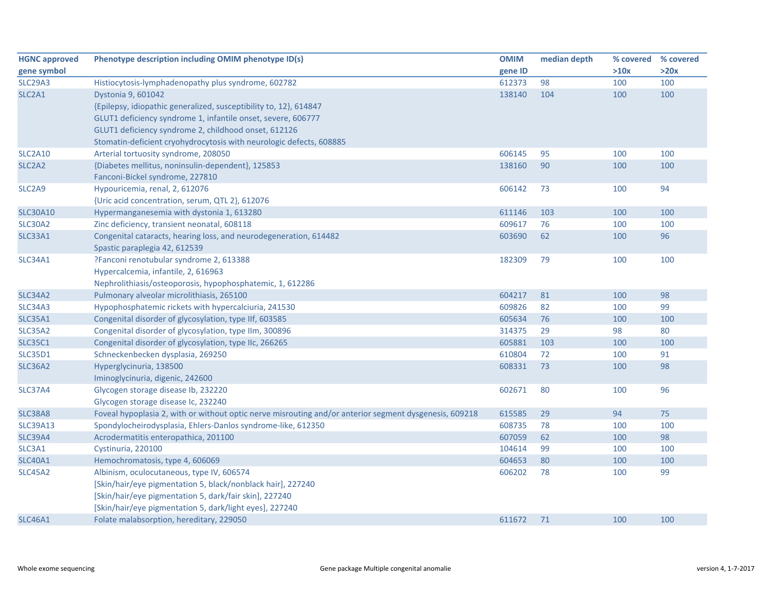| HGNC approved gene symbol | Phenotype description including OMIM phenotype ID(s) | OMIM gene ID | median depth | % covered >10x | % covered >20x |
|---|---|---|---|---|---|
| SLC29A3 | Histiocytosis-lymphadenopathy plus syndrome, 602782 | 612373 | 98 | 100 | 100 |
| SLC2A1 | Dystonia 9, 601042<br>{Epilepsy, idiopathic generalized, susceptibility to, 12}, 614847<br>GLUT1 deficiency syndrome 1, infantile onset, severe, 606777<br>GLUT1 deficiency syndrome 2, childhood onset, 612126<br>Stomatin-deficient cryohydrocytosis with neurologic defects, 608885 | 138140 | 104 | 100 | 100 |
| SLC2A10 | Arterial tortuosity syndrome, 208050 | 606145 | 95 | 100 | 100 |
| SLC2A2 | {Diabetes mellitus, noninsulin-dependent}, 125853<br>Fanconi-Bickel syndrome, 227810 | 138160 | 90 | 100 | 100 |
| SLC2A9 | Hypouricemia, renal, 2, 612076<br>{Uric acid concentration, serum, QTL 2}, 612076 | 606142 | 73 | 100 | 94 |
| SLC30A10 | Hypermanganesemia with dystonia 1, 613280 | 611146 | 103 | 100 | 100 |
| SLC30A2 | Zinc deficiency, transient neonatal, 608118 | 609617 | 76 | 100 | 100 |
| SLC33A1 | Congenital cataracts, hearing loss, and neurodegeneration, 614482<br>Spastic paraplegia 42, 612539 | 603690 | 62 | 100 | 96 |
| SLC34A1 | ?Fanconi renotubular syndrome 2, 613388<br>Hypercalcemia, infantile, 2, 616963<br>Nephrolithiasis/osteoporosis, hypophosphatemic, 1, 612286 | 182309 | 79 | 100 | 100 |
| SLC34A2 | Pulmonary alveolar microlithiasis, 265100 | 604217 | 81 | 100 | 98 |
| SLC34A3 | Hypophosphatemic rickets with hypercalciuria, 241530 | 609826 | 82 | 100 | 99 |
| SLC35A1 | Congenital disorder of glycosylation, type IIf, 603585 | 605634 | 76 | 100 | 100 |
| SLC35A2 | Congenital disorder of glycosylation, type IIm, 300896 | 314375 | 29 | 98 | 80 |
| SLC35C1 | Congenital disorder of glycosylation, type IIc, 266265 | 605881 | 103 | 100 | 100 |
| SLC35D1 | Schneckenbecken dysplasia, 269250 | 610804 | 72 | 100 | 91 |
| SLC36A2 | Hyperglycinuria, 138500<br>Iminoglycinuria, digenic, 242600 | 608331 | 73 | 100 | 98 |
| SLC37A4 | Glycogen storage disease Ib, 232220<br>Glycogen storage disease Ic, 232240 | 602671 | 80 | 100 | 96 |
| SLC38A8 | Foveal hypoplasia 2, with or without optic nerve misrouting and/or anterior segment dysgenesis, 609218 | 615585 | 29 | 94 | 75 |
| SLC39A13 | Spondylocheirodysplasia, Ehlers-Danlos syndrome-like, 612350 | 608735 | 78 | 100 | 100 |
| SLC39A4 | Acrodermatitis enteropathica, 201100 | 607059 | 62 | 100 | 98 |
| SLC3A1 | Cystinuria, 220100 | 104614 | 99 | 100 | 100 |
| SLC40A1 | Hemochromatosis, type 4, 606069 | 604653 | 80 | 100 | 100 |
| SLC45A2 | Albinism, oculocutaneous, type IV, 606574<br>[Skin/hair/eye pigmentation 5, black/nonblack hair], 227240<br>[Skin/hair/eye pigmentation 5, dark/fair skin], 227240<br>[Skin/hair/eye pigmentation 5, dark/light eyes], 227240 | 606202 | 78 | 100 | 99 |
| SLC46A1 | Folate malabsorption, hereditary, 229050 | 611672 | 71 | 100 | 100 |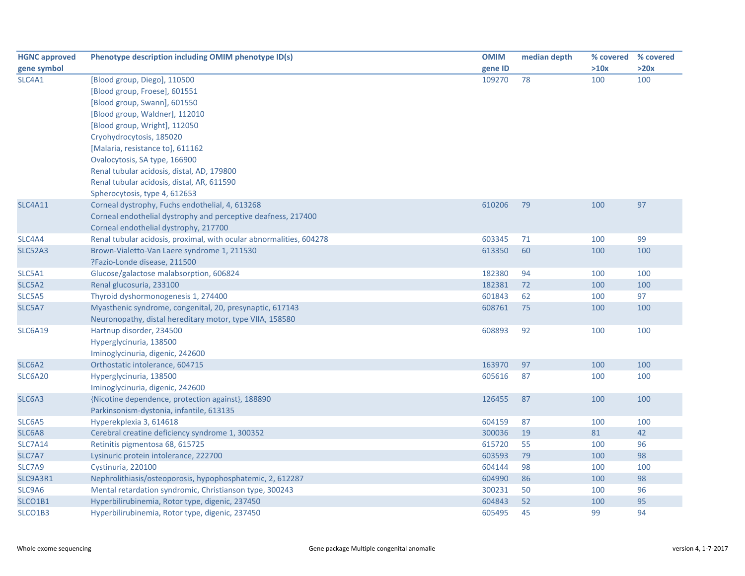| HGNC approved gene symbol | Phenotype description including OMIM phenotype ID(s) | OMIM gene ID | median depth | % covered >10x | % covered >20x |
|---|---|---|---|---|---|
| SLC4A1 | [Blood group, Diego], 110500 | 109270 | 78 | 100 | 100 |
| | [Blood group, Froese], 601551 | | | | |
| | [Blood group, Swann], 601550 | | | | |
| | [Blood group, Waldner], 112010 | | | | |
| | [Blood group, Wright], 112050 | | | | |
| | Cryohydrocytosis, 185020 | | | | |
| | [Malaria, resistance to], 611162 | | | | |
| | Ovalocytosis, SA type, 166900 | | | | |
| | Renal tubular acidosis, distal, AD, 179800 | | | | |
| | Renal tubular acidosis, distal, AR, 611590 | | | | |
| | Spherocytosis, type 4, 612653 | | | | |
| SLC4A11 | Corneal dystrophy, Fuchs endothelial, 4, 613268 | 610206 | 79 | 100 | 97 |
| | Corneal endothelial dystrophy and perceptive deafness, 217400 | | | | |
| | Corneal endothelial dystrophy, 217700 | | | | |
| SLC4A4 | Renal tubular acidosis, proximal, with ocular abnormalities, 604278 | 603345 | 71 | 100 | 99 |
| SLC52A3 | Brown-Vialetto-Van Laere syndrome 1, 211530 | 613350 | 60 | 100 | 100 |
| | ?Fazio-Londe disease, 211500 | | | | |
| SLC5A1 | Glucose/galactose malabsorption, 606824 | 182380 | 94 | 100 | 100 |
| SLC5A2 | Renal glucosuria, 233100 | 182381 | 72 | 100 | 100 |
| SLC5A5 | Thyroid dyshormonogenesis 1, 274400 | 601843 | 62 | 100 | 97 |
| SLC5A7 | Myasthenic syndrome, congenital, 20, presynaptic, 617143 | 608761 | 75 | 100 | 100 |
| | Neuronopathy, distal hereditary motor, type VIIA, 158580 | | | | |
| SLC6A19 | Hartnup disorder, 234500 | 608893 | 92 | 100 | 100 |
| | Hyperglycinuria, 138500 | | | | |
| | Iminoglycinuria, digenic, 242600 | | | | |
| SLC6A2 | Orthostatic intolerance, 604715 | 163970 | 97 | 100 | 100 |
| SLC6A20 | Hyperglycinuria, 138500 | 605616 | 87 | 100 | 100 |
| | Iminoglycinuria, digenic, 242600 | | | | |
| SLC6A3 | {Nicotine dependence, protection against}, 188890 | 126455 | 87 | 100 | 100 |
| | Parkinsonism-dystonia, infantile, 613135 | | | | |
| SLC6A5 | Hyperekplexia 3, 614618 | 604159 | 87 | 100 | 100 |
| SLC6A8 | Cerebral creatine deficiency syndrome 1, 300352 | 300036 | 19 | 81 | 42 |
| SLC7A14 | Retinitis pigmentosa 68, 615725 | 615720 | 55 | 100 | 96 |
| SLC7A7 | Lysinuric protein intolerance, 222700 | 603593 | 79 | 100 | 98 |
| SLC7A9 | Cystinuria, 220100 | 604144 | 98 | 100 | 100 |
| SLC9A3R1 | Nephrolithiasis/osteoporosis, hypophosphatemic, 2, 612287 | 604990 | 86 | 100 | 98 |
| SLC9A6 | Mental retardation syndromic, Christianson type, 300243 | 300231 | 50 | 100 | 96 |
| SLCO1B1 | Hyperbilirubinemia, Rotor type, digenic, 237450 | 604843 | 52 | 100 | 95 |
| SLCO1B3 | Hyperbilirubinemia, Rotor type, digenic, 237450 | 605495 | 45 | 99 | 94 |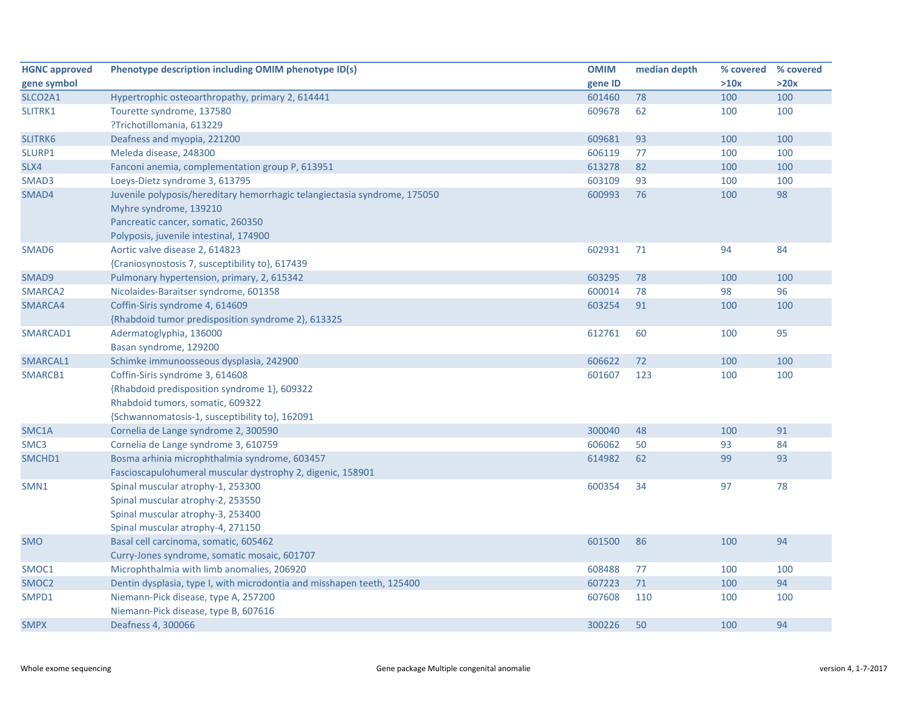| HGNC approved gene symbol | Phenotype description including OMIM phenotype ID(s) | OMIM gene ID | median depth | % covered >10x | % covered >20x |
|---|---|---|---|---|---|
| SLCO2A1 | Hypertrophic osteoarthropathy, primary 2, 614441 | 601460 | 78 | 100 | 100 |
| SLITRK1 | Tourette syndrome, 137580<br>?Trichotillomania, 613229 | 609678 | 62 | 100 | 100 |
| SLITRK6 | Deafness and myopia, 221200 | 609681 | 93 | 100 | 100 |
| SLURP1 | Meleda disease, 248300 | 606119 | 77 | 100 | 100 |
| SLX4 | Fanconi anemia, complementation group P, 613951 | 613278 | 82 | 100 | 100 |
| SMAD3 | Loeys-Dietz syndrome 3, 613795 | 603109 | 93 | 100 | 100 |
| SMAD4 | Juvenile polyposis/hereditary hemorrhagic telangiectasia syndrome, 175050<br>Myhre syndrome, 139210<br>Pancreatic cancer, somatic, 260350<br>Polyposis, juvenile intestinal, 174900 | 600993 | 76 | 100 | 98 |
| SMAD6 | Aortic valve disease 2, 614823<br>{Craniosynostosis 7, susceptibility to}, 617439 | 602931 | 71 | 94 | 84 |
| SMAD9 | Pulmonary hypertension, primary, 2, 615342 | 603295 | 78 | 100 | 100 |
| SMARCA2 | Nicolaides-Baraitser syndrome, 601358 | 600014 | 78 | 98 | 96 |
| SMARCA4 | Coffin-Siris syndrome 4, 614609<br>{Rhabdoid tumor predisposition syndrome 2}, 613325 | 603254 | 91 | 100 | 100 |
| SMARCAD1 | Adermatoglyphia, 136000<br>Basan syndrome, 129200 | 612761 | 60 | 100 | 95 |
| SMARCAL1 | Schimke immunoosseous dysplasia, 242900 | 606622 | 72 | 100 | 100 |
| SMARCB1 | Coffin-Siris syndrome 3, 614608<br>{Rhabdoid predisposition syndrome 1}, 609322<br>Rhabdoid tumors, somatic, 609322<br>{Schwannomatosis-1, susceptibility to}, 162091 | 601607 | 123 | 100 | 100 |
| SMC1A | Cornelia de Lange syndrome 2, 300590 | 300040 | 48 | 100 | 91 |
| SMC3 | Cornelia de Lange syndrome 3, 610759 | 606062 | 50 | 93 | 84 |
| SMCHD1 | Bosma arhinia microphthalmia syndrome, 603457<br>Fascioscapulohumeral muscular dystrophy 2, digenic, 158901 | 614982 | 62 | 99 | 93 |
| SMN1 | Spinal muscular atrophy-1, 253300<br>Spinal muscular atrophy-2, 253550<br>Spinal muscular atrophy-3, 253400<br>Spinal muscular atrophy-4, 271150 | 600354 | 34 | 97 | 78 |
| SMO | Basal cell carcinoma, somatic, 605462<br>Curry-Jones syndrome, somatic mosaic, 601707 | 601500 | 86 | 100 | 94 |
| SMOC1 | Microphthalmia with limb anomalies, 206920 | 608488 | 77 | 100 | 100 |
| SMOC2 | Dentin dysplasia, type I, with microdontia and misshapen teeth, 125400 | 607223 | 71 | 100 | 94 |
| SMPD1 | Niemann-Pick disease, type A, 257200<br>Niemann-Pick disease, type B, 607616 | 607608 | 110 | 100 | 100 |
| SMPX | Deafness 4, 300066 | 300226 | 50 | 100 | 94 |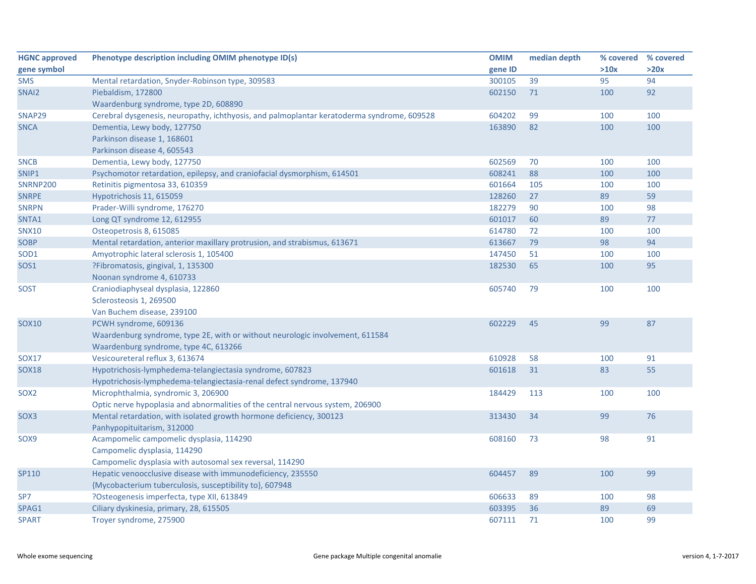| HGNC approved gene symbol | Phenotype description including OMIM phenotype ID(s) | OMIM gene ID | median depth | % covered >10x | % covered >20x |
|---|---|---|---|---|---|
| SMS | Mental retardation, Snyder-Robinson type, 309583 | 300105 | 39 | 95 | 94 |
| SNAI2 | Piebaldism, 172800<br>Waardenburg syndrome, type 2D, 608890 | 602150 | 71 | 100 | 92 |
| SNAP29 | Cerebral dysgenesis, neuropathy, ichthyosis, and palmoplantar keratoderma syndrome, 609528 | 604202 | 99 | 100 | 100 |
| SNCA | Dementia, Lewy body, 127750<br>Parkinson disease 1, 168601<br>Parkinson disease 4, 605543 | 163890 | 82 | 100 | 100 |
| SNCB | Dementia, Lewy body, 127750 | 602569 | 70 | 100 | 100 |
| SNIP1 | Psychomotor retardation, epilepsy, and craniofacial dysmorphism, 614501 | 608241 | 88 | 100 | 100 |
| SNRNP200 | Retinitis pigmentosa 33, 610359 | 601664 | 105 | 100 | 100 |
| SNRPE | Hypotrichosis 11, 615059 | 128260 | 27 | 89 | 59 |
| SNRPN | Prader-Willi syndrome, 176270 | 182279 | 90 | 100 | 98 |
| SNTA1 | Long QT syndrome 12, 612955 | 601017 | 60 | 89 | 77 |
| SNX10 | Osteopetrosis 8, 615085 | 614780 | 72 | 100 | 100 |
| SOBP | Mental retardation, anterior maxillary protrusion, and strabismus, 613671 | 613667 | 79 | 98 | 94 |
| SOD1 | Amyotrophic lateral sclerosis 1, 105400 | 147450 | 51 | 100 | 100 |
| SOS1 | ?Fibromatosis, gingival, 1, 135300<br>Noonan syndrome 4, 610733 | 182530 | 65 | 100 | 95 |
| SOST | Craniodiaphyseal dysplasia, 122860<br>Sclerosteosis 1, 269500<br>Van Buchem disease, 239100 | 605740 | 79 | 100 | 100 |
| SOX10 | PCWH syndrome, 609136<br>Waardenburg syndrome, type 2E, with or without neurologic involvement, 611584<br>Waardenburg syndrome, type 4C, 613266 | 602229 | 45 | 99 | 87 |
| SOX17 | Vesicoureteral reflux 3, 613674 | 610928 | 58 | 100 | 91 |
| SOX18 | Hypotrichosis-lymphedema-telangiectasia syndrome, 607823<br>Hypotrichosis-lymphedema-telangiectasia-renal defect syndrome, 137940 | 601618 | 31 | 83 | 55 |
| SOX2 | Microphthalmia, syndromic 3, 206900<br>Optic nerve hypoplasia and abnormalities of the central nervous system, 206900 | 184429 | 113 | 100 | 100 |
| SOX3 | Mental retardation, with isolated growth hormone deficiency, 300123<br>Panhypopituitarism, 312000 | 313430 | 34 | 99 | 76 |
| SOX9 | Acampomelic campomelic dysplasia, 114290<br>Campomelic dysplasia, 114290<br>Campomelic dysplasia with autosomal sex reversal, 114290 | 608160 | 73 | 98 | 91 |
| SP110 | Hepatic venoocclusive disease with immunodeficiency, 235550<br>{Mycobacterium tuberculosis, susceptibility to}, 607948 | 604457 | 89 | 100 | 99 |
| SP7 | ?Osteogenesis imperfecta, type XII, 613849 | 606633 | 89 | 100 | 98 |
| SPAG1 | Ciliary dyskinesia, primary, 28, 615505 | 603395 | 36 | 89 | 69 |
| SPART | Troyer syndrome, 275900 | 607111 | 71 | 100 | 99 |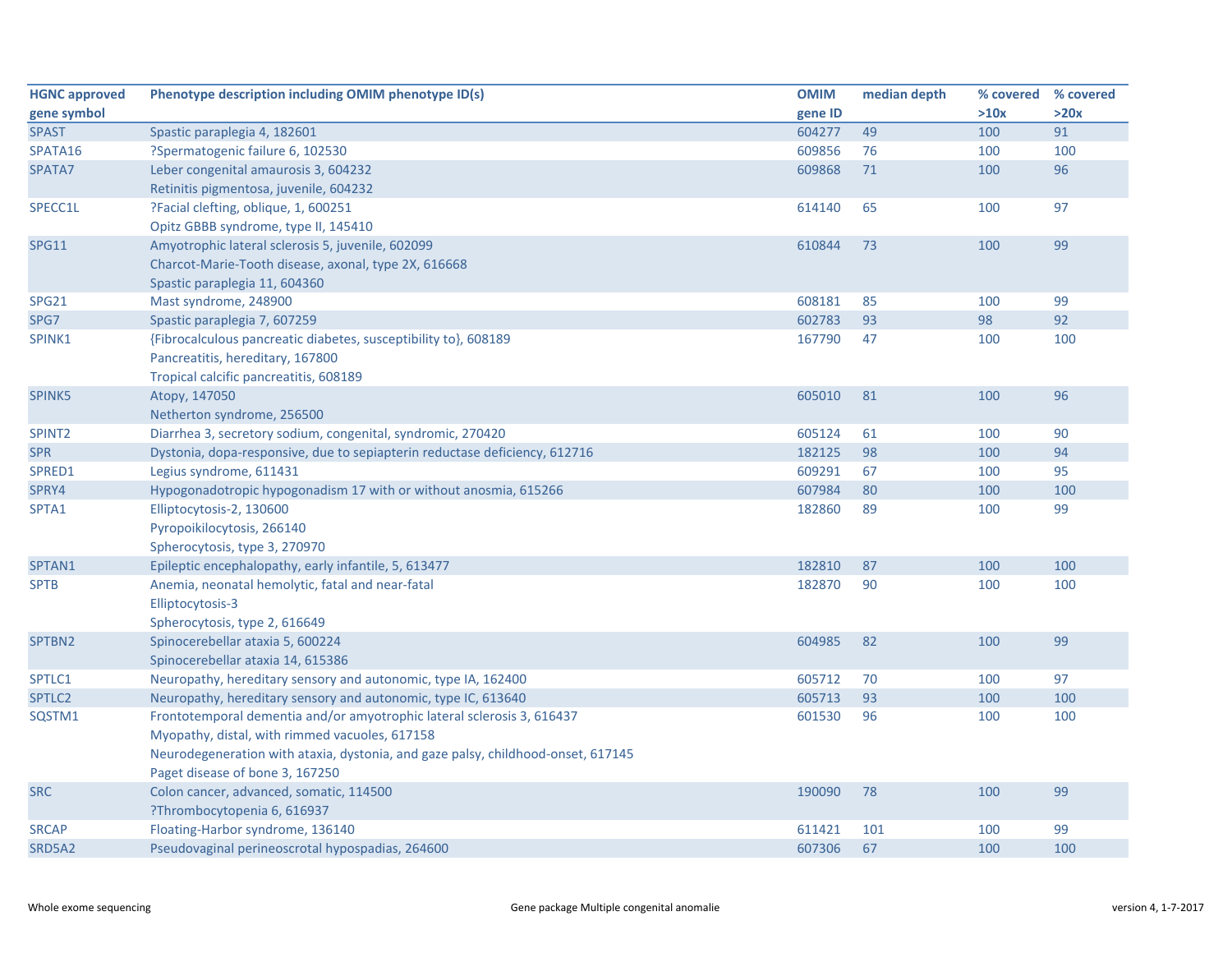| HGNC approved gene symbol | Phenotype description including OMIM phenotype ID(s) | OMIM gene ID | median depth | % covered >10x | % covered >20x |
|---|---|---|---|---|---|
| SPAST | Spastic paraplegia 4, 182601 | 604277 | 49 | 100 | 91 |
| SPATA16 | ?Spermatogenic failure 6, 102530 | 609856 | 76 | 100 | 100 |
| SPATA7 | Leber congenital amaurosis 3, 604232<br>Retinitis pigmentosa, juvenile, 604232 | 609868 | 71 | 100 | 96 |
| SPECC1L | ?Facial clefting, oblique, 1, 600251<br>Opitz GBBB syndrome, type II, 145410 | 614140 | 65 | 100 | 97 |
| SPG11 | Amyotrophic lateral sclerosis 5, juvenile, 602099<br>Charcot-Marie-Tooth disease, axonal, type 2X, 616668<br>Spastic paraplegia 11, 604360 | 610844 | 73 | 100 | 99 |
| SPG21 | Mast syndrome, 248900 | 608181 | 85 | 100 | 99 |
| SPG7 | Spastic paraplegia 7, 607259 | 602783 | 93 | 98 | 92 |
| SPINK1 | {Fibrocalculous pancreatic diabetes, susceptibility to}, 608189<br>Pancreatitis, hereditary, 167800<br>Tropical calcific pancreatitis, 608189 | 167790 | 47 | 100 | 100 |
| SPINK5 | Atopy, 147050<br>Netherton syndrome, 256500 | 605010 | 81 | 100 | 96 |
| SPINT2 | Diarrhea 3, secretory sodium, congenital, syndromic, 270420 | 605124 | 61 | 100 | 90 |
| SPR | Dystonia, dopa-responsive, due to sepiapterin reductase deficiency, 612716 | 182125 | 98 | 100 | 94 |
| SPRED1 | Legius syndrome, 611431 | 609291 | 67 | 100 | 95 |
| SPRY4 | Hypogonadotropic hypogonadism 17 with or without anosmia, 615266 | 607984 | 80 | 100 | 100 |
| SPTA1 | Elliptocytosis-2, 130600<br>Pyropoikilocytosis, 266140<br>Spherocytosis, type 3, 270970 | 182860 | 89 | 100 | 99 |
| SPTAN1 | Epileptic encephalopathy, early infantile, 5, 613477 | 182810 | 87 | 100 | 100 |
| SPTB | Anemia, neonatal hemolytic, fatal and near-fatal<br>Elliptocytosis-3<br>Spherocytosis, type 2, 616649 | 182870 | 90 | 100 | 100 |
| SPTBN2 | Spinocerebellar ataxia 5, 600224<br>Spinocerebellar ataxia 14, 615386 | 604985 | 82 | 100 | 99 |
| SPTLC1 | Neuropathy, hereditary sensory and autonomic, type IA, 162400 | 605712 | 70 | 100 | 97 |
| SPTLC2 | Neuropathy, hereditary sensory and autonomic, type IC, 613640 | 605713 | 93 | 100 | 100 |
| SQSTM1 | Frontotemporal dementia and/or amyotrophic lateral sclerosis 3, 616437<br>Myopathy, distal, with rimmed vacuoles, 617158<br>Neurodegeneration with ataxia, dystonia, and gaze palsy, childhood-onset, 617145<br>Paget disease of bone 3, 167250 | 601530 | 96 | 100 | 100 |
| SRC | Colon cancer, advanced, somatic, 114500<br>?Thrombocytopenia 6, 616937 | 190090 | 78 | 100 | 99 |
| SRCAP | Floating-Harbor syndrome, 136140 | 611421 | 101 | 100 | 99 |
| SRD5A2 | Pseudovaginal perineoscrotal hypospadias, 264600 | 607306 | 67 | 100 | 100 |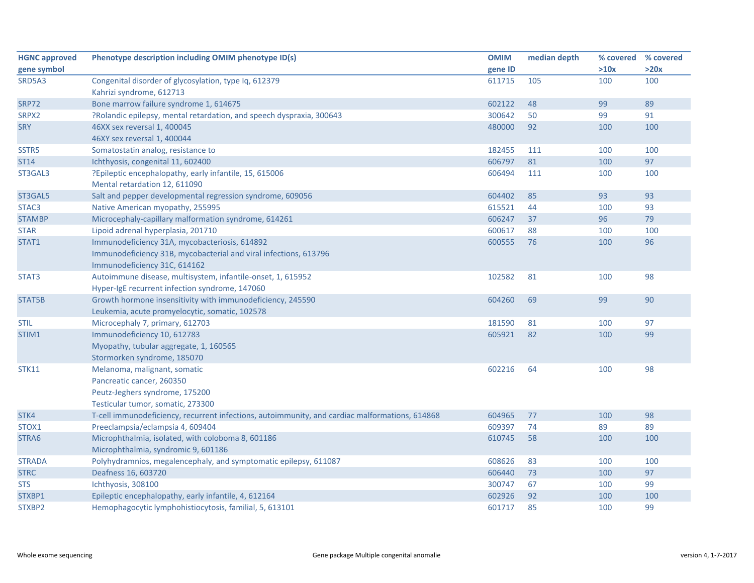| HGNC approved gene symbol | Phenotype description including OMIM phenotype ID(s) | OMIM gene ID | median depth | % covered >10x | % covered >20x |
|---|---|---|---|---|---|
| SRD5A3 | Congenital disorder of glycosylation, type Iq, 612379<br>Kahrizi syndrome, 612713 | 611715 | 105 | 100 | 100 |
| SRP72 | Bone marrow failure syndrome 1, 614675 | 602122 | 48 | 99 | 89 |
| SRPX2 | ?Rolandic epilepsy, mental retardation, and speech dyspraxia, 300643 | 300642 | 50 | 99 | 91 |
| SRY | 46XX sex reversal 1, 400045<br>46XY sex reversal 1, 400044 | 480000 | 92 | 100 | 100 |
| SSTR5 | Somatostatin analog, resistance to | 182455 | 111 | 100 | 100 |
| ST14 | Ichthyosis, congenital 11, 602400 | 606797 | 81 | 100 | 97 |
| ST3GAL3 | ?Epileptic encephalopathy, early infantile, 15, 615006<br>Mental retardation 12, 611090 | 606494 | 111 | 100 | 100 |
| ST3GAL5 | Salt and pepper developmental regression syndrome, 609056 | 604402 | 85 | 93 | 93 |
| STAC3 | Native American myopathy, 255995 | 615521 | 44 | 100 | 93 |
| STAMBP | Microcephaly-capillary malformation syndrome, 614261 | 606247 | 37 | 96 | 79 |
| STAR | Lipoid adrenal hyperplasia, 201710 | 600617 | 88 | 100 | 100 |
| STAT1 | Immunodeficiency 31A, mycobacteriosis, 614892<br>Immunodeficiency 31B, mycobacterial and viral infections, 613796<br>Immunodeficiency 31C, 614162 | 600555 | 76 | 100 | 96 |
| STAT3 | Autoimmune disease, multisystem, infantile-onset, 1, 615952<br>Hyper-IgE recurrent infection syndrome, 147060 | 102582 | 81 | 100 | 98 |
| STAT5B | Growth hormone insensitivity with immunodeficiency, 245590<br>Leukemia, acute promyelocytic, somatic, 102578 | 604260 | 69 | 99 | 90 |
| STIL | Microcephaly 7, primary, 612703 | 181590 | 81 | 100 | 97 |
| STIM1 | Immunodeficiency 10, 612783<br>Myopathy, tubular aggregate, 1, 160565<br>Stormorken syndrome, 185070 | 605921 | 82 | 100 | 99 |
| STK11 | Melanoma, malignant, somatic<br>Pancreatic cancer, 260350<br>Peutz-Jeghers syndrome, 175200<br>Testicular tumor, somatic, 273300 | 602216 | 64 | 100 | 98 |
| STK4 | T-cell immunodeficiency, recurrent infections, autoimmunity, and cardiac malformations, 614868 | 604965 | 77 | 100 | 98 |
| STOX1 | Preeclampsia/eclampsia 4, 609404 | 609397 | 74 | 89 | 89 |
| STRA6 | Microphthalmia, isolated, with coloboma 8, 601186<br>Microphthalmia, syndromic 9, 601186 | 610745 | 58 | 100 | 100 |
| STRADA | Polyhydramnios, megalencephaly, and symptomatic epilepsy, 611087 | 608626 | 83 | 100 | 100 |
| STRC | Deafness 16, 603720 | 606440 | 73 | 100 | 97 |
| STS | Ichthyosis, 308100 | 300747 | 67 | 100 | 99 |
| STXBP1 | Epileptic encephalopathy, early infantile, 4, 612164 | 602926 | 92 | 100 | 100 |
| STXBP2 | Hemophagocytic lymphohistiocytosis, familial, 5, 613101 | 601717 | 85 | 100 | 99 |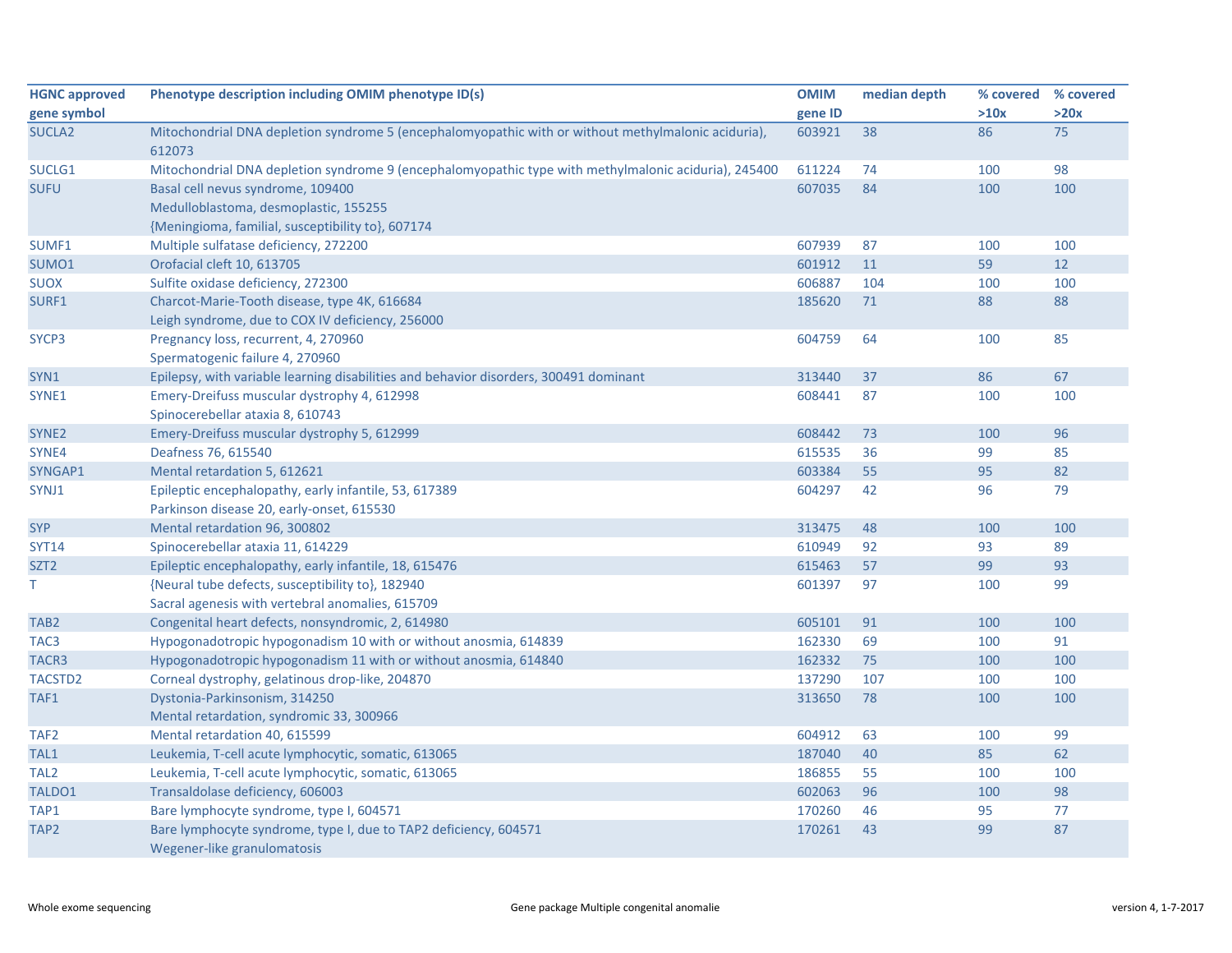| HGNC approved gene symbol | Phenotype description including OMIM phenotype ID(s) | OMIM gene ID | median depth | % covered >10x | % covered >20x |
|---|---|---|---|---|---|
| SUCLA2 | Mitochondrial DNA depletion syndrome 5 (encephalomyopathic with or without methylmalonic aciduria), 612073 | 603921 | 38 | 86 | 75 |
| SUCLG1 | Mitochondrial DNA depletion syndrome 9 (encephalomyopathic type with methylmalonic aciduria), 245400 | 611224 | 74 | 100 | 98 |
| SUFU | Basal cell nevus syndrome, 109400<br>Medulloblastoma, desmoplastic, 155255<br>{Meningioma, familial, susceptibility to}, 607174 | 607035 | 84 | 100 | 100 |
| SUMF1 | Multiple sulfatase deficiency, 272200 | 607939 | 87 | 100 | 100 |
| SUMO1 | Orofacial cleft 10, 613705 | 601912 | 11 | 59 | 12 |
| SUOX | Sulfite oxidase deficiency, 272300 | 606887 | 104 | 100 | 100 |
| SURF1 | Charcot-Marie-Tooth disease, type 4K, 616684<br>Leigh syndrome, due to COX IV deficiency, 256000 | 185620 | 71 | 88 | 88 |
| SYCP3 | Pregnancy loss, recurrent, 4, 270960<br>Spermatogenic failure 4, 270960 | 604759 | 64 | 100 | 85 |
| SYN1 | Epilepsy, with variable learning disabilities and behavior disorders, 300491 dominant | 313440 | 37 | 86 | 67 |
| SYNE1 | Emery-Dreifuss muscular dystrophy 4, 612998<br>Spinocerebellar ataxia 8, 610743 | 608441 | 87 | 100 | 100 |
| SYNE2 | Emery-Dreifuss muscular dystrophy 5, 612999 | 608442 | 73 | 100 | 96 |
| SYNE4 | Deafness 76, 615540 | 615535 | 36 | 99 | 85 |
| SYNGAP1 | Mental retardation 5, 612621 | 603384 | 55 | 95 | 82 |
| SYNJ1 | Epileptic encephalopathy, early infantile, 53, 617389<br>Parkinson disease 20, early-onset, 615530 | 604297 | 42 | 96 | 79 |
| SYP | Mental retardation 96, 300802 | 313475 | 48 | 100 | 100 |
| SYT14 | Spinocerebellar ataxia 11, 614229 | 610949 | 92 | 93 | 89 |
| SZT2 | Epileptic encephalopathy, early infantile, 18, 615476 | 615463 | 57 | 99 | 93 |
| T | {Neural tube defects, susceptibility to}, 182940<br>Sacral agenesis with vertebral anomalies, 615709 | 601397 | 97 | 100 | 99 |
| TAB2 | Congenital heart defects, nonsyndromic, 2, 614980 | 605101 | 91 | 100 | 100 |
| TAC3 | Hypogonadotropic hypogonadism 10 with or without anosmia, 614839 | 162330 | 69 | 100 | 91 |
| TACR3 | Hypogonadotropic hypogonadism 11 with or without anosmia, 614840 | 162332 | 75 | 100 | 100 |
| TACSTD2 | Corneal dystrophy, gelatinous drop-like, 204870 | 137290 | 107 | 100 | 100 |
| TAF1 | Dystonia-Parkinsonism, 314250<br>Mental retardation, syndromic 33, 300966 | 313650 | 78 | 100 | 100 |
| TAF2 | Mental retardation 40, 615599 | 604912 | 63 | 100 | 99 |
| TAL1 | Leukemia, T-cell acute lymphocytic, somatic, 613065 | 187040 | 40 | 85 | 62 |
| TAL2 | Leukemia, T-cell acute lymphocytic, somatic, 613065 | 186855 | 55 | 100 | 100 |
| TALDO1 | Transaldolase deficiency, 606003 | 602063 | 96 | 100 | 98 |
| TAP1 | Bare lymphocyte syndrome, type I, 604571 | 170260 | 46 | 95 | 77 |
| TAP2 | Bare lymphocyte syndrome, type I, due to TAP2 deficiency, 604571<br>Wegener-like granulomatosis | 170261 | 43 | 99 | 87 |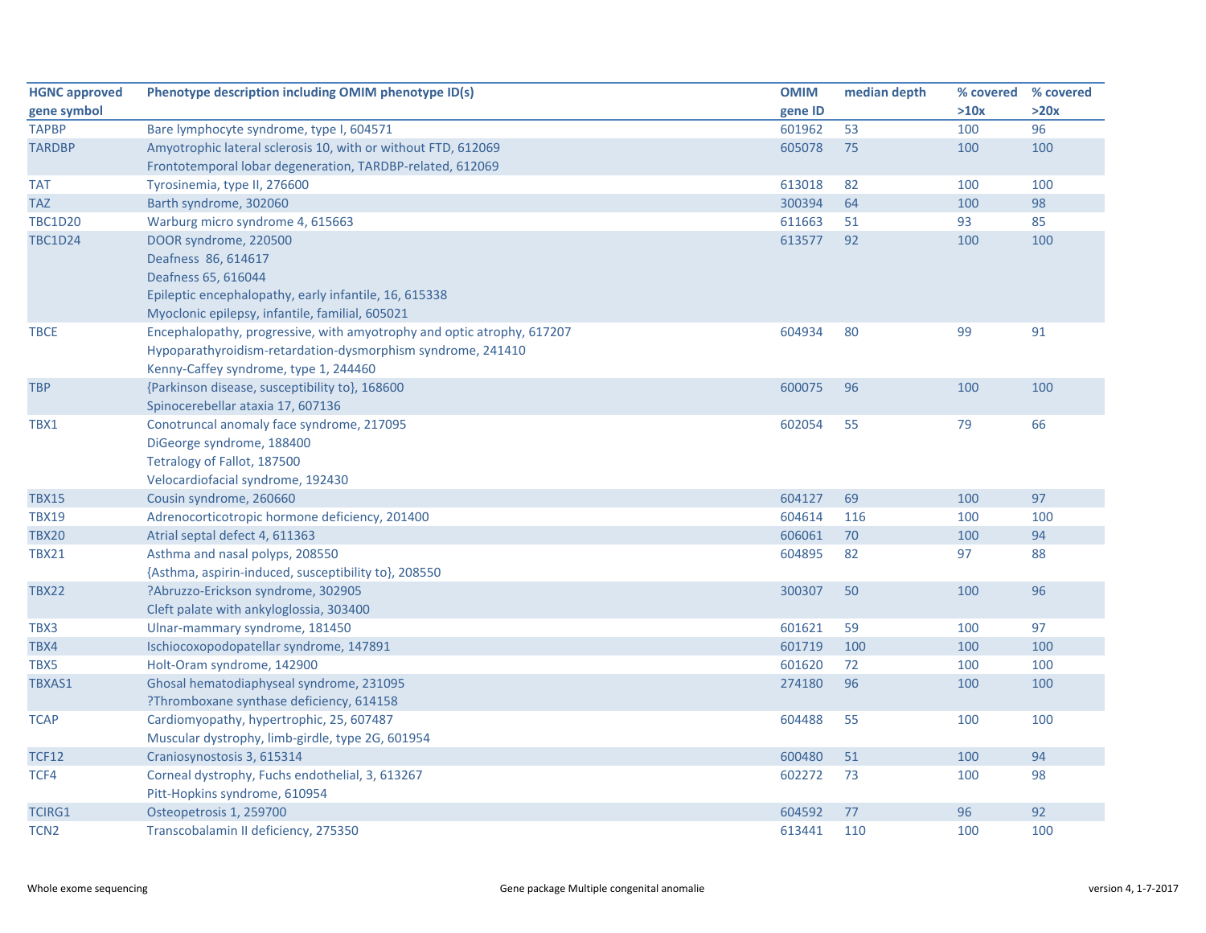| HGNC approved gene symbol | Phenotype description including OMIM phenotype ID(s) | OMIM gene ID | median depth | % covered >10x | % covered >20x |
|---|---|---|---|---|---|
| TAPBP | Bare lymphocyte syndrome, type I, 604571 | 601962 | 53 | 100 | 96 |
| TARDBP | Amyotrophic lateral sclerosis 10, with or without FTD, 612069<br>Frontotemporal lobar degeneration, TARDBP-related, 612069 | 605078 | 75 | 100 | 100 |
| TAT | Tyrosinemia, type II, 276600 | 613018 | 82 | 100 | 100 |
| TAZ | Barth syndrome, 302060 | 300394 | 64 | 100 | 98 |
| TBC1D20 | Warburg micro syndrome 4, 615663 | 611663 | 51 | 93 | 85 |
| TBC1D24 | DOOR syndrome, 220500<br>Deafness 86, 614617<br>Deafness 65, 616044<br>Epileptic encephalopathy, early infantile, 16, 615338<br>Myoclonic epilepsy, infantile, familial, 605021 | 613577 | 92 | 100 | 100 |
| TBCE | Encephalopathy, progressive, with amyotrophy and optic atrophy, 617207<br>Hypoparathyroidism-retardation-dysmorphism syndrome, 241410<br>Kenny-Caffey syndrome, type 1, 244460 | 604934 | 80 | 99 | 91 |
| TBP | {Parkinson disease, susceptibility to}, 168600<br>Spinocerebellar ataxia 17, 607136 | 600075 | 96 | 100 | 100 |
| TBX1 | Conotruncal anomaly face syndrome, 217095<br>DiGeorge syndrome, 188400<br>Tetralogy of Fallot, 187500<br>Velocardiofacial syndrome, 192430 | 602054 | 55 | 79 | 66 |
| TBX15 | Cousin syndrome, 260660 | 604127 | 69 | 100 | 97 |
| TBX19 | Adrenocorticotropic hormone deficiency, 201400 | 604614 | 116 | 100 | 100 |
| TBX20 | Atrial septal defect 4, 611363 | 606061 | 70 | 100 | 94 |
| TBX21 | Asthma and nasal polyps, 208550<br>{Asthma, aspirin-induced, susceptibility to}, 208550 | 604895 | 82 | 97 | 88 |
| TBX22 | ?Abruzzo-Erickson syndrome, 302905<br>Cleft palate with ankyloglossia, 303400 | 300307 | 50 | 100 | 96 |
| TBX3 | Ulnar-mammary syndrome, 181450 | 601621 | 59 | 100 | 97 |
| TBX4 | Ischiocoxopodopatellar syndrome, 147891 | 601719 | 100 | 100 | 100 |
| TBX5 | Holt-Oram syndrome, 142900 | 601620 | 72 | 100 | 100 |
| TBXAS1 | Ghosal hematodiaphyseal syndrome, 231095<br>?Thromboxane synthase deficiency, 614158 | 274180 | 96 | 100 | 100 |
| TCAP | Cardiomyopathy, hypertrophic, 25, 607487<br>Muscular dystrophy, limb-girdle, type 2G, 601954 | 604488 | 55 | 100 | 100 |
| TCF12 | Craniosynostosis 3, 615314 | 600480 | 51 | 100 | 94 |
| TCF4 | Corneal dystrophy, Fuchs endothelial, 3, 613267<br>Pitt-Hopkins syndrome, 610954 | 602272 | 73 | 100 | 98 |
| TCIRG1 | Osteopetrosis 1, 259700 | 604592 | 77 | 96 | 92 |
| TCN2 | Transcobalamin II deficiency, 275350 | 613441 | 110 | 100 | 100 |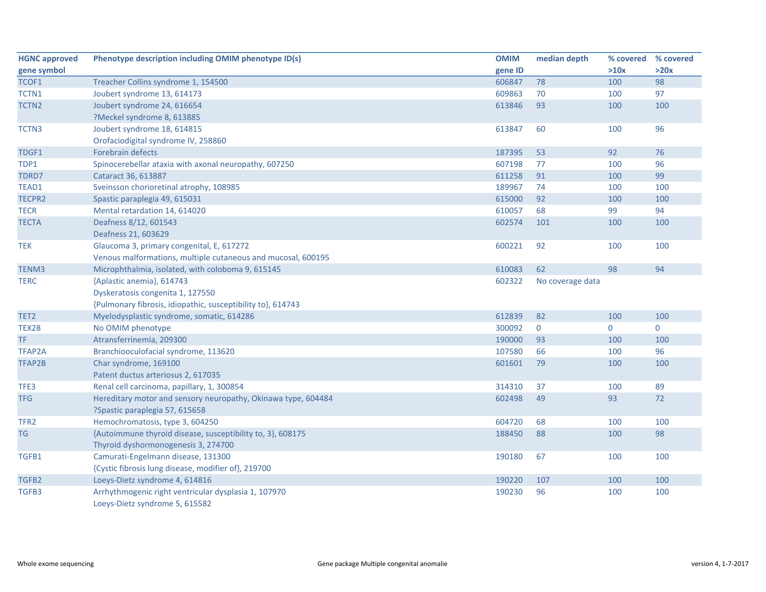| HGNC approved gene symbol | Phenotype description including OMIM phenotype ID(s) | OMIM gene ID | median depth | % covered >10x | % covered >20x |
|---|---|---|---|---|---|
| TCOF1 | Treacher Collins syndrome 1, 154500 | 606847 | 78 | 100 | 98 |
| TCTN1 | Joubert syndrome 13, 614173 | 609863 | 70 | 100 | 97 |
| TCTN2 | Joubert syndrome 24, 616654<br>?Meckel syndrome 8, 613885 | 613846 | 93 | 100 | 100 |
| TCTN3 | Joubert syndrome 18, 614815<br>Orofaciodigital syndrome IV, 258860 | 613847 | 60 | 100 | 96 |
| TDGF1 | Forebrain defects | 187395 | 53 | 92 | 76 |
| TDP1 | Spinocerebellar ataxia with axonal neuropathy, 607250 | 607198 | 77 | 100 | 96 |
| TDRD7 | Cataract 36, 613887 | 611258 | 91 | 100 | 99 |
| TEAD1 | Sveinsson chorioretinal atrophy, 108985 | 189967 | 74 | 100 | 100 |
| TECPR2 | Spastic paraplegia 49, 615031 | 615000 | 92 | 100 | 100 |
| TECR | Mental retardation 14, 614020 | 610057 | 68 | 99 | 94 |
| TECTA | Deafness 8/12, 601543<br>Deafness 21, 603629 | 602574 | 101 | 100 | 100 |
| TEK | Glaucoma 3, primary congenital, E, 617272<br>Venous malformations, multiple cutaneous and mucosal, 600195 | 600221 | 92 | 100 | 100 |
| TENM3 | Microphthalmia, isolated, with coloboma 9, 615145 | 610083 | 62 | 98 | 94 |
| TERC | {Aplastic anemia}, 614743<br>Dyskeratosis congenita 1, 127550<br>{Pulmonary fibrosis, idiopathic, susceptibility to}, 614743 | 602322 | No coverage data | | |
| TET2 | Myelodysplastic syndrome, somatic, 614286 | 612839 | 82 | 100 | 100 |
| TEX28 | No OMIM phenotype | 300092 | 0 | 0 | 0 |
| TF | Atransferrinemia, 209300 | 190000 | 93 | 100 | 100 |
| TFAP2A | Branchiooculofacial syndrome, 113620 | 107580 | 66 | 100 | 96 |
| TFAP2B | Char syndrome, 169100<br>Patent ductus arteriosus 2, 617035 | 601601 | 79 | 100 | 100 |
| TFE3 | Renal cell carcinoma, papillary, 1, 300854 | 314310 | 37 | 100 | 89 |
| TFG | Hereditary motor and sensory neuropathy, Okinawa type, 604484<br>?Spastic paraplegia 57, 615658 | 602498 | 49 | 93 | 72 |
| TFR2 | Hemochromatosis, type 3, 604250 | 604720 | 68 | 100 | 100 |
| TG | {Autoimmune thyroid disease, susceptibility to, 3}, 608175<br>Thyroid dyshormonogenesis 3, 274700 | 188450 | 88 | 100 | 98 |
| TGFB1 | Camurati-Engelmann disease, 131300<br>{Cystic fibrosis lung disease, modifier of}, 219700 | 190180 | 67 | 100 | 100 |
| TGFB2 | Loeys-Dietz syndrome 4, 614816 | 190220 | 107 | 100 | 100 |
| TGFB3 | Arrhythmogenic right ventricular dysplasia 1, 107970<br>Loeys-Dietz syndrome 5, 615582 | 190230 | 96 | 100 | 100 |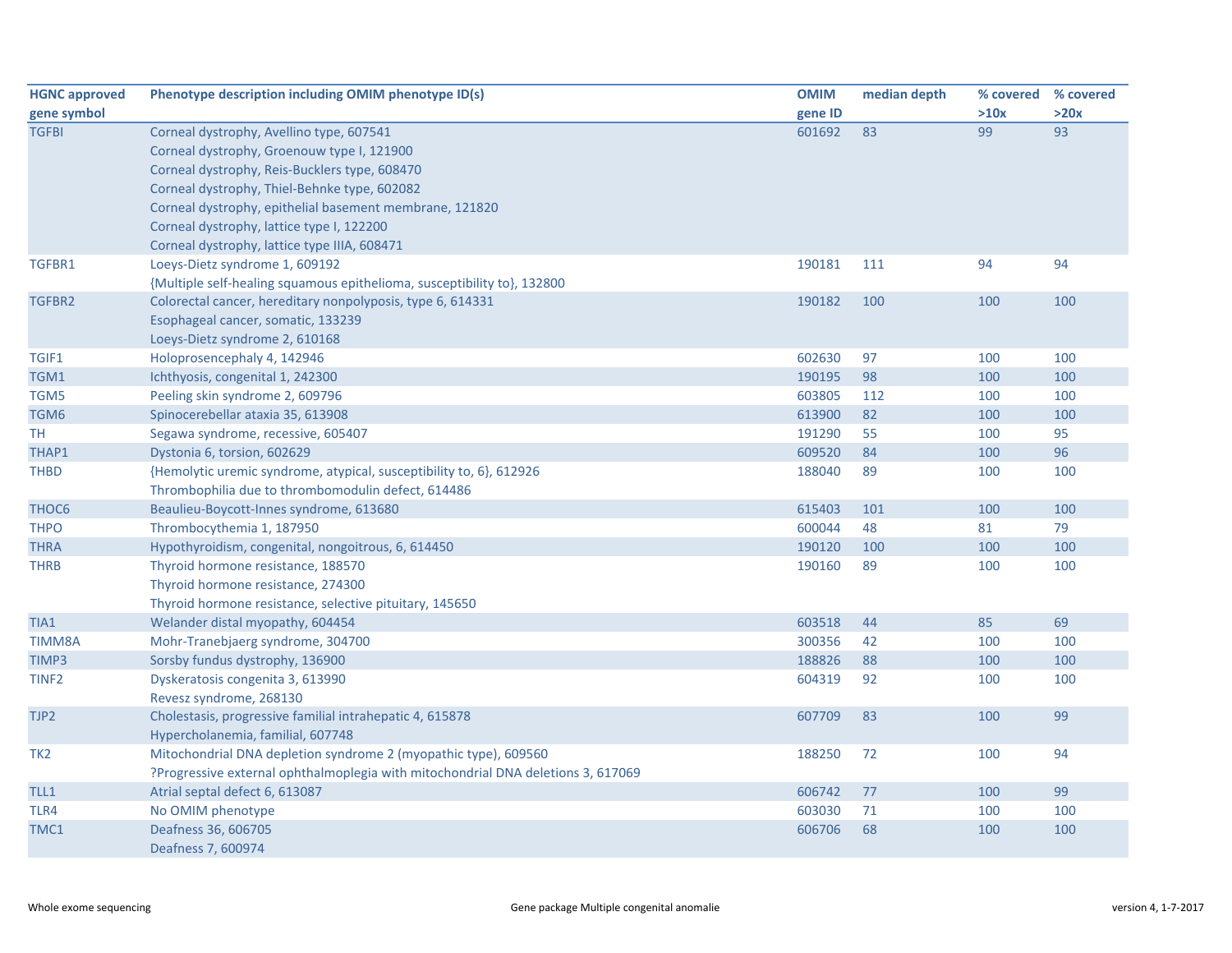| HGNC approved gene symbol | Phenotype description including OMIM phenotype ID(s) | OMIM gene ID | median depth | % covered >10x | % covered >20x |
|---|---|---|---|---|---|
| TGFBI | Corneal dystrophy, Avellino type, 607541<br>Corneal dystrophy, Groenouw type I, 121900<br>Corneal dystrophy, Reis-Bucklers type, 608470<br>Corneal dystrophy, Thiel-Behnke type, 602082<br>Corneal dystrophy, epithelial basement membrane, 121820<br>Corneal dystrophy, lattice type I, 122200<br>Corneal dystrophy, lattice type IIIA, 608471 | 601692 | 83 | 99 | 93 |
| TGFBR1 | Loeys-Dietz syndrome 1, 609192<br>{Multiple self-healing squamous epithelioma, susceptibility to}, 132800 | 190181 | 111 | 94 | 94 |
| TGFBR2 | Colorectal cancer, hereditary nonpolyposis, type 6, 614331<br>Esophageal cancer, somatic, 133239<br>Loeys-Dietz syndrome 2, 610168 | 190182 | 100 | 100 | 100 |
| TGIF1 | Holoprosencephaly 4, 142946 | 602630 | 97 | 100 | 100 |
| TGM1 | Ichthyosis, congenital 1, 242300 | 190195 | 98 | 100 | 100 |
| TGM5 | Peeling skin syndrome 2, 609796 | 603805 | 112 | 100 | 100 |
| TGM6 | Spinocerebellar ataxia 35, 613908 | 613900 | 82 | 100 | 100 |
| TH | Segawa syndrome, recessive, 605407 | 191290 | 55 | 100 | 95 |
| THAP1 | Dystonia 6, torsion, 602629 | 609520 | 84 | 100 | 96 |
| THBD | {Hemolytic uremic syndrome, atypical, susceptibility to, 6}, 612926<br>Thrombophilia due to thrombomodulin defect, 614486 | 188040 | 89 | 100 | 100 |
| THOC6 | Beaulieu-Boycott-Innes syndrome, 613680 | 615403 | 101 | 100 | 100 |
| THPO | Thrombocythemia 1, 187950 | 600044 | 48 | 81 | 79 |
| THRA | Hypothyroidism, congenital, nongoitrous, 6, 614450 | 190120 | 100 | 100 | 100 |
| THRB | Thyroid hormone resistance, 188570<br>Thyroid hormone resistance, 274300<br>Thyroid hormone resistance, selective pituitary, 145650 | 190160 | 89 | 100 | 100 |
| TIA1 | Welander distal myopathy, 604454 | 603518 | 44 | 85 | 69 |
| TIMM8A | Mohr-Tranebjaerg syndrome, 304700 | 300356 | 42 | 100 | 100 |
| TIMP3 | Sorsby fundus dystrophy, 136900 | 188826 | 88 | 100 | 100 |
| TINF2 | Dyskeratosis congenita 3, 613990<br>Revesz syndrome, 268130 | 604319 | 92 | 100 | 100 |
| TJP2 | Cholestasis, progressive familial intrahepatic 4, 615878<br>Hypercholanemia, familial, 607748 | 607709 | 83 | 100 | 99 |
| TK2 | Mitochondrial DNA depletion syndrome 2 (myopathic type), 609560<br>?Progressive external ophthalmoplegia with mitochondrial DNA deletions 3, 617069 | 188250 | 72 | 100 | 94 |
| TLL1 | Atrial septal defect 6, 613087 | 606742 | 77 | 100 | 99 |
| TLR4 | No OMIM phenotype | 603030 | 71 | 100 | 100 |
| TMC1 | Deafness 36, 606705<br>Deafness 7, 600974 | 606706 | 68 | 100 | 100 |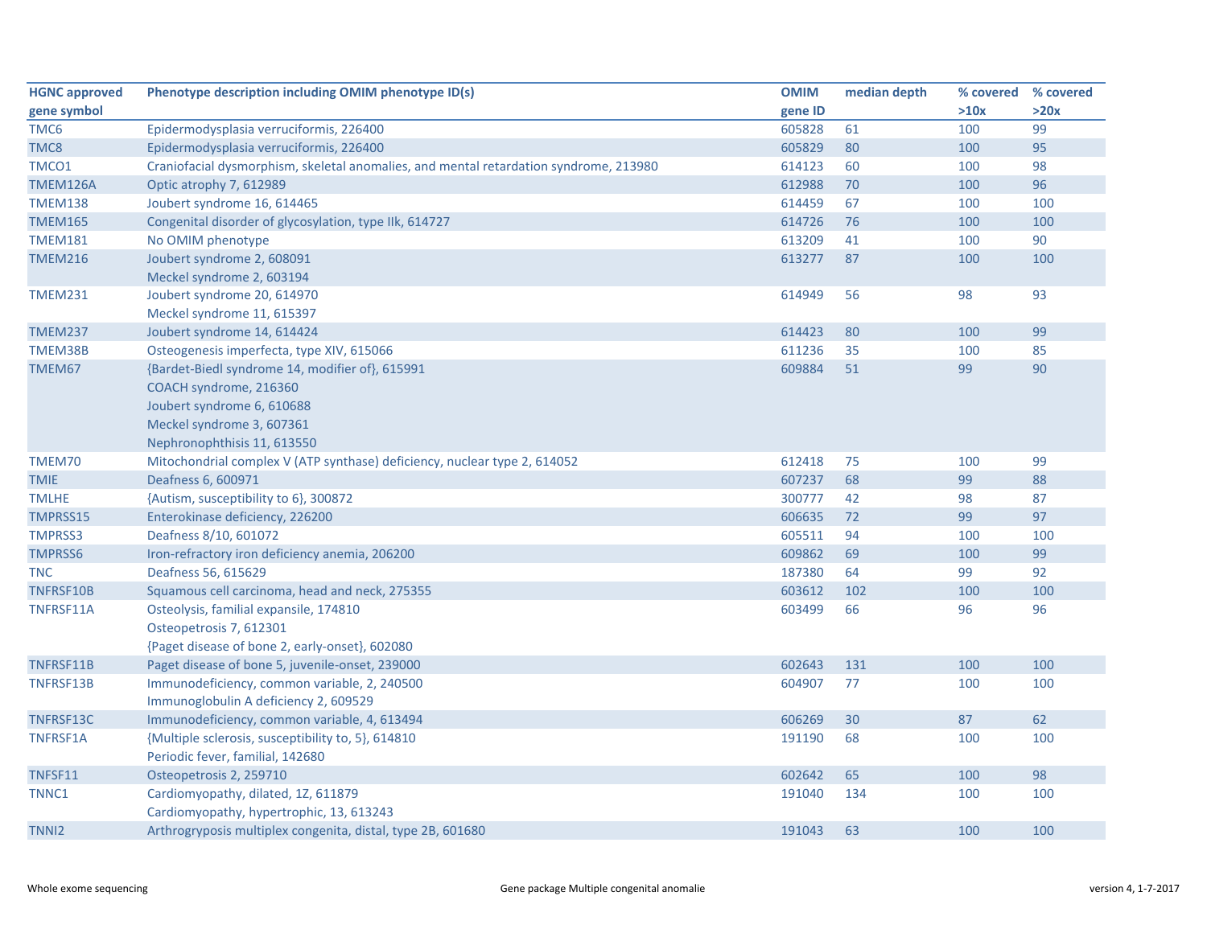| HGNC approved gene symbol | Phenotype description including OMIM phenotype ID(s) | OMIM gene ID | median depth | % covered >10x | % covered >20x |
|---|---|---|---|---|---|
| TMC6 | Epidermodysplasia verruciformis, 226400 | 605828 | 61 | 100 | 99 |
| TMC8 | Epidermodysplasia verruciformis, 226400 | 605829 | 80 | 100 | 95 |
| TMCO1 | Craniofacial dysmorphism, skeletal anomalies, and mental retardation syndrome, 213980 | 614123 | 60 | 100 | 98 |
| TMEM126A | Optic atrophy 7, 612989 | 612988 | 70 | 100 | 96 |
| TMEM138 | Joubert syndrome 16, 614465 | 614459 | 67 | 100 | 100 |
| TMEM165 | Congenital disorder of glycosylation, type IIk, 614727 | 614726 | 76 | 100 | 100 |
| TMEM181 | No OMIM phenotype | 613209 | 41 | 100 | 90 |
| TMEM216 | Joubert syndrome 2, 608091<br>Meckel syndrome 2, 603194 | 613277 | 87 | 100 | 100 |
| TMEM231 | Joubert syndrome 20, 614970<br>Meckel syndrome 11, 615397 | 614949 | 56 | 98 | 93 |
| TMEM237 | Joubert syndrome 14, 614424 | 614423 | 80 | 100 | 99 |
| TMEM38B | Osteogenesis imperfecta, type XIV, 615066 | 611236 | 35 | 100 | 85 |
| TMEM67 | {Bardet-Biedl syndrome 14, modifier of}, 615991<br>COACH syndrome, 216360<br>Joubert syndrome 6, 610688<br>Meckel syndrome 3, 607361<br>Nephronophthisis 11, 613550 | 609884 | 51 | 99 | 90 |
| TMEM70 | Mitochondrial complex V (ATP synthase) deficiency, nuclear type 2, 614052 | 612418 | 75 | 100 | 99 |
| TMIE | Deafness 6, 600971 | 607237 | 68 | 99 | 88 |
| TMLHE | {Autism, susceptibility to 6}, 300872 | 300777 | 42 | 98 | 87 |
| TMPRSS15 | Enterokinase deficiency, 226200 | 606635 | 72 | 99 | 97 |
| TMPRSS3 | Deafness 8/10, 601072 | 605511 | 94 | 100 | 100 |
| TMPRSS6 | Iron-refractory iron deficiency anemia, 206200 | 609862 | 69 | 100 | 99 |
| TNC | Deafness 56, 615629 | 187380 | 64 | 99 | 92 |
| TNFRSF10B | Squamous cell carcinoma, head and neck, 275355 | 603612 | 102 | 100 | 100 |
| TNFRSF11A | Osteolysis, familial expansile, 174810<br>Osteopetrosis 7, 612301<br>{Paget disease of bone 2, early-onset}, 602080 | 603499 | 66 | 96 | 96 |
| TNFRSF11B | Paget disease of bone 5, juvenile-onset, 239000 | 602643 | 131 | 100 | 100 |
| TNFRSF13B | Immunodeficiency, common variable, 2, 240500<br>Immunoglobulin A deficiency 2, 609529 | 604907 | 77 | 100 | 100 |
| TNFRSF13C | Immunodeficiency, common variable, 4, 613494 | 606269 | 30 | 87 | 62 |
| TNFRSF1A | {Multiple sclerosis, susceptibility to, 5}, 614810<br>Periodic fever, familial, 142680 | 191190 | 68 | 100 | 100 |
| TNFSF11 | Osteopetrosis 2, 259710 | 602642 | 65 | 100 | 98 |
| TNNC1 | Cardiomyopathy, dilated, 1Z, 611879<br>Cardiomyopathy, hypertrophic, 13, 613243 | 191040 | 134 | 100 | 100 |
| TNNI2 | Arthrogryposis multiplex congenita, distal, type 2B, 601680 | 191043 | 63 | 100 | 100 |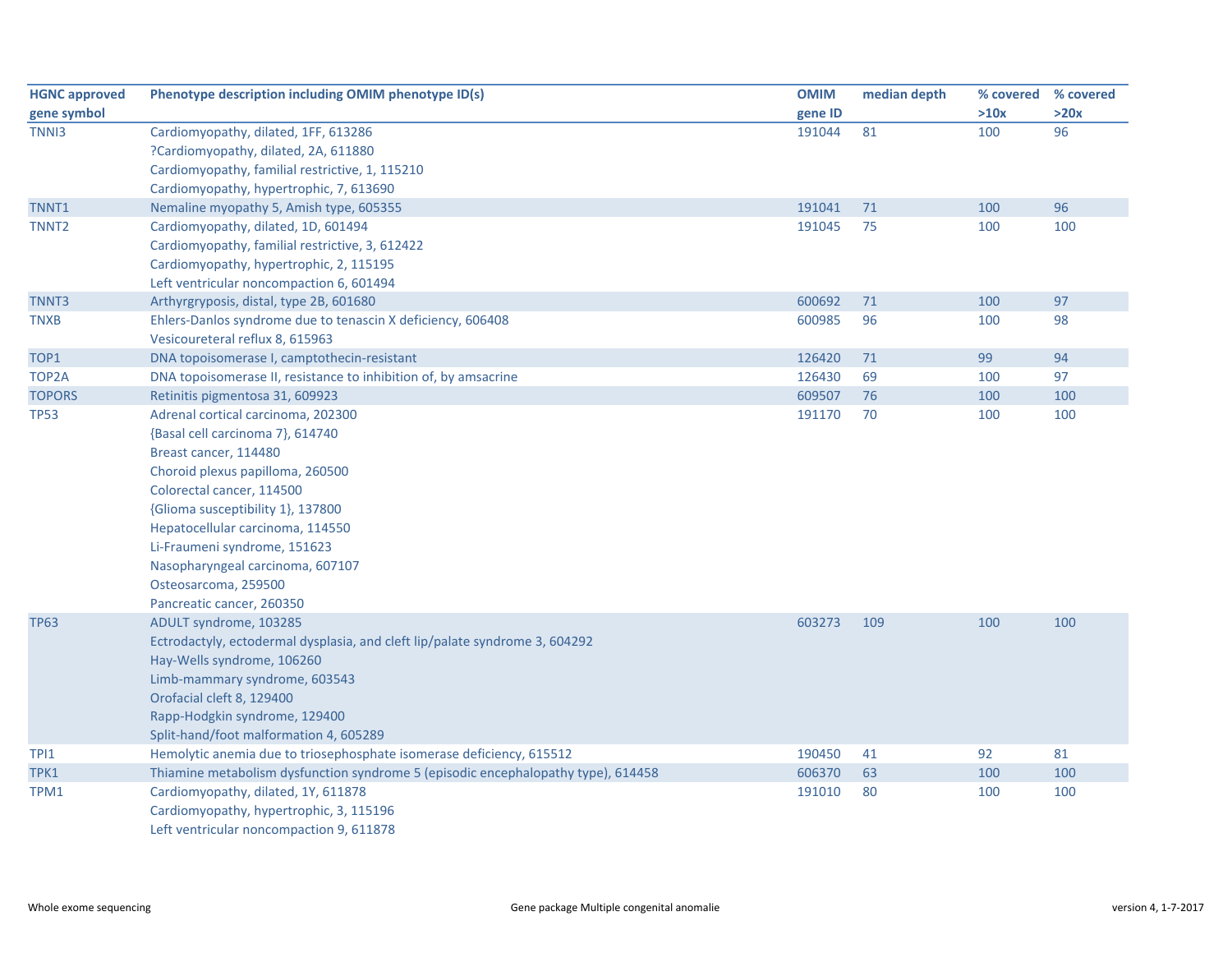| HGNC approved gene symbol | Phenotype description including OMIM phenotype ID(s) | OMIM gene ID | median depth | % covered >10x | % covered >20x |
|---|---|---|---|---|---|
| TNNI3 | Cardiomyopathy, dilated, 1FF, 613286 | 191044 | 81 | 100 | 96 |
| | ?Cardiomyopathy, dilated, 2A, 611880 | | | | |
| | Cardiomyopathy, familial restrictive, 1, 115210 | | | | |
| | Cardiomyopathy, hypertrophic, 7, 613690 | | | | |
| TNNT1 | Nemaline myopathy 5, Amish type, 605355 | 191041 | 71 | 100 | 96 |
| TNNT2 | Cardiomyopathy, dilated, 1D, 601494 | 191045 | 75 | 100 | 100 |
| | Cardiomyopathy, familial restrictive, 3, 612422 | | | | |
| | Cardiomyopathy, hypertrophic, 2, 115195 | | | | |
| | Left ventricular noncompaction 6, 601494 | | | | |
| TNNT3 | Arthyrgryposis, distal, type 2B, 601680 | 600692 | 71 | 100 | 97 |
| TNXB | Ehlers-Danlos syndrome due to tenascin X deficiency, 606408 | 600985 | 96 | 100 | 98 |
| | Vesicoureteral reflux 8, 615963 | | | | |
| TOP1 | DNA topoisomerase I, camptothecin-resistant | 126420 | 71 | 99 | 94 |
| TOP2A | DNA topoisomerase II, resistance to inhibition of, by amsacrine | 126430 | 69 | 100 | 97 |
| TOPORS | Retinitis pigmentosa 31, 609923 | 609507 | 76 | 100 | 100 |
| TP53 | Adrenal cortical carcinoma, 202300 | 191170 | 70 | 100 | 100 |
| | {Basal cell carcinoma 7}, 614740 | | | | |
| | Breast cancer, 114480 | | | | |
| | Choroid plexus papilloma, 260500 | | | | |
| | Colorectal cancer, 114500 | | | | |
| | {Glioma susceptibility 1}, 137800 | | | | |
| | Hepatocellular carcinoma, 114550 | | | | |
| | Li-Fraumeni syndrome, 151623 | | | | |
| | Nasopharyngeal carcinoma, 607107 | | | | |
| | Osteosarcoma, 259500 | | | | |
| | Pancreatic cancer, 260350 | | | | |
| TP63 | ADULT syndrome, 103285 | 603273 | 109 | 100 | 100 |
| | Ectrodactyly, ectodermal dysplasia, and cleft lip/palate syndrome 3, 604292 | | | | |
| | Hay-Wells syndrome, 106260 | | | | |
| | Limb-mammary syndrome, 603543 | | | | |
| | Orofacial cleft 8, 129400 | | | | |
| | Rapp-Hodgkin syndrome, 129400 | | | | |
| | Split-hand/foot malformation 4, 605289 | | | | |
| TPI1 | Hemolytic anemia due to triosephosphate isomerase deficiency, 615512 | 190450 | 41 | 92 | 81 |
| TPK1 | Thiamine metabolism dysfunction syndrome 5 (episodic encephalopathy type), 614458 | 606370 | 63 | 100 | 100 |
| TPM1 | Cardiomyopathy, dilated, 1Y, 611878 | 191010 | 80 | 100 | 100 |
| | Cardiomyopathy, hypertrophic, 3, 115196 | | | | |
| | Left ventricular noncompaction 9, 611878 | | | | |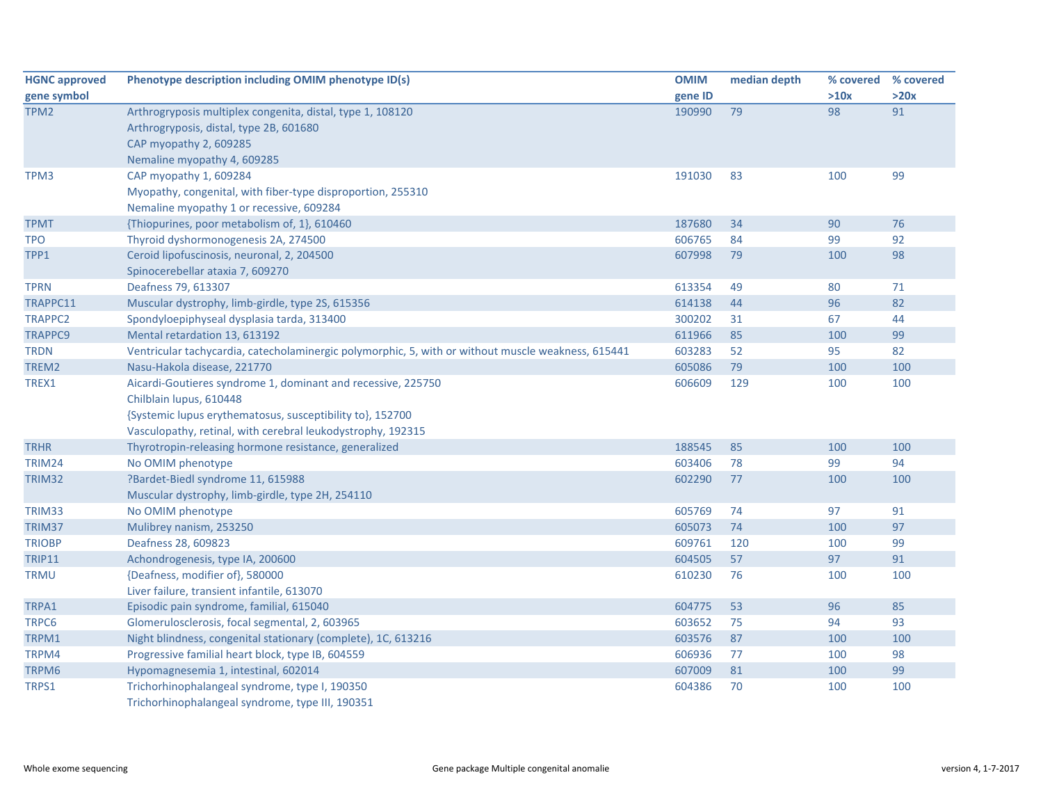| HGNC approved gene symbol | Phenotype description including OMIM phenotype ID(s) | OMIM gene ID | median depth | % covered >10x | % covered >20x |
|---|---|---|---|---|---|
| TPM2 | Arthrogryposis multiplex congenita, distal, type 1, 108120<br>Arthrogryposis, distal, type 2B, 601680<br>CAP myopathy 2, 609285<br>Nemaline myopathy 4, 609285 | 190990 | 79 | 98 | 91 |
| TPM3 | CAP myopathy 1, 609284<br>Myopathy, congenital, with fiber-type disproportion, 255310<br>Nemaline myopathy 1 or recessive, 609284 | 191030 | 83 | 100 | 99 |
| TPMT | {Thiopurines, poor metabolism of, 1}, 610460 | 187680 | 34 | 90 | 76 |
| TPO | Thyroid dyshormonogenesis 2A, 274500 | 606765 | 84 | 99 | 92 |
| TPP1 | Ceroid lipofuscinosis, neuronal, 2, 204500<br>Spinocerebellar ataxia 7, 609270 | 607998 | 79 | 100 | 98 |
| TPRN | Deafness 79, 613307 | 613354 | 49 | 80 | 71 |
| TRAPPC11 | Muscular dystrophy, limb-girdle, type 2S, 615356 | 614138 | 44 | 96 | 82 |
| TRAPPC2 | Spondyloepiphyseal dysplasia tarda, 313400 | 300202 | 31 | 67 | 44 |
| TRAPPC9 | Mental retardation 13, 613192 | 611966 | 85 | 100 | 99 |
| TRDN | Ventricular tachycardia, catecholaminergic polymorphic, 5, with or without muscle weakness, 615441 | 603283 | 52 | 95 | 82 |
| TREM2 | Nasu-Hakola disease, 221770 | 605086 | 79 | 100 | 100 |
| TREX1 | Aicardi-Goutieres syndrome 1, dominant and recessive, 225750<br>Chilblain lupus, 610448<br>{Systemic lupus erythematosus, susceptibility to}, 152700<br>Vasculopathy, retinal, with cerebral leukodystrophy, 192315 | 606609 | 129 | 100 | 100 |
| TRHR | Thyrotropin-releasing hormone resistance, generalized | 188545 | 85 | 100 | 100 |
| TRIM24 | No OMIM phenotype | 603406 | 78 | 99 | 94 |
| TRIM32 | ?Bardet-Biedl syndrome 11, 615988<br>Muscular dystrophy, limb-girdle, type 2H, 254110 | 602290 | 77 | 100 | 100 |
| TRIM33 | No OMIM phenotype | 605769 | 74 | 97 | 91 |
| TRIM37 | Mulibrey nanism, 253250 | 605073 | 74 | 100 | 97 |
| TRIOBP | Deafness 28, 609823 | 609761 | 120 | 100 | 99 |
| TRIP11 | Achondrogenesis, type IA, 200600 | 604505 | 57 | 97 | 91 |
| TRMU | {Deafness, modifier of}, 580000<br>Liver failure, transient infantile, 613070 | 610230 | 76 | 100 | 100 |
| TRPA1 | Episodic pain syndrome, familial, 615040 | 604775 | 53 | 96 | 85 |
| TRPC6 | Glomerulosclerosis, focal segmental, 2, 603965 | 603652 | 75 | 94 | 93 |
| TRPM1 | Night blindness, congenital stationary (complete), 1C, 613216 | 603576 | 87 | 100 | 100 |
| TRPM4 | Progressive familial heart block, type IB, 604559 | 606936 | 77 | 100 | 98 |
| TRPM6 | Hypomagnesemia 1, intestinal, 602014 | 607009 | 81 | 100 | 99 |
| TRPS1 | Trichorhinophalangeal syndrome, type I, 190350<br>Trichorhinophalangeal syndrome, type III, 190351 | 604386 | 70 | 100 | 100 |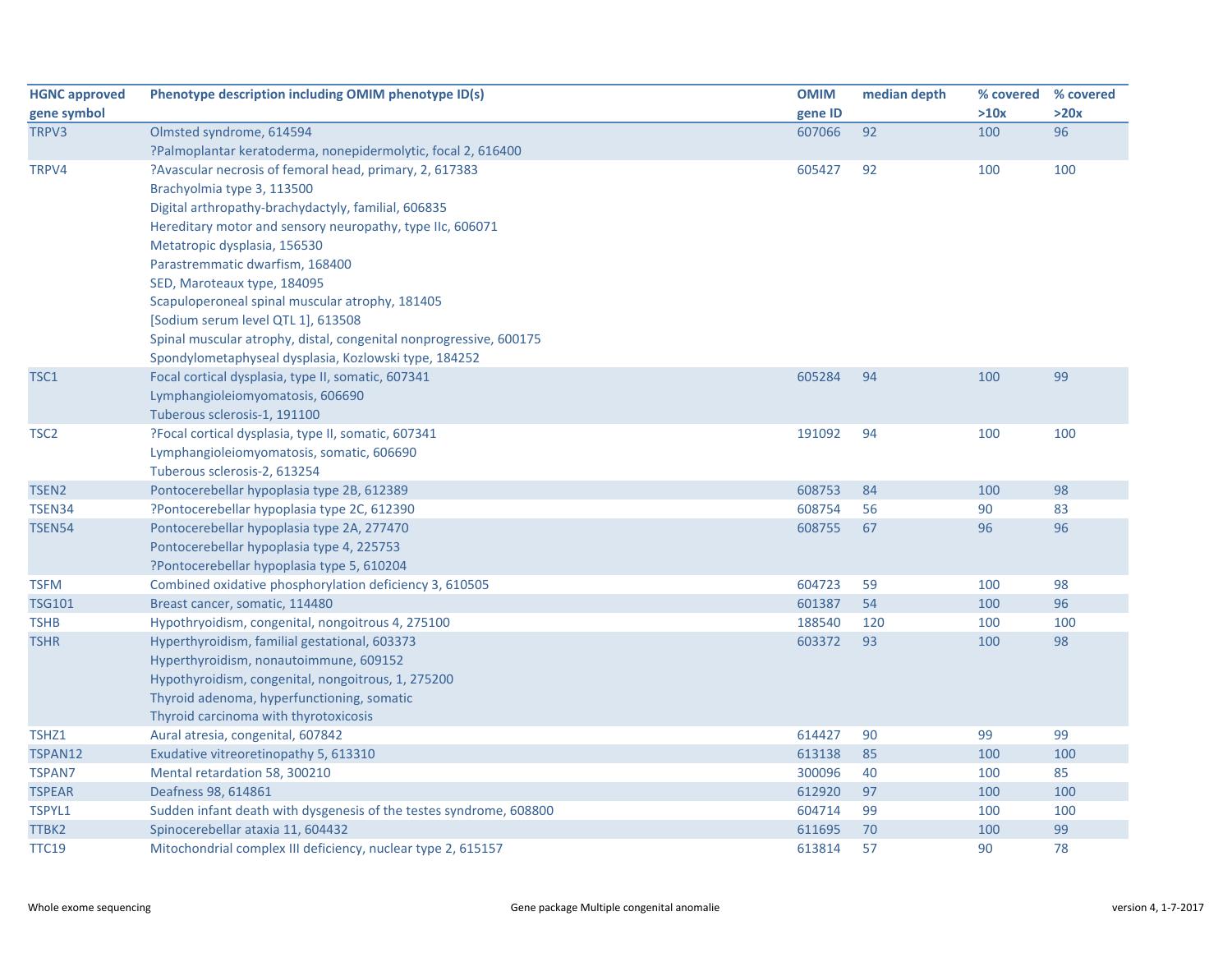| HGNC approved gene symbol | Phenotype description including OMIM phenotype ID(s) | OMIM gene ID | median depth | % covered >10x | % covered >20x |
|---|---|---|---|---|---|
| TRPV3 | Olmsted syndrome, 614594<br>?Palmoplantar keratoderma, nonepidermolytic, focal 2, 616400 | 607066 | 92 | 100 | 96 |
| TRPV4 | ?Avascular necrosis of femoral head, primary, 2, 617383<br>Brachyolmia type 3, 113500<br>Digital arthropathy-brachydactyly, familial, 606835<br>Hereditary motor and sensory neuropathy, type IIc, 606071<br>Metatropic dysplasia, 156530<br>Parastremmatic dwarfism, 168400<br>SED, Maroteaux type, 184095<br>Scapuloperoneal spinal muscular atrophy, 181405<br>[Sodium serum level QTL 1], 613508<br>Spinal muscular atrophy, distal, congenital nonprogressive, 600175<br>Spondylometaphyseal dysplasia, Kozlowski type, 184252 | 605427 | 92 | 100 | 100 |
| TSC1 | Focal cortical dysplasia, type II, somatic, 607341<br>Lymphangioleiomyomatosis, 606690<br>Tuberous sclerosis-1, 191100 | 605284 | 94 | 100 | 99 |
| TSC2 | ?Focal cortical dysplasia, type II, somatic, 607341<br>Lymphangioleiomyomatosis, somatic, 606690<br>Tuberous sclerosis-2, 613254 | 191092 | 94 | 100 | 100 |
| TSEN2 | Pontocerebellar hypoplasia type 2B, 612389 | 608753 | 84 | 100 | 98 |
| TSEN34 | ?Pontocerebellar hypoplasia type 2C, 612390 | 608754 | 56 | 90 | 83 |
| TSEN54 | Pontocerebellar hypoplasia type 2A, 277470<br>Pontocerebellar hypoplasia type 4, 225753<br>?Pontocerebellar hypoplasia type 5, 610204 | 608755 | 67 | 96 | 96 |
| TSFM | Combined oxidative phosphorylation deficiency 3, 610505 | 604723 | 59 | 100 | 98 |
| TSG101 | Breast cancer, somatic, 114480 | 601387 | 54 | 100 | 96 |
| TSHB | Hypothyroidism, congenital, nongoitrous 4, 275100 | 188540 | 120 | 100 | 100 |
| TSHR | Hyperthyroidism, familial gestational, 603373<br>Hyperthyroidism, nonautoimmune, 609152<br>Hypothyroidism, congenital, nongoitrous, 1, 275200<br>Thyroid adenoma, hyperfunctioning, somatic<br>Thyroid carcinoma with thyrotoxicosis | 603372 | 93 | 100 | 98 |
| TSHZ1 | Aural atresia, congenital, 607842 | 614427 | 90 | 99 | 99 |
| TSPAN12 | Exudative vitreoretinopathy 5, 613310 | 613138 | 85 | 100 | 100 |
| TSPAN7 | Mental retardation 58, 300210 | 300096 | 40 | 100 | 85 |
| TSPEAR | Deafness 98, 614861 | 612920 | 97 | 100 | 100 |
| TSPYL1 | Sudden infant death with dysgenesis of the testes syndrome, 608800 | 604714 | 99 | 100 | 100 |
| TTBK2 | Spinocerebellar ataxia 11, 604432 | 611695 | 70 | 100 | 99 |
| TTC19 | Mitochondrial complex III deficiency, nuclear type 2, 615157 | 613814 | 57 | 90 | 78 |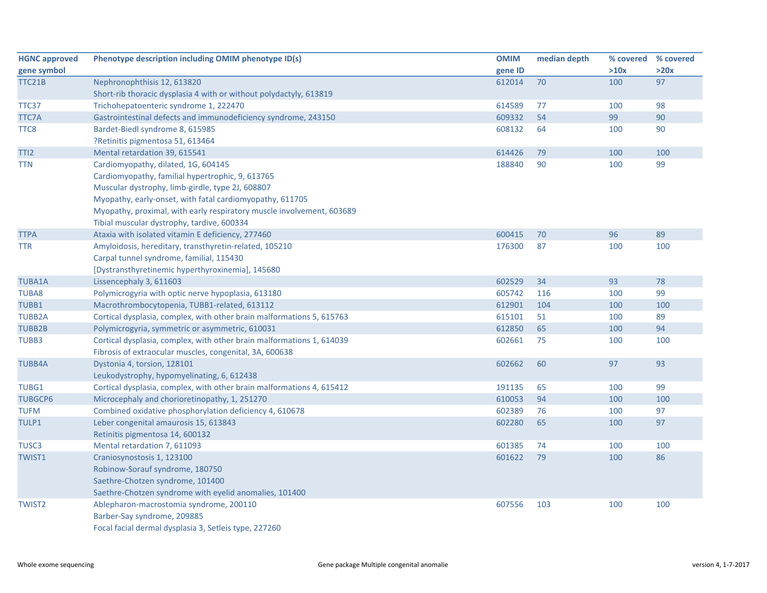| HGNC approved gene symbol | Phenotype description including OMIM phenotype ID(s) | OMIM gene ID | median depth | % covered >10x | % covered >20x |
|---|---|---|---|---|---|
| TTC21B | Nephronophthisis 12, 613820<br>Short-rib thoracic dysplasia 4 with or without polydactyly, 613819 | 612014 | 70 | 100 | 97 |
| TTC37 | Trichohepatoenteric syndrome 1, 222470 | 614589 | 77 | 100 | 98 |
| TTC7A | Gastrointestinal defects and immunodeficiency syndrome, 243150 | 609332 | 54 | 99 | 90 |
| TTC8 | Bardet-Biedl syndrome 8, 615985<br>?Retinitis pigmentosa 51, 613464 | 608132 | 64 | 100 | 90 |
| TTI2 | Mental retardation 39, 615541 | 614426 | 79 | 100 | 100 |
| TTN | Cardiomyopathy, dilated, 1G, 604145<br>Cardiomyopathy, familial hypertrophic, 9, 613765<br>Muscular dystrophy, limb-girdle, type 2J, 608807<br>Myopathy, early-onset, with fatal cardiomyopathy, 611705<br>Myopathy, proximal, with early respiratory muscle involvement, 603689<br>Tibial muscular dystrophy, tardive, 600334 | 188840 | 90 | 100 | 99 |
| TTPA | Ataxia with isolated vitamin E deficiency, 277460 | 600415 | 70 | 96 | 89 |
| TTR | Amyloidosis, hereditary, transthyretin-related, 105210<br>Carpal tunnel syndrome, familial, 115430<br>[Dystransthyretinemic hyperthyroxinemia], 145680 | 176300 | 87 | 100 | 100 |
| TUBA1A | Lissencephaly 3, 611603 | 602529 | 34 | 93 | 78 |
| TUBA8 | Polymicrogyria with optic nerve hypoplasia, 613180 | 605742 | 116 | 100 | 99 |
| TUBB1 | Macrothrombocytopenia, TUBB1-related, 613112 | 612901 | 104 | 100 | 100 |
| TUBB2A | Cortical dysplasia, complex, with other brain malformations 5, 615763 | 615101 | 51 | 100 | 89 |
| TUBB2B | Polymicrogyria, symmetric or asymmetric, 610031 | 612850 | 65 | 100 | 94 |
| TUBB3 | Cortical dysplasia, complex, with other brain malformations 1, 614039<br>Fibrosis of extraocular muscles, congenital, 3A, 600638 | 602661 | 75 | 100 | 100 |
| TUBB4A | Dystonia 4, torsion, 128101<br>Leukodystrophy, hypomyelinating, 6, 612438 | 602662 | 60 | 97 | 93 |
| TUBG1 | Cortical dysplasia, complex, with other brain malformations 4, 615412 | 191135 | 65 | 100 | 99 |
| TUBGCP6 | Microcephaly and chorioretinopathy, 1, 251270 | 610053 | 94 | 100 | 100 |
| TUFM | Combined oxidative phosphorylation deficiency 4, 610678 | 602389 | 76 | 100 | 97 |
| TULP1 | Leber congenital amaurosis 15, 613843<br>Retinitis pigmentosa 14, 600132 | 602280 | 65 | 100 | 97 |
| TUSC3 | Mental retardation 7, 611093 | 601385 | 74 | 100 | 100 |
| TWIST1 | Craniosynostosis 1, 123100<br>Robinow-Sorauf syndrome, 180750<br>Saethre-Chotzen syndrome, 101400<br>Saethre-Chotzen syndrome with eyelid anomalies, 101400 | 601622 | 79 | 100 | 86 |
| TWIST2 | Ablepharon-macrostomia syndrome, 200110<br>Barber-Say syndrome, 209885<br>Focal facial dermal dysplasia 3, Setleis type, 227260 | 607556 | 103 | 100 | 100 |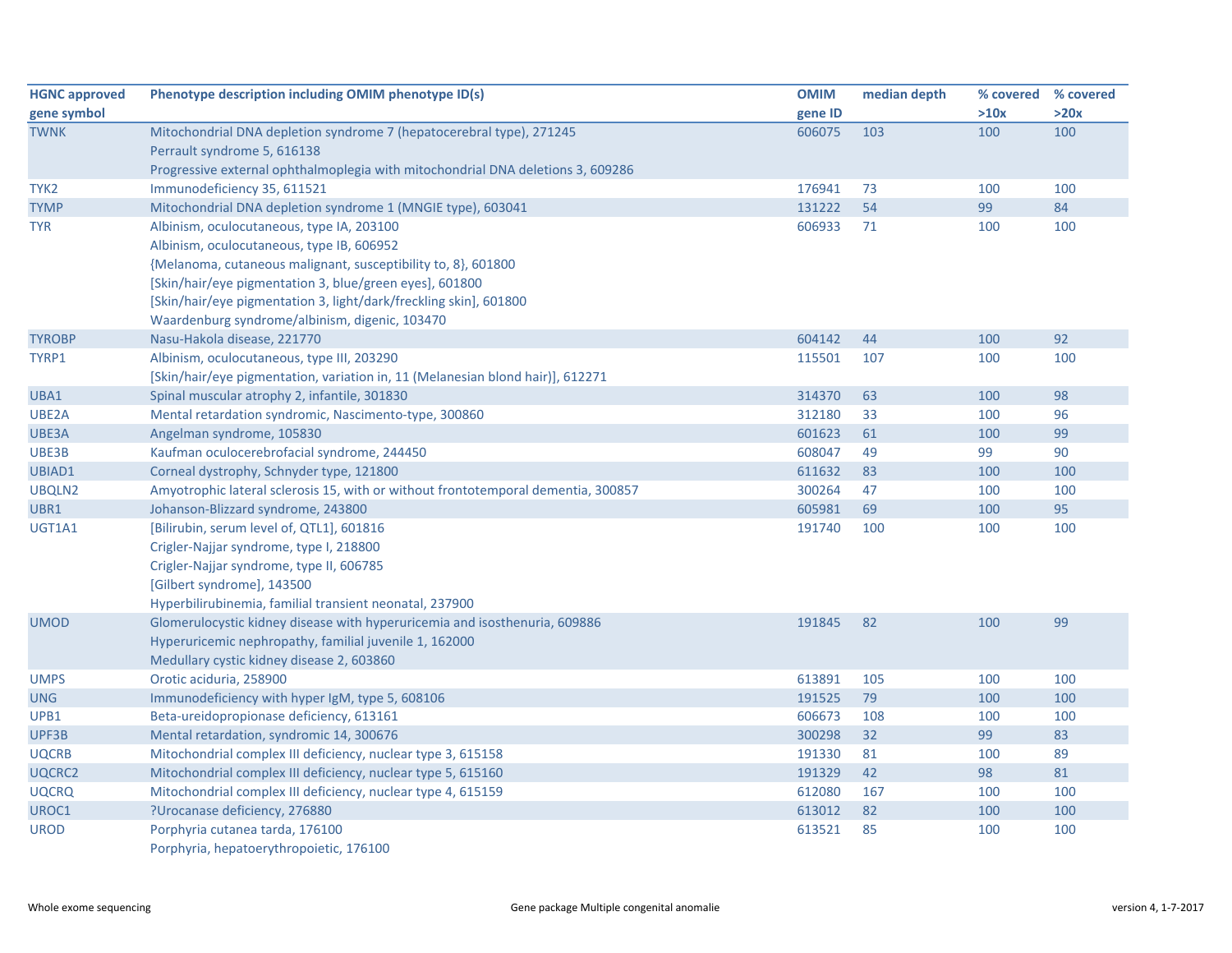| HGNC approved gene symbol | Phenotype description including OMIM phenotype ID(s) | OMIM gene ID | median depth | % covered >10x | % covered >20x |
|---|---|---|---|---|---|
| TWNK | Mitochondrial DNA depletion syndrome 7 (hepatocerebral type), 271245<br>Perrault syndrome 5, 616138<br>Progressive external ophthalmoplegia with mitochondrial DNA deletions 3, 609286 | 606075 | 103 | 100 | 100 |
| TYK2 | Immunodeficiency 35, 611521 | 176941 | 73 | 100 | 100 |
| TYMP | Mitochondrial DNA depletion syndrome 1 (MNGIE type), 603041 | 131222 | 54 | 99 | 84 |
| TYR | Albinism, oculocutaneous, type IA, 203100<br>Albinism, oculocutaneous, type IB, 606952<br>{Melanoma, cutaneous malignant, susceptibility to, 8}, 601800<br>[Skin/hair/eye pigmentation 3, blue/green eyes], 601800<br>[Skin/hair/eye pigmentation 3, light/dark/freckling skin], 601800<br>Waardenburg syndrome/albinism, digenic, 103470 | 606933 | 71 | 100 | 100 |
| TYROBP | Nasu-Hakola disease, 221770 | 604142 | 44 | 100 | 92 |
| TYRP1 | Albinism, oculocutaneous, type III, 203290<br>[Skin/hair/eye pigmentation, variation in, 11 (Melanesian blond hair)], 612271 | 115501 | 107 | 100 | 100 |
| UBA1 | Spinal muscular atrophy 2, infantile, 301830 | 314370 | 63 | 100 | 98 |
| UBE2A | Mental retardation syndromic, Nascimento-type, 300860 | 312180 | 33 | 100 | 96 |
| UBE3A | Angelman syndrome, 105830 | 601623 | 61 | 100 | 99 |
| UBE3B | Kaufman oculocerebrofacial syndrome, 244450 | 608047 | 49 | 99 | 90 |
| UBIAD1 | Corneal dystrophy, Schnyder type, 121800 | 611632 | 83 | 100 | 100 |
| UBQLN2 | Amyotrophic lateral sclerosis 15, with or without frontotemporal dementia, 300857 | 300264 | 47 | 100 | 100 |
| UBR1 | Johanson-Blizzard syndrome, 243800 | 605981 | 69 | 100 | 95 |
| UGT1A1 | [Bilirubin, serum level of, QTL1], 601816<br>Crigler-Najjar syndrome, type I, 218800<br>Crigler-Najjar syndrome, type II, 606785<br>[Gilbert syndrome], 143500<br>Hyperbilirubinemia, familial transient neonatal, 237900 | 191740 | 100 | 100 | 100 |
| UMOD | Glomerulocystic kidney disease with hyperuricemia and isosthenuria, 609886<br>Hyperuricemic nephropathy, familial juvenile 1, 162000<br>Medullary cystic kidney disease 2, 603860 | 191845 | 82 | 100 | 99 |
| UMPS | Orotic aciduria, 258900 | 613891 | 105 | 100 | 100 |
| UNG | Immunodeficiency with hyper IgM, type 5, 608106 | 191525 | 79 | 100 | 100 |
| UPB1 | Beta-ureidopropionase deficiency, 613161 | 606673 | 108 | 100 | 100 |
| UPF3B | Mental retardation, syndromic 14, 300676 | 300298 | 32 | 99 | 83 |
| UQCRB | Mitochondrial complex III deficiency, nuclear type 3, 615158 | 191330 | 81 | 100 | 89 |
| UQCRC2 | Mitochondrial complex III deficiency, nuclear type 5, 615160 | 191329 | 42 | 98 | 81 |
| UQCRQ | Mitochondrial complex III deficiency, nuclear type 4, 615159 | 612080 | 167 | 100 | 100 |
| UROC1 | ?Urocanase deficiency, 276880 | 613012 | 82 | 100 | 100 |
| UROD | Porphyria cutanea tarda, 176100<br>Porphyria, hepatoerythropoietic, 176100 | 613521 | 85 | 100 | 100 |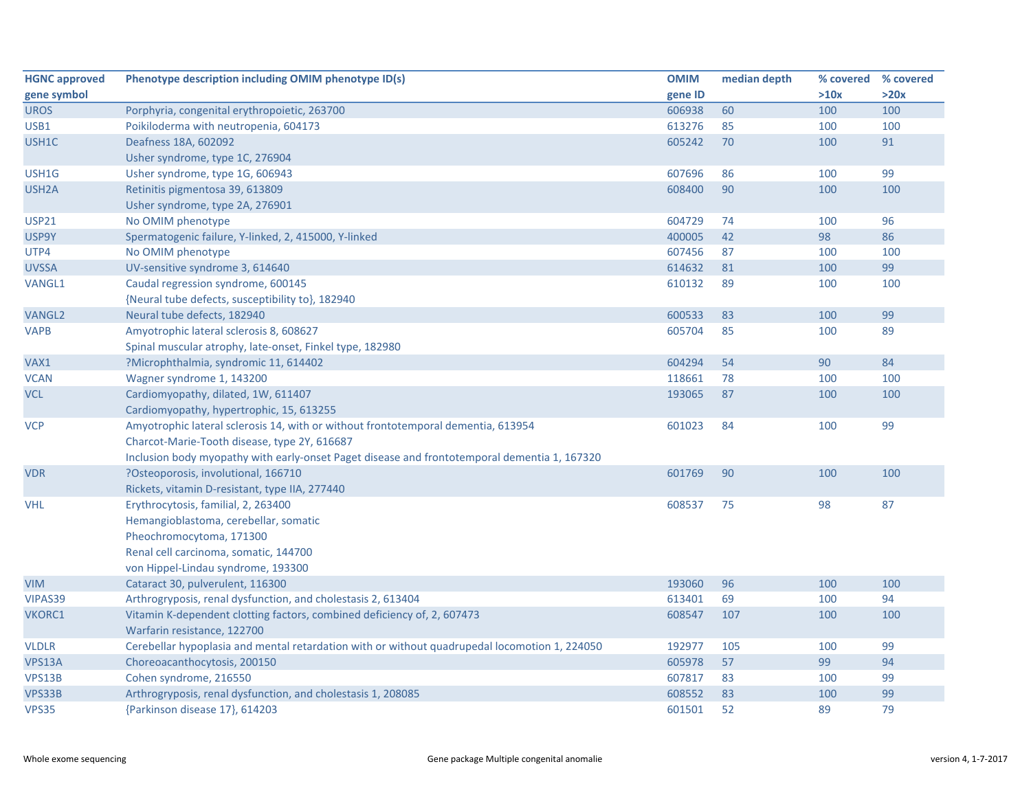| HGNC approved gene symbol | Phenotype description including OMIM phenotype ID(s) | OMIM gene ID | median depth | % covered >10x | % covered >20x |
|---|---|---|---|---|---|
| UROS | Porphyria, congenital erythropoietic, 263700 | 606938 | 60 | 100 | 100 |
| USB1 | Poikiloderma with neutropenia, 604173 | 613276 | 85 | 100 | 100 |
| USH1C | Deafness 18A, 602092<br>Usher syndrome, type 1C, 276904 | 605242 | 70 | 100 | 91 |
| USH1G | Usher syndrome, type 1G, 606943 | 607696 | 86 | 100 | 99 |
| USH2A | Retinitis pigmentosa 39, 613809<br>Usher syndrome, type 2A, 276901 | 608400 | 90 | 100 | 100 |
| USP21 | No OMIM phenotype | 604729 | 74 | 100 | 96 |
| USP9Y | Spermatogenic failure, Y-linked, 2, 415000, Y-linked | 400005 | 42 | 98 | 86 |
| UTP4 | No OMIM phenotype | 607456 | 87 | 100 | 100 |
| UVSSA | UV-sensitive syndrome 3, 614640 | 614632 | 81 | 100 | 99 |
| VANGL1 | Caudal regression syndrome, 600145<br>{Neural tube defects, susceptibility to}, 182940 | 610132 | 89 | 100 | 100 |
| VANGL2 | Neural tube defects, 182940 | 600533 | 83 | 100 | 99 |
| VAPB | Amyotrophic lateral sclerosis 8, 608627<br>Spinal muscular atrophy, late-onset, Finkel type, 182980 | 605704 | 85 | 100 | 89 |
| VAX1 | ?Microphthalmia, syndromic 11, 614402 | 604294 | 54 | 90 | 84 |
| VCAN | Wagner syndrome 1, 143200 | 118661 | 78 | 100 | 100 |
| VCL | Cardiomyopathy, dilated, 1W, 611407<br>Cardiomyopathy, hypertrophic, 15, 613255 | 193065 | 87 | 100 | 100 |
| VCP | Amyotrophic lateral sclerosis 14, with or without frontotemporal dementia, 613954<br>Charcot-Marie-Tooth disease, type 2Y, 616687<br>Inclusion body myopathy with early-onset Paget disease and frontotemporal dementia 1, 167320 | 601023 | 84 | 100 | 99 |
| VDR | ?Osteoporosis, involutional, 166710<br>Rickets, vitamin D-resistant, type IIA, 277440 | 601769 | 90 | 100 | 100 |
| VHL | Erythrocytosis, familial, 2, 263400<br>Hemangioblastoma, cerebellar, somatic<br>Pheochromocytoma, 171300<br>Renal cell carcinoma, somatic, 144700<br>von Hippel-Lindau syndrome, 193300 | 608537 | 75 | 98 | 87 |
| VIM | Cataract 30, pulverulent, 116300 | 193060 | 96 | 100 | 100 |
| VIPAS39 | Arthrogryposis, renal dysfunction, and cholestasis 2, 613404 | 613401 | 69 | 100 | 94 |
| VKORC1 | Vitamin K-dependent clotting factors, combined deficiency of, 2, 607473<br>Warfarin resistance, 122700 | 608547 | 107 | 100 | 100 |
| VLDLR | Cerebellar hypoplasia and mental retardation with or without quadrupedal locomotion 1, 224050 | 192977 | 105 | 100 | 99 |
| VPS13A | Choreoacanthocytosis, 200150 | 605978 | 57 | 99 | 94 |
| VPS13B | Cohen syndrome, 216550 | 607817 | 83 | 100 | 99 |
| VPS33B | Arthrogryposis, renal dysfunction, and cholestasis 1, 208085 | 608552 | 83 | 100 | 99 |
| VPS35 | {Parkinson disease 17}, 614203 | 601501 | 52 | 89 | 79 |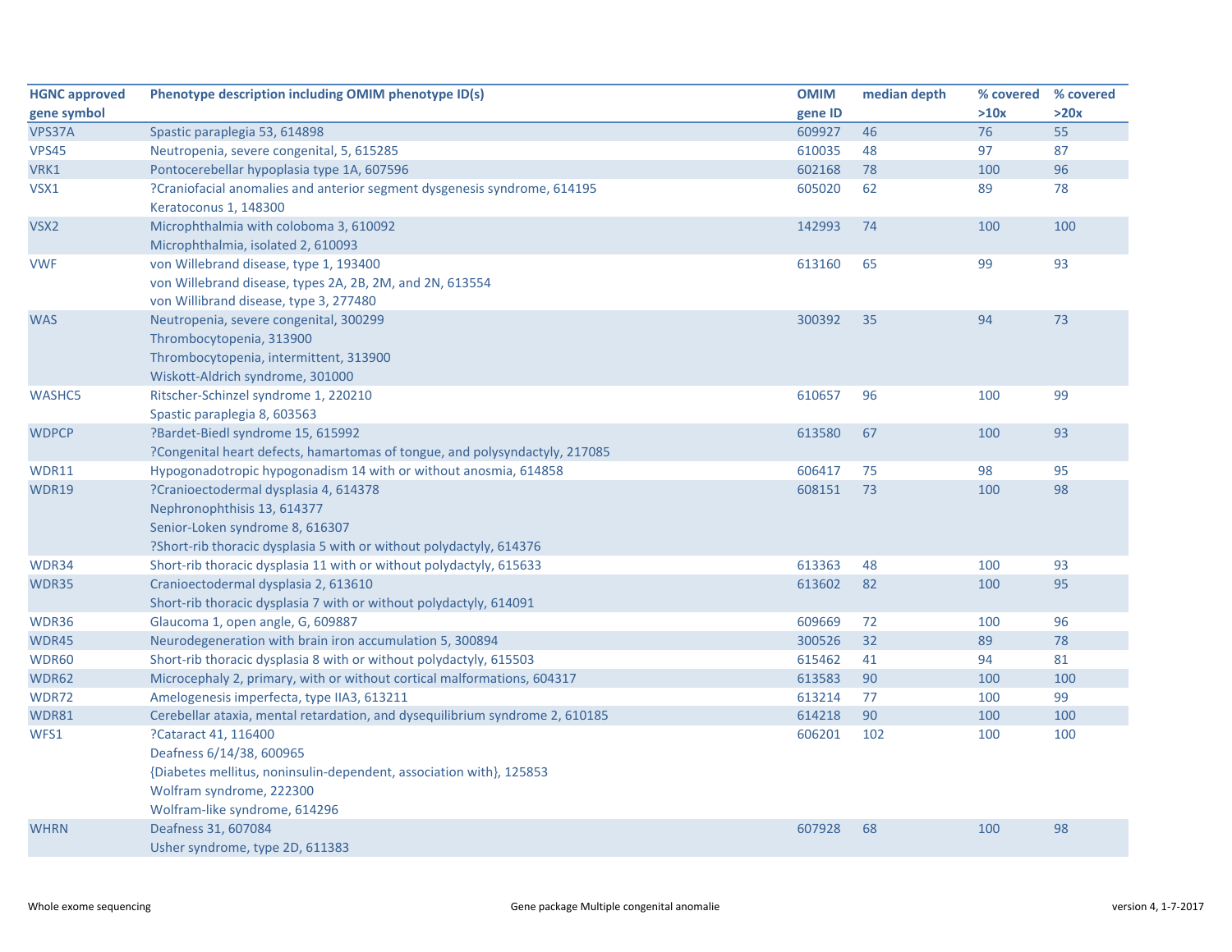| HGNC approved gene symbol | Phenotype description including OMIM phenotype ID(s) | OMIM gene ID | median depth | % covered >10x | % covered >20x |
|---|---|---|---|---|---|
| VPS37A | Spastic paraplegia 53, 614898 | 609927 | 46 | 76 | 55 |
| VPS45 | Neutropenia, severe congenital, 5, 615285 | 610035 | 48 | 97 | 87 |
| VRK1 | Pontocerebellar hypoplasia type 1A, 607596 | 602168 | 78 | 100 | 96 |
| VSX1 | ?Craniofacial anomalies and anterior segment dysgenesis syndrome, 614195<br>Keratoconus 1, 148300 | 605020 | 62 | 89 | 78 |
| VSX2 | Microphthalmia with coloboma 3, 610092<br>Microphthalmia, isolated 2, 610093 | 142993 | 74 | 100 | 100 |
| VWF | von Willebrand disease, type 1, 193400<br>von Willebrand disease, types 2A, 2B, 2M, and 2N, 613554<br>von Willibrand disease, type 3, 277480 | 613160 | 65 | 99 | 93 |
| WAS | Neutropenia, severe congenital, 300299<br>Thrombocytopenia, 313900<br>Thrombocytopenia, intermittent, 313900<br>Wiskott-Aldrich syndrome, 301000 | 300392 | 35 | 94 | 73 |
| WASHC5 | Ritscher-Schinzel syndrome 1, 220210<br>Spastic paraplegia 8, 603563 | 610657 | 96 | 100 | 99 |
| WDPCP | ?Bardet-Biedl syndrome 15, 615992<br>?Congenital heart defects, hamartomas of tongue, and polysyndactyly, 217085 | 613580 | 67 | 100 | 93 |
| WDR11 | Hypogonadotropic hypogonadism 14 with or without anosmia, 614858 | 606417 | 75 | 98 | 95 |
| WDR19 | ?Cranioectodermal dysplasia 4, 614378<br>Nephronophthisis 13, 614377<br>Senior-Loken syndrome 8, 616307<br>?Short-rib thoracic dysplasia 5 with or without polydactyly, 614376 | 608151 | 73 | 100 | 98 |
| WDR34 | Short-rib thoracic dysplasia 11 with or without polydactyly, 615633 | 613363 | 48 | 100 | 93 |
| WDR35 | Cranioectodermal dysplasia 2, 613610<br>Short-rib thoracic dysplasia 7 with or without polydactyly, 614091 | 613602 | 82 | 100 | 95 |
| WDR36 | Glaucoma 1, open angle, G, 609887 | 609669 | 72 | 100 | 96 |
| WDR45 | Neurodegeneration with brain iron accumulation 5, 300894 | 300526 | 32 | 89 | 78 |
| WDR60 | Short-rib thoracic dysplasia 8 with or without polydactyly, 615503 | 615462 | 41 | 94 | 81 |
| WDR62 | Microcephaly 2, primary, with or without cortical malformations, 604317 | 613583 | 90 | 100 | 100 |
| WDR72 | Amelogenesis imperfecta, type IIA3, 613211 | 613214 | 77 | 100 | 99 |
| WDR81 | Cerebellar ataxia, mental retardation, and dysequilibrium syndrome 2, 610185 | 614218 | 90 | 100 | 100 |
| WFS1 | ?Cataract 41, 116400<br>Deafness 6/14/38, 600965<br>{Diabetes mellitus, noninsulin-dependent, association with}, 125853<br>Wolfram syndrome, 222300<br>Wolfram-like syndrome, 614296 | 606201 | 102 | 100 | 100 |
| WHRN | Deafness 31, 607084<br>Usher syndrome, type 2D, 611383 | 607928 | 68 | 100 | 98 |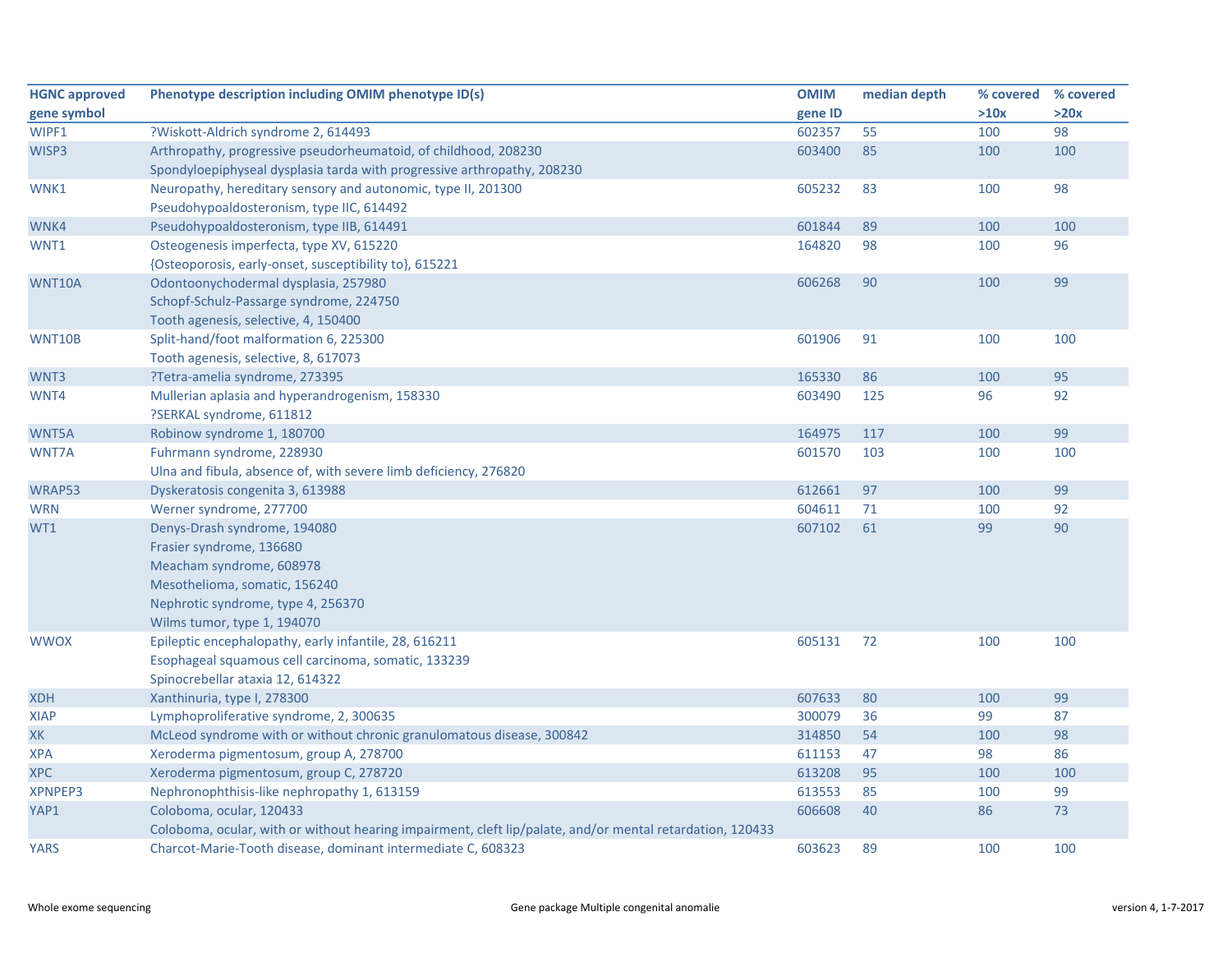| HGNC approved gene symbol | Phenotype description including OMIM phenotype ID(s) | OMIM gene ID | median depth | % covered >10x | % covered >20x |
|---|---|---|---|---|---|
| WIPF1 | ?Wiskott-Aldrich syndrome 2, 614493 | 602357 | 55 | 100 | 98 |
| WISP3 | Arthropathy, progressive pseudorheumatoid, of childhood, 208230<br>Spondyloepiphyseal dysplasia tarda with progressive arthropathy, 208230 | 603400 | 85 | 100 | 100 |
| WNK1 | Neuropathy, hereditary sensory and autonomic, type II, 201300<br>Pseudohypoaldosteronism, type IIC, 614492 | 605232 | 83 | 100 | 98 |
| WNK4 | Pseudohypoaldosteronism, type IIB, 614491 | 601844 | 89 | 100 | 100 |
| WNT1 | Osteogenesis imperfecta, type XV, 615220<br>{Osteoporosis, early-onset, susceptibility to}, 615221 | 164820 | 98 | 100 | 96 |
| WNT10A | Odontoonychodermal dysplasia, 257980<br>Schopf-Schulz-Passarge syndrome, 224750<br>Tooth agenesis, selective, 4, 150400 | 606268 | 90 | 100 | 99 |
| WNT10B | Split-hand/foot malformation 6, 225300<br>Tooth agenesis, selective, 8, 617073 | 601906 | 91 | 100 | 100 |
| WNT3 | ?Tetra-amelia syndrome, 273395 | 165330 | 86 | 100 | 95 |
| WNT4 | Mullerian aplasia and hyperandrogenism, 158330<br>?SERKAL syndrome, 611812 | 603490 | 125 | 96 | 92 |
| WNT5A | Robinow syndrome 1, 180700 | 164975 | 117 | 100 | 99 |
| WNT7A | Fuhrmann syndrome, 228930<br>Ulna and fibula, absence of, with severe limb deficiency, 276820 | 601570 | 103 | 100 | 100 |
| WRAP53 | Dyskeratosis congenita 3, 613988 | 612661 | 97 | 100 | 99 |
| WRN | Werner syndrome, 277700 | 604611 | 71 | 100 | 92 |
| WT1 | Denys-Drash syndrome, 194080<br>Frasier syndrome, 136680<br>Meacham syndrome, 608978<br>Mesothelioma, somatic, 156240<br>Nephrotic syndrome, type 4, 256370<br>Wilms tumor, type 1, 194070 | 607102 | 61 | 99 | 90 |
| WWOX | Epileptic encephalopathy, early infantile, 28, 616211<br>Esophageal squamous cell carcinoma, somatic, 133239<br>Spinocrebellar ataxia 12, 614322 | 605131 | 72 | 100 | 100 |
| XDH | Xanthinuria, type I, 278300 | 607633 | 80 | 100 | 99 |
| XIAP | Lymphoproliferative syndrome, 2, 300635 | 300079 | 36 | 99 | 87 |
| XK | McLeod syndrome with or without chronic granulomatous disease, 300842 | 314850 | 54 | 100 | 98 |
| XPA | Xeroderma pigmentosum, group A, 278700 | 611153 | 47 | 98 | 86 |
| XPC | Xeroderma pigmentosum, group C, 278720 | 613208 | 95 | 100 | 100 |
| XPNPEP3 | Nephronophthisis-like nephropathy 1, 613159 | 613553 | 85 | 100 | 99 |
| YAP1 | Coloboma, ocular, 120433<br>Coloboma, ocular, with or without hearing impairment, cleft lip/palate, and/or mental retardation, 120433 | 606608 | 40 | 86 | 73 |
| YARS | Charcot-Marie-Tooth disease, dominant intermediate C, 608323 | 603623 | 89 | 100 | 100 |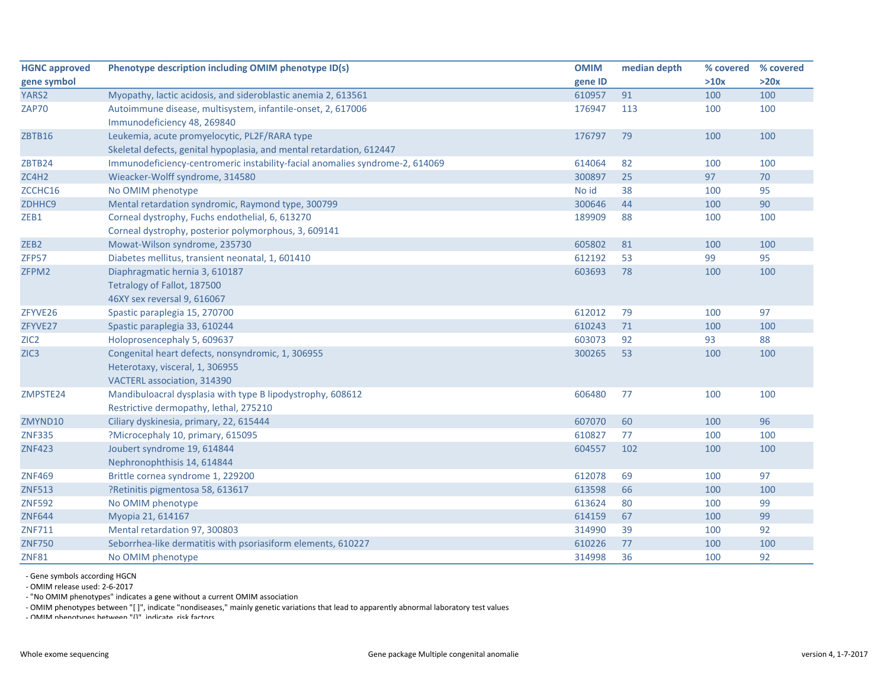| HGNC approved gene symbol | Phenotype description including OMIM phenotype ID(s) | OMIM gene ID | median depth | % covered >10x | % covered >20x |
|---|---|---|---|---|---|
| YARS2 | Myopathy, lactic acidosis, and sideroblastic anemia 2, 613561 | 610957 | 91 | 100 | 100 |
| ZAP70 | Autoimmune disease, multisystem, infantile-onset, 2, 617006<br>Immunodeficiency 48, 269840 | 176947 | 113 | 100 | 100 |
| ZBTB16 | Leukemia, acute promyelocytic, PL2F/RARA type<br>Skeletal defects, genital hypoplasia, and mental retardation, 612447 | 176797 | 79 | 100 | 100 |
| ZBTB24 | Immunodeficiency-centromeric instability-facial anomalies syndrome-2, 614069 | 614064 | 82 | 100 | 100 |
| ZC4H2 | Wieacker-Wolff syndrome, 314580 | 300897 | 25 | 97 | 70 |
| ZCCHC16 | No OMIM phenotype | No id | 38 | 100 | 95 |
| ZDHHC9 | Mental retardation syndromic, Raymond type, 300799 | 300646 | 44 | 100 | 90 |
| ZEB1 | Corneal dystrophy, Fuchs endothelial, 6, 613270<br>Corneal dystrophy, posterior polymorphous, 3, 609141 | 189909 | 88 | 100 | 100 |
| ZEB2 | Mowat-Wilson syndrome, 235730 | 605802 | 81 | 100 | 100 |
| ZFP57 | Diabetes mellitus, transient neonatal, 1, 601410 | 612192 | 53 | 99 | 95 |
| ZFPM2 | Diaphragmatic hernia 3, 610187<br>Tetralogy of Fallot, 187500<br>46XY sex reversal 9, 616067 | 603693 | 78 | 100 | 100 |
| ZFYVE26 | Spastic paraplegia 15, 270700 | 612012 | 79 | 100 | 97 |
| ZFYVE27 | Spastic paraplegia 33, 610244 | 610243 | 71 | 100 | 100 |
| ZIC2 | Holoprosencephaly 5, 609637 | 603073 | 92 | 93 | 88 |
| ZIC3 | Congenital heart defects, nonsyndromic, 1, 306955<br>Heterotaxy, visceral, 1, 306955<br>VACTERL association, 314390 | 300265 | 53 | 100 | 100 |
| ZMPSTE24 | Mandibuloacral dysplasia with type B lipodystrophy, 608612<br>Restrictive dermopathy, lethal, 275210 | 606480 | 77 | 100 | 100 |
| ZMYND10 | Ciliary dyskinesia, primary, 22, 615444 | 607070 | 60 | 100 | 96 |
| ZNF335 | ?Microcephaly 10, primary, 615095 | 610827 | 77 | 100 | 100 |
| ZNF423 | Joubert syndrome 19, 614844<br>Nephronophthisis 14, 614844 | 604557 | 102 | 100 | 100 |
| ZNF469 | Brittle cornea syndrome 1, 229200 | 612078 | 69 | 100 | 97 |
| ZNF513 | ?Retinitis pigmentosa 58, 613617 | 613598 | 66 | 100 | 100 |
| ZNF592 | No OMIM phenotype | 613624 | 80 | 100 | 99 |
| ZNF644 | Myopia 21, 614167 | 614159 | 67 | 100 | 99 |
| ZNF711 | Mental retardation 97, 300803 | 314990 | 39 | 100 | 92 |
| ZNF750 | Seborrhea-like dermatitis with psoriasiform elements, 610227 | 610226 | 77 | 100 | 100 |
| ZNF81 | No OMIM phenotype | 314998 | 36 | 100 | 92 |

- Gene symbols according HGCN
- OMIM release used: 2-6-2017
- "No OMIM phenotypes" indicates a gene without a current OMIM association
- OMIM phenotypes between "[ ]", indicate "nondiseases," mainly genetic variations that lead to apparently abnormal laboratory test values
- OMIM phenotypes between "{}", indicate risk factors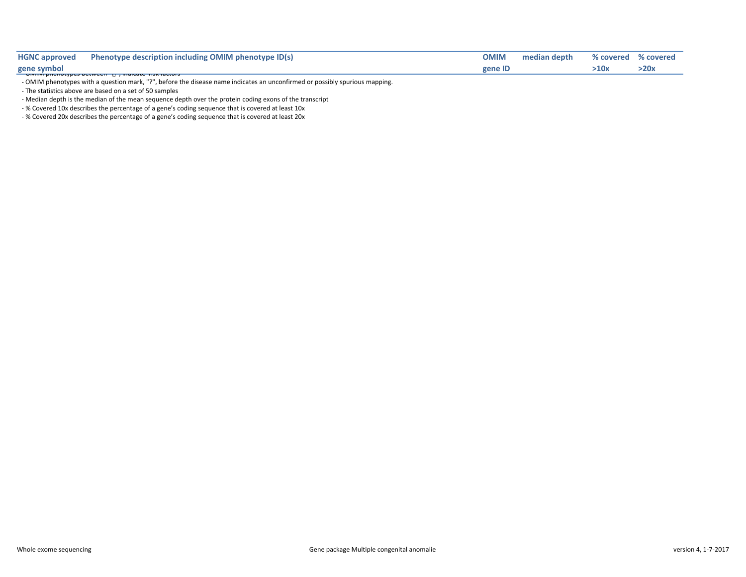| HGNC approved gene symbol | Phenotype description including OMIM phenotype ID(s) | OMIM gene ID | median depth | % covered >10x | % covered >20x |
|---|---|---|---|---|---|

- OMIM phenotypes between "{}", indicate risk factors
- OMIM phenotypes with a question mark, "?", before the disease name indicates an unconfirmed or possibly spurious mapping.
- The statistics above are based on a set of 50 samples
- Median depth is the median of the mean sequence depth over the protein coding exons of the transcript
- % Covered 10x describes the percentage of a gene's coding sequence that is covered at least 10x
- % Covered 20x describes the percentage of a gene's coding sequence that is covered at least 20x